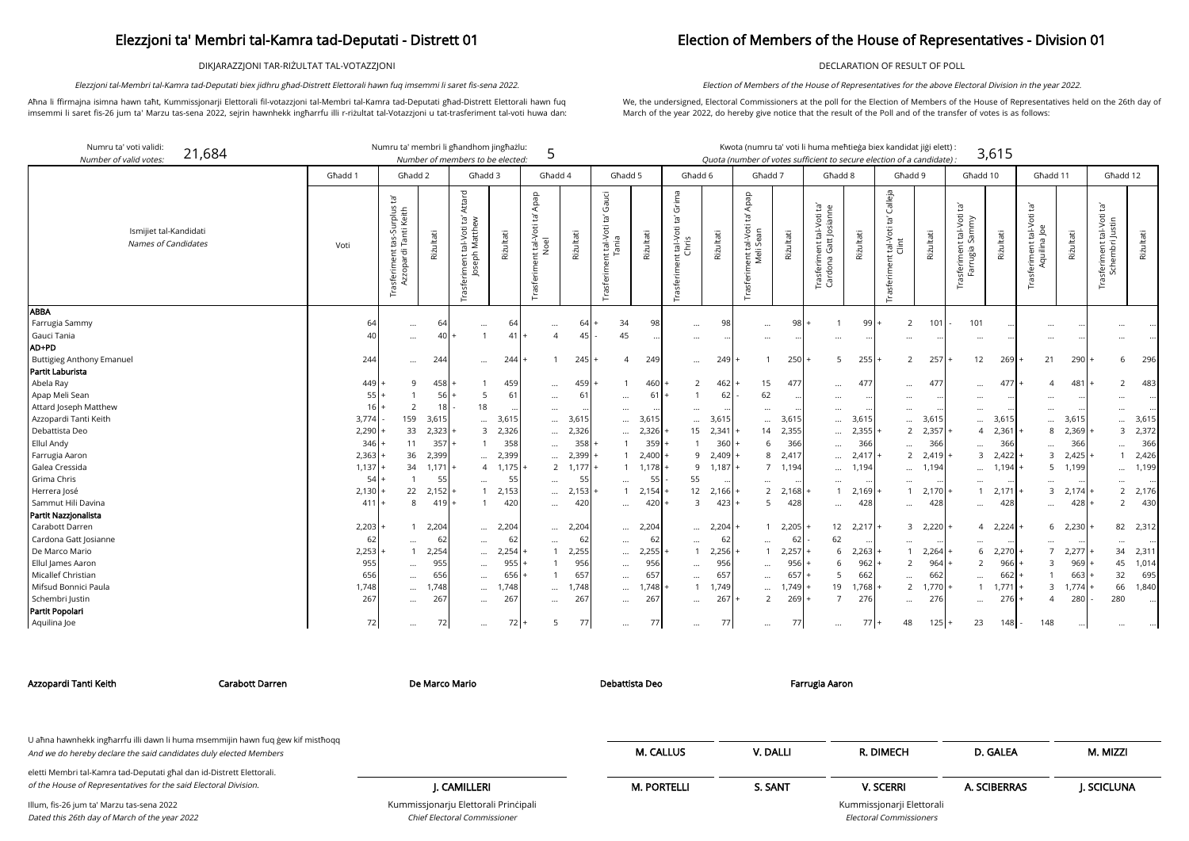# Elezzjoni ta' Membri tal-Kamra tad-Deputati - Distrett 01

DIKJARAZZJONI TAR-RIŻULTAT TAL-VOTAZZJONI

*Elezzjoni tal-Membri tal-Kamra tad-Deputati biex jidhru għad-Distrett Elettorali hawn fuq imsemmi li saret fis-sena 2022.*

Aħna li ffirmajna isimna hawn taħt, Kummissjonarji Elettorali fil-votazzjoni tal-Membri tal-Kamra tad-Deputati għad-Distrett Elettorali hawn fuq imsemmi li saret fis-26 jum ta' Marzu tas-sena 2022, sejrin hawnhekk ingħarrfu illi r-riżultat tal-Votazzjoni u tat-trasferiment tal-voti huwa dan:

# Election of Members of the House of Representatives - Division 01

DECLARATION OF RESULT OF POLL

*Election of Members of the House of Representatives for the above Electoral Division in the year 2022.*

We, the undersigned, Electoral Commissioners at the poll for the Election of Members of the House of Representatives held on the 26th day of March of the year 2022, do hereby give notice that the result of the Poll and of the transfer of votes is as follows:

Numru ta' voti validi: *Number of valid votes:* 21,684

Numru ta' membri li għandhom jingħażlu: *Number of members to be elected:* 5

Kwota (numru ta' voti li huma meħtieġa biex kandidat jiġi elett) : *Quota (number of votes sufficient to secure election of a candidate) :* 3,615

| Ismijiet tal-Kandidati *Names of Candidates* | Għadd 1 | Għadd 2 | | Għadd 3 | | Għadd 4 | | Għadd 5 | | Għadd 6 | | Għadd 7 | | Għadd 8 | | Għadd 9 | | Għadd 10 | | Għadd 11 | | Għadd 12 | |
|---|---|---|---|---|---|---|---|---|---|---|---|---|---|---|---|---|---|---|---|---|---|---|---|
| | Voti | Trasferiment tas-Surplus ta' Azzopardi Tanti Keith | Riżultati | Trasferiment tal-Voti ta' Attard Joseph Matthew | Riżultati | Trasferiment tal-Voti ta' Apap Noel | Riżultati | Trasferiment tal-Voti ta' Gauci Tania | Riżultati | Trasferiment tal-Voti ta' Grima Chris | Riżultati | Trasferiment tal-Voti ta' Apap Meli Sean | Riżultati | Trasferiment tal-Voti ta' Cardona Gatt Josianne | Riżultati | Trasferiment tal-Voti ta' Calleja Clint | Riżultati | Trasferiment tal-Voti ta' Farrugia Sammy | Riżultati | Trasferiment tal-Voti ta' Aquilina Joe | Riżultati | Trasferiment tal-Voti ta' Schembri Justin | Riżultati |
| **ABBA** | | | | | | | | | | | | | | | | | | | | | | | |
| Farrugia Sammy | 64 | ... | 64 | ... | 64 | ... | 64 | + 34 | 98 | ... | 98 | ... | 98 | + 1 | 99 | + 2 | 101 | - 101 | ... | ... | ... | ... | ... |
| Gauci Tania | 40 | ... | 40 | + 1 | 41 | + 4 | 45 | - 45 | ... | ... | ... | ... | ... | ... | ... | ... | ... | ... | ... | ... | ... | ... | ... |
| **AD+PD** | | | | | | | | | | | | | | | | | | | | | | | |
| Buttigieg Anthony Emanuel | 244 | ... | 244 | ... | 244 | + 1 | 245 | + 4 | 249 | ... | 249 | + 1 | 250 | + 5 | 255 | + 2 | 257 | + 12 | 269 | + 21 | 290 | + 6 | 296 |
| **Partit Laburista** | | | | | | | | | | | | | | | | | | | | | | | |
| Abela Ray | 449 | + 9 | 458 | + 1 | 459 | ... | 459 | + 1 | 460 | + 2 | 462 | + 15 | 477 | ... | 477 | ... | 477 | ... | 477 | + 4 | 481 | + 2 | 483 |
| Apap Meli Sean | 55 | + 1 | 56 | + 5 | 61 | ... | 61 | ... | 61 | + 1 | 62 | - 62 | ... | ... | ... | ... | ... | ... | ... | ... | ... | ... | ... |
| Attard Joseph Matthew | 16 | + 2 | 18 | - 18 | ... | ... | ... | ... | ... | ... | ... | ... | ... | ... | ... | ... | ... | ... | ... | ... | ... | ... | ... |
| Azzopardi Tanti Keith | 3,774 | - 159 | 3,615 | ... | 3,615 | ... | 3,615 | ... | 3,615 | ... | 3,615 | ... | 3,615 | ... | 3,615 | ... | 3,615 | ... | 3,615 | ... | 3,615 | ... | 3,615 |
| Debattista Deo | 2,290 | + 33 | 2,323 | + 3 | 2,326 | ... | 2,326 | ... | 2,326 | + 15 | 2,341 | + 14 | 2,355 | ... | 2,355 | + 2 | 2,357 | + 4 | 2,361 | + 8 | 2,369 | + 3 | 2,372 |
| Ellul Andy | 346 | + 11 | 357 | + 1 | 358 | ... | 358 | + 1 | 359 | + 1 | 360 | + 6 | 366 | ... | 366 | ... | 366 | ... | 366 | ... | 366 | ... | 366 |
| Farrugia Aaron | 2,363 | + 36 | 2,399 | ... | 2,399 | ... | 2,399 | + 1 | 2,400 | + 9 | 2,409 | + 8 | 2,417 | ... | 2,417 | + 2 | 2,419 | + 3 | 2,422 | + 3 | 2,425 | + 1 | 2,426 |
| Galea Cressida | 1,137 | + 34 | 1,171 | + 4 | 1,175 | + 2 | 1,177 | + 1 | 1,178 | + 9 | 1,187 | + 7 | 1,194 | ... | 1,194 | ... | 1,194 | ... | 1,194 | + 5 | 1,199 | ... | 1,199 |
| Grima Chris | 54 | + 1 | 55 | ... | 55 | ... | 55 | ... | 55 | - 55 | ... | ... | ... | ... | ... | ... | ... | ... | ... | ... | ... | ... | ... |
| Herrera José | 2,130 | + 22 | 2,152 | + 1 | 2,153 | ... | 2,153 | + 1 | 2,154 | + 12 | 2,166 | + 2 | 2,168 | + 1 | 2,169 | + 1 | 2,170 | + 1 | 2,171 | + 3 | 2,174 | + 2 | 2,176 |
| Sammut Hili Davina | 411 | + 8 | 419 | + 1 | 420 | ... | 420 | ... | 420 | + 3 | 423 | + 5 | 428 | ... | 428 | ... | 428 | ... | 428 | ... | 428 | + 2 | 430 |
| **Partit Nazzjonalista** | | | | | | | | | | | | | | | | | | | | | | | |
| Carabott Darren | 2,203 | + 1 | 2,204 | ... | 2,204 | ... | 2,204 | ... | 2,204 | ... | 2,204 | + 1 | 2,205 | + 12 | 2,217 | + 3 | 2,220 | + 4 | 2,224 | + 6 | 2,230 | + 82 | 2,312 |
| Cardona Gatt Josianne | 62 | ... | 62 | ... | 62 | ... | 62 | ... | 62 | ... | 62 | ... | 62 | - 62 | ... | ... | ... | ... | ... | ... | ... | ... | ... |
| De Marco Mario | 2,253 | + 1 | 2,254 | ... | 2,254 | + 1 | 2,255 | ... | 2,255 | + 1 | 2,256 | + 1 | 2,257 | + 6 | 2,263 | + 1 | 2,264 | + 6 | 2,270 | + 7 | 2,277 | + 34 | 2,311 |
| Ellul James Aaron | 955 | ... | 955 | ... | 955 | + 1 | 956 | ... | 956 | ... | 956 | ... | 956 | + 6 | 962 | + 2 | 964 | + 2 | 966 | + 3 | 969 | + 45 | 1,014 |
| Micallef Christian | 656 | ... | 656 | ... | 656 | + 1 | 657 | ... | 657 | ... | 657 | ... | 657 | + 5 | 662 | ... | 662 | ... | 662 | + 1 | 663 | + 32 | 695 |
| Mifsud Bonnici Paula | 1,748 | ... | 1,748 | ... | 1,748 | ... | 1,748 | ... | 1,748 | + 1 | 1,749 | ... | 1,749 | + 19 | 1,768 | + 2 | 1,770 | + 1 | 1,771 | + 3 | 1,774 | + 66 | 1,840 |
| Schembri Justin | 267 | ... | 267 | ... | 267 | ... | 267 | ... | 267 | ... | 267 | + 2 | 269 | + 7 | 276 | ... | 276 | ... | 276 | + 4 | 280 | - 280 | ... |
| **Partit Popolari** | | | | | | | | | | | | | | | | | | | | | | | |
| Aquilina Joe | 72 | ... | 72 | ... | 72 | + 5 | 77 | ... | 77 | ... | 77 | ... | 77 | ... | 77 | + 48 | 125 | + 23 | 148 | - 148 | ... | ... | ... |

**Azzopardi Tanti Keith** **Carabott Darren** **De Marco Mario** **Debattista Deo** **Farrugia Aaron**

U aħna hawnhekk ingħarrfu illi dawn li huma msemmijin hawn fuq ġew kif mistħoqq
*And we do hereby declare the said candidates duly elected Members*

eletti Membri tal-Kamra tad-Deputati għal dan id-Distrett Elettorali.
*of the House of Representatives for the said Electoral Division.*

Illum, fis-26 jum ta' Marzu tas-sena 2022
*Dated this 26th day of March of the year 2022*

**J. CAMILLERI**
Kummissjonarju Elettorali Prinċipali
*Chief Electoral Commissioner*

**M. CALLUS** **V. DALLI** **R. DIMECH** **D. GALEA** **M. MIZZI**

**M. PORTELLI** **S. SANT** **V. SCERRI** **A. SCIBERRAS** **J. SCICLUNA**

Kummissjonarji Elettorali
*Electoral Commissioners*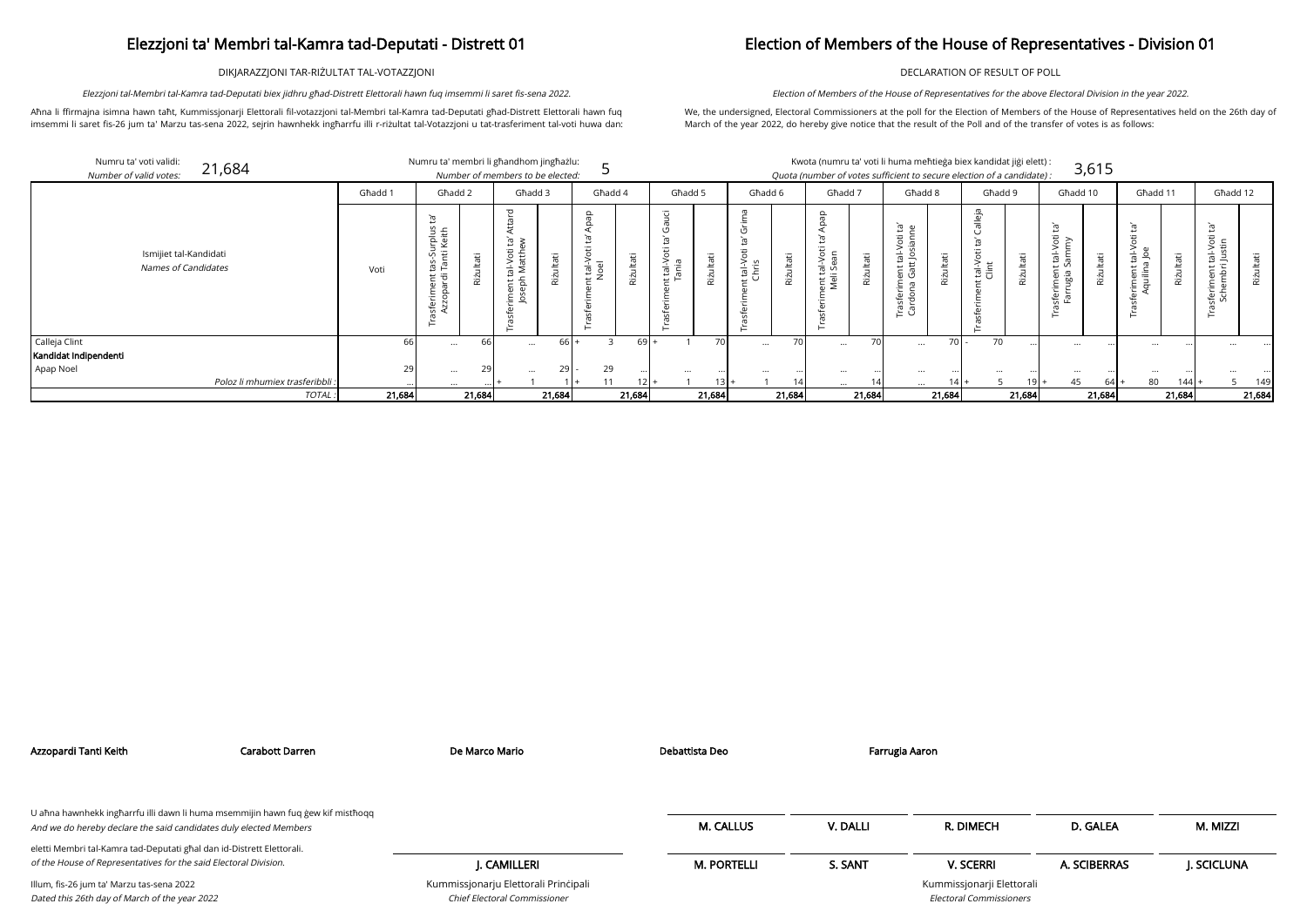# Elezzjoni ta' Membri tal-Kamra tad-Deputati - Distrett 01

DIKJARAZZJONI TAR-RIŻULTAT TAL-VOTAZZJONI

*Elezzjoni tal-Membri tal-Kamra tad-Deputati biex jidhru għad-Distrett Elettorali hawn fuq imsemmi li saret fis-sena 2022.*

Aħna li ffirmajna isimna hawn taħt, Kummissjonarji Elettorali fil-votazzjoni tal-Membri tal-Kamra tad-Deputati għad-Distrett Elettorali hawn fuq imsemmi li saret fis-26 jum ta' Marzu tas-sena 2022, sejrin hawnhekk ingħarrfu illi r-riżultat tal-Votazzjoni u tat-trasferiment tal-voti huwa dan:

# Election of Members of the House of Representatives - Division 01

DECLARATION OF RESULT OF POLL

*Election of Members of the House of Representatives for the above Electoral Division in the year 2022.*

We, the undersigned, Electoral Commissioners at the poll for the Election of Members of the House of Representatives held on the 26th day of March of the year 2022, do hereby give notice that the result of the Poll and of the transfer of votes is as follows:

Numru ta' voti validi: *Number of valid votes:* 21,684

Numru ta' membri li għandhom jingħażlu: *Number of members to be elected:* 5

Kwota (numru ta' voti li huma meħtieġa biex kandidat jiġi elett) : *Quota (number of votes sufficient to secure election of a candidate) :* 3,615

| Ismijiet tal-Kandidati / *Names of Candidates* | Għadd 1 | Għadd 2 | | Għadd 3 | | Għadd 4 | | Għadd 5 | | Għadd 6 | | Għadd 7 | | Għadd 8 | | Għadd 9 | | Għadd 10 | | Għadd 11 | | Għadd 12 | |
|---|---|---|---|---|---|---|---|---|---|---|---|---|---|---|---|---|---|---|---|---|---|---|---|
| | Voti | Trasferiment tas-Surplus ta' Azzopardi Tanti Keith | Riżultati | Trasferiment tal-Voti ta' Attard Joseph Matthew | Riżultati | Trasferiment tal-Voti ta' Apap Noel | Riżultati | Trasferiment tal-Voti ta' Gauci Tania | Riżultati | Trasferiment tal-Voti ta' Grima Chris | Riżultati | Trasferiment tal-Voti ta' Apap Meli Sean | Riżultati | Trasferiment tal-Voti ta' Cardona Gatt Josianne | Riżultati | Trasferiment tal-Voti ta' Calleja Clint | Riżultati | Trasferiment tal-Voti ta' Farrugia Sammy | Riżultati | Trasferiment tal-Voti ta' Aquilina Joe | Riżultati | Trasferiment tal-Voti ta' Schembri Justin | Riżultati |
| Calleja Clint | 66 | ... | 66 | ... | 66 | + 3 | 69 | + 1 | 70 | ... | 70 | ... | 70 | ... | 70 | - 70 | ... | ... | ... | ... | ... | ... | ... |
| **Kandidat Indipendenti** | | | | | | | | | | | | | | | | | | | | | | | |
| Apap Noel | 29 | ... | 29 | ... | 29 | - 29 | ... | ... | ... | ... | ... | ... | ... | ... | ... | ... | ... | ... | ... | ... | ... | ... | ... |
| *Poloz li mhumiex trasferibbli :* | ... | ... | ... | + 1 | 1 | + 11 | 12 | + 1 | 13 | + 1 | 14 | ... | 14 | ... | 14 | + 5 | 19 | + 45 | 64 | + 80 | 144 | + 5 | 149 |
| *TOTAL :* | 21,684 | | 21,684 | | 21,684 | | 21,684 | | 21,684 | | 21,684 | | 21,684 | | 21,684 | | 21,684 | | 21,684 | | 21,684 | | 21,684 |

**Azzopardi Tanti Keith** **Carabott Darren** **De Marco Mario** **Debattista Deo** **Farrugia Aaron**

U aħna hawnhekk ingħarrfu illi dawn li huma msemmijin hawn fuq ġew kif mistħoqq
*And we do hereby declare the said candidates duly elected Members*

eletti Membri tal-Kamra tad-Deputati għal dan id-Distrett Elettorali.
*of the House of Representatives for the said Electoral Division.*

Illum, fis-26 jum ta' Marzu tas-sena 2022
*Dated this 26th day of March of the year 2022*

**J. CAMILLERI**
Kummissjonarju Elettorali Prinċipali
*Chief Electoral Commissioner*

**M. CALLUS** **V. DALLI** **R. DIMECH** **D. GALEA** **M. MIZZI**

**M. PORTELLI** **S. SANT** **V. SCERRI** **A. SCIBERRAS** **J. SCICLUNA**

Kummissjonarji Elettorali
*Electoral Commissioners*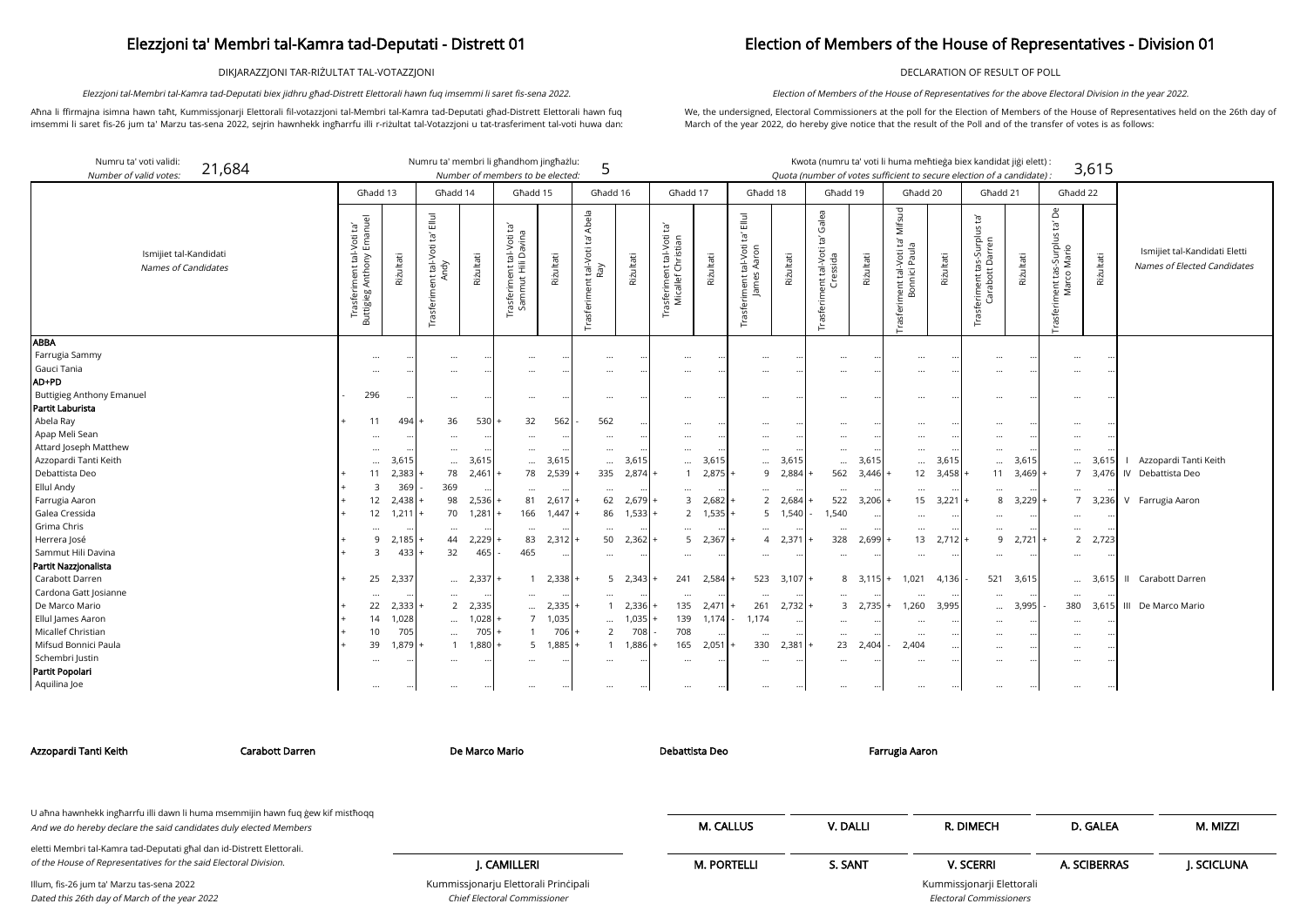# Elezzjoni ta' Membri tal-Kamra tad-Deputati - Distrett 01

DIKJARAZZJONI TAR-RIŻULTAT TAL-VOTAZZJONI

*Elezzjoni tal-Membri tal-Kamra tad-Deputati biex jidhru għad-Distrett Elettorali hawn fuq imsemmi li saret fis-sena 2022.*

Aħna li ffirmajna isimna hawn taħt, Kummissjonarji Elettorali fil-votazzjoni tal-Membri tal-Kamra tad-Deputati għad-Distrett Elettorali hawn fuq imsemmi li saret fis-26 jum ta' Marzu tas-sena 2022, sejrin hawnhekk ingħarrfu illi r-riżultat tal-Votazzjoni u tat-trasferiment tal-voti huwa dan:

# Election of Members of the House of Representatives - Division 01

DECLARATION OF RESULT OF POLL

*Election of Members of the House of Representatives for the above Electoral Division in the year 2022.*

We, the undersigned, Electoral Commissioners at the poll for the Election of Members of the House of Representatives held on the 26th day of March of the year 2022, do hereby give notice that the result of the Poll and of the transfer of votes is as follows:

Numru ta' voti validi: / *Number of valid votes:* **21,684**

Numru ta' membri li għandhom jingħażlu: / *Number of members to be elected:* **5**

Kwota (numru ta' voti li huma meħtieġa biex kandidat jiġi elett) : / *Quota (number of votes sufficient to secure election of a candidate) :* **3,615**

| Ismijiet tal-Kandidati / *Names of Candidates* | Għadd 13 | | Għadd 14 | | Għadd 15 | | Għadd 16 | | Għadd 17 | | Għadd 18 | | Għadd 19 | | Għadd 20 | | Għadd 21 | | Għadd 22 | | Ismijiet tal-Kandidati Eletti / *Names of Elected Candidates* |
|---|---|---|---|---|---|---|---|---|---|---|---|---|---|---|---|---|---|---|---|---|---|
| | Trasferiment tal-Voti ta' Buttigieg Anthony Emanuel | Riżultati | Trasferiment tal-Voti ta' Ellul Andy | Riżultati | Trasferiment tal-Voti ta' Sammut Hili Davina | Riżultati | Trasferiment tal-Voti ta' Abela Ray | Riżultati | Trasferiment tal-Voti ta' Micallef Christian | Riżultati | Trasferiment tal-Voti ta' Ellul James Aaron | Riżultati | Trasferiment tal-Voti ta' Galea Cressida | Riżultati | Trasferiment tal-Voti ta' Mifsud Bonnici Paula | Riżultati | Trasferiment tas-Surplus ta' Carabott Darren | Riżultati | Trasferiment tas-Surplus ta' De Marco Mario | Riżultati | |
| **ABBA** | | | | | | | | | | | | | | | | | | | | | |
| Farrugia Sammy | ... | ... | ... | ... | ... | ... | ... | ... | ... | ... | ... | ... | ... | ... | ... | ... | ... | ... | ... | ... | |
| Gauci Tania | ... | ... | ... | ... | ... | ... | ... | ... | ... | ... | ... | ... | ... | ... | ... | ... | ... | ... | ... | ... | |
| **AD+PD** | | | | | | | | | | | | | | | | | | | | | |
| Buttigieg Anthony Emanuel | - 296 | ... | ... | ... | ... | ... | ... | ... | ... | ... | ... | ... | ... | ... | ... | ... | ... | ... | ... | ... | |
| **Partit Laburista** | | | | | | | | | | | | | | | | | | | | | |
| Abela Ray | + 11 | 494 | + 36 | 530 | + 32 | 562 | - 562 | ... | ... | ... | ... | ... | ... | ... | ... | ... | ... | ... | ... | ... | |
| Apap Meli Sean | ... | ... | ... | ... | ... | ... | ... | ... | ... | ... | ... | ... | ... | ... | ... | ... | ... | ... | ... | ... | |
| Attard Joseph Matthew | ... | ... | ... | ... | ... | ... | ... | ... | ... | ... | ... | ... | ... | ... | ... | ... | ... | ... | ... | ... | |
| Azzopardi Tanti Keith | ... | 3,615 | ... | 3,615 | ... | 3,615 | ... | 3,615 | ... | 3,615 | ... | 3,615 | ... | 3,615 | ... | 3,615 | ... | 3,615 | ... | 3,615 | I Azzopardi Tanti Keith |
| Debattista Deo | + 11 | 2,383 | + 78 | 2,461 | + 78 | 2,539 | + 335 | 2,874 | + 1 | 2,875 | + 9 | 2,884 | + 562 | 3,446 | + 12 | 3,458 | + 11 | 3,469 | + 7 | 3,476 | IV Debattista Deo |
| Ellul Andy | + 3 | 369 | - 369 | ... | ... | ... | ... | ... | ... | ... | ... | ... | ... | ... | ... | ... | ... | ... | ... | ... | |
| Farrugia Aaron | + 12 | 2,438 | + 98 | 2,536 | + 81 | 2,617 | + 62 | 2,679 | + 3 | 2,682 | + 2 | 2,684 | + 522 | 3,206 | + 15 | 3,221 | + 8 | 3,229 | + 7 | 3,236 | V Farrugia Aaron |
| Galea Cressida | + 12 | 1,211 | + 70 | 1,281 | + 166 | 1,447 | + 86 | 1,533 | + 2 | 1,535 | + 5 | 1,540 | - 1,540 | ... | ... | ... | ... | ... | ... | ... | |
| Grima Chris | ... | ... | ... | ... | ... | ... | ... | ... | ... | ... | ... | ... | ... | ... | ... | ... | ... | ... | ... | ... | |
| Herrera José | + 9 | 2,185 | + 44 | 2,229 | + 83 | 2,312 | + 50 | 2,362 | + 5 | 2,367 | + 4 | 2,371 | + 328 | 2,699 | + 13 | 2,712 | + 9 | 2,721 | + 2 | 2,723 | |
| Sammut Hili Davina | + 3 | 433 | + 32 | 465 | - 465 | ... | ... | ... | ... | ... | ... | ... | ... | ... | ... | ... | ... | ... | ... | ... | |
| **Partit Nazzjonalista** | | | | | | | | | | | | | | | | | | | | | |
| Carabott Darren | + 25 | 2,337 | ... | 2,337 | + 1 | 2,338 | + 5 | 2,343 | + 241 | 2,584 | + 523 | 3,107 | + 8 | 3,115 | + 1,021 | 4,136 | - 521 | 3,615 | ... | 3,615 | II Carabott Darren |
| Cardona Gatt Josianne | ... | ... | ... | ... | ... | ... | ... | ... | ... | ... | ... | ... | ... | ... | ... | ... | ... | ... | ... | ... | |
| De Marco Mario | + 22 | 2,333 | + 2 | 2,335 | ... | 2,335 | + 1 | 2,336 | + 135 | 2,471 | + 261 | 2,732 | + 3 | 2,735 | + 1,260 | 3,995 | ... | 3,995 | - 380 | 3,615 | III De Marco Mario |
| Ellul James Aaron | + 14 | 1,028 | ... | 1,028 | + 7 | 1,035 | ... | 1,035 | + 139 | 1,174 | - 1,174 | ... | ... | ... | ... | ... | ... | ... | ... | ... | |
| Micallef Christian | + 10 | 705 | ... | 705 | + 1 | 706 | + 2 | 708 | - 708 | ... | ... | ... | ... | ... | ... | ... | ... | ... | ... | ... | |
| Mifsud Bonnici Paula | + 39 | 1,879 | + 1 | 1,880 | + 5 | 1,885 | + 1 | 1,886 | + 165 | 2,051 | + 330 | 2,381 | + 23 | 2,404 | - 2,404 | ... | ... | ... | ... | ... | |
| Schembri Justin | ... | ... | ... | ... | ... | ... | ... | ... | ... | ... | ... | ... | ... | ... | ... | ... | ... | ... | ... | ... | |
| **Partit Popolari** | | | | | | | | | | | | | | | | | | | | | |
| Aquilina Joe | ... | ... | ... | ... | ... | ... | ... | ... | ... | ... | ... | ... | ... | ... | ... | ... | ... | ... | ... | ... | |

**Azzopardi Tanti Keith** **Carabott Darren** **De Marco Mario** **Debattista Deo** **Farrugia Aaron**

U aħna hawnhekk ingħarrfu illi dawn li huma msemmijin hawn fuq ġew kif mistħoqq
*And we do hereby declare the said candidates duly elected Members*

eletti Membri tal-Kamra tad-Deputati għal dan id-Distrett Elettorali.
*of the House of Representatives for the said Electoral Division.*

Illum, fis-26 jum ta' Marzu tas-sena 2022
*Dated this 26th day of March of the year 2022*

**J. CAMILLERI**
Kummissjonarju Elettorali Prinċipali
*Chief Electoral Commissioner*

**M. CALLUS** **V. DALLI** **R. DIMECH** **D. GALEA** **M. MIZZI**

**M. PORTELLI** **S. SANT** **V. SCERRI** **A. SCIBERRAS** **J. SCICLUNA**

Kummissjonarji Elettorali
*Electoral Commissioners*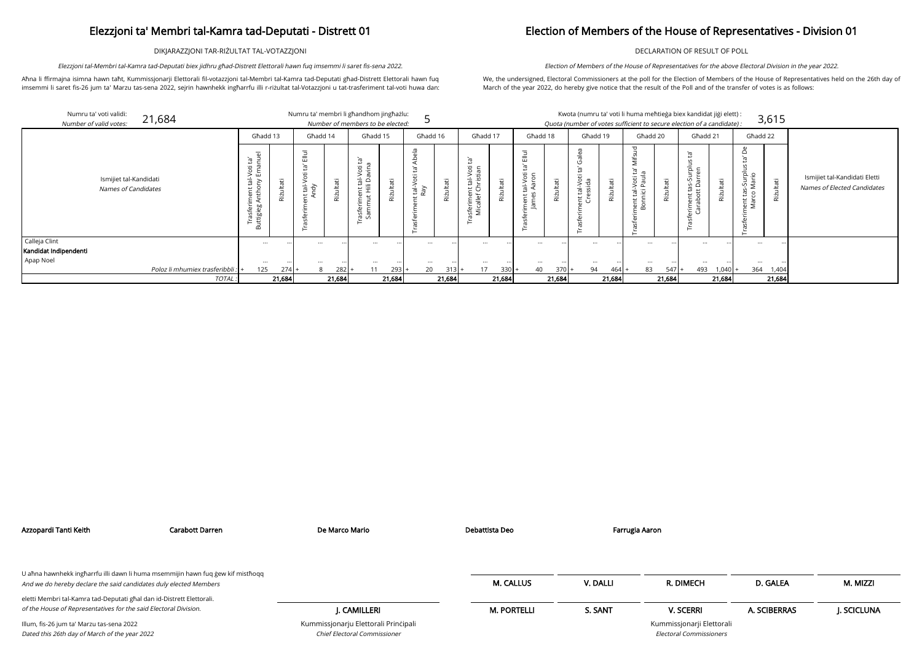# Elezzjoni ta' Membri tal-Kamra tad-Deputati - Distrett 01

# Election of Members of the House of Representatives - Division 01

DIKJARAZZJONI TAR-RIŻULTAT TAL-VOTAZZJONI

DECLARATION OF RESULT OF POLL

*Elezzjoni tal-Membri tal-Kamra tad-Deputati biex jidhru għad-Distrett Elettorali hawn fuq imsemmi li saret fis-sena 2022.*

*Election of Members of the House of Representatives for the above Electoral Division in the year 2022.*

Aħna li ffirmajna isimna hawn taħt, Kummissjonarji Elettorali fil-votazzjoni tal-Membri tal-Kamra tad-Deputati għad-Distrett Elettorali hawn fuq imsemmi li saret fis-26 jum ta' Marzu tas-sena 2022, sejrin hawnhekk ingħarrfu illi r-riżultat tal-Votazzjoni u tat-trasferiment tal-voti huwa dan:

We, the undersigned, Electoral Commissioners at the poll for the Election of Members of the House of Representatives held on the 26th day of March of the year 2022, do hereby give notice that the result of the Poll and of the transfer of votes is as follows:

Numru ta' voti validi: / *Number of valid votes:* 21,684

Numru ta' membri li għandhom jingħażlu: / *Number of members to be elected:* 5

Kwota (numru ta' voti li huma meħtieġa biex kandidat jiġi elett) : / *Quota (number of votes sufficient to secure election of a candidate) :* 3,615

| Ismijiet tal-Kandidati / *Names of Candidates* | Għadd 13 | | Għadd 14 | | Għadd 15 | | Għadd 16 | | Għadd 17 | | Għadd 18 | | Għadd 19 | | Għadd 20 | | Għadd 21 | | Għadd 22 | | Ismijiet tal-Kandidati Eletti / *Names of Elected Candidates* |
|---|---|---|---|---|---|---|---|---|---|---|---|---|---|---|---|---|---|---|---|---|---|
| | Trasferiment tal-Voti ta' Buttigieg Anthony Emanuel | Riżultati | Trasferiment tal-Voti ta' Ellul Andy | Riżultati | Trasferiment tal-Voti ta' Sammut Hili Davina | Riżultati | Trasferiment tal-Voti ta' Abela Ray | Riżultati | Trasferiment tal-Voti ta' Micallef Christian | Riżultati | Trasferiment tal-Voti ta' Ellul James Aaron | Riżultati | Trasferiment tal-Voti ta' Galea Cressida | Riżultati | Trasferiment tal-Voti ta' Mifsud Bonnici Paula | Riżultati | Trasferiment tas-Surplus ta' Carabott Darren | Riżultati | Trasferiment tas-Surplus ta' De Marco Mario | Riżultati | |
| Calleja Clint | ... | ... | ... | ... | ... | ... | ... | ... | ... | ... | ... | ... | ... | ... | ... | ... | ... | ... | ... | ... | |
| **Kandidat Indipendenti** | | | | | | | | | | | | | | | | | | | | | |
| Apap Noel | ... | ... | ... | ... | ... | ... | ... | ... | ... | ... | ... | ... | ... | ... | ... | ... | ... | ... | ... | ... | |
| *Poloz li mhumiex trasferibbli :* | + 125 | 274 | + 8 | 282 | + 11 | 293 | + 20 | 313 | + 17 | 330 | + 40 | 370 | + 94 | 464 | + 83 | 547 | + 493 | 1,040 | + 364 | 1,404 | |
| *TOTAL :* | | **21,684** | | **21,684** | | **21,684** | | **21,684** | | **21,684** | | **21,684** | | **21,684** | | **21,684** | | **21,684** | | **21,684** | |

**Azzopardi Tanti Keith** **Carabott Darren** **De Marco Mario** **Debattista Deo** **Farrugia Aaron**

U aħna hawnhekk ingħarrfu illi dawn li huma msemmijin hawn fuq ġew kif mistħoqq
*And we do hereby declare the said candidates duly elected Members*

eletti Membri tal-Kamra tad-Deputati għal dan id-Distrett Elettorali.
*of the House of Representatives for the said Electoral Division.*

Illum, fis-26 jum ta' Marzu tas-sena 2022
*Dated this 26th day of March of the year 2022*

**J. CAMILLERI**
Kummissjonarju Elettorali Prinċipali
*Chief Electoral Commissioner*

**M. CALLUS** **V. DALLI** **R. DIMECH** **D. GALEA** **M. MIZZI**

**M. PORTELLI** **S. SANT** **V. SCERRI** **A. SCIBERRAS** **J. SCICLUNA**

Kummissjonarji Elettorali
*Electoral Commissioners*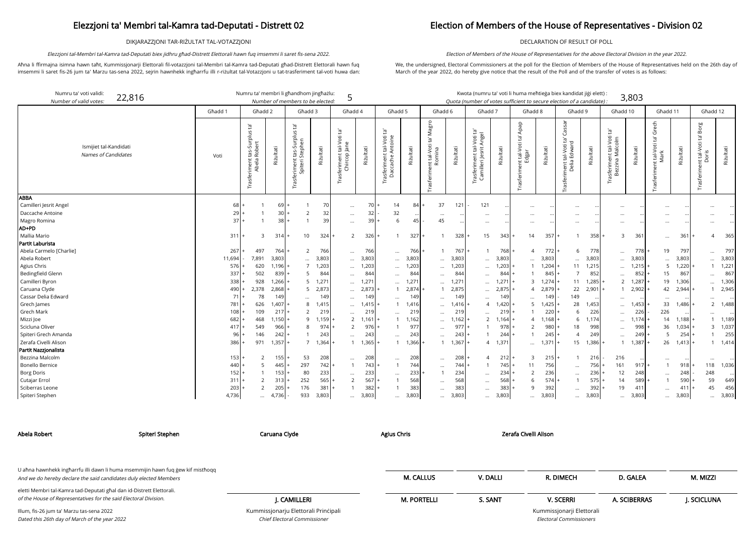# Elezzjoni ta' Membri tal-Kamra tad-Deputati - Distrett 02

# Election of Members of the House of Representatives - Division 02

DIKJARAZZJONI TAR-RIŻULTAT TAL-VOTAZZJONI

DECLARATION OF RESULT OF POLL

*Elezzjoni tal-Membri tal-Kamra tad-Deputati biex jidhru għad-Distrett Elettorali hawn fuq imsemmi li saret fis-sena 2022.*

*Election of Members of the House of Representatives for the above Electoral Division in the year 2022.*

Aħna li ffirmajna isimna hawn taħt, Kummissjonarji Elettorali fil-votazzjoni tal-Membri tal-Kamra tad-Deputati għad-Distrett Elettorali hawn fuq imsemmi li saret fis-26 jum ta' Marzu tas-sena 2022, sejrin hawnhekk ingħarrfu illi r-riżultat tal-Votazzjoni u tat-trasferiment tal-voti huwa dan:

We, the undersigned, Electoral Commissioners at the poll for the Election of Members of the House of Representatives held on the 26th day of March of the year 2022, do hereby give notice that the result of the Poll and of the transfer of votes is as follows:

Numru ta' voti validi: *Number of valid votes:* 22,816

Numru ta' membri li għandhom jingħażlu: *Number of members to be elected:* 5

Kwota (numru ta' voti li huma meħtieġa biex kandidat jiġi elett) : *Quota (number of votes sufficient to secure election of a candidate) :* 3,803

| Ismijiet tal-Kandidati / *Names of Candidates* | Għadd 1 | Għadd 2 | | Għadd 3 | | Għadd 4 | | Għadd 5 | | Għadd 6 | | Għadd 7 | | Għadd 8 | | Għadd 9 | | Għadd 10 | | Għadd 11 | | Għadd 12 | |
|---|---|---|---|---|---|---|---|---|---|---|---|---|---|---|---|---|---|---|---|---|---|---|---|
| | Voti | Trasferiment tas-Surplus ta' Abela Robert | Riżultati | Trasferiment tas-Surplus ta' Spiteri Stephen | Riżultati | Trasferiment tal-Voti ta' Chircop Jane | Riżultati | Trasferiment tal-Voti ta' Daccache Antoine | Riżultati | Trasferiment tal-Voti ta' Magro Romina | Riżultati | Trasferiment tal-Voti ta' Camilleri Jesrit Angel | Riżultati | Trasferiment tal-Voti ta' Apap Edgar | Riżultati | Trasferiment tal-Voti ta' Cassar Delia Edward | Riżultati | Trasferiment tal-Voti ta' Bezzina Malcolm | Riżultati | Trasferiment tal-Voti ta' Grech Mark | Riżultati | Trasferiment tal-Voti ta' Borg Doris | Riżultati |
| **ABBA** | | | | | | | | | | | | | | | | | | | | | | | |
| Camilleri Jesrit Angel | 68 | + 1 | 69 | + 1 | 70 | ... | 70 | + 14 | 84 | + 37 | 121 | - 121 | ... | ... | ... | ... | ... | ... | ... | ... | ... | ... | ... |
| Daccache Antoine | 29 | + 1 | 30 | + 2 | 32 | ... | 32 | - 32 | ... | ... | ... | ... | ... | ... | ... | ... | ... | ... | ... | ... | ... | ... | ... |
| Magro Romina | 37 | + 1 | 38 | + 1 | 39 | ... | 39 | + 6 | 45 | - 45 | ... | ... | ... | ... | ... | ... | ... | ... | ... | ... | ... | ... | ... |
| **AD+PD** | | | | | | | | | | | | | | | | | | | | | | | |
| Mallia Mario | 311 | + 3 | 314 | + 10 | 324 | + 2 | 326 | + 1 | 327 | + 1 | 328 | + 15 | 343 | + 14 | 357 | + 1 | 358 | + 3 | 361 | ... | 361 | + 4 | 365 |
| **Partit Laburista** | | | | | | | | | | | | | | | | | | | | | | | |
| Abela Carmelo [Charlie] | 267 | + 497 | 764 | + 2 | 766 | ... | 766 | ... | 766 | + 1 | 767 | + 1 | 768 | + 4 | 772 | + 6 | 778 | ... | 778 | + 19 | 797 | ... | 797 |
| Abela Robert | 11,694 | - 7,891 | 3,803 | ... | 3,803 | ... | 3,803 | ... | 3,803 | ... | 3,803 | ... | 3,803 | ... | 3,803 | ... | 3,803 | ... | 3,803 | ... | 3,803 | ... | 3,803 |
| Agius Chris | 576 | + 620 | 1,196 | + 7 | 1,203 | ... | 1,203 | ... | 1,203 | ... | 1,203 | ... | 1,203 | + 1 | 1,204 | + 11 | 1,215 | ... | 1,215 | + 5 | 1,220 | + 1 | 1,221 |
| Bedingfield Glenn | 337 | + 502 | 839 | + 5 | 844 | ... | 844 | ... | 844 | ... | 844 | ... | 844 | + 1 | 845 | + 7 | 852 | ... | 852 | + 15 | 867 | ... | 867 |
| Camilleri Byron | 338 | + 928 | 1,266 | + 5 | 1,271 | ... | 1,271 | ... | 1,271 | ... | 1,271 | ... | 1,271 | + 3 | 1,274 | + 11 | 1,285 | + 2 | 1,287 | + 19 | 1,306 | ... | 1,306 |
| Caruana Clyde | 490 | + 2,378 | 2,868 | + 5 | 2,873 | ... | 2,873 | + 1 | 2,874 | + 1 | 2,875 | ... | 2,875 | + 4 | 2,879 | + 22 | 2,901 | + 1 | 2,902 | + 42 | 2,944 | + 1 | 2,945 |
| Cassar Delia Edward | 71 | + 78 | 149 | ... | 149 | ... | 149 | ... | 149 | ... | 149 | ... | 149 | ... | 149 | - 149 | ... | ... | ... | ... | ... | ... | ... |
| Grech James | 781 | + 626 | 1,407 | + 8 | 1,415 | ... | 1,415 | + 1 | 1,416 | ... | 1,416 | + 4 | 1,420 | + 5 | 1,425 | + 28 | 1,453 | ... | 1,453 | + 33 | 1,486 | + 2 | 1,488 |
| Grech Mark | 108 | + 109 | 217 | + 2 | 219 | ... | 219 | ... | 219 | ... | 219 | ... | 219 | + 1 | 220 | + 6 | 226 | ... | 226 | - 226 | ... | ... | ... |
| Mizzi Joe | 682 | + 468 | 1,150 | + 9 | 1,159 | + 2 | 1,161 | + 1 | 1,162 | ... | 1,162 | + 2 | 1,164 | + 4 | 1,168 | + 6 | 1,174 | ... | 1,174 | + 14 | 1,188 | + 1 | 1,189 |
| Scicluna Oliver | 417 | + 549 | 966 | + 8 | 974 | + 2 | 976 | + 1 | 977 | ... | 977 | + 1 | 978 | + 2 | 980 | + 18 | 998 | ... | 998 | + 36 | 1,034 | + 3 | 1,037 |
| Spiteri Grech Amanda | 96 | + 146 | 242 | + 1 | 243 | ... | 243 | ... | 243 | ... | 243 | + 1 | 244 | + 1 | 245 | + 4 | 249 | ... | 249 | + 5 | 254 | + 1 | 255 |
| Zerafa Civelli Alison | 386 | + 971 | 1,357 | + 7 | 1,364 | + 1 | 1,365 | + 1 | 1,366 | + 1 | 1,367 | + 4 | 1,371 | ... | 1,371 | + 15 | 1,386 | + 1 | 1,387 | + 26 | 1,413 | + 1 | 1,414 |
| **Partit Nazzjonalista** | | | | | | | | | | | | | | | | | | | | | | | |
| Bezzina Malcolm | 153 | + 2 | 155 | + 53 | 208 | ... | 208 | ... | 208 | ... | 208 | + 4 | 212 | + 3 | 215 | + 1 | 216 | - 216 | ... | ... | ... | ... | ... |
| Bonello Bernice | 440 | + 5 | 445 | + 297 | 742 | + 1 | 743 | + 1 | 744 | ... | 744 | + 1 | 745 | + 11 | 756 | ... | 756 | + 161 | 917 | + 1 | 918 | + 118 | 1,036 |
| Borg Doris | 152 | + 1 | 153 | + 80 | 233 | ... | 233 | ... | 233 | + 1 | 234 | ... | 234 | + 2 | 236 | ... | 236 | + 12 | 248 | ... | 248 | - 248 | ... |
| Cutajar Errol | 311 | + 2 | 313 | + 252 | 565 | + 2 | 567 | + 1 | 568 | ... | 568 | ... | 568 | + 6 | 574 | + 1 | 575 | + 14 | 589 | + 1 | 590 | + 59 | 649 |
| Sciberras Leone | 203 | + 2 | 205 | + 176 | 381 | + 1 | 382 | + 1 | 383 | ... | 383 | ... | 383 | + 9 | 392 | ... | 392 | + 19 | 411 | ... | 411 | + 45 | 456 |
| Spiteri Stephen | 4,736 | ... | 4,736 | - 933 | 3,803 | ... | 3,803 | ... | 3,803 | ... | 3,803 | ... | 3,803 | ... | 3,803 | ... | 3,803 | ... | 3,803 | ... | 3,803 | ... | 3,803 |

**Abela Robert** **Spiteri Stephen** **Caruana Clyde** **Agius Chris** **Zerafa Civelli Alison**

U aħna hawnhekk ingħarrfu illi dawn li huma msemmijin hawn fuq ġew kif mistħoqq eletti Membri tal-Kamra tad-Deputati għal dan id-Distrett Elettorali.

*And we do hereby declare the said candidates duly elected Members of the House of Representatives for the said Electoral Division.*

Illum, fis-26 jum ta' Marzu tas-sena 2022

*Dated this 26th day of March of the year 2022*

**J. CAMILLERI**

Kummissjonarju Elettorali Prinċipali

*Chief Electoral Commissioner*

**M. CALLUS** **V. DALLI** **R. DIMECH** **D. GALEA** **M. MIZZI**

**M. PORTELLI** **S. SANT** **V. SCERRI** **A. SCIBERRAS** **J. SCICLUNA**

Kummissjonarji Elettorali

*Electoral Commissioners*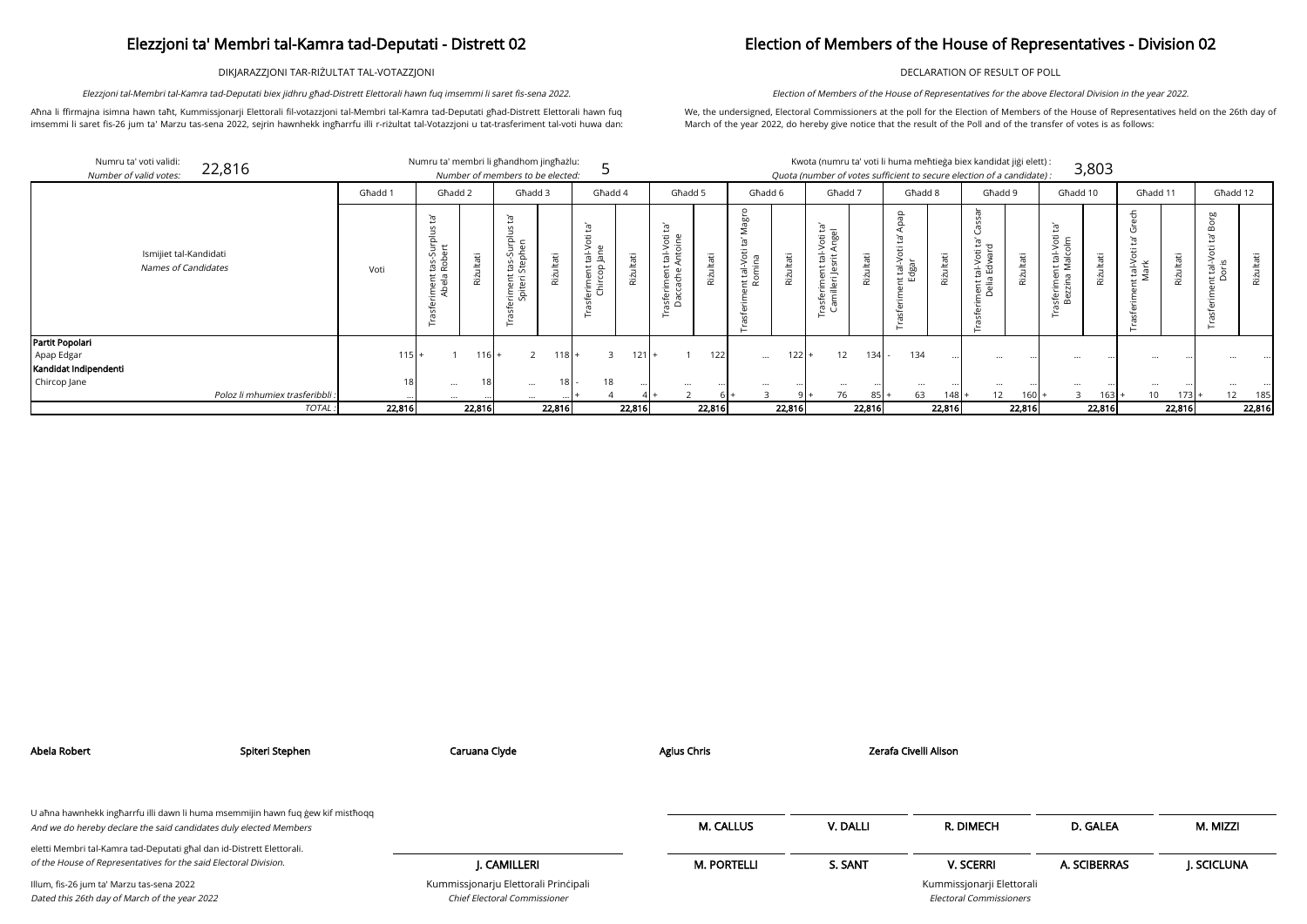# Elezzjoni ta' Membri tal-Kamra tad-Deputati - Distrett 02

DIKJARAZZJONI TAR-RIŻULTAT TAL-VOTAZZJONI

*Elezzjoni tal-Membri tal-Kamra tad-Deputati biex jidhru għad-Distrett Elettorali hawn fuq imsemmi li saret fis-sena 2022.*

Aħna li ffirmajna isimna hawn taħt, Kummissjonarji Elettorali fil-votazzjoni tal-Membri tal-Kamra tad-Deputati għad-Distrett Elettorali hawn fuq imsemmi li saret fis-26 jum ta' Marzu tas-sena 2022, sejrin hawnhekk ingħarrfu illi r-riżultat tal-Votazzjoni u tat-trasferiment tal-voti huwa dan:

# Election of Members of the House of Representatives - Division 02

DECLARATION OF RESULT OF POLL

*Election of Members of the House of Representatives for the above Electoral Division in the year 2022.*

We, the undersigned, Electoral Commissioners at the poll for the Election of Members of the House of Representatives held on the 26th day of March of the year 2022, do hereby give notice that the result of the Poll and of the transfer of votes is as follows:

Numru ta' voti validi: / *Number of valid votes:* 22,816

Numru ta' membri li għandhom jingħażlu: / *Number of members to be elected:* 5

Kwota (numru ta' voti li huma meħtieġa biex kandidat jiġi elett) : / *Quota (number of votes sufficient to secure election of a candidate) :* 3,803

| Ismijiet tal-Kandidati / *Names of Candidates* | Għadd 1 | Għadd 2 | | Għadd 3 | | Għadd 4 | | Għadd 5 | | Għadd 6 | | Għadd 7 | | Għadd 8 | | Għadd 9 | | Għadd 10 | | Għadd 11 | | Għadd 12 | |
|---|---|---|---|---|---|---|---|---|---|---|---|---|---|---|---|---|---|---|---|---|---|---|---|
| | Voti | Trasferiment tas-Surplus ta' Abela Robert | Riżultati | Trasferiment tas-Surplus ta' Spiteri Stephen | Riżultati | Trasferiment tal-Voti ta' Chircop Jane | Riżultati | Trasferiment tal-Voti ta' Daccache Antoine | Riżultati | Trasferiment tal-Voti ta' Magro Romina | Riżultati | Trasferiment tal-Voti ta' Camilleri Jesrit Angel | Riżultati | Trasferiment tal-Voti ta' Apap Edgar | Riżultati | Trasferiment tal-Voti ta' Cassar Della Edward | Riżultati | Trasferiment tal-Voti ta' Bezzina Malcolm | Riżultati | Trasferiment tal-Voti ta' Grech Mark | Riżultati | Trasferiment tal-Voti ta' Borg Doris | Riżultati |
| **Partit Popolari** | | | | | | | | | | | | | | | | | | | | | | | |
| Apap Edgar | 115 | + 1 | 116 | + 2 | 118 | + 3 | 121 | + 1 | 122 | ... | 122 | + 12 | 134 | - 134 | ... | ... | ... | ... | ... | ... | ... | ... | ... |
| **Kandidat Indipendenti** | | | | | | | | | | | | | | | | | | | | | | | |
| Chircop Jane | 18 | ... | 18 | ... | 18 | - 18 | ... | ... | ... | ... | ... | ... | ... | ... | ... | ... | ... | ... | ... | ... | ... | ... | ... |
| Poloz li mhumiex trasferibbli : | ... | ... | ... | ... | ... | + 4 | 4 | + 2 | 6 | + 3 | 9 | + 76 | 85 | + 63 | 148 | + 12 | 160 | + 3 | 163 | + 10 | 173 | + 12 | 185 |
| *TOTAL :* | **22,816** | | **22,816** | | **22,816** | | **22,816** | | **22,816** | | **22,816** | | **22,816** | | **22,816** | | **22,816** | | **22,816** | | **22,816** | | **22,816** |

**Abela Robert** **Spiteri Stephen** **Caruana Clyde** **Agius Chris** **Zerafa Civelli Alison**

U aħna hawnhekk ingħarrfu illi dawn li huma msemmijin hawn fuq ġew kif mistħoqq
*And we do hereby declare the said candidates duly elected Members*

eletti Membri tal-Kamra tad-Deputati għal dan id-Distrett Elettorali.
*of the House of Representatives for the said Electoral Division.*

Illum, fis-26 jum ta' Marzu tas-sena 2022
*Dated this 26th day of March of the year 2022*

**J. CAMILLERI**
Kummissjonarju Elettorali Prinċipali
*Chief Electoral Commissioner*

**M. CALLUS** **V. DALLI** **R. DIMECH** **D. GALEA** **M. MIZZI**

**M. PORTELLI** **S. SANT** **V. SCERRI** **A. SCIBERRAS** **J. SCICLUNA**

Kummissjonarji Elettorali
*Electoral Commissioners*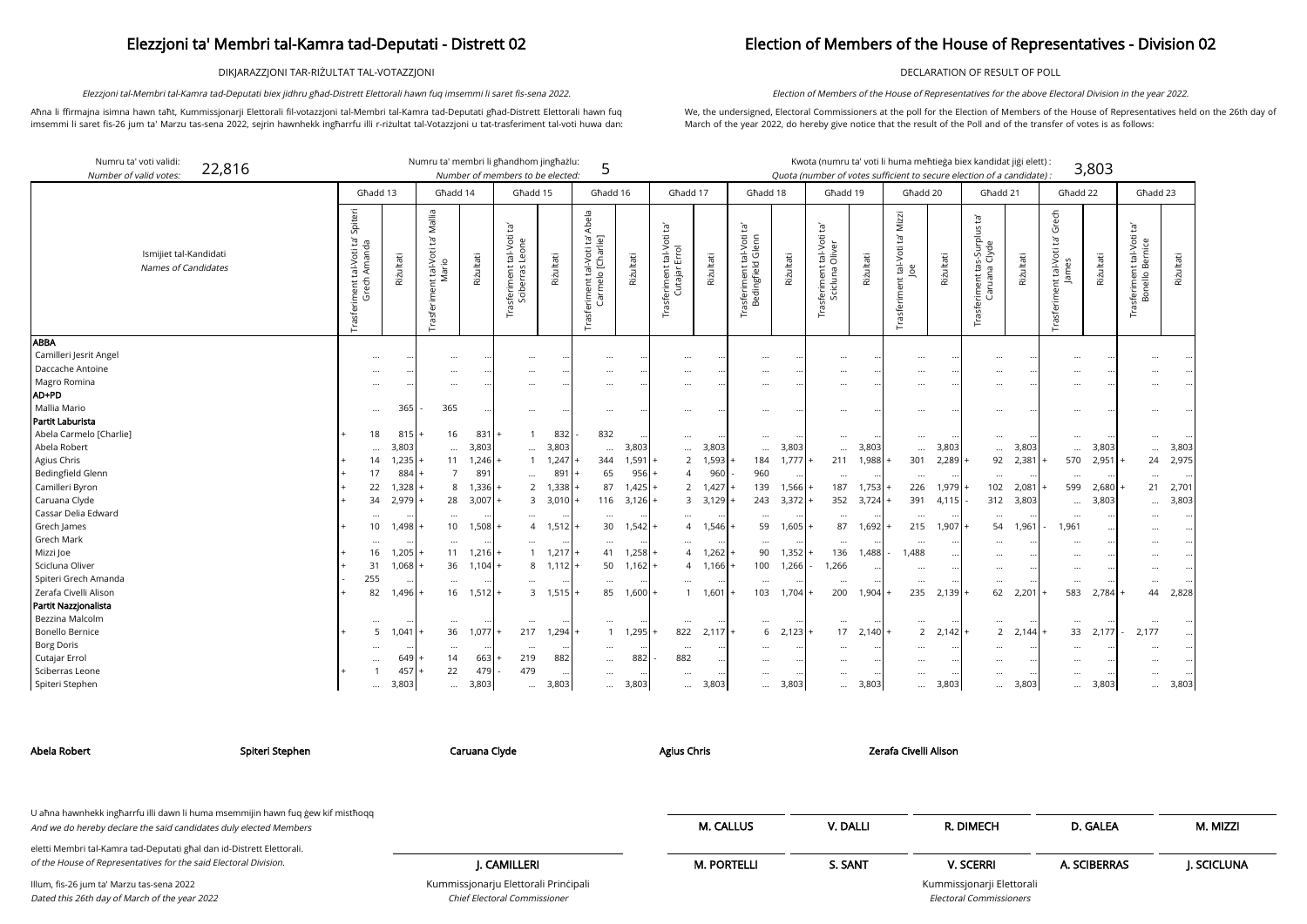# Elezzjoni ta' Membri tal-Kamra tad-Deputati - Distrett 02

# Election of Members of the House of Representatives - Division 02

DIKJARAZZJONI TAR-RIŻULTAT TAL-VOTAZZJONI

DECLARATION OF RESULT OF POLL

*Elezzjoni tal-Membri tal-Kamra tad-Deputati biex jidhru għad-Distrett Elettorali hawn fuq imsemmi li saret fis-sena 2022.*

*Election of Members of the House of Representatives for the above Electoral Division in the year 2022.*

Aħna li ffirmajna isimna hawn taħt, Kummissjonarji Elettorali fil-votazzjoni tal-Membri tal-Kamra tad-Deputati għad-Distrett Elettorali hawn fuq imsemmi li saret fis-26 jum ta' Marzu tas-sena 2022, sejrin hawnhekk ingħarrfu illi r-riżultat tal-Votazzjoni u tat-trasferiment tal-voti huwa dan:

We, the undersigned, Electoral Commissioners at the poll for the Election of Members of the House of Representatives held on the 26th day of March of the year 2022, do hereby give notice that the result of the Poll and of the transfer of votes is as follows:

Numru ta' voti validi: / *Number of valid votes:* 22,816

Numru ta' membri li għandhom jingħażlu: / *Number of members to be elected:* 5

Kwota (numru ta' voti li huma meħtieġa biex kandidat jiġi elett) : / *Quota (number of votes sufficient to secure election of a candidate) :* 3,803

| Ismijiet tal-Kandidati / *Names of Candidates* | Għadd 13 | | Għadd 14 | | Għadd 15 | | Għadd 16 | | Għadd 17 | | Għadd 18 | | Għadd 19 | | Għadd 20 | | Għadd 21 | | Għadd 22 | | Għadd 23 | |
|---|---|---|---|---|---|---|---|---|---|---|---|---|---|---|---|---|---|---|---|---|---|---|
| | Trasferiment tal-Voti ta' Spiteri Grech Amanda | Riżultati | Trasferiment tal-Voti ta' Mallia Mario | Riżultati | Trasferiment tal-Voti ta' Sciberras Leone | Riżultati | Trasferiment tal-Voti ta' Abela Carmelo [Charlie] | Riżultati | Trasferiment tal-Voti ta' Cutajar Errol | Riżultati | Trasferiment tal-Voti ta' Bedingfield Glenn | Riżultati | Trasferiment tal-Voti ta' Scicluna Oliver | Riżultati | Trasferiment tal-Voti ta' Mizzi Joe | Riżultati | Trasferiment tas-Surplus ta' Caruana Clyde | Riżultati | Trasferiment tal-Voti ta' Grech James | Riżultati | Trasferiment tal-Voti ta' Bonello Bernice | Riżultati |
| **ABBA** | | | | | | | | | | | | | | | | | | | | | | |
| Camilleri Jesrit Angel | ... | ... | ... | ... | ... | ... | ... | ... | ... | ... | ... | ... | ... | ... | ... | ... | ... | ... | ... | ... | ... | ... |
| Daccache Antoine | ... | ... | ... | ... | ... | ... | ... | ... | ... | ... | ... | ... | ... | ... | ... | ... | ... | ... | ... | ... | ... | ... |
| Magro Romina | ... | ... | ... | ... | ... | ... | ... | ... | ... | ... | ... | ... | ... | ... | ... | ... | ... | ... | ... | ... | ... | ... |
| **AD+PD** | | | | | | | | | | | | | | | | | | | | | | |
| Mallia Mario | ... | 365 | - 365 | ... | ... | ... | ... | ... | ... | ... | ... | ... | ... | ... | ... | ... | ... | ... | ... | ... | ... | ... |
| **Partit Laburista** | | | | | | | | | | | | | | | | | | | | | | |
| Abela Carmelo [Charlie] | + 18 | 815 | + 16 | 831 | + 1 | 832 | - 832 | ... | ... | ... | ... | ... | ... | ... | ... | ... | ... | ... | ... | ... | ... | ... |
| Abela Robert | ... | 3,803 | ... | 3,803 | ... | 3,803 | ... | 3,803 | ... | 3,803 | ... | 3,803 | ... | 3,803 | ... | 3,803 | ... | 3,803 | ... | 3,803 | ... | 3,803 |
| Agius Chris | + 14 | 1,235 | + 11 | 1,246 | + 1 | 1,247 | + 344 | 1,591 | + 2 | 1,593 | + 184 | 1,777 | + 211 | 1,988 | + 301 | 2,289 | + 92 | 2,381 | + 570 | 2,951 | + 24 | 2,975 |
| Bedingfield Glenn | + 17 | 884 | + 7 | 891 | ... | 891 | + 65 | 956 | + 4 | 960 | - 960 | ... | ... | ... | ... | ... | ... | ... | ... | ... | ... | ... |
| Camilleri Byron | + 22 | 1,328 | + 8 | 1,336 | + 2 | 1,338 | + 87 | 1,425 | + 2 | 1,427 | + 139 | 1,566 | + 187 | 1,753 | + 226 | 1,979 | + 102 | 2,081 | + 599 | 2,680 | + 21 | 2,701 |
| Caruana Clyde | + 34 | 2,979 | + 28 | 3,007 | + 3 | 3,010 | + 116 | 3,126 | + 3 | 3,129 | + 243 | 3,372 | + 352 | 3,724 | + 391 | 4,115 | - 312 | 3,803 | ... | 3,803 | ... | 3,803 |
| Cassar Delia Edward | ... | ... | ... | ... | ... | ... | ... | ... | ... | ... | ... | ... | ... | ... | ... | ... | ... | ... | ... | ... | ... | ... |
| Grech James | + 10 | 1,498 | + 10 | 1,508 | + 4 | 1,512 | + 30 | 1,542 | + 4 | 1,546 | + 59 | 1,605 | + 87 | 1,692 | + 215 | 1,907 | + 54 | 1,961 | - 1,961 | ... | ... | ... |
| Grech Mark | ... | ... | ... | ... | ... | ... | ... | ... | ... | ... | ... | ... | ... | ... | ... | ... | ... | ... | ... | ... | ... | ... |
| Mizzi Joe | + 16 | 1,205 | + 11 | 1,216 | + 1 | 1,217 | + 41 | 1,258 | + 4 | 1,262 | + 90 | 1,352 | + 136 | 1,488 | - 1,488 | ... | ... | ... | ... | ... | ... | ... |
| Scicluna Oliver | + 31 | 1,068 | + 36 | 1,104 | + 8 | 1,112 | + 50 | 1,162 | + 4 | 1,166 | + 100 | 1,266 | - 1,266 | ... | ... | ... | ... | ... | ... | ... | ... | ... |
| Spiteri Grech Amanda | - 255 | ... | ... | ... | ... | ... | ... | ... | ... | ... | ... | ... | ... | ... | ... | ... | ... | ... | ... | ... | ... | ... |
| Zerafa Civelli Alison | + 82 | 1,496 | + 16 | 1,512 | + 3 | 1,515 | + 85 | 1,600 | + 1 | 1,601 | + 103 | 1,704 | + 200 | 1,904 | + 235 | 2,139 | + 62 | 2,201 | + 583 | 2,784 | + 44 | 2,828 |
| **Partit Nazzjonalista** | | | | | | | | | | | | | | | | | | | | | | |
| Bezzina Malcolm | ... | ... | ... | ... | ... | ... | ... | ... | ... | ... | ... | ... | ... | ... | ... | ... | ... | ... | ... | ... | ... | ... |
| Bonello Bernice | + 5 | 1,041 | + 36 | 1,077 | + 217 | 1,294 | + 1 | 1,295 | + 822 | 2,117 | + 6 | 2,123 | + 17 | 2,140 | + 2 | 2,142 | + 2 | 2,144 | + 33 | 2,177 | - 2,177 | ... |
| Borg Doris | ... | ... | ... | ... | ... | ... | ... | ... | ... | ... | ... | ... | ... | ... | ... | ... | ... | ... | ... | ... | ... | ... |
| Cutajar Errol | ... | 649 | + 14 | 663 | + 219 | 882 | ... | 882 | - 882 | ... | ... | ... | ... | ... | ... | ... | ... | ... | ... | ... | ... | ... |
| Sciberras Leone | + 1 | 457 | + 22 | 479 | - 479 | ... | ... | ... | ... | ... | ... | ... | ... | ... | ... | ... | ... | ... | ... | ... | ... | ... |
| Spiteri Stephen | ... | 3,803 | ... | 3,803 | ... | 3,803 | ... | 3,803 | ... | 3,803 | ... | 3,803 | ... | 3,803 | ... | 3,803 | ... | 3,803 | ... | 3,803 | ... | 3,803 |

**Abela Robert** **Spiteri Stephen** **Caruana Clyde** **Agius Chris** **Zerafa Civelli Alison**

U aħna hawnhekk ingħarrfu illi dawn li huma msemmijin hawn fuq ġew kif mistħoqq eletti Membri tal-Kamra tad-Deputati għal dan id-Distrett Elettorali.
*And we do hereby declare the said candidates duly elected Members of the House of Representatives for the said Electoral Division.*

Illum, fis-26 jum ta' Marzu tas-sena 2022
*Dated this 26th day of March of the year 2022*

**J. CAMILLERI**
Kummissjonarju Elettorali Prinċipali
*Chief Electoral Commissioner*

**M. CALLUS** **V. DALLI** **R. DIMECH** **D. GALEA** **M. MIZZI**
**M. PORTELLI** **S. SANT** **V. SCERRI** **A. SCIBERRAS** **J. SCICLUNA**

Kummissjonarji Elettorali
*Electoral Commissioners*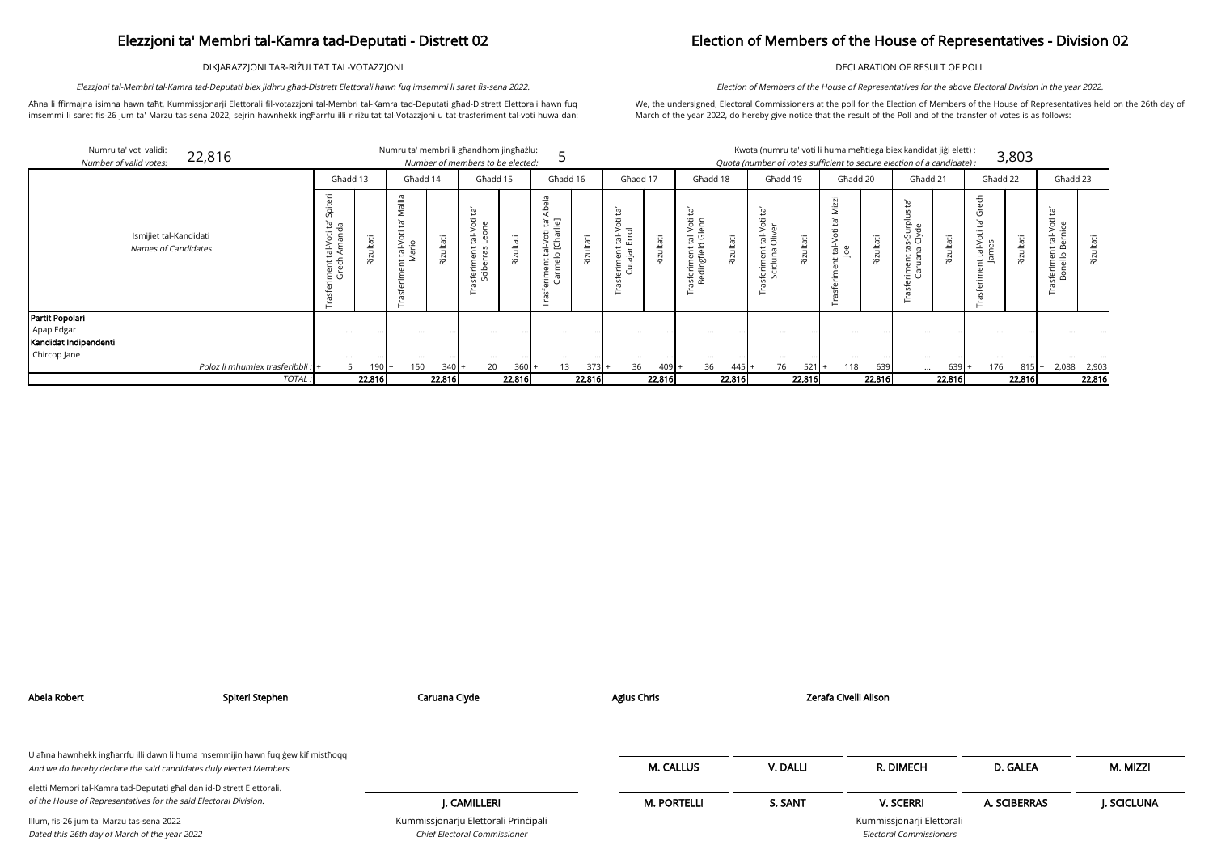# Elezzjoni ta' Membri tal-Kamra tad-Deputati - Distrett 02

DIKJARAZZJONI TAR-RIŻULTAT TAL-VOTAZZJONI

*Elezzjoni tal-Membri tal-Kamra tad-Deputati biex jidhru għad-Distrett Elettorali hawn fuq imsemmi li saret fis-sena 2022.*

Aħna li ffirmajna isimna hawn taħt, Kummissjonarji Elettorali fil-votazzjoni tal-Membri tal-Kamra tad-Deputati għad-Distrett Elettorali hawn fuq imsemmi li saret fis-26 jum ta' Marzu tas-sena 2022, sejrin hawnhekk ingħarrfu illi r-riżultat tal-Votazzjoni u tat-trasferiment tal-voti huwa dan:

# Election of Members of the House of Representatives - Division 02

DECLARATION OF RESULT OF POLL

*Election of Members of the House of Representatives for the above Electoral Division in the year 2022.*

We, the undersigned, Electoral Commissioners at the poll for the Election of Members of the House of Representatives held on the 26th day of March of the year 2022, do hereby give notice that the result of the Poll and of the transfer of votes is as follows:

Numru ta' voti validi: / *Number of valid votes:* 22,816

Numru ta' membri li għandhom jingħażlu: / *Number of members to be elected:* 5

Kwota (numru ta' voti li huma meħtieġa biex kandidat jiġi elett) : / *Quota (number of votes sufficient to secure election of a candidate) :* 3,803

| Ismijiet tal-Kandidati / *Names of Candidates* | Għadd 13 | | Għadd 14 | | Għadd 15 | | Għadd 16 | | Għadd 17 | | Għadd 18 | | Għadd 19 | | Għadd 20 | | Għadd 21 | | Għadd 22 | | Għadd 23 | |
|---|---|---|---|---|---|---|---|---|---|---|---|---|---|---|---|---|---|---|---|---|---|---|
| | Trasferiment tal-Voti ta' Spiteri Grech Amanda | Riżultati | Trasferiment tal-Voti ta' Mallia Mario | Riżultati | Trasferiment tal-Voti ta' Sciberras Leone | Riżultati | Trasferiment tal-Voti ta' Abela Carmelo [Charlie] | Riżultati | Trasferiment tal-Voti ta' Cutajar Errol | Riżultati | Trasferiment tal-Voti ta' Bedingfield Glenn | Riżultati | Trasferiment tal-Voti ta' Scicluna Oliver | Riżultati | Trasferiment tal-Voti ta' Mizzi Joe | Riżultati | Trasferiment tas-Surplus ta' Caruana Clyde | Riżultati | Trasferiment tal-Voti ta' Grech James | Riżultati | Trasferiment tal-Voti ta' Bonello Bernice | Riżultati |
| **Partit Popolari** | | | | | | | | | | | | | | | | | | | | | | |
| Apap Edgar | ... | ... | ... | ... | ... | ... | ... | ... | ... | ... | ... | ... | ... | ... | ... | ... | ... | ... | ... | ... | ... | ... |
| **Kandidat Indipendenti** | | | | | | | | | | | | | | | | | | | | | | |
| Chircop Jane | ... | ... | ... | ... | ... | ... | ... | ... | ... | ... | ... | ... | ... | ... | ... | ... | ... | ... | ... | ... | ... | ... |
| *Poloz li mhumiex trasferibbli :* | + 5 | 190 | + 150 | 340 | + 20 | 360 | + 13 | 373 | + 36 | 409 | + 36 | 445 | + 76 | 521 | + 118 | 639 | ... | 639 | + 176 | 815 | + 2,088 | 2,903 |
| *TOTAL :* | | **22,816** | | **22,816** | | **22,816** | | **22,816** | | **22,816** | | **22,816** | | **22,816** | | **22,816** | | **22,816** | | **22,816** | | **22,816** |

**Abela Robert** | **Spiteri Stephen** | **Caruana Clyde** | **Agius Chris** | **Zerafa Civelli Alison**

U aħna hawnhekk ingħarrfu illi dawn li huma msemmijin hawn fuq ġew kif mistħoqq
*And we do hereby declare the said candidates duly elected Members*

eletti Membri tal-Kamra tad-Deputati għal dan id-Distrett Elettorali.
*of the House of Representatives for the said Electoral Division.*

Illum, fis-26 jum ta' Marzu tas-sena 2022
*Dated this 26th day of March of the year 2022*

**J. CAMILLERI**
Kummissjonarju Elettorali Prinċipali
*Chief Electoral Commissioner*

| **M. CALLUS** | **V. DALLI** | **R. DIMECH** | **D. GALEA** | **M. MIZZI** |
|---|---|---|---|---|
| **M. PORTELLI** | **S. SANT** | **V. SCERRI** | **A. SCIBERRAS** | **J. SCICLUNA** |

Kummissjonarji Elettorali
*Electoral Commissioners*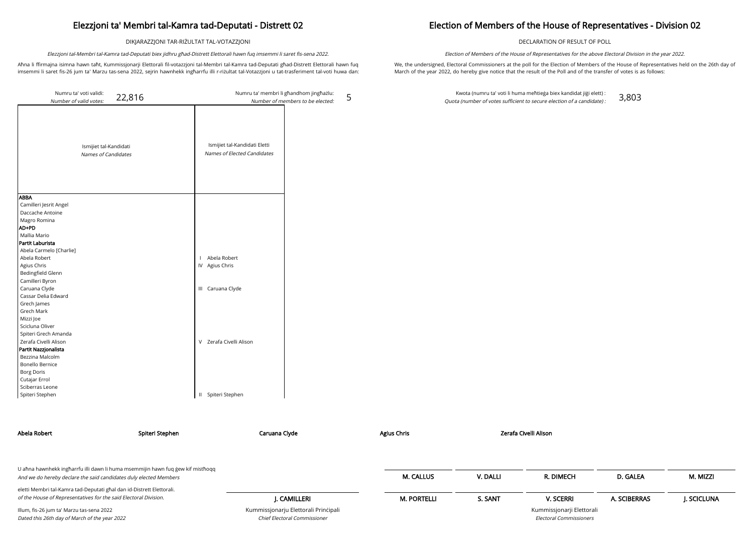# Elezzjoni ta' Membri tal-Kamra tad-Deputati - Distrett 02

DIKJARAZZJONI TAR-RIŻULTAT TAL-VOTAZZJONI

*Elezzjoni tal-Membri tal-Kamra tad-Deputati biex jidhru għad-Distrett Elettorali hawn fuq imsemmi li saret fis-sena 2022.*

Aħna li ffirmajna isimna hawn taħt, Kummissjonarji Elettorali fil-votazzjoni tal-Membri tal-Kamra tad-Deputati għad-Distrett Elettorali hawn fuq imsemmi li saret fis-26 jum ta' Marzu tas-sena 2022, sejrin hawnhekk ingħarrfu illi r-riżultat tal-Votazzjoni u tat-trasferiment tal-voti huwa dan:

# Election of Members of the House of Representatives - Division 02

DECLARATION OF RESULT OF POLL

*Election of Members of the House of Representatives for the above Electoral Division in the year 2022.*

We, the undersigned, Electoral Commissioners at the poll for the Election of Members of the House of Representatives held on the 26th day of March of the year 2022, do hereby give notice that the result of the Poll and of the transfer of votes is as follows:

Numru ta' voti validi: / *Number of valid votes:* 22,816

Numru ta' membri li għandhom jingħażlu: / *Number of members to be elected:* 5

Kwota (numru ta' voti li huma meħtieġa biex kandidat jiġi elett) : / *Quota (number of votes sufficient to secure election of a candidate) :* 3,803

| Ismijiet tal-Kandidati / *Names of Candidates* | Ismijiet tal-Kandidati Eletti / *Names of Elected Candidates* |
|---|---|
| **ABBA** | |
| Camilleri Jesrit Angel | |
| Daccache Antoine | |
| Magro Romina | |
| **AD+PD** | |
| Mallia Mario | |
| **Partit Laburista** | |
| Abela Carmelo [Charlie] | |
| Abela Robert | I Abela Robert |
| Agius Chris | IV Agius Chris |
| Bedingfield Glenn | |
| Camilleri Byron | |
| Caruana Clyde | III Caruana Clyde |
| Cassar Delia Edward | |
| Grech James | |
| Grech Mark | |
| Mizzi Joe | |
| Scicluna Oliver | |
| Spiteri Grech Amanda | |
| Zerafa Civelli Alison | V Zerafa Civelli Alison |
| **Partit Nazzjonalista** | |
| Bezzina Malcolm | |
| Bonello Bernice | |
| Borg Doris | |
| Cutajar Errol | |
| Sciberras Leone | |
| Spiteri Stephen | II Spiteri Stephen |

**Abela Robert** **Spiteri Stephen** **Caruana Clyde** **Agius Chris** **Zerafa Civelli Alison**

U aħna hawnhekk ingħarrfu illi dawn li huma msemmijin hawn fuq ġew kif mistħoqq
*And we do hereby declare the said candidates duly elected Members*

eletti Membri tal-Kamra tad-Deputati għal dan id-Distrett Elettorali.
*of the House of Representatives for the said Electoral Division.*

Illum, fis-26 jum ta' Marzu tas-sena 2022
*Dated this 26th day of March of the year 2022*

**J. CAMILLERI**
Kummissjonarju Elettorali Prinċipali
*Chief Electoral Commissioner*

| | | | | |
|---|---|---|---|---|
| **M. CALLUS** | **V. DALLI** | **R. DIMECH** | **D. GALEA** | **M. MIZZI** |
| **M. PORTELLI** | **S. SANT** | **V. SCERRI** | **A. SCIBERRAS** | **J. SCICLUNA** |

Kummissjonarji Elettorali
*Electoral Commissioners*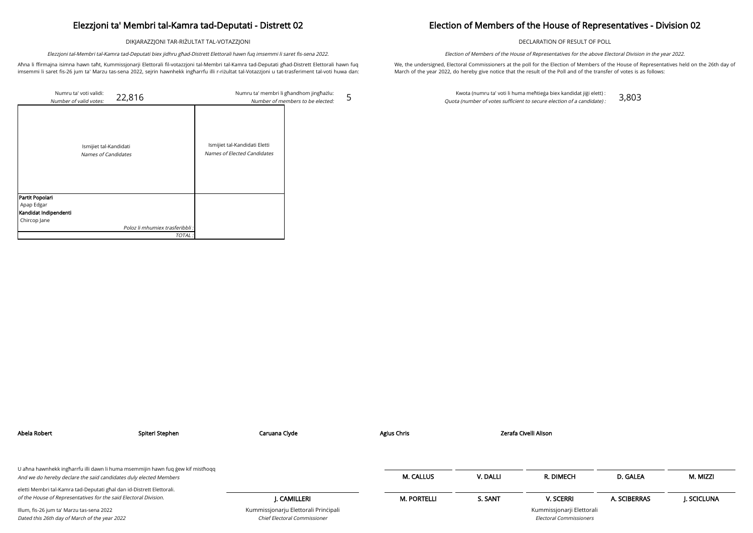# Elezzjoni ta' Membri tal-Kamra tad-Deputati - Distrett 02

DIKJARAZZJONI TAR-RIŻULTAT TAL-VOTAZZJONI

*Elezzjoni tal-Membri tal-Kamra tad-Deputati biex jidhru għad-Distrett Elettorali hawn fuq imsemmi li saret fis-sena 2022.*

Aħna li ffirmajna isimna hawn taħt, Kummissjonarji Elettorali fil-votazzjoni tal-Membri tal-Kamra tad-Deputati għad-Distrett Elettorali hawn fuq imsemmi li saret fis-26 jum ta' Marzu tas-sena 2022, sejrin hawnhekk ingħarrfu illi r-riżultat tal-Votazzjoni u tat-trasferiment tal-voti huwa dan:

# Election of Members of the House of Representatives - Division 02

DECLARATION OF RESULT OF POLL

*Election of Members of the House of Representatives for the above Electoral Division in the year 2022.*

We, the undersigned, Electoral Commissioners at the poll for the Election of Members of the House of Representatives held on the 26th day of March of the year 2022, do hereby give notice that the result of the Poll and of the transfer of votes is as follows:

Numru ta' voti validi: / *Number of valid votes:* 22,816

Numru ta' membri li għandhom jingħażlu: / *Number of members to be elected:* 5

Kwota (numru ta' voti li huma meħtieġa biex kandidat jiġi elett) : / *Quota (number of votes sufficient to secure election of a candidate) :* 3,803

| Ismijiet tal-Kandidati *Names of Candidates* | Ismijiet tal-Kandidati Eletti *Names of Elected Candidates* |
|---|---|
| **Partit Popolari** | |
| Apap Edgar | |
| **Kandidat Indipendenti** | |
| Chircop Jane | |
| *Poloz li mhumiex trasferibbli :* | |
| *TOTAL :* | |

**Abela Robert** **Spiteri Stephen** **Caruana Clyde** **Agius Chris** **Zerafa Civelli Alison**

U aħna hawnhekk ingħarrfu illi dawn li huma msemmijin hawn fuq ġew kif mistħoqq
*And we do hereby declare the said candidates duly elected Members*

eletti Membri tal-Kamra tad-Deputati għal dan id-Distrett Elettorali.
*of the House of Representatives for the said Electoral Division.*

Illum, fis-26 jum ta' Marzu tas-sena 2022
*Dated this 26th day of March of the year 2022*

**J. CAMILLERI**
Kummissjonarju Elettorali Prinċipali
*Chief Electoral Commissioner*

**M. CALLUS** **V. DALLI** **R. DIMECH** **D. GALEA** **M. MIZZI**

**M. PORTELLI** **S. SANT** **V. SCERRI** **A. SCIBERRAS** **J. SCICLUNA**

Kummissjonarji Elettorali
*Electoral Commissioners*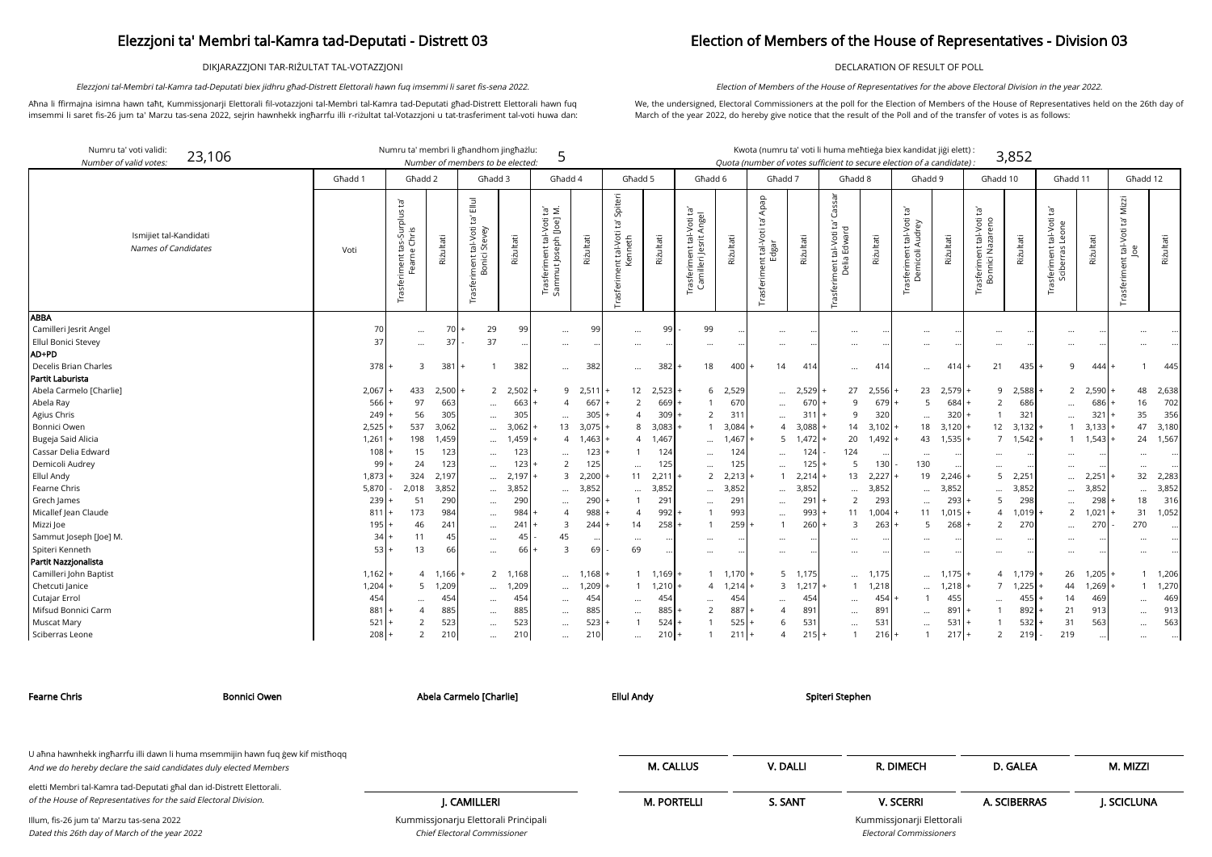# Elezzjoni ta' Membri tal-Kamra tad-Deputati - Distrett 03

# Election of Members of the House of Representatives - Division 03

DIKJARAZZJONI TAR-RIŻULTAT TAL-VOTAZZJONI

DECLARATION OF RESULT OF POLL

*Elezzjoni tal-Membri tal-Kamra tad-Deputati biex jidhru għad-Distrett Elettorali hawn fuq imsemmi li saret fis-sena 2022.*

*Election of Members of the House of Representatives for the above Electoral Division in the year 2022.*

Aħna li ffirmajna isimna hawn taħt, Kummissjonarji Elettorali fil-votazzjoni tal-Membri tal-Kamra tad-Deputati għad-Distrett Elettorali hawn fuq imsemmi li saret fis-26 jum ta' Marzu tas-sena 2022, sejrin hawnhekk ingħarrfu illi r-riżultat tal-Votazzjoni u tat-trasferiment tal-voti huwa dan:

We, the undersigned, Electoral Commissioners at the poll for the Election of Members of the House of Representatives held on the 26th day of March of the year 2022, do hereby give notice that the result of the Poll and of the transfer of votes is as follows:

Numru ta' voti validi: *Number of valid votes:* 23,106

Numru ta' membri li għandhom jingħażlu: *Number of members to be elected:* 5

Kwota (numru ta' voti li huma meħtieġa biex kandidat jiġi elett) : *Quota (number of votes sufficient to secure election of a candidate) :* 3,852

| Ismijiet tal-Kandidati *Names of Candidates* | Għadd 1 | Għadd 2 | | Għadd 3 | | Għadd 4 | | Għadd 5 | | Għadd 6 | | Għadd 7 | | Għadd 8 | | Għadd 9 | | Għadd 10 | | Għadd 11 | | Għadd 12 | |
|---|---|---|---|---|---|---|---|---|---|---|---|---|---|---|---|---|---|---|---|---|---|---|---|
| | Voti | Trasferiment tas-Surplus ta' Fearne Chris | Riżultati | Trasferiment tal-Voti ta' Ellul Bonici Stevey | Riżultati | Trasferiment tal-Voti ta' Sammut Joseph [Joe] M. | Riżultati | Trasferiment tal-Voti ta' Spiteri Kenneth | Riżultati | Trasferiment tal-Voti ta' Camilleri Jesrit Angel | Riżultati | Trasferiment tal-Voti ta' Apap Edgar | Riżultati | Trasferiment tal-Voti ta' Cassar Delia Edward | Riżultati | Trasferiment tal-Voti ta' Demicoli Audrey | Riżultati | Trasferiment tal-Voti ta' Bonnici Nazareno | Riżultati | Trasferiment tal-Voti ta' Sciberras Leone | Riżultati | Trasferiment tal-Voti ta' Mizzi Joe | Riżultati |
| **ABBA** | | | | | | | | | | | | | | | | | | | | | | | |
| Camilleri Jesrit Angel | 70 | ... | 70 | + 29 | 99 | ... | 99 | ... | 99 | - 99 | ... | ... | ... | ... | ... | ... | ... | ... | ... | ... | ... | ... | ... |
| Ellul Bonici Stevey | 37 | ... | 37 | - 37 | ... | ... | ... | ... | ... | ... | ... | ... | ... | ... | ... | ... | ... | ... | ... | ... | ... | ... | ... |
| **AD+PD** | | | | | | | | | | | | | | | | | | | | | | | |
| Decelis Brian Charles | 378 | + 3 | 381 | + 1 | 382 | ... | 382 | ... | 382 | + 18 | 400 | + 14 | 414 | ... | 414 | ... | 414 | + 21 | 435 | + 9 | 444 | + 1 | 445 |
| **Partit Laburista** | | | | | | | | | | | | | | | | | | | | | | | |
| Abela Carmelo [Charlie] | 2,067 | + 433 | 2,500 | + 2 | 2,502 | + 9 | 2,511 | + 12 | 2,523 | + 6 | 2,529 | ... | 2,529 | + 27 | 2,556 | + 23 | 2,579 | + 9 | 2,588 | + 2 | 2,590 | + 48 | 2,638 |
| Abela Ray | 566 | + 97 | 663 | ... | 663 | + 4 | 667 | + 2 | 669 | + 1 | 670 | ... | 670 | + 9 | 679 | + 5 | 684 | + 2 | 686 | ... | 686 | + 16 | 702 |
| Agius Chris | 249 | + 56 | 305 | ... | 305 | ... | 305 | + 4 | 309 | + 2 | 311 | ... | 311 | + 9 | 320 | ... | 320 | + 1 | 321 | ... | 321 | + 35 | 356 |
| Bonnici Owen | 2,525 | + 537 | 3,062 | ... | 3,062 | + 13 | 3,075 | + 8 | 3,083 | + 1 | 3,084 | + 4 | 3,088 | + 14 | 3,102 | + 18 | 3,120 | + 12 | 3,132 | + 1 | 3,133 | + 47 | 3,180 |
| Bugeja Said Alicia | 1,261 | + 198 | 1,459 | ... | 1,459 | + 4 | 1,463 | + 4 | 1,467 | ... | 1,467 | + 5 | 1,472 | + 20 | 1,492 | + 43 | 1,535 | + 7 | 1,542 | + 1 | 1,543 | + 24 | 1,567 |
| Cassar Delia Edward | 108 | + 15 | 123 | ... | 123 | ... | 123 | + 1 | 124 | ... | 124 | ... | 124 | - 124 | ... | ... | ... | ... | ... | ... | ... | ... | ... |
| Demicoli Audrey | 99 | + 24 | 123 | ... | 123 | + 2 | 125 | ... | 125 | ... | 125 | ... | 125 | + 5 | 130 | - 130 | ... | ... | ... | ... | ... | ... | ... |
| Ellul Andy | 1,873 | + 324 | 2,197 | ... | 2,197 | + 3 | 2,200 | + 11 | 2,211 | + 2 | 2,213 | + 1 | 2,214 | + 13 | 2,227 | + 19 | 2,246 | + 5 | 2,251 | ... | 2,251 | + 32 | 2,283 |
| Fearne Chris | 5,870 | - 2,018 | 3,852 | ... | 3,852 | ... | 3,852 | ... | 3,852 | ... | 3,852 | ... | 3,852 | ... | 3,852 | ... | 3,852 | ... | 3,852 | ... | 3,852 | ... | 3,852 |
| Grech James | 239 | + 51 | 290 | ... | 290 | ... | 290 | + 1 | 291 | ... | 291 | ... | 291 | + 2 | 293 | ... | 293 | + 5 | 298 | ... | 298 | + 18 | 316 |
| Micallef Jean Claude | 811 | + 173 | 984 | ... | 984 | + 4 | 988 | + 4 | 992 | + 1 | 993 | ... | 993 | + 11 | 1,004 | + 11 | 1,015 | + 4 | 1,019 | + 2 | 1,021 | + 31 | 1,052 |
| Mizzi Joe | 195 | + 46 | 241 | ... | 241 | + 3 | 244 | + 14 | 258 | + 1 | 259 | + 1 | 260 | + 3 | 263 | + 5 | 268 | + 2 | 270 | ... | 270 | - 270 | ... |
| Sammut Joseph [Joe] M. | 34 | + 11 | 45 | ... | 45 | - 45 | ... | ... | ... | ... | ... | ... | ... | ... | ... | ... | ... | ... | ... | ... | ... | ... | ... |
| Spiteri Kenneth | 53 | + 13 | 66 | ... | 66 | + 3 | 69 | - 69 | ... | ... | ... | ... | ... | ... | ... | ... | ... | ... | ... | ... | ... | ... | ... |
| **Partit Nazzjonalista** | | | | | | | | | | | | | | | | | | | | | | | |
| Camilleri John Baptist | 1,162 | + 4 | 1,166 | + 2 | 1,168 | ... | 1,168 | + 1 | 1,169 | + 1 | 1,170 | + 5 | 1,175 | ... | 1,175 | ... | 1,175 | + 4 | 1,179 | + 26 | 1,205 | + 1 | 1,206 |
| Chetcuti Janice | 1,204 | + 5 | 1,209 | ... | 1,209 | ... | 1,209 | + 1 | 1,210 | + 4 | 1,214 | + 3 | 1,217 | + 1 | 1,218 | ... | 1,218 | + 7 | 1,225 | + 44 | 1,269 | + 1 | 1,270 |
| Cutajar Errol | 454 | ... | 454 | ... | 454 | ... | 454 | ... | 454 | ... | 454 | ... | 454 | ... | 454 | + 1 | 455 | ... | 455 | + 14 | 469 | ... | 469 |
| Mifsud Bonnici Carm | 881 | + 4 | 885 | ... | 885 | ... | 885 | ... | 885 | + 2 | 887 | + 4 | 891 | ... | 891 | ... | 891 | + 1 | 892 | + 21 | 913 | ... | 913 |
| Muscat Mary | 521 | + 2 | 523 | ... | 523 | ... | 523 | + 1 | 524 | + 1 | 525 | + 6 | 531 | ... | 531 | ... | 531 | + 1 | 532 | + 31 | 563 | ... | 563 |
| Sciberras Leone | 208 | + 2 | 210 | ... | 210 | ... | 210 | ... | 210 | + 1 | 211 | + 4 | 215 | + 1 | 216 | + 1 | 217 | + 2 | 219 | - 219 | ... | ... | ... |

**Fearne Chris** **Bonnici Owen** **Abela Carmelo [Charlie]** **Ellul Andy** **Spiteri Stephen**

U aħna hawnhekk ingħarrfu illi dawn li huma msemmijin hawn fuq ġew kif mistħoqq eletti Membri tal-Kamra tad-Deputati għal dan id-Distrett Elettorali.
*And we do hereby declare the said candidates duly elected Members of the House of Representatives for the said Electoral Division.*

Illum, fis-26 jum ta' Marzu tas-sena 2022
*Dated this 26th day of March of the year 2022*

**J. CAMILLERI**
Kummissjonarju Elettorali Prinċipali
*Chief Electoral Commissioner*

**M. CALLUS** **V. DALLI** **R. DIMECH** **D. GALEA** **M. MIZZI**

**M. PORTELLI** **S. SANT** **V. SCERRI** **A. SCIBERRAS** **J. SCICLUNA**

Kummissjonarji Elettorali
*Electoral Commissioners*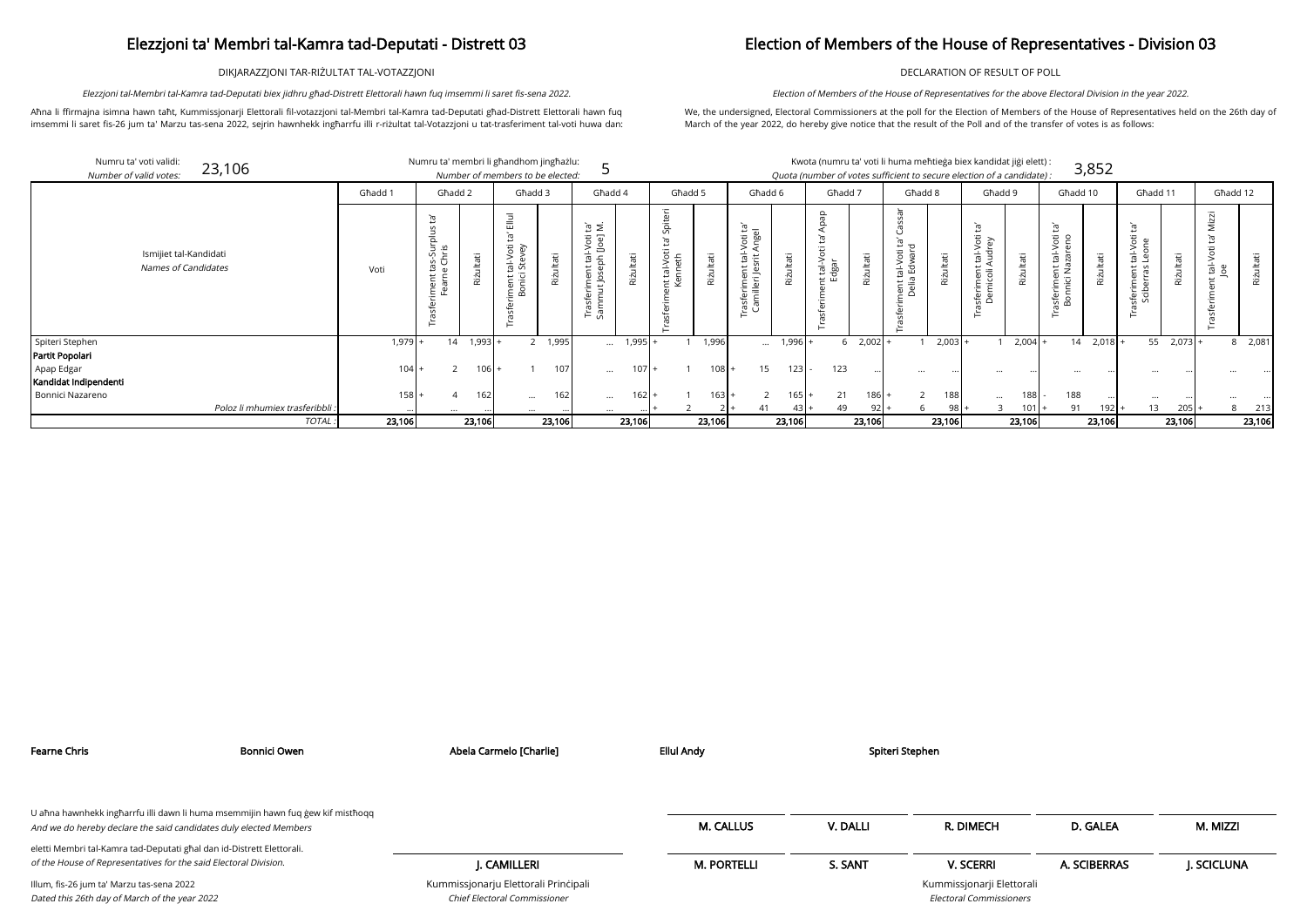# Elezzjoni ta' Membri tal-Kamra tad-Deputati - Distrett 03

DIKJARAZZJONI TAR-RIŻULTAT TAL-VOTAZZJONI

*Elezzjoni tal-Membri tal-Kamra tad-Deputati biex jidhru għad-Distrett Elettorali hawn fuq imsemmi li saret fis-sena 2022.*

Aħna li ffirmajna isimna hawn taħt, Kummissjonarji Elettorali fil-votazzjoni tal-Membri tal-Kamra tad-Deputati għad-Distrett Elettorali hawn fuq imsemmi li saret fis-26 jum ta' Marzu tas-sena 2022, sejrin hawnhekk ingħarrfu illi r-riżultat tal-Votazzjoni u tat-trasferiment tal-voti huwa dan:

# Election of Members of the House of Representatives - Division 03

DECLARATION OF RESULT OF POLL

*Election of Members of the House of Representatives for the above Electoral Division in the year 2022.*

We, the undersigned, Electoral Commissioners at the poll for the Election of Members of the House of Representatives held on the 26th day of March of the year 2022, do hereby give notice that the result of the Poll and of the transfer of votes is as follows:

Numru ta' voti validi: / *Number of valid votes:* 23,106

Numru ta' membri li għandhom jingħażlu: / *Number of members to be elected:* 5

Kwota (numru ta' voti li huma meħtieġa biex kandidat jiġi elett) : / *Quota (number of votes sufficient to secure election of a candidate) :* 3,852

| Ismijiet tal-Kandidati / *Names of Candidates* | Għadd 1 | Għadd 2 | | Għadd 3 | | Għadd 4 | | Għadd 5 | | Għadd 6 | | Għadd 7 | | Għadd 8 | | Għadd 9 | | Għadd 10 | | Għadd 11 | | Għadd 12 | |
|---|---|---|---|---|---|---|---|---|---|---|---|---|---|---|---|---|---|---|---|---|---|---|---|
| | Voti | Trasferiment tas-Surplus ta' Fearne Chris | Riżultati | Trasferiment tal-Voti ta' Ellul Bonici Stevey | Riżultati | Trasferiment tal-Voti ta' Sammut Joseph [Joe] M. | Riżultati | Trasferiment tal-Voti ta' Spiteri Kenneth | Riżultati | Trasferiment tal-Voti ta' Camilleri Jesrit Angel | Riżultati | Trasferiment tal-Voti ta' Apap Edgar | Riżultati | Trasferiment tal-Voti ta' Cassar Delia Edward | Riżultati | Trasferiment tal-Voti ta' Demicoli Audrey | Riżultati | Trasferiment tal-Voti ta' Bonnici Nazareno | Riżultati | Trasferiment tal-Voti ta' Sciberras Leone | Riżultati | Trasferiment tal-Voti ta' Mizzi Joe | Riżultati |
| Spiteri Stephen | 1,979 | + 14 | 1,993 | + 2 | 1,995 | ... | 1,995 | + 1 | 1,996 | ... | 1,996 | + 6 | 2,002 | + 1 | 2,003 | + 1 | 2,004 | + 14 | 2,018 | + 55 | 2,073 | + 8 | 2,081 |
| **Partit Popolari** | | | | | | | | | | | | | | | | | | | | | | | |
| Apap Edgar | 104 | + 2 | 106 | + 1 | 107 | ... | 107 | + 1 | 108 | + 15 | 123 | - 123 | ... | ... | ... | ... | ... | ... | ... | ... | ... | ... | ... |
| **Kandidat Indipendenti** | | | | | | | | | | | | | | | | | | | | | | | |
| Bonnici Nazareno | 158 | + 4 | 162 | ... | 162 | ... | 162 | + 1 | 163 | + 2 | 165 | + 21 | 186 | + 2 | 188 | ... | 188 | - 188 | ... | ... | ... | ... | ... |
| Poloz li mhumiex trasferibbli : | ... | ... | ... | ... | ... | ... | ... | + 2 | 2 | + 41 | 43 | + 49 | 92 | + 6 | 98 | + 3 | 101 | + 91 | 192 | + 13 | 205 | + 8 | 213 |
| TOTAL : | 23,106 | | 23,106 | | 23,106 | | 23,106 | | 23,106 | | 23,106 | | 23,106 | | 23,106 | | 23,106 | | 23,106 | | 23,106 | | 23,106 |

**Fearne Chris** **Bonnici Owen** **Abela Carmelo [Charlie]** **Ellul Andy** **Spiteri Stephen**

U aħna hawnhekk ingħarrfu illi dawn li huma msemmijin hawn fuq ġew kif mistħoqq
*And we do hereby declare the said candidates duly elected Members*

eletti Membri tal-Kamra tad-Deputati għal dan id-Distrett Elettorali.
*of the House of Representatives for the said Electoral Division.*

Illum, fis-26 jum ta' Marzu tas-sena 2022
*Dated this 26th day of March of the year 2022*

**J. CAMILLERI**
Kummissjonarju Elettorali Prinċipali
*Chief Electoral Commissioner*

| | | | | |
|---|---|---|---|---|
| **M. CALLUS** | **V. DALLI** | **R. DIMECH** | **D. GALEA** | **M. MIZZI** |
| **M. PORTELLI** | **S. SANT** | **V. SCERRI** | **A. SCIBERRAS** | **J. SCICLUNA** |

Kummissjonarji Elettorali
*Electoral Commissioners*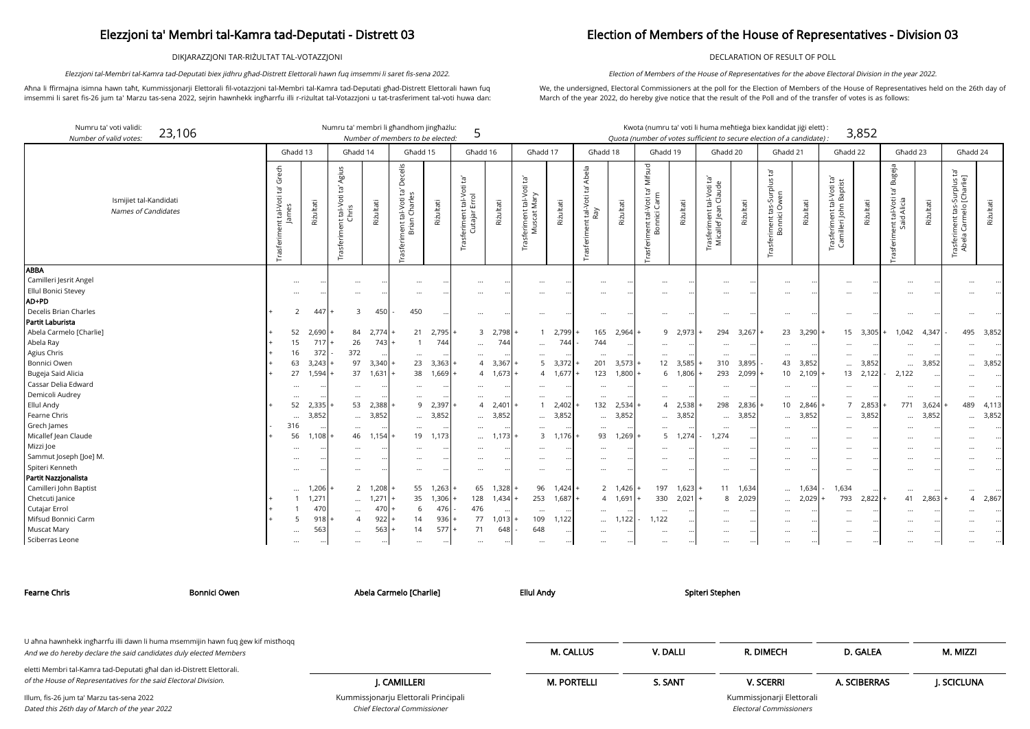# Elezzjoni ta' Membri tal-Kamra tad-Deputati - Distrett 03

DIKJARAZZJONI TAR-RIŻULTAT TAL-VOTAZZJONI

*Elezzjoni tal-Membri tal-Kamra tad-Deputati biex jidhru għad-Distrett Elettorali hawn fuq imsemmi li saret fis-sena 2022.*

Aħna li ffirmajna isimna hawn taħt, Kummissjonarji Elettorali fil-votazzjoni tal-Membri tal-Kamra tad-Deputati għad-Distrett Elettorali hawn fuq imsemmi li saret fis-26 jum ta' Marzu tas-sena 2022, sejrin hawnhekk ingħarrfu illi r-riżultat tal-Votazzjoni u tat-trasferiment tal-voti huwa dan:

# Election of Members of the House of Representatives - Division 03

DECLARATION OF RESULT OF POLL

*Election of Members of the House of Representatives for the above Electoral Division in the year 2022.*

We, the undersigned, Electoral Commissioners at the poll for the Election of Members of the House of Representatives held on the 26th day of March of the year 2022, do hereby give notice that the result of the Poll and of the transfer of votes is as follows:

Numru ta' voti validi: / *Number of valid votes:* **23,106**

Numru ta' membri li għandhom jingħażlu: / *Number of members to be elected:* **5**

Kwota (numru ta' voti li huma meħtieġa biex kandidat jiġi elett) : / *Quota (number of votes sufficient to secure election of a candidate) :* **3,852**

| Ismijiet tal-Kandidati / *Names of Candidates* | Għadd 13 | | Għadd 14 | | Għadd 15 | | Għadd 16 | | Għadd 17 | | Għadd 18 | | Għadd 19 | | Għadd 20 | | Għadd 21 | | Għadd 22 | | Għadd 23 | | Għadd 24 | |
|---|---|---|---|---|---|---|---|---|---|---|---|---|---|---|---|---|---|---|---|---|---|---|---|---|
| | Trasferiment tal-Voti ta' Grech James | Riżultati | Trasferiment tal-Voti ta' Agius Chris | Riżultati | Trasferiment tal-Voti ta' Decelis Brian Charles | Riżultati | Trasferiment tal-Voti ta' Cutajar Errol | Riżultati | Trasferiment tal-Voti ta' Muscat Mary | Riżultati | Trasferiment tal-Voti ta' Abela Ray | Riżultati | Trasferiment tal-Voti ta' Mifsud Bonnici Carm | Riżultati | Trasferiment tal-Voti ta' Micallef Jean Claude | Riżultati | Trasferiment tas-Surplus ta' Bonnici Owen | Riżultati | Trasferiment tal-Voti ta' Camilleri John Baptist | Riżultati | Trasferiment tal-Voti ta' Bugeja Said Alicia | Riżultati | Trasferiment tas-Surplus ta' Abela Carmelo [Charlie] | Riżultati |
| **ABBA** | | | | | | | | | | | | | | | | | | | | | | | | |
| Camilleri Jesrit Angel | ... | ... | ... | ... | ... | ... | ... | ... | ... | ... | ... | ... | ... | ... | ... | ... | ... | ... | ... | ... | ... | ... | ... | ... |
| Ellul Bonici Stevey | ... | ... | ... | ... | ... | ... | ... | ... | ... | ... | ... | ... | ... | ... | ... | ... | ... | ... | ... | ... | ... | ... | ... | ... |
| **AD+PD** | | | | | | | | | | | | | | | | | | | | | | | | |
| Decelis Brian Charles | + 2 | 447 | + 3 | 450 | - 450 | ... | ... | ... | ... | ... | ... | ... | ... | ... | ... | ... | ... | ... | ... | ... | ... | ... | ... | ... |
| **Partit Laburista** | | | | | | | | | | | | | | | | | | | | | | | | |
| Abela Carmelo [Charlie] | + 52 | 2,690 | + 84 | 2,774 | + 21 | 2,795 | + 3 | 2,798 | + 1 | 2,799 | + 165 | 2,964 | + 9 | 2,973 | + 294 | 3,267 | + 23 | 3,290 | + 15 | 3,305 | + 1,042 | 4,347 | - 495 | 3,852 |
| Abela Ray | + 15 | 717 | + 26 | 743 | + 1 | 744 | ... | 744 | ... | 744 | - 744 | ... | ... | ... | ... | ... | ... | ... | ... | ... | ... | ... | ... | ... |
| Agius Chris | + 16 | 372 | - 372 | ... | ... | ... | ... | ... | ... | ... | ... | ... | ... | ... | ... | ... | ... | ... | ... | ... | ... | ... | ... | ... |
| Bonnici Owen | + 63 | 3,243 | + 97 | 3,340 | + 23 | 3,363 | + 4 | 3,367 | + 5 | 3,372 | + 201 | 3,573 | + 12 | 3,585 | + 310 | 3,895 | - 43 | 3,852 | ... | 3,852 | ... | 3,852 | ... | 3,852 |
| Bugeja Said Alicia | + 27 | 1,594 | + 37 | 1,631 | + 38 | 1,669 | + 4 | 1,673 | + 4 | 1,677 | + 123 | 1,800 | + 6 | 1,806 | + 293 | 2,099 | + 10 | 2,109 | + 13 | 2,122 | - 2,122 | ... | ... | ... |
| Cassar Delia Edward | ... | ... | ... | ... | ... | ... | ... | ... | ... | ... | ... | ... | ... | ... | ... | ... | ... | ... | ... | ... | ... | ... | ... | ... |
| Demicoli Audrey | ... | ... | ... | ... | ... | ... | ... | ... | ... | ... | ... | ... | ... | ... | ... | ... | ... | ... | ... | ... | ... | ... | ... | ... |
| Ellul Andy | + 52 | 2,335 | + 53 | 2,388 | + 9 | 2,397 | + 4 | 2,401 | + 1 | 2,402 | + 132 | 2,534 | + 4 | 2,538 | + 298 | 2,836 | + 10 | 2,846 | + 7 | 2,853 | + 771 | 3,624 | + 489 | 4,113 |
| Fearne Chris | ... | 3,852 | ... | 3,852 | ... | 3,852 | ... | 3,852 | ... | 3,852 | ... | 3,852 | ... | 3,852 | ... | 3,852 | ... | 3,852 | ... | 3,852 | ... | 3,852 | ... | 3,852 |
| Grech James | - 316 | ... | ... | ... | ... | ... | ... | ... | ... | ... | ... | ... | ... | ... | ... | ... | ... | ... | ... | ... | ... | ... | ... | ... |
| Micallef Jean Claude | + 56 | 1,108 | + 46 | 1,154 | + 19 | 1,173 | ... | 1,173 | + 3 | 1,176 | + 93 | 1,269 | + 5 | 1,274 | - 1,274 | ... | ... | ... | ... | ... | ... | ... | ... | ... |
| Mizzi Joe | ... | ... | ... | ... | ... | ... | ... | ... | ... | ... | ... | ... | ... | ... | ... | ... | ... | ... | ... | ... | ... | ... | ... | ... |
| Sammut Joseph [Joe] M. | ... | ... | ... | ... | ... | ... | ... | ... | ... | ... | ... | ... | ... | ... | ... | ... | ... | ... | ... | ... | ... | ... | ... | ... |
| Spiteri Kenneth | ... | ... | ... | ... | ... | ... | ... | ... | ... | ... | ... | ... | ... | ... | ... | ... | ... | ... | ... | ... | ... | ... | ... | ... |
| **Partit Nazzjonalista** | | | | | | | | | | | | | | | | | | | | | | | | |
| Camilleri John Baptist | ... | 1,206 | + 2 | 1,208 | + 55 | 1,263 | + 65 | 1,328 | + 96 | 1,424 | + 2 | 1,426 | + 197 | 1,623 | + 11 | 1,634 | ... | 1,634 | - 1,634 | ... | ... | ... | ... | ... |
| Chetcuti Janice | + 1 | 1,271 | ... | 1,271 | + 35 | 1,306 | + 128 | 1,434 | + 253 | 1,687 | + 4 | 1,691 | + 330 | 2,021 | + 8 | 2,029 | ... | 2,029 | + 793 | 2,822 | + 41 | 2,863 | + 4 | 2,867 |
| Cutajar Errol | + 1 | 470 | ... | 470 | + 6 | 476 | - 476 | ... | ... | ... | ... | ... | ... | ... | ... | ... | ... | ... | ... | ... | ... | ... | ... | ... |
| Mifsud Bonnici Carm | + 5 | 918 | + 4 | 922 | + 14 | 936 | + 77 | 1,013 | + 109 | 1,122 | ... | 1,122 | - 1,122 | ... | ... | ... | ... | ... | ... | ... | ... | ... | ... | ... |
| Muscat Mary | ... | 563 | ... | 563 | + 14 | 577 | + 71 | 648 | - 648 | ... | ... | ... | ... | ... | ... | ... | ... | ... | ... | ... | ... | ... | ... | ... |
| Sciberras Leone | ... | ... | ... | ... | ... | ... | ... | ... | ... | ... | ... | ... | ... | ... | ... | ... | ... | ... | ... | ... | ... | ... | ... | ... |

**Fearne Chris** &nbsp; **Bonnici Owen** &nbsp; **Abela Carmelo [Charlie]** &nbsp; **Ellul Andy** &nbsp; **Spiteri Stephen**

U aħna hawnhekk ingħarrfu illi dawn li huma msemmijin hawn fuq ġew kif mistħoqq
*And we do hereby declare the said candidates duly elected Members*

eletti Membri tal-Kamra tad-Deputati għal dan id-Distrett Elettorali.
*of the House of Representatives for the said Electoral Division.*

Illum, fis-26 jum ta' Marzu tas-sena 2022
*Dated this 26th day of March of the year 2022*

**J. CAMILLERI**
Kummissjonarju Elettorali Prinċipali
*Chief Electoral Commissioner*

**M. CALLUS** &nbsp; **V. DALLI** &nbsp; **R. DIMECH** &nbsp; **D. GALEA** &nbsp; **M. MIZZI**

**M. PORTELLI** &nbsp; **S. SANT** &nbsp; **V. SCERRI** &nbsp; **A. SCIBERRAS** &nbsp; **J. SCICLUNA**

Kummissjonarji Elettorali
*Electoral Commissioners*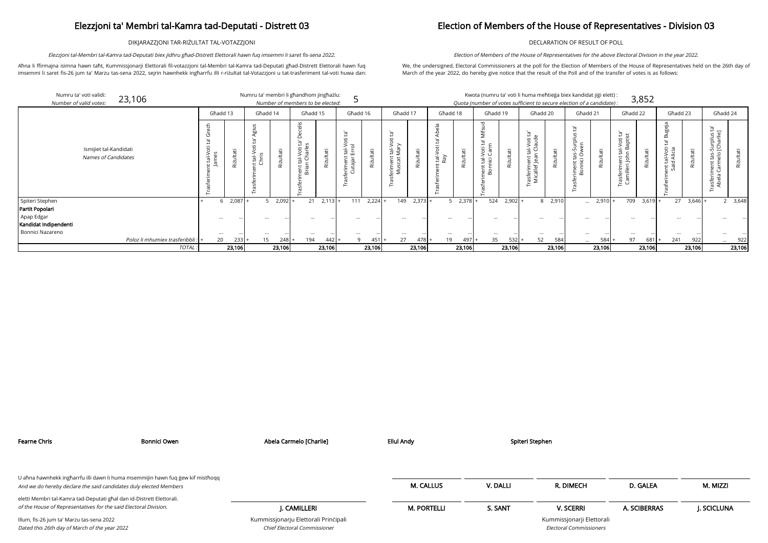# Elezzjoni ta' Membri tal-Kamra tad-Deputati - Distrett 03

DIKJARAZZJONI TAR-RIŻULTAT TAL-VOTAZZJONI

*Elezzjoni tal-Membri tal-Kamra tad-Deputati biex jidhru għad-Distrett Elettorali hawn fuq imsemmi li saret fis-sena 2022.*

Aħna li ffirmajna isimna hawn taħt, Kummissjonarji Elettorali fil-votazzjoni tal-Membri tal-Kamra tad-Deputati għad-Distrett Elettorali hawn fuq imsemmi li saret fis-26 jum ta' Marzu tas-sena 2022, sejrin hawnhekk ingħarrfu illi r-riżultat tal-Votazzjoni u tat-trasferiment tal-voti huwa dan:

# Election of Members of the House of Representatives - Division 03

DECLARATION OF RESULT OF POLL

*Election of Members of the House of Representatives for the above Electoral Division in the year 2022.*

We, the undersigned, Electoral Commissioners at the poll for the Election of Members of the House of Representatives held on the 26th day of March of the year 2022, do hereby give notice that the result of the Poll and of the transfer of votes is as follows:

Numru ta' voti validi: *Number of valid votes:* 23,106

Numru ta' membri li għandhom jingħażlu: *Number of members to be elected:* 5

Kwota (numru ta' voti li huma meħtieġa biex kandidat jiġi elett) : *Quota (number of votes sufficient to secure election of a candidate) :* 3,852

| Ismijiet tal-Kandidati *Names of Candidates* | Għadd 13 | | Għadd 14 | | Għadd 15 | | Għadd 16 | | Għadd 17 | | Għadd 18 | | Għadd 19 | | Għadd 20 | | Għadd 21 | | Għadd 22 | | Għadd 23 | | Għadd 24 | |
|---|---|---|---|---|---|---|---|---|---|---|---|---|---|---|---|---|---|---|---|---|---|---|---|---|
| | Trasferiment tal-Voti ta' Grech James | Riżultati | Trasferiment tal-Voti ta' Agius Chris | Riżultati | Trasferiment tal-Voti ta' Decelis Brian Charles | Riżultati | Trasferiment tal-Voti ta' Cutajar Errol | Riżultati | Trasferiment tal-Voti ta' Muscat Mary | Riżultati | Trasferiment tal-Voti ta' Abela Ray | Riżultati | Trasferiment tal-Voti ta' Mifsud Bonnici Carm | Riżultati | Trasferiment tal-Voti ta' Micallef Jean Claude | Riżultati | Trasferiment tas-Surplus ta' Bonnici Owen | Riżultati | Trasferiment tal-Voti ta' Camilleri John Baptist | Riżultati | Trasferiment tal-Voti ta' Bugeja Said Alicia | Riżultati | Trasferiment tas-Surplus ta' Abela Carmelo [Charlie] | Riżultati |
| Spiteri Stephen | + 6 | 2,087 | + 5 | 2,092 | + 21 | 2,113 | + 111 | 2,224 | + 149 | 2,373 | + 5 | 2,378 | + 524 | 2,902 | + 8 | 2,910 | ... | 2,910 | + 709 | 3,619 | + 27 | 3,646 | + 2 | 3,648 |
| **Partit Popolari** | | | | | | | | | | | | | | | | | | | | | | | | |
| Apap Edgar | ... | ... | ... | ... | ... | ... | ... | ... | ... | ... | ... | ... | ... | ... | ... | ... | ... | ... | ... | ... | ... | ... | ... | ... |
| **Kandidat Indipendenti** | | | | | | | | | | | | | | | | | | | | | | | | |
| Bonnici Nazareno | ... | ... | ... | ... | ... | ... | ... | ... | ... | ... | ... | ... | ... | ... | ... | ... | ... | ... | ... | ... | ... | ... | ... | ... |
| Poloz li mhumiex trasferibbli : | + 20 | 233 | + 15 | 248 | + 194 | 442 | + 9 | 451 | + 27 | 478 | + 19 | 497 | + 35 | 532 | + 52 | 584 | ... | 584 | + 97 | 681 | + 241 | 922 | ... | 922 |
| TOTAL : | | 23,106 | | 23,106 | | 23,106 | | 23,106 | | 23,106 | | 23,106 | | 23,106 | | 23,106 | | 23,106 | | 23,106 | | 23,106 | | 23,106 |

**Fearne Chris** **Bonnici Owen** **Abela Carmelo [Charlie]** **Ellul Andy** **Spiteri Stephen**

U aħna hawnhekk ingħarrfu illi dawn li huma msemmijin hawn fuq ġew kif mistħoqq
*And we do hereby declare the said candidates duly elected Members*

eletti Membri tal-Kamra tad-Deputati għal dan id-Distrett Elettorali.
*of the House of Representatives for the said Electoral Division.*

Illum, fis-26 jum ta' Marzu tas-sena 2022
*Dated this 26th day of March of the year 2022*

**J. CAMILLERI**
Kummissjonarju Elettorali Prinċipali
*Chief Electoral Commissioner*

| **M. CALLUS** | **V. DALLI** | **R. DIMECH** | **D. GALEA** | **M. MIZZI** |
|---|---|---|---|---|
| **M. PORTELLI** | **S. SANT** | **V. SCERRI** | **A. SCIBERRAS** | **J. SCICLUNA** |

Kummissjonarji Elettorali
*Electoral Commissioners*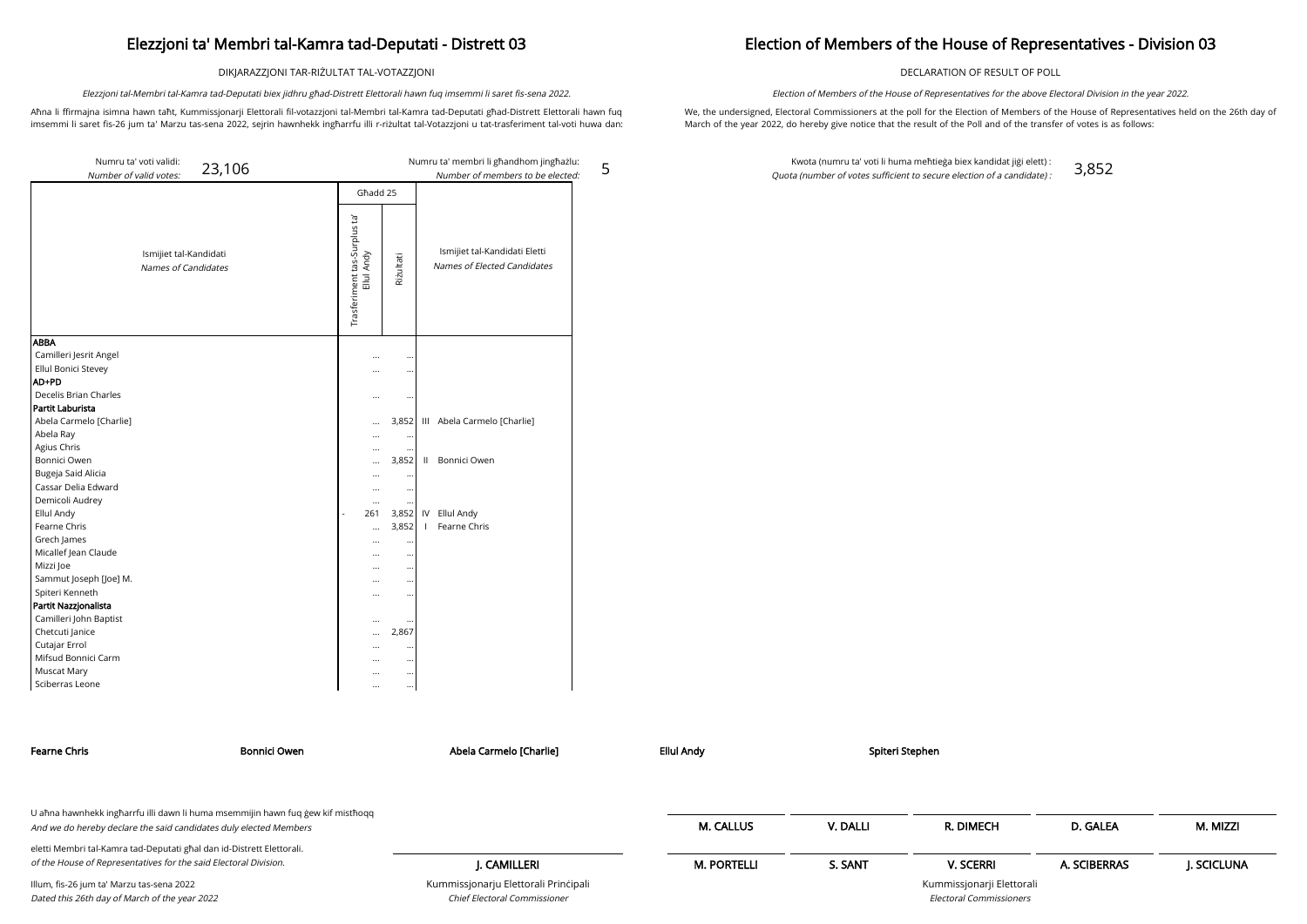# Elezzjoni ta' Membri tal-Kamra tad-Deputati - Distrett 03

DIKJARAZZJONI TAR-RIŻULTAT TAL-VOTAZZJONI

*Elezzjoni tal-Membri tal-Kamra tad-Deputati biex jidhru għad-Distrett Elettorali hawn fuq imsemmi li saret fis-sena 2022.*

Aħna li ffirmajna isimna hawn taħt, Kummissjonarji Elettorali fil-votazzjoni tal-Membri tal-Kamra tad-Deputati għad-Distrett Elettorali hawn fuq imsemmi li saret fis-26 jum ta' Marzu tas-sena 2022, sejrin hawnhekk ingħarrfu illi r-riżultat tal-Votazzjoni u tat-trasferiment tal-voti huwa dan:

# Election of Members of the House of Representatives - Division 03

DECLARATION OF RESULT OF POLL

*Election of Members of the House of Representatives for the above Electoral Division in the year 2022.*

We, the undersigned, Electoral Commissioners at the poll for the Election of Members of the House of Representatives held on the 26th day of March of the year 2022, do hereby give notice that the result of the Poll and of the transfer of votes is as follows:

Numru ta' voti validi: / *Number of valid votes:* 23,106

Numru ta' membri li għandhom jingħażlu: / *Number of members to be elected:* 5

Kwota (numru ta' voti li huma meħtieġa biex kandidat jiġi elett) : / *Quota (number of votes sufficient to secure election of a candidate) :* 3,852

| Ismijiet tal-Kandidati / *Names of Candidates* | Għadd 25 | | Ismijiet tal-Kandidati Eletti / *Names of Elected Candidates* |
|---|---|---|---|
| | Trasferiment tas-Surplus ta' Ellul Andy | Riżultati | |
| **ABBA** | | | |
| Camilleri Jesrit Angel | ... | ... | |
| Ellul Bonici Stevey | ... | ... | |
| **AD+PD** | | | |
| Decelis Brian Charles | ... | ... | |
| **Partit Laburista** | | | |
| Abela Carmelo [Charlie] | ... | 3,852 | III Abela Carmelo [Charlie] |
| Abela Ray | ... | ... | |
| Agius Chris | ... | ... | |
| Bonnici Owen | ... | 3,852 | II Bonnici Owen |
| Bugeja Said Alicia | ... | ... | |
| Cassar Delia Edward | ... | ... | |
| Demicoli Audrey | ... | ... | |
| Ellul Andy | - 261 | 3,852 | IV Ellul Andy |
| Fearne Chris | ... | 3,852 | I Fearne Chris |
| Grech James | ... | ... | |
| Micallef Jean Claude | ... | ... | |
| Mizzi Joe | ... | ... | |
| Sammut Joseph [Joe] M. | ... | ... | |
| Spiteri Kenneth | ... | ... | |
| **Partit Nazzjonalista** | | | |
| Camilleri John Baptist | ... | ... | |
| Chetcuti Janice | ... | 2,867 | |
| Cutajar Errol | ... | ... | |
| Mifsud Bonnici Carm | ... | ... | |
| Muscat Mary | ... | ... | |
| Sciberras Leone | ... | ... | |

**Fearne Chris** **Bonnici Owen** **Abela Carmelo [Charlie]** **Ellul Andy** **Spiteri Stephen**

U aħna hawnhekk ingħarrfu illi dawn li huma msemmijin hawn fuq ġew kif mistħoqq
*And we do hereby declare the said candidates duly elected Members*

eletti Membri tal-Kamra tad-Deputati għal dan id-Distrett Elettorali.
*of the House of Representatives for the said Electoral Division.*

Illum, fis-26 jum ta' Marzu tas-sena 2022
*Dated this 26th day of March of the year 2022*

**J. CAMILLERI**
Kummissjonarju Elettorali Prinċipali
*Chief Electoral Commissioner*

| **M. CALLUS** | **V. DALLI** | **R. DIMECH** | **D. GALEA** | **M. MIZZI** |
|---|---|---|---|---|
| **M. PORTELLI** | **S. SANT** | **V. SCERRI** | **A. SCIBERRAS** | **J. SCICLUNA** |

Kummissjonarji Elettorali
*Electoral Commissioners*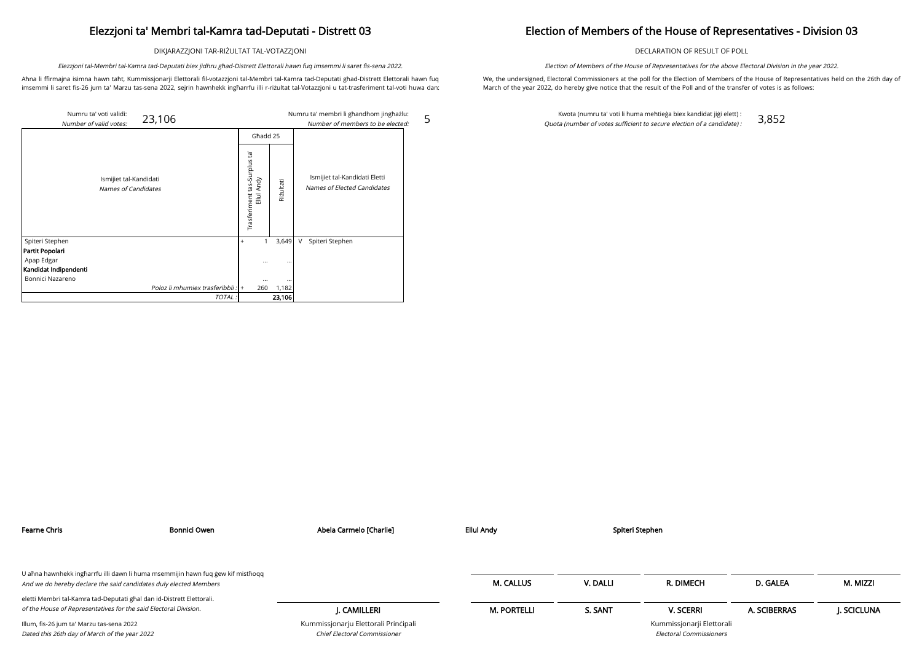# Elezzjoni ta' Membri tal-Kamra tad-Deputati - Distrett 03

DIKJARAZZJONI TAR-RIŻULTAT TAL-VOTAZZJONI

*Elezzjoni tal-Membri tal-Kamra tad-Deputati biex jidhru għad-Distrett Elettorali hawn fuq imsemmi li saret fis-sena 2022.*

Aħna li ffirmajna isimna hawn taħt, Kummissjonarji Elettorali fil-votazzjoni tal-Membri tal-Kamra tad-Deputati għad-Distrett Elettorali hawn fuq imsemmi li saret fis-26 jum ta' Marzu tas-sena 2022, sejrin hawnhekk ingħarrfu illi r-riżultat tal-Votazzjoni u tat-trasferiment tal-voti huwa dan:

# Election of Members of the House of Representatives - Division 03

DECLARATION OF RESULT OF POLL

*Election of Members of the House of Representatives for the above Electoral Division in the year 2022.*

We, the undersigned, Electoral Commissioners at the poll for the Election of Members of the House of Representatives held on the 26th day of March of the year 2022, do hereby give notice that the result of the Poll and of the transfer of votes is as follows:

Numru ta' voti validi: / *Number of valid votes:* 23,106

Numru ta' membri li għandhom jingħażlu: / *Number of members to be elected:* 5

Kwota (numru ta' voti li huma meħtieġa biex kandidat jiġi elett) : / *Quota (number of votes sufficient to secure election of a candidate) :* 3,852

| Ismijiet tal-Kandidati / *Names of Candidates* | Għadd 25 | | | Ismijiet tal-Kandidati Eletti / *Names of Elected Candidates* |
|---|---|---|---|---|
| | Trasferiment tas-Surplus ta' Ellul Andy | | Riżultati | |
| Spiteri Stephen | + | 1 | 3,649 | V Spiteri Stephen |
| **Partit Popolari** | | | | |
| Apap Edgar | | ... | ... | |
| **Kandidat Indipendenti** | | | | |
| Bonnici Nazareno | | ... | ... | |
| *Poloz li mhumiex trasferibbli :* | + | 260 | 1,182 | |
| *TOTAL :* | | | **23,106** | |

**Fearne Chris** **Bonnici Owen** **Abela Carmelo [Charlie]** **Ellul Andy** **Spiteri Stephen**

U aħna hawnhekk ingħarrfu illi dawn li huma msemmijin hawn fuq ġew kif mistħoqq
*And we do hereby declare the said candidates duly elected Members*

eletti Membri tal-Kamra tad-Deputati għal dan id-Distrett Elettorali.
*of the House of Representatives for the said Electoral Division.*

Illum, fis-26 jum ta' Marzu tas-sena 2022
*Dated this 26th day of March of the year 2022*

**J. CAMILLERI**
Kummissjonarju Elettorali Prinċipali
*Chief Electoral Commissioner*

**M. CALLUS** **V. DALLI** **R. DIMECH** **D. GALEA** **M. MIZZI**

**M. PORTELLI** **S. SANT** **V. SCERRI** **A. SCIBERRAS** **J. SCICLUNA**

Kummissjonarji Elettorali
*Electoral Commissioners*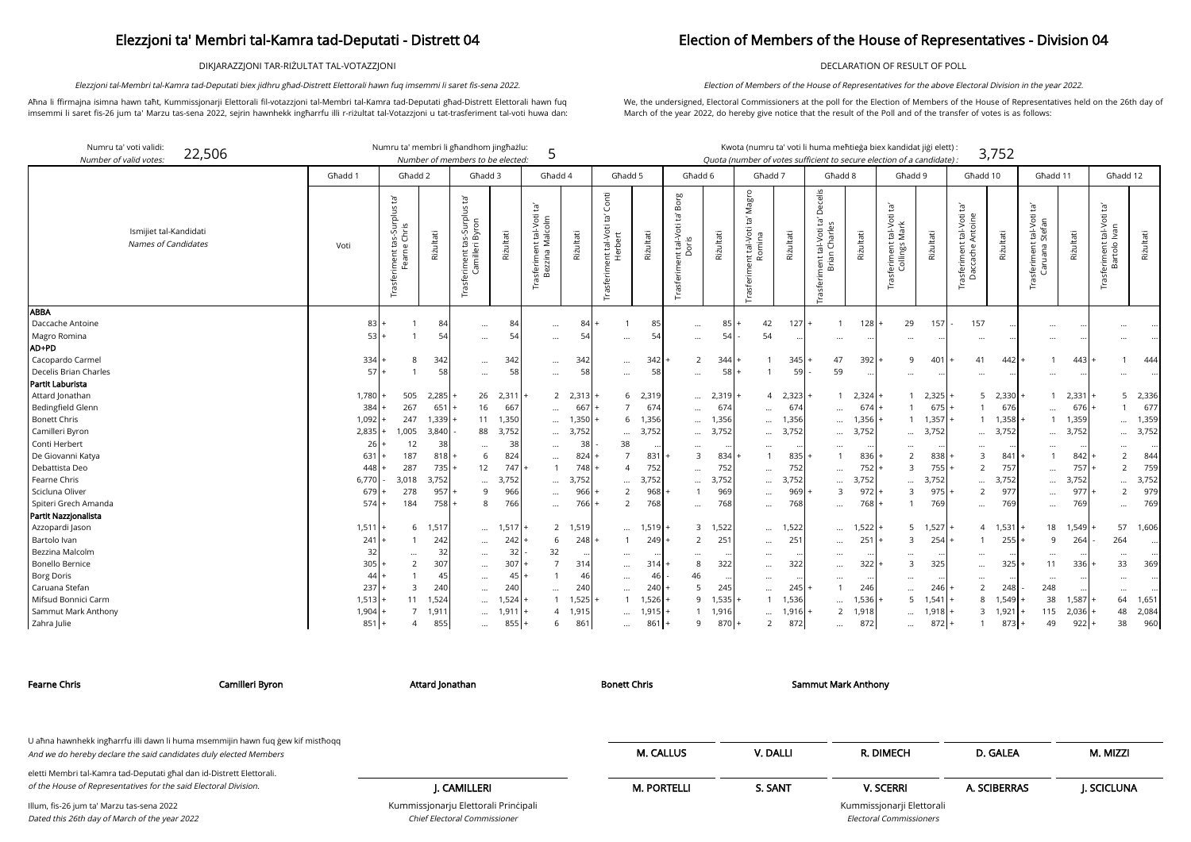# Elezzjoni ta' Membri tal-Kamra tad-Deputati - Distrett 04

# Election of Members of the House of Representatives - Division 04

DIKJARAZZJONI TAR-RIŻULTAT TAL-VOTAZZJONI

DECLARATION OF RESULT OF POLL

*Elezzjoni tal-Membri tal-Kamra tad-Deputati biex jidhru għad-Distrett Elettorali hawn fuq imsemmi li saret fis-sena 2022.*

*Election of Members of the House of Representatives for the above Electoral Division in the year 2022.*

Aħna li ffirmajna isimna hawn taħt, Kummissjonarji Elettorali fil-votazzjoni tal-Membri tal-Kamra tad-Deputati għad-Distrett Elettorali hawn fuq imsemmi li saret fis-26 jum ta' Marzu tas-sena 2022, sejrin hawnhekk ingħarrfu illi r-riżultat tal-Votazzjoni u tat-trasferiment tal-voti huwa dan:

We, the undersigned, Electoral Commissioners at the poll for the Election of Members of the House of Representatives held on the 26th day of March of the year 2022, do hereby give notice that the result of the Poll and of the transfer of votes is as follows:

Numru ta' voti validi: / *Number of valid votes:* 22,506

Numru ta' membri li għandhom jingħażlu: / *Number of members to be elected:* 5

Kwota (numru ta' voti li huma meħtieġa biex kandidat jiġi elett) : / *Quota (number of votes sufficient to secure election of a candidate) :* 3,752

| Ismijiet tal-Kandidati / *Names of Candidates* | Għadd 1 | Għadd 2 | | Għadd 3 | | Għadd 4 | | Għadd 5 | | Għadd 6 | | Għadd 7 | | Għadd 8 | | Għadd 9 | | Għadd 10 | | Għadd 11 | | Għadd 12 | |
|---|---|---|---|---|---|---|---|---|---|---|---|---|---|---|---|---|---|---|---|---|---|---|---|
| | Voti | Trasferiment tas-Surplus ta' Fearne Chris | Riżultati | Trasferiment tas-Surplus ta' Camilleri Byron | Riżultati | Trasferiment tal-Voti ta' Bezzina Malcolm | Riżultati | Trasferiment tal-Voti ta' Conti Herbert | Riżultati | Trasferiment tal-Voti ta' Borg Doris | Riżultati | Trasferiment tal-Voti ta' Magro Romina | Riżultati | Trasferiment tal-Voti ta' Decelis Brian Charles | Riżultati | Trasferiment tal-Voti ta' Collings Mark | Riżultati | Trasferiment tal-Voti ta' Daccache Antoine | Riżultati | Trasferiment tal-Voti ta' Caruana Stefan | Riżultati | Trasferiment tal-Voti ta' Bartolo Ivan | Riżultati |
| **ABBA** | | | | | | | | | | | | | | | | | | | | | | | |
| Daccache Antoine | 83 | + 1 | 84 | ... | 84 | ... | 84 | + 1 | 85 | ... | 85 | + 42 | 127 | + 1 | 128 | + 29 | 157 | - 157 | ... | ... | ... | ... | ... |
| Magro Romina | 53 | + 1 | 54 | ... | 54 | ... | 54 | ... | 54 | ... | 54 | - 54 | ... | ... | ... | ... | ... | ... | ... | ... | ... | ... | ... |
| **AD+PD** | | | | | | | | | | | | | | | | | | | | | | | |
| Cacopardo Carmel | 334 | + 8 | 342 | ... | 342 | ... | 342 | ... | 342 | + 2 | 344 | + 1 | 345 | + 47 | 392 | + 9 | 401 | + 41 | 442 | + 1 | 443 | + 1 | 444 |
| Decelis Brian Charles | 57 | + 1 | 58 | ... | 58 | ... | 58 | ... | 58 | ... | 58 | + 1 | 59 | - 59 | ... | ... | ... | ... | ... | ... | ... | ... | ... |
| **Partit Laburista** | | | | | | | | | | | | | | | | | | | | | | | |
| Attard Jonathan | 1,780 | + 505 | 2,285 | + 26 | 2,311 | + 2 | 2,313 | + 6 | 2,319 | ... | 2,319 | + 4 | 2,323 | + 1 | 2,324 | + 1 | 2,325 | + 5 | 2,330 | + 1 | 2,331 | + 5 | 2,336 |
| Bedingfield Glenn | 384 | + 267 | 651 | + 16 | 667 | ... | 667 | + 7 | 674 | ... | 674 | ... | 674 | ... | 674 | + 1 | 675 | + 1 | 676 | ... | 676 | + 1 | 677 |
| Bonett Chris | 1,092 | + 247 | 1,339 | + 11 | 1,350 | ... | 1,350 | + 6 | 1,356 | ... | 1,356 | ... | 1,356 | ... | 1,356 | + 1 | 1,357 | + 1 | 1,358 | + 1 | 1,359 | ... | 1,359 |
| Camilleri Byron | 2,835 | + 1,005 | 3,840 | - 88 | 3,752 | ... | 3,752 | ... | 3,752 | ... | 3,752 | ... | 3,752 | ... | 3,752 | ... | 3,752 | ... | 3,752 | ... | 3,752 | ... | 3,752 |
| Conti Herbert | 26 | + 12 | 38 | ... | 38 | ... | 38 | - 38 | ... | ... | ... | ... | ... | ... | ... | ... | ... | ... | ... | ... | ... | ... | ... |
| De Giovanni Katya | 631 | + 187 | 818 | + 6 | 824 | ... | 824 | + 7 | 831 | + 3 | 834 | + 1 | 835 | + 1 | 836 | + 2 | 838 | + 3 | 841 | + 1 | 842 | + 2 | 844 |
| Debattista Deo | 448 | + 287 | 735 | + 12 | 747 | + 1 | 748 | + 4 | 752 | ... | 752 | ... | 752 | ... | 752 | + 3 | 755 | + 2 | 757 | ... | 757 | + 2 | 759 |
| Fearne Chris | 6,770 | - 3,018 | 3,752 | ... | 3,752 | ... | 3,752 | ... | 3,752 | ... | 3,752 | ... | 3,752 | ... | 3,752 | ... | 3,752 | ... | 3,752 | ... | 3,752 | ... | 3,752 |
| Scicluna Oliver | 679 | + 278 | 957 | + 9 | 966 | ... | 966 | + 2 | 968 | + 1 | 969 | ... | 969 | + 3 | 972 | + 3 | 975 | + 2 | 977 | ... | 977 | + 2 | 979 |
| Spiteri Grech Amanda | 574 | + 184 | 758 | + 8 | 766 | ... | 766 | + 2 | 768 | ... | 768 | ... | 768 | ... | 768 | + 1 | 769 | ... | 769 | ... | 769 | ... | 769 |
| **Partit Nazzjonalista** | | | | | | | | | | | | | | | | | | | | | | | |
| Azzopardi Jason | 1,511 | + 6 | 1,517 | ... | 1,517 | + 2 | 1,519 | ... | 1,519 | + 3 | 1,522 | ... | 1,522 | ... | 1,522 | + 5 | 1,527 | + 4 | 1,531 | + 18 | 1,549 | + 57 | 1,606 |
| Bartolo Ivan | 241 | + 1 | 242 | ... | 242 | + 6 | 248 | + 1 | 249 | + 2 | 251 | ... | 251 | ... | 251 | + 3 | 254 | + 1 | 255 | + 9 | 264 | - 264 | ... |
| Bezzina Malcolm | 32 | ... | 32 | ... | 32 | - 32 | ... | ... | ... | ... | ... | ... | ... | ... | ... | ... | ... | ... | ... | ... | ... | ... | ... |
| Bonello Bernice | 305 | + 2 | 307 | ... | 307 | + 7 | 314 | ... | 314 | + 8 | 322 | ... | 322 | ... | 322 | + 3 | 325 | ... | 325 | + 11 | 336 | + 33 | 369 |
| Borg Doris | 44 | + 1 | 45 | ... | 45 | + 1 | 46 | ... | 46 | - 46 | ... | ... | ... | ... | ... | ... | ... | ... | ... | ... | ... | ... | ... |
| Caruana Stefan | 237 | + 3 | 240 | ... | 240 | ... | 240 | ... | 240 | + 5 | 245 | ... | 245 | + 1 | 246 | ... | 246 | + 2 | 248 | - 248 | ... | ... | ... |
| Mifsud Bonnici Carm | 1,513 | + 11 | 1,524 | ... | 1,524 | + 1 | 1,525 | + 1 | 1,526 | + 9 | 1,535 | + 1 | 1,536 | ... | 1,536 | + 5 | 1,541 | + 8 | 1,549 | + 38 | 1,587 | + 64 | 1,651 |
| Sammut Mark Anthony | 1,904 | + 7 | 1,911 | ... | 1,911 | + 4 | 1,915 | ... | 1,915 | + 1 | 1,916 | ... | 1,916 | + 2 | 1,918 | ... | 1,918 | + 3 | 1,921 | + 115 | 2,036 | + 48 | 2,084 |
| Zahra Julie | 851 | + 4 | 855 | ... | 855 | + 6 | 861 | ... | 861 | + 9 | 870 | + 2 | 872 | ... | 872 | ... | 872 | + 1 | 873 | + 49 | 922 | + 38 | 960 |

**Fearne Chris** **Camilleri Byron** **Attard Jonathan** **Bonett Chris** **Sammut Mark Anthony**

U aħna hawnhekk ingħarrfu illi dawn li huma msemmijin hawn fuq ġew kif mistħoqq eletti Membri tal-Kamra tad-Deputati għal dan id-Distrett Elettorali.

*And we do hereby declare the said candidates duly elected Members of the House of Representatives for the said Electoral Division.*

Illum, fis-26 jum ta' Marzu tas-sena 2022

*Dated this 26th day of March of the year 2022*

**J. CAMILLERI**

Kummissjonarju Elettorali Prinċipali

*Chief Electoral Commissioner*

**M. CALLUS** **V. DALLI** **R. DIMECH** **D. GALEA** **M. MIZZI**

**M. PORTELLI** **S. SANT** **V. SCERRI** **A. SCIBERRAS** **J. SCICLUNA**

Kummissjonarji Elettorali

*Electoral Commissioners*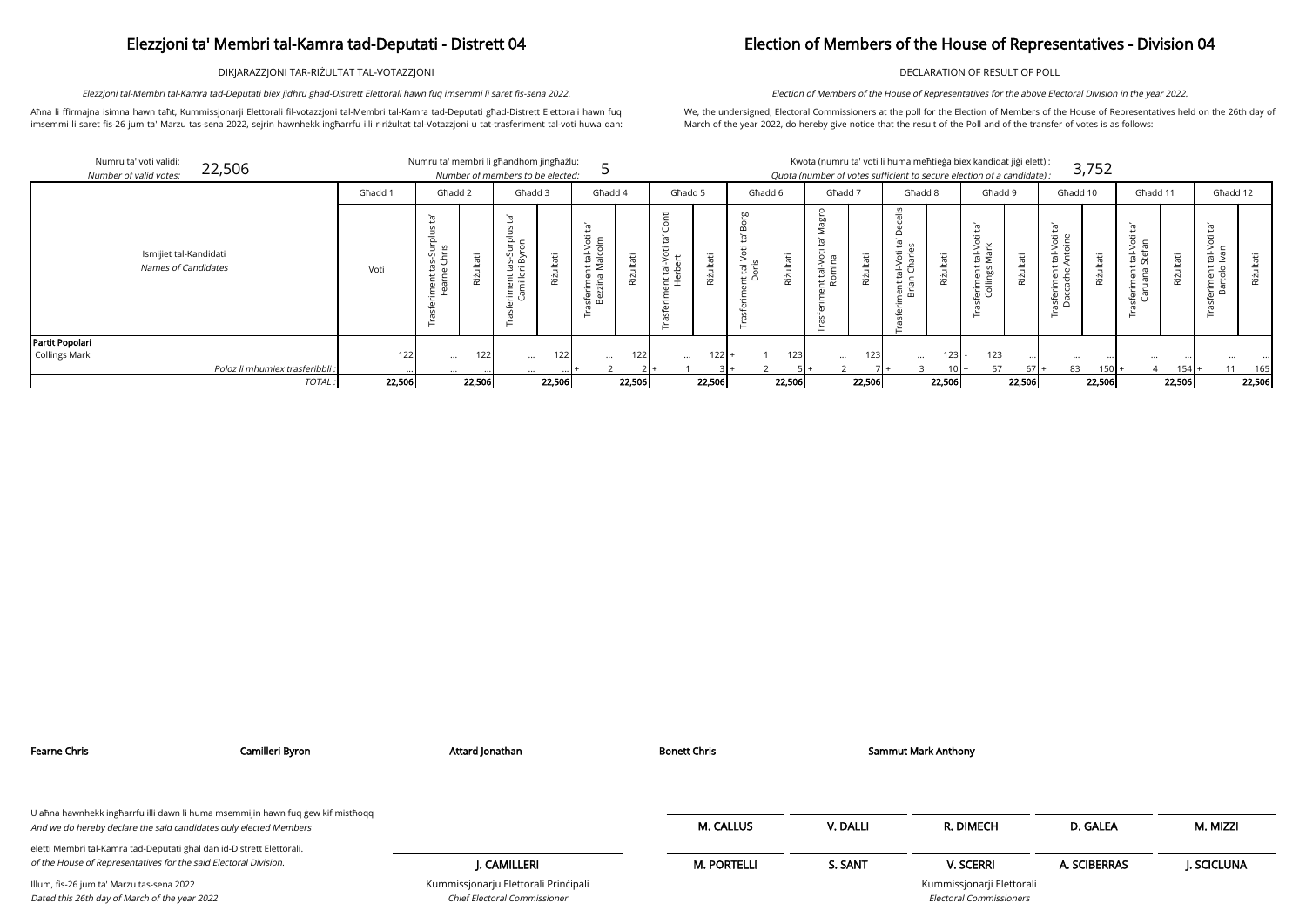# Elezzjoni ta' Membri tal-Kamra tad-Deputati - Distrett 04

DIKJARAZZJONI TAR-RIŻULTAT TAL-VOTAZZJONI

*Elezzjoni tal-Membri tal-Kamra tad-Deputati biex jidhru għad-Distrett Elettorali hawn fuq imsemmi li saret fis-sena 2022.*

Aħna li ffirmajna isimna hawn taħt, Kummissjonarji Elettorali fil-votazzjoni tal-Membri tal-Kamra tad-Deputati għad-Distrett Elettorali hawn fuq imsemmi li saret fis-26 jum ta' Marzu tas-sena 2022, sejrin hawnhekk ingħarrfu illi r-riżultat tal-Votazzjoni u tat-trasferiment tal-voti huwa dan:

# Election of Members of the House of Representatives - Division 04

DECLARATION OF RESULT OF POLL

*Election of Members of the House of Representatives for the above Electoral Division in the year 2022.*

We, the undersigned, Electoral Commissioners at the poll for the Election of Members of the House of Representatives held on the 26th day of March of the year 2022, do hereby give notice that the result of the Poll and of the transfer of votes is as follows:

Numru ta' voti validi: / *Number of valid votes:* **22,506**

Numru ta' membri li għandhom jingħażlu: / *Number of members to be elected:* **5**

Kwota (numru ta' voti li huma meħtieġa biex kandidat jiġi elett) : / *Quota (number of votes sufficient to secure election of a candidate) :* **3,752**

| Ismijiet tal-Kandidati / *Names of Candidates* | Għadd 1 | Għadd 2 | | Għadd 3 | | Għadd 4 | | Għadd 5 | | Għadd 6 | | Għadd 7 | | Għadd 8 | | Għadd 9 | | Għadd 10 | | Għadd 11 | | Għadd 12 | |
|---|---|---|---|---|---|---|---|---|---|---|---|---|---|---|---|---|---|---|---|---|---|---|---|
| | Voti | Trasferiment tas-Surplus ta' Fearne Chris | Riżultati | Trasferiment tas-Surplus ta' Camilleri Byron | Riżultati | Trasferiment tal-Voti ta' Bezzina Malcolm | Riżultati | Trasferiment tal-Voti ta' Conti Herbert | Riżultati | Trasferiment tal-Voti ta' Borg Doris | Riżultati | Trasferiment tal-Voti ta' Magro Romina | Riżultati | Trasferiment tal-Voti ta' Decelis Brian Charles | Riżultati | Trasferiment tal-Voti ta' Collings Mark | Riżultati | Trasferiment tal-Voti ta' Daccache Antoine | Riżultati | Trasferiment tal-Voti ta' Caruana Stefan | Riżultati | Trasferiment tal-Voti ta' Bartolo Ivan | Riżultati |
| **Partit Popolari** | | | | | | | | | | | | | | | | | | | | | | | |
| Collings Mark | 122 | ... | 122 | ... | 122 | ... | 122 | ... | 122 | + 1 | 123 | ... | 123 | ... | 123 | - 123 | ... | ... | ... | ... | ... | ... | ... |
| *Poloz li mhumiex trasferibbli :* | ... | ... | ... | ... | ... | + 2 | 2 | + 1 | 3 | + 2 | 5 | + 2 | 7 | + 3 | 10 | + 57 | 67 | + 83 | 150 | + 4 | 154 | + 11 | 165 |
| *TOTAL :* | **22,506** | | **22,506** | | **22,506** | | **22,506** | | **22,506** | | **22,506** | | **22,506** | | **22,506** | | **22,506** | | **22,506** | | **22,506** | | **22,506** |

**Fearne Chris** **Camilleri Byron** **Attard Jonathan** **Bonett Chris** **Sammut Mark Anthony**

U aħna hawnhekk ingħarrfu illi dawn li huma msemmijin hawn fuq ġew kif mistħoqq
*And we do hereby declare the said candidates duly elected Members*

eletti Membri tal-Kamra tad-Deputati għal dan id-Distrett Elettorali.
*of the House of Representatives for the said Electoral Division.*

Illum, fis-26 jum ta' Marzu tas-sena 2022
*Dated this 26th day of March of the year 2022*

**J. CAMILLERI**
Kummissjonarju Elettorali Prinċipali
*Chief Electoral Commissioner*

| | | | | |
|---|---|---|---|---|
| **M. CALLUS** | **V. DALLI** | **R. DIMECH** | **D. GALEA** | **M. MIZZI** |
| **M. PORTELLI** | **S. SANT** | **V. SCERRI** | **A. SCIBERRAS** | **J. SCICLUNA** |

Kummissjonarji Elettorali
*Electoral Commissioners*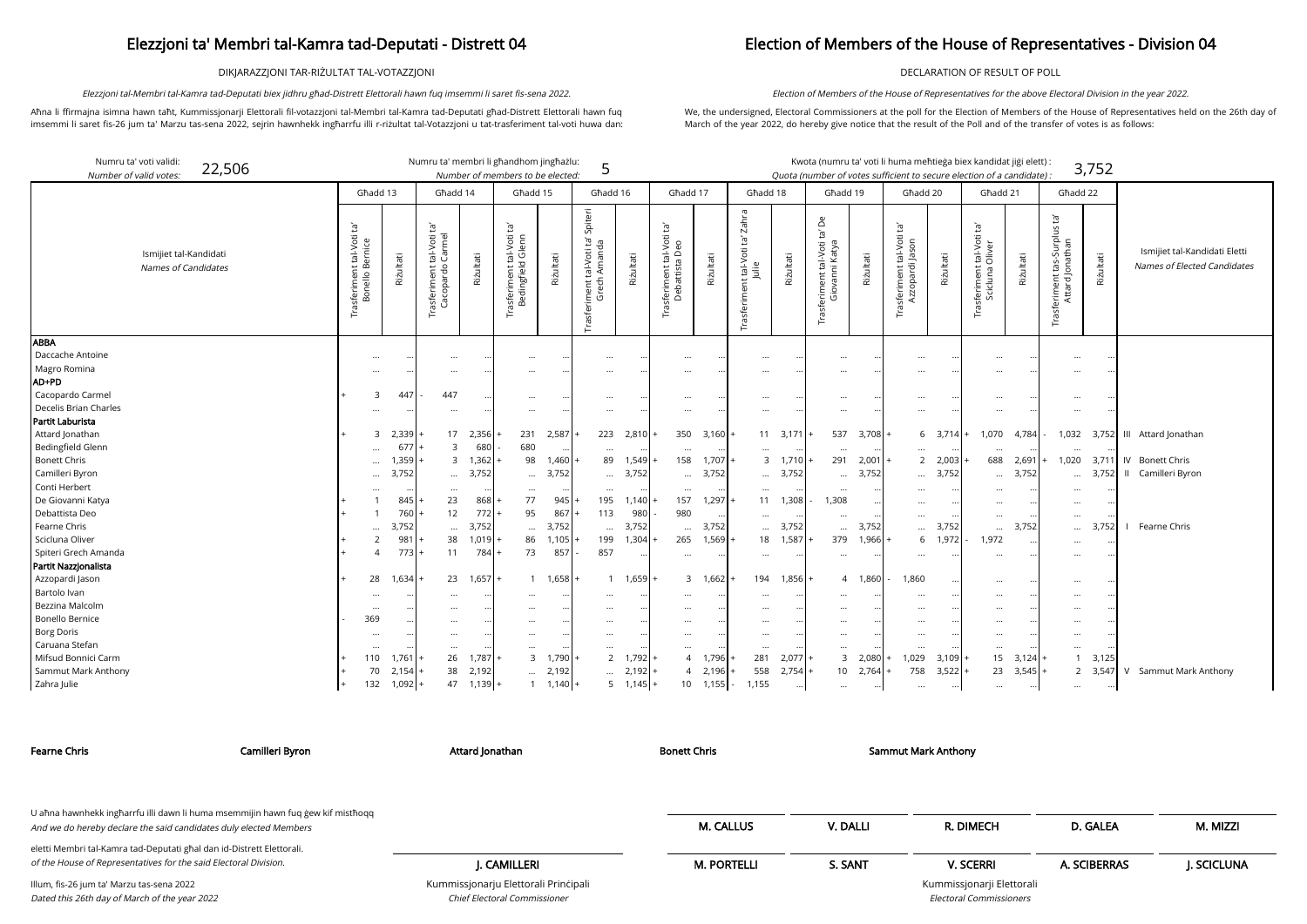# Elezzjoni ta' Membri tal-Kamra tad-Deputati - Distrett 04

# Election of Members of the House of Representatives - Division 04

DIKJARAZZJONI TAR-RIŻULTAT TAL-VOTAZZJONI

DECLARATION OF RESULT OF POLL

*Elezzjoni tal-Membri tal-Kamra tad-Deputati biex jidhru għad-Distrett Elettorali hawn fuq imsemmi li saret fis-sena 2022.*

*Election of Members of the House of Representatives for the above Electoral Division in the year 2022.*

Aħna li ffirmajna isimna hawn taħt, Kummissjonarji Elettorali fil-votazzjoni tal-Membri tal-Kamra tad-Deputati għad-Distrett Elettorali hawn fuq imsemmi li saret fis-26 jum ta' Marzu tas-sena 2022, sejrin hawnhekk ingħarrfu illi r-riżultat tal-Votazzjoni u tat-trasferiment tal-voti huwa dan:

We, the undersigned, Electoral Commissioners at the poll for the Election of Members of the House of Representatives held on the 26th day of March of the year 2022, do hereby give notice that the result of the Poll and of the transfer of votes is as follows:

Numru ta' voti validi: / *Number of valid votes:* 22,506

Numru ta' membri li għandhom jingħażlu: / *Number of members to be elected:* 5

Kwota (numru ta' voti li huma meħtieġa biex kandidat jiġi elett) : / *Quota (number of votes sufficient to secure election of a candidate) :* 3,752

| Ismijiet tal-Kandidati / *Names of Candidates* | Għadd 13 | | | Għadd 14 | | | Għadd 15 | | | Għadd 16 | | | Għadd 17 | | | Għadd 18 | | | Għadd 19 | | | Għadd 20 | | | Għadd 21 | | | Għadd 22 | | | Ismijiet tal-Kandidati Eletti / *Names of Elected Candidates* |
|---|---|---|---|---|---|---|---|---|---|---|---|---|---|---|---|---|---|---|---|---|---|---|---|---|---|---|---|---|---|---|---|
| | | Trasferiment tal-Voti ta' Bonello Bernice | Riżultati | | Trasferiment tal-Voti ta' Cacopardo Carmel | Riżultati | | Trasferiment tal-Voti ta' Bedingfield Glenn | Riżultati | | Trasferiment tal-Voti ta' Spiteri Grech Amanda | Riżultati | | Trasferiment tal-Voti ta' Debattista Deo | Riżultati | | Trasferiment tal-Voti ta' Zahra Julie | Riżultati | | Trasferiment tal-Voti ta' De Giovanni Katya | Riżultati | | Trasferiment tal-Voti ta' Azzopardi Jason | Riżultati | | Trasferiment tal-Voti ta' Scicluna Oliver | Riżultati | | Trasferiment tas-Surplus ta' Attard Jonathan | Riżultati | |
| **ABBA** | | | | | | | | | | | | | | | | | | | | | | | | | | | | | | | |
| Daccache Antoine | | ... | ... | | ... | ... | | ... | ... | | ... | ... | | ... | ... | | ... | ... | | ... | ... | | ... | ... | | ... | ... | | ... | ... | |
| Magro Romina | | ... | ... | | ... | ... | | ... | ... | | ... | ... | | ... | ... | | ... | ... | | ... | ... | | ... | ... | | ... | ... | | ... | ... | |
| **AD+PD** | | | | | | | | | | | | | | | | | | | | | | | | | | | | | | | |
| Cacopardo Carmel | + | 3 | 447 | - | 447 | ... | | ... | ... | | ... | ... | | ... | ... | | ... | ... | | ... | ... | | ... | ... | | ... | ... | | ... | ... | |
| Decelis Brian Charles | | ... | ... | | ... | ... | | ... | ... | | ... | ... | | ... | ... | | ... | ... | | ... | ... | | ... | ... | | ... | ... | | ... | ... | |
| **Partit Laburista** | | | | | | | | | | | | | | | | | | | | | | | | | | | | | | | |
| Attard Jonathan | + | 3 | 2,339 | + | 17 | 2,356 | + | 231 | 2,587 | + | 223 | 2,810 | + | 350 | 3,160 | + | 11 | 3,171 | + | 537 | 3,708 | + | 6 | 3,714 | + | 1,070 | 4,784 | - | 1,032 | 3,752 | III Attard Jonathan |
| Bedingfield Glenn | | ... | 677 | + | 3 | 680 | - | 680 | ... | | ... | ... | | ... | ... | | ... | ... | | ... | ... | | ... | ... | | ... | ... | | ... | ... | |
| Bonett Chris | | ... | 1,359 | + | 3 | 1,362 | + | 98 | 1,460 | + | 89 | 1,549 | + | 158 | 1,707 | + | 3 | 1,710 | + | 291 | 2,001 | + | 2 | 2,003 | + | 688 | 2,691 | + | 1,020 | 3,711 | IV Bonett Chris |
| Camilleri Byron | | ... | 3,752 | | ... | 3,752 | | ... | 3,752 | | ... | 3,752 | | ... | 3,752 | | ... | 3,752 | | ... | 3,752 | | ... | 3,752 | | ... | 3,752 | | ... | 3,752 | II Camilleri Byron |
| Conti Herbert | | ... | ... | | ... | ... | | ... | ... | | ... | ... | | ... | ... | | ... | ... | | ... | ... | | ... | ... | | ... | ... | | ... | ... | |
| De Giovanni Katya | + | 1 | 845 | + | 23 | 868 | + | 77 | 945 | + | 195 | 1,140 | + | 157 | 1,297 | + | 11 | 1,308 | - | 1,308 | ... | | ... | ... | | ... | ... | | ... | ... | |
| Debattista Deo | + | 1 | 760 | + | 12 | 772 | + | 95 | 867 | + | 113 | 980 | - | 980 | ... | | ... | ... | | ... | ... | | ... | ... | | ... | ... | | ... | ... | |
| Fearne Chris | | ... | 3,752 | | ... | 3,752 | | ... | 3,752 | | ... | 3,752 | | ... | 3,752 | | ... | 3,752 | | ... | 3,752 | | ... | 3,752 | | ... | 3,752 | | ... | 3,752 | I Fearne Chris |
| Scicluna Oliver | + | 2 | 981 | + | 38 | 1,019 | + | 86 | 1,105 | + | 199 | 1,304 | + | 265 | 1,569 | + | 18 | 1,587 | + | 379 | 1,966 | + | 6 | 1,972 | - | 1,972 | ... | | ... | ... | |
| Spiteri Grech Amanda | + | 4 | 773 | + | 11 | 784 | + | 73 | 857 | - | 857 | ... | | ... | ... | | ... | ... | | ... | ... | | ... | ... | | ... | ... | | ... | ... | |
| **Partit Nazzjonalista** | | | | | | | | | | | | | | | | | | | | | | | | | | | | | | | |
| Azzopardi Jason | + | 28 | 1,634 | + | 23 | 1,657 | + | 1 | 1,658 | + | 1 | 1,659 | + | 3 | 1,662 | + | 194 | 1,856 | + | 4 | 1,860 | - | 1,860 | ... | | ... | ... | | ... | ... | |
| Bartolo Ivan | | ... | ... | | ... | ... | | ... | ... | | ... | ... | | ... | ... | | ... | ... | | ... | ... | | ... | ... | | ... | ... | | ... | ... | |
| Bezzina Malcolm | | ... | ... | | ... | ... | | ... | ... | | ... | ... | | ... | ... | | ... | ... | | ... | ... | | ... | ... | | ... | ... | | ... | ... | |
| Bonello Bernice | - | 369 | ... | | ... | ... | | ... | ... | | ... | ... | | ... | ... | | ... | ... | | ... | ... | | ... | ... | | ... | ... | | ... | ... | |
| Borg Doris | | ... | ... | | ... | ... | | ... | ... | | ... | ... | | ... | ... | | ... | ... | | ... | ... | | ... | ... | | ... | ... | | ... | ... | |
| Caruana Stefan | | ... | ... | | ... | ... | | ... | ... | | ... | ... | | ... | ... | | ... | ... | | ... | ... | | ... | ... | | ... | ... | | ... | ... | |
| Mifsud Bonnici Carm | + | 110 | 1,761 | + | 26 | 1,787 | + | 3 | 1,790 | + | 2 | 1,792 | + | 4 | 1,796 | + | 281 | 2,077 | + | 3 | 2,080 | + | 1,029 | 3,109 | + | 15 | 3,124 | + | 1 | 3,125 | |
| Sammut Mark Anthony | + | 70 | 2,154 | + | 38 | 2,192 | | ... | 2,192 | | ... | 2,192 | + | 4 | 2,196 | + | 558 | 2,754 | + | 10 | 2,764 | + | 758 | 3,522 | + | 23 | 3,545 | + | 2 | 3,547 | V Sammut Mark Anthony |
| Zahra Julie | + | 132 | 1,092 | + | 47 | 1,139 | + | 1 | 1,140 | + | 5 | 1,145 | + | 10 | 1,155 | - | 1,155 | ... | | ... | ... | | ... | ... | | ... | ... | | ... | ... | |

**Fearne Chris** | **Camilleri Byron** | **Attard Jonathan** | **Bonett Chris** | **Sammut Mark Anthony**

U aħna hawnhekk ingħarrfu illi dawn li huma msemmijin hawn fuq ġew kif mistħoqq eletti Membri tal-Kamra tad-Deputati għal dan id-Distrett Elettorali.

*And we do hereby declare the said candidates duly elected Members of the House of Representatives for the said Electoral Division.*

Illum, fis-26 jum ta' Marzu tas-sena 2022

*Dated this 26th day of March of the year 2022*

**J. CAMILLERI**
Kummissjonarju Elettorali Prinċipali
*Chief Electoral Commissioner*

**M. CALLUS** | **V. DALLI** | **R. DIMECH** | **D. GALEA** | **M. MIZZI**

**M. PORTELLI** | **S. SANT** | **V. SCERRI** | **A. SCIBERRAS** | **J. SCICLUNA**

Kummissjonarji Elettorali
*Electoral Commissioners*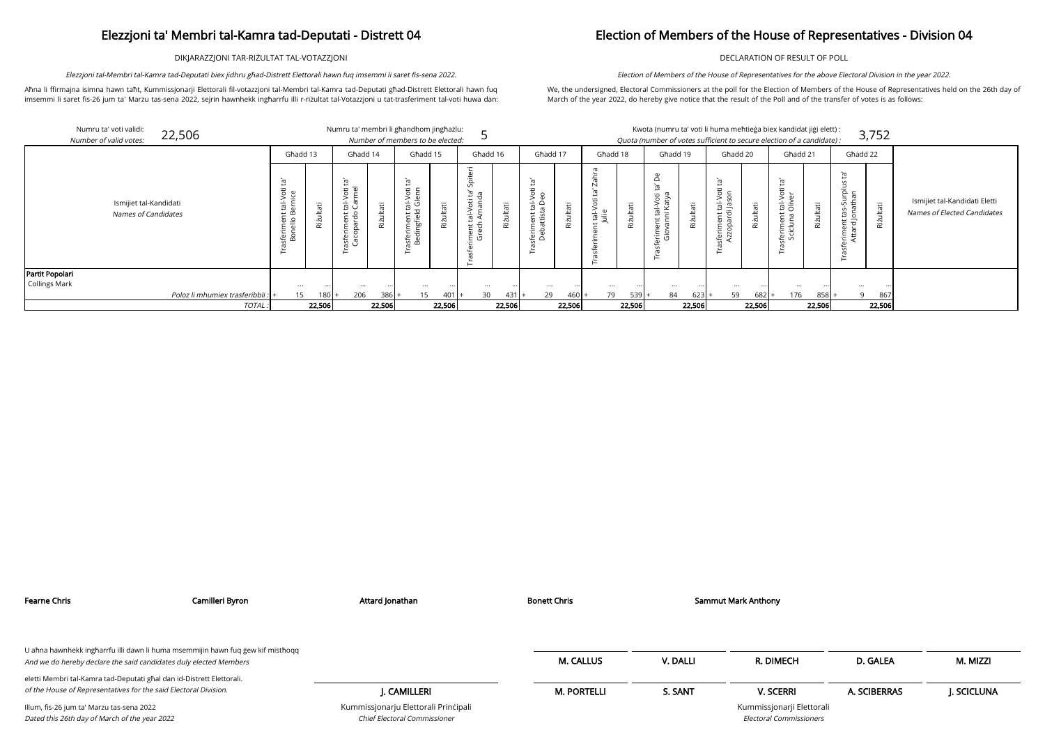# Elezzjoni ta' Membri tal-Kamra tad-Deputati - Distrett 04

DIKJARAZZJONI TAR-RIŻULTAT TAL-VOTAZZJONI

*Elezzjoni tal-Membri tal-Kamra tad-Deputati biex jidhru għad-Distrett Elettorali hawn fuq imsemmi li saret fis-sena 2022.*

Aħna li ffirmajna isimna hawn taħt, Kummissjonarji Elettorali fil-votazzjoni tal-Membri tal-Kamra tad-Deputati għad-Distrett Elettorali hawn fuq imsemmi li saret fis-26 jum ta' Marzu tas-sena 2022, sejrin hawnhekk ingħarrfu illi r-riżultat tal-Votazzjoni u tat-trasferiment tal-voti huwa dan:

# Election of Members of the House of Representatives - Division 04

DECLARATION OF RESULT OF POLL

*Election of Members of the House of Representatives for the above Electoral Division in the year 2022.*

We, the undersigned, Electoral Commissioners at the poll for the Election of Members of the House of Representatives held on the 26th day of March of the year 2022, do hereby give notice that the result of the Poll and of the transfer of votes is as follows:

Numru ta' voti validi: / *Number of valid votes:* 22,506

Numru ta' membri li għandhom jingħażlu: / *Number of members to be elected:* 5

Kwota (numru ta' voti li huma meħtieġa biex kandidat jiġi elett) : / *Quota (number of votes sufficient to secure election of a candidate) :* 3,752

| Ismijiet tal-Kandidati / *Names of Candidates* | Għadd 13 | | Għadd 14 | | Għadd 15 | | Għadd 16 | | Għadd 17 | | Għadd 18 | | Għadd 19 | | Għadd 20 | | Għadd 21 | | Għadd 22 | | Ismijiet tal-Kandidati Eletti / *Names of Elected Candidates* |
|---|---|---|---|---|---|---|---|---|---|---|---|---|---|---|---|---|---|---|---|---|---|
| | Trasferiment tal-Voti ta' Bonello Bernice | Riżultati | Trasferiment tal-Voti ta' Cacopardo Carmel | Riżultati | Trasferiment tal-Voti ta' Bedingfield Glenn | Riżultati | Trasferiment tal-Voti ta' Spiteri Grech Amanda | Riżultati | Trasferiment tal-Voti ta' Debattista Deo | Riżultati | Trasferiment tal-Voti ta' Zahra Julie | Riżultati | Trasferiment tal-Voti ta' De Giovanni Katya | Riżultati | Trasferiment tal-Voti ta' Azzopardi Jason | Riżultati | Trasferiment tal-Voti ta' Scicluna Oliver | Riżultati | Trasferiment tas-Surplus ta' Attard Jonathan | Riżultati | |
| **Partit Popolari** | | | | | | | | | | | | | | | | | | | | | |
| Collings Mark | ... | ... | ... | ... | ... | ... | ... | ... | ... | ... | ... | ... | ... | ... | ... | ... | ... | ... | ... | ... | |
| *Poloz li mhumiex trasferibbli :* | + 15 | 180 | + 206 | 386 | + 15 | 401 | + 30 | 431 | + 29 | 460 | + 79 | 539 | + 84 | 623 | + 59 | 682 | + 176 | 858 | + 9 | 867 | |
| *TOTAL :* | | 22,506 | | 22,506 | | 22,506 | | 22,506 | | 22,506 | | 22,506 | | 22,506 | | 22,506 | | 22,506 | | 22,506 | |

**Fearne Chris** | **Camilleri Byron** | **Attard Jonathan** | **Bonett Chris** | **Sammut Mark Anthony**

U aħna hawnhekk ingħarrfu illi dawn li huma msemmijin hawn fuq ġew kif mistħoqq
*And we do hereby declare the said candidates duly elected Members*

eletti Membri tal-Kamra tad-Deputati għal dan id-Distrett Elettorali.
*of the House of Representatives for the said Electoral Division.*

Illum, fis-26 jum ta' Marzu tas-sena 2022
*Dated this 26th day of March of the year 2022*

**J. CAMILLERI**
Kummissjonarju Elettorali Prinċipali
*Chief Electoral Commissioner*

**M. CALLUS** | **V. DALLI** | **R. DIMECH** | **D. GALEA** | **M. MIZZI**

**M. PORTELLI** | **S. SANT** | **V. SCERRI** | **A. SCIBERRAS** | **J. SCICLUNA**

Kummissjonarji Elettorali
*Electoral Commissioners*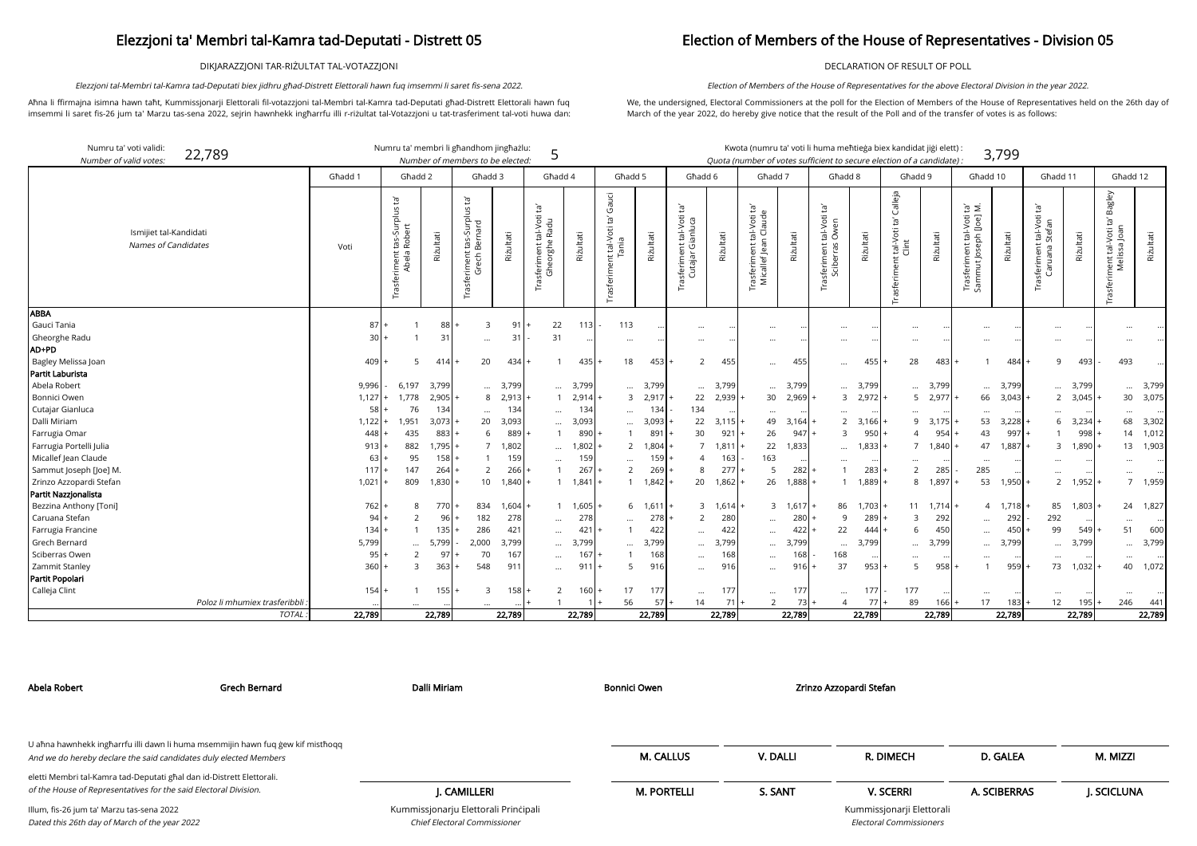# Elezzjoni ta' Membri tal-Kamra tad-Deputati - Distrett 05

# Election of Members of the House of Representatives - Division 05

DIKJARAZZJONI TAR-RIŻULTAT TAL-VOTAZZJONI

DECLARATION OF RESULT OF POLL

*Elezzjoni tal-Membri tal-Kamra tad-Deputati biex jidhru għad-Distrett Elettorali hawn fuq imsemmi li saret fis-sena 2022.*

*Election of Members of the House of Representatives for the above Electoral Division in the year 2022.*

Aħna li ffirmajna isimna hawn taħt, Kummissjonarji Elettorali fil-votazzjoni tal-Membri tal-Kamra tad-Deputati għad-Distrett Elettorali hawn fuq imsemmi li saret fis-26 jum ta' Marzu tas-sena 2022, sejrin hawnhekk ingħarrfu illi r-riżultat tal-Votazzjoni u tat-trasferiment tal-voti huwa dan:

We, the undersigned, Electoral Commissioners at the poll for the Election of Members of the House of Representatives held on the 26th day of March of the year 2022, do hereby give notice that the result of the Poll and of the transfer of votes is as follows:

Numru ta' voti validi: *Number of valid votes:* **22,789**

Numru ta' membri li għandhom jingħażlu: *Number of members to be elected:* **5**

Kwota (numru ta' voti li huma meħtieġa biex kandidat jiġi elett) : *Quota (number of votes sufficient to secure election of a candidate) :* **3,799**

| Ismijiet tal-Kandidati / *Names of Candidates* | Għadd 1 | Għadd 2 | | Għadd 3 | | Għadd 4 | | Għadd 5 | | Għadd 6 | | Għadd 7 | | Għadd 8 | | Għadd 9 | | Għadd 10 | | Għadd 11 | | Għadd 12 | |
|---|---|---|---|---|---|---|---|---|---|---|---|---|---|---|---|---|---|---|---|---|---|---|---|
| | Voti | Trasferiment tas-Surplus ta' Abela Robert | Riżultati | Trasferiment tas-Surplus ta' Grech Bernard | Riżultati | Trasferiment tal-Voti ta' Gheorghe Radu | Riżultati | Trasferiment tal-Voti ta' Gauci Tania | Riżultati | Trasferiment tal-Voti ta' Cutajar Gianluca | Riżultati | Trasferiment tal-Voti ta' Micallef Jean Claude | Riżultati | Trasferiment tal-Voti ta' Sciberras Owen | Riżultati | Trasferiment tal-Voti ta' Calleja Clint | Riżultati | Trasferiment tal-Voti ta' Sammut Joseph [Joe] M. | Riżultati | Trasferiment tal-Voti ta' Caruana Stefan | Riżultati | Trasferiment tal-Voti ta' Bagley Melissa Joan | Riżultati |
| **ABBA** | | | | | | | | | | | | | | | | | | | | | | | |
| Gauci Tania | 87 | + 1 | 88 | + 3 | 91 | + 22 | 113 | - 113 | ... | ... | ... | ... | ... | ... | ... | ... | ... | ... | ... | ... | ... | ... | ... |
| Gheorghe Radu | 30 | + 1 | 31 | ... | 31 | - 31 | ... | ... | ... | ... | ... | ... | ... | ... | ... | ... | ... | ... | ... | ... | ... | ... | ... |
| **AD+PD** | | | | | | | | | | | | | | | | | | | | | | | |
| Bagley Melissa Joan | 409 | + 5 | 414 | + 20 | 434 | + 1 | 435 | + 18 | 453 | + 2 | 455 | ... | 455 | ... | 455 | + 28 | 483 | + 1 | 484 | + 9 | 493 | - 493 | ... |
| **Partit Laburista** | | | | | | | | | | | | | | | | | | | | | | | |
| Abela Robert | 9,996 | - 6,197 | 3,799 | ... | 3,799 | ... | 3,799 | ... | 3,799 | ... | 3,799 | ... | 3,799 | ... | 3,799 | ... | 3,799 | ... | 3,799 | ... | 3,799 | ... | 3,799 |
| Bonnici Owen | 1,127 | + 1,778 | 2,905 | + 8 | 2,913 | + 1 | 2,914 | + 3 | 2,917 | + 22 | 2,939 | + 30 | 2,969 | + 3 | 2,972 | + 5 | 2,977 | + 66 | 3,043 | + 2 | 3,045 | + 30 | 3,075 |
| Cutajar Gianluca | 58 | + 76 | 134 | ... | 134 | ... | 134 | ... | 134 | - 134 | ... | ... | ... | ... | ... | ... | ... | ... | ... | ... | ... | ... | ... |
| Dalli Miriam | 1,122 | + 1,951 | 3,073 | + 20 | 3,093 | ... | 3,093 | ... | 3,093 | + 22 | 3,115 | + 49 | 3,164 | + 2 | 3,166 | + 9 | 3,175 | + 53 | 3,228 | + 6 | 3,234 | + 68 | 3,302 |
| Farrugia Omar | 448 | + 435 | 883 | + 6 | 889 | + 1 | 890 | + 1 | 891 | + 30 | 921 | + 26 | 947 | + 3 | 950 | + 4 | 954 | + 43 | 997 | + 1 | 998 | + 14 | 1,012 |
| Farrugia Portelli Julia | 913 | + 882 | 1,795 | + 7 | 1,802 | ... | 1,802 | + 2 | 1,804 | + 7 | 1,811 | + 22 | 1,833 | ... | 1,833 | + 7 | 1,840 | + 47 | 1,887 | + 3 | 1,890 | + 13 | 1,903 |
| Micallef Jean Claude | 63 | + 95 | 158 | + 1 | 159 | ... | 159 | ... | 159 | + 4 | 163 | - 163 | ... | ... | ... | ... | ... | ... | ... | ... | ... | ... | ... |
| Sammut Joseph [Joe] M. | 117 | + 147 | 264 | + 2 | 266 | + 1 | 267 | + 2 | 269 | + 8 | 277 | + 5 | 282 | + 1 | 283 | + 2 | 285 | - 285 | ... | ... | ... | ... | ... |
| Zrinzo Azzopardi Stefan | 1,021 | + 809 | 1,830 | + 10 | 1,840 | + 1 | 1,841 | + 1 | 1,842 | + 20 | 1,862 | + 26 | 1,888 | + 1 | 1,889 | + 8 | 1,897 | + 53 | 1,950 | + 2 | 1,952 | + 7 | 1,959 |
| **Partit Nazzjonalista** | | | | | | | | | | | | | | | | | | | | | | | |
| Bezzina Anthony [Toni] | 762 | + 8 | 770 | + 834 | 1,604 | + 1 | 1,605 | + 6 | 1,611 | + 3 | 1,614 | + 3 | 1,617 | + 86 | 1,703 | + 11 | 1,714 | + 4 | 1,718 | + 85 | 1,803 | + 24 | 1,827 |
| Caruana Stefan | 94 | + 2 | 96 | + 182 | 278 | ... | 278 | ... | 278 | + 2 | 280 | ... | 280 | + 9 | 289 | + 3 | 292 | ... | 292 | - 292 | ... | ... | ... |
| Farrugia Francine | 134 | + 1 | 135 | + 286 | 421 | ... | 421 | + 1 | 422 | ... | 422 | ... | 422 | + 22 | 444 | + 6 | 450 | ... | 450 | + 99 | 549 | + 51 | 600 |
| Grech Bernard | 5,799 | ... | 5,799 | - 2,000 | 3,799 | ... | 3,799 | ... | 3,799 | ... | 3,799 | ... | 3,799 | ... | 3,799 | ... | 3,799 | ... | 3,799 | ... | 3,799 | ... | 3,799 |
| Sciberras Owen | 95 | + 2 | 97 | + 70 | 167 | ... | 167 | + 1 | 168 | ... | 168 | ... | 168 | - 168 | ... | ... | ... | ... | ... | ... | ... | ... | ... |
| Zammit Stanley | 360 | + 3 | 363 | + 548 | 911 | ... | 911 | + 5 | 916 | ... | 916 | ... | 916 | + 37 | 953 | + 5 | 958 | + 1 | 959 | + 73 | 1,032 | + 40 | 1,072 |
| **Partit Popolari** | | | | | | | | | | | | | | | | | | | | | | | |
| Calleja Clint | 154 | + 1 | 155 | + 3 | 158 | + 2 | 160 | + 17 | 177 | ... | 177 | ... | 177 | ... | 177 | - 177 | ... | ... | ... | ... | ... | ... | ... |
| *Poloz li mhumiex trasferibbli :* | ... | ... | ... | ... | ... | + 1 | 1 | + 56 | 57 | + 14 | 71 | + 2 | 73 | + 4 | 77 | + 89 | 166 | + 17 | 183 | + 12 | 195 | + 246 | 441 |
| *TOTAL :* | **22,789** | | **22,789** | | **22,789** | | **22,789** | | **22,789** | | **22,789** | | **22,789** | | **22,789** | | **22,789** | | **22,789** | | **22,789** | | **22,789** |

**Abela Robert** **Grech Bernard** **Dalli Miriam** **Bonnici Owen** **Zrinzo Azzopardi Stefan**

U aħna hawnhekk ingħarrfu illi dawn li huma msemmijin hawn fuq ġew kif mistħoqq eletti Membri tal-Kamra tad-Deputati għal dan id-Distrett Elettorali.

*And we do hereby declare the said candidates duly elected Members of the House of Representatives for the said Electoral Division.*

Illum, fis-26 jum ta' Marzu tas-sena 2022

*Dated this 26th day of March of the year 2022*

**J. CAMILLERI**
Kummissjonarju Elettorali Prinċipali
*Chief Electoral Commissioner*

**M. CALLUS** **V. DALLI** **R. DIMECH** **D. GALEA** **M. MIZZI**

**M. PORTELLI** **S. SANT** **V. SCERRI** **A. SCIBERRAS** **J. SCICLUNA**

Kummissjonarji Elettorali
*Electoral Commissioners*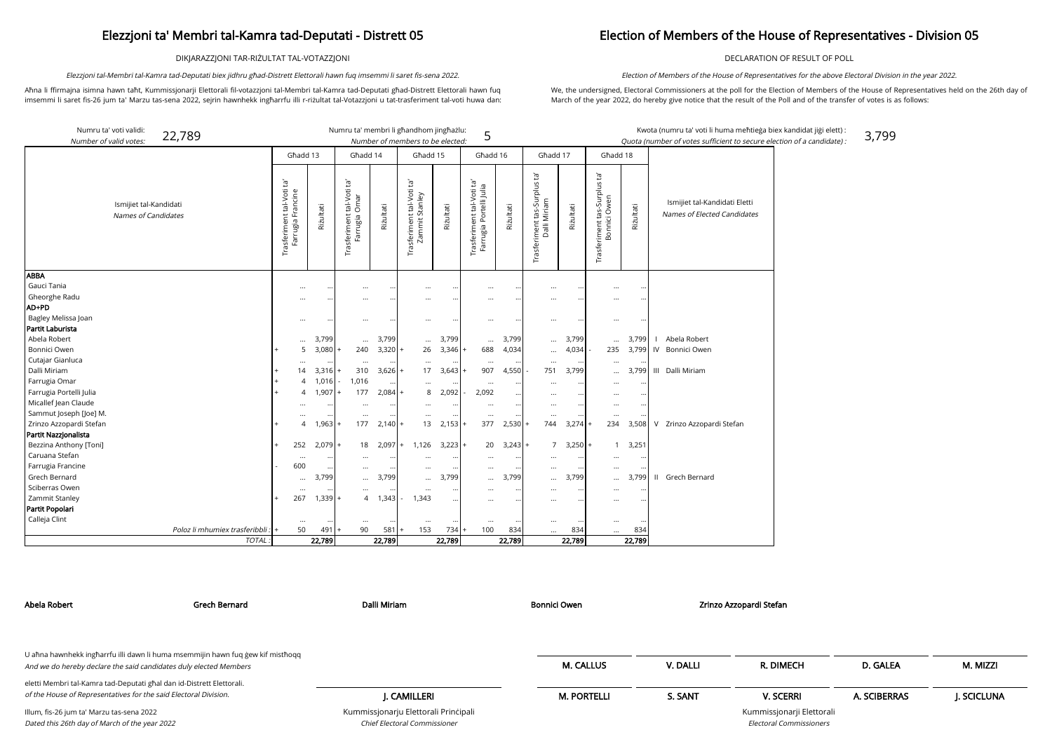# Elezzjoni ta' Membri tal-Kamra tad-Deputati - Distrett 05

# Election of Members of the House of Representatives - Division 05

DIKJARAZZJONI TAR-RIŻULTAT TAL-VOTAZZJONI

DECLARATION OF RESULT OF POLL

*Elezzjoni tal-Membri tal-Kamra tad-Deputati biex jidhru għad-Distrett Elettorali hawn fuq imsemmi li saret fis-sena 2022.*

*Election of Members of the House of Representatives for the above Electoral Division in the year 2022.*

Aħna li ffirmajna isimna hawn taħt, Kummissjonarji Elettorali fil-votazzjoni tal-Membri tal-Kamra tad-Deputati għad-Distrett Elettorali hawn fuq imsemmi li saret fis-26 jum ta' Marzu tas-sena 2022, sejrin hawnhekk ingħarrfu illi r-riżultat tal-Votazzjoni u tat-trasferiment tal-voti huwa dan:

We, the undersigned, Electoral Commissioners at the poll for the Election of Members of the House of Representatives held on the 26th day of March of the year 2022, do hereby give notice that the result of the Poll and of the transfer of votes is as follows:

Numru ta' voti validi: / *Number of valid votes:* 22,789

Numru ta' membri li għandhom jingħażlu: / *Number of members to be elected:* 5

Kwota (numru ta' voti li huma meħtieġa biex kandidat jiġi elett) : / *Quota (number of votes sufficient to secure election of a candidate) :* 3,799

| Ismijiet tal-Kandidati / *Names of Candidates* | Għadd 13 | | | Għadd 14 | | | Għadd 15 | | | Għadd 16 | | | Għadd 17 | | | Għadd 18 | | | Ismijiet tal-Kandidati Eletti / *Names of Elected Candidates* |
|---|---|---|---|---|---|---|---|---|---|---|---|---|---|---|---|---|---|---|---|
| | | Trasferiment tal-Voti ta' Farrugia Francine | Riżultati | | Trasferiment tal-Voti ta' Farrugia Omar | Riżultati | | Trasferiment tal-Voti ta' Zammit Stanley | Riżultati | | Trasferiment tal-Voti ta' Farrugia Portelli Julia | Riżultati | | Trasferiment tas-Surplus ta' Dalli Miriam | Riżultati | | Trasferiment tas-Surplus ta' Bonnici Owen | Riżultati | |
| **ABBA** | | | | | | | | | | | | | | | | | | | |
| Gauci Tania | | ... | ... | | ... | ... | | ... | ... | | ... | ... | | ... | ... | | ... | ... | |
| Gheorghe Radu | | ... | ... | | ... | ... | | ... | ... | | ... | ... | | ... | ... | | ... | ... | |
| **AD+PD** | | | | | | | | | | | | | | | | | | | |
| Bagley Melissa Joan | | ... | ... | | ... | ... | | ... | ... | | ... | ... | | ... | ... | | ... | ... | |
| **Partit Laburista** | | | | | | | | | | | | | | | | | | | |
| Abela Robert | | ... | 3,799 | | ... | 3,799 | | ... | 3,799 | | ... | 3,799 | | ... | 3,799 | | ... | 3,799 | I Abela Robert |
| Bonnici Owen | + | 5 | 3,080 | + | 240 | 3,320 | + | 26 | 3,346 | + | 688 | 4,034 | | ... | 4,034 | - | 235 | 3,799 | IV Bonnici Owen |
| Cutajar Gianluca | | ... | ... | | ... | ... | | ... | ... | | ... | ... | | ... | ... | | ... | ... | |
| Dalli Miriam | + | 14 | 3,316 | + | 310 | 3,626 | + | 17 | 3,643 | + | 907 | 4,550 | - | 751 | 3,799 | | ... | 3,799 | III Dalli Miriam |
| Farrugia Omar | + | 4 | 1,016 | - | 1,016 | ... | | ... | ... | | ... | ... | | ... | ... | | ... | ... | |
| Farrugia Portelli Julia | + | 4 | 1,907 | + | 177 | 2,084 | + | 8 | 2,092 | - | 2,092 | ... | | ... | ... | | ... | ... | |
| Micallef Jean Claude | | ... | ... | | ... | ... | | ... | ... | | ... | ... | | ... | ... | | ... | ... | |
| Sammut Joseph [Joe] M. | | ... | ... | | ... | ... | | ... | ... | | ... | ... | | ... | ... | | ... | ... | |
| Zrinzo Azzopardi Stefan | + | 4 | 1,963 | + | 177 | 2,140 | + | 13 | 2,153 | + | 377 | 2,530 | + | 744 | 3,274 | + | 234 | 3,508 | V Zrinzo Azzopardi Stefan |
| **Partit Nazzjonalista** | | | | | | | | | | | | | | | | | | | |
| Bezzina Anthony [Toni] | + | 252 | 2,079 | + | 18 | 2,097 | + | 1,126 | 3,223 | + | 20 | 3,243 | + | 7 | 3,250 | + | 1 | 3,251 | |
| Caruana Stefan | | ... | ... | | ... | ... | | ... | ... | | ... | ... | | ... | ... | | ... | ... | |
| Farrugia Francine | - | 600 | ... | | ... | ... | | ... | ... | | ... | ... | | ... | ... | | ... | ... | |
| Grech Bernard | | ... | 3,799 | | ... | 3,799 | | ... | 3,799 | | ... | 3,799 | | ... | 3,799 | | ... | 3,799 | II Grech Bernard |
| Sciberras Owen | | ... | ... | | ... | ... | | ... | ... | | ... | ... | | ... | ... | | ... | ... | |
| Zammit Stanley | + | 267 | 1,339 | + | 4 | 1,343 | - | 1,343 | ... | | ... | ... | | ... | ... | | ... | ... | |
| **Partit Popolari** | | | | | | | | | | | | | | | | | | | |
| Calleja Clint | | ... | ... | | ... | ... | | ... | ... | | ... | ... | | ... | ... | | ... | ... | |
| Poloz li mhumiex trasferibbli : | + | 50 | 491 | + | 90 | 581 | + | 153 | 734 | + | 100 | 834 | | ... | 834 | | ... | 834 | |
| TOTAL : | | | 22,789 | | | 22,789 | | | 22,789 | | | 22,789 | | | 22,789 | | | 22,789 | |

**Abela Robert** **Grech Bernard** **Dalli Miriam** **Bonnici Owen** **Zrinzo Azzopardi Stefan**

U aħna hawnhekk ingħarrfu illi dawn li huma msemmijin hawn fuq ġew kif mistħoqq
*And we do hereby declare the said candidates duly elected Members*

eletti Membri tal-Kamra tad-Deputati għal dan id-Distrett Elettorali.
*of the House of Representatives for the said Electoral Division.*

Illum, fis-26 jum ta' Marzu tas-sena 2022
*Dated this 26th day of March of the year 2022*

**J. CAMILLERI**
Kummissjonarju Elettorali Prinċipali
*Chief Electoral Commissioner*

**M. CALLUS** **V. DALLI** **R. DIMECH** **D. GALEA** **M. MIZZI**

**M. PORTELLI** **S. SANT** **V. SCERRI** **A. SCIBERRAS** **J. SCICLUNA**

Kummissjonarji Elettorali
*Electoral Commissioners*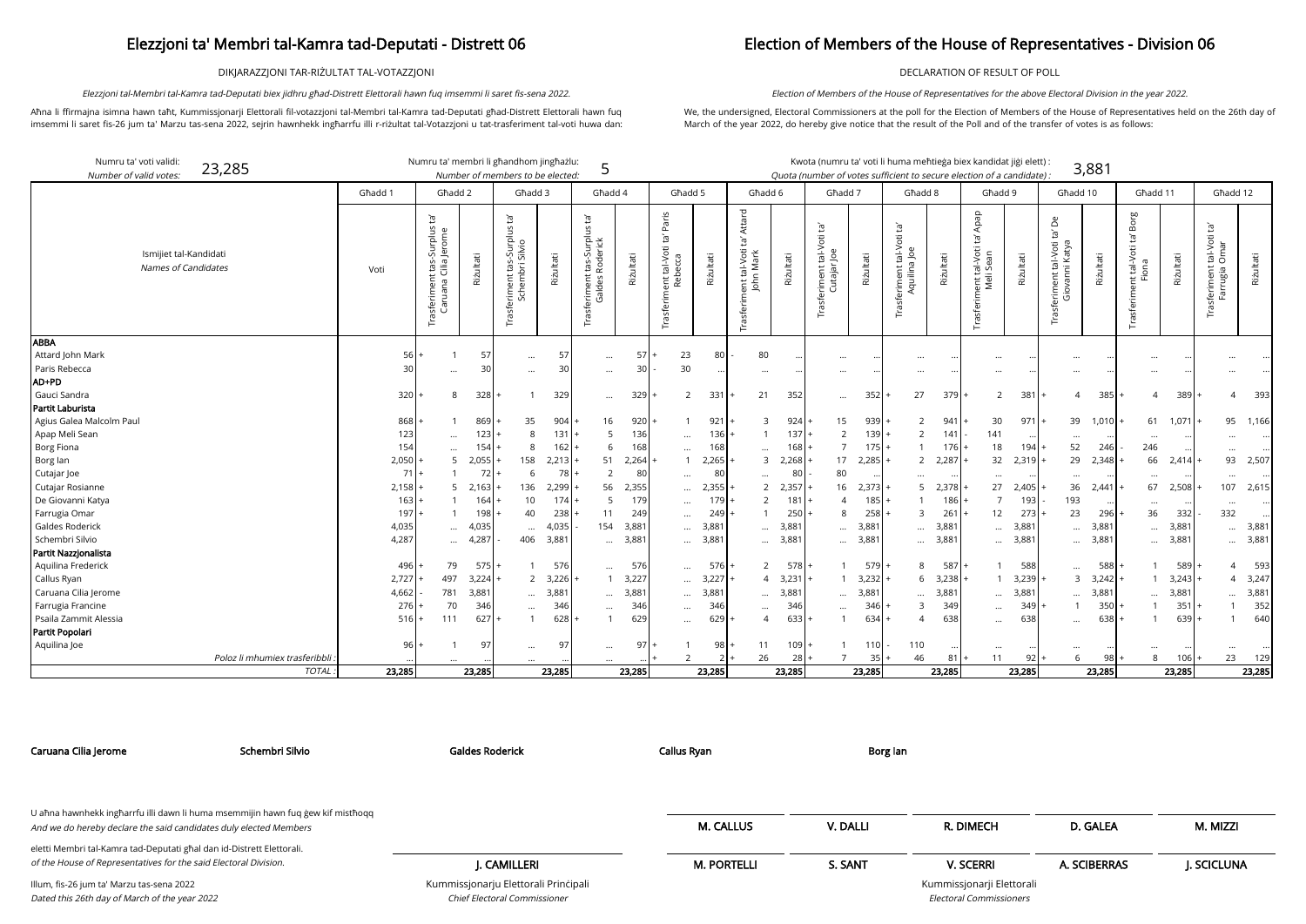# Elezzjoni ta' Membri tal-Kamra tad-Deputati - Distrett 06

DIKJARAZZJONI TAR-RIŻULTAT TAL-VOTAZZJONI

*Elezzjoni tal-Membri tal-Kamra tad-Deputati biex jidhru għad-Distrett Elettorali hawn fuq imsemmi li saret fis-sena 2022.*

Aħna li ffirmajna isimna hawn taħt, Kummissjonarji Elettorali fil-votazzjoni tal-Membri tal-Kamra tad-Deputati għad-Distrett Elettorali hawn fuq imsemmi li saret fis-26 jum ta' Marzu tas-sena 2022, sejrin hawnhekk ingħarrfu illi r-riżultat tal-Votazzjoni u tat-trasferiment tal-voti huwa dan:

# Election of Members of the House of Representatives - Division 06

DECLARATION OF RESULT OF POLL

*Election of Members of the House of Representatives for the above Electoral Division in the year 2022.*

We, the undersigned, Electoral Commissioners at the poll for the Election of Members of the House of Representatives held on the 26th day of March of the year 2022, do hereby give notice that the result of the Poll and of the transfer of votes is as follows:

Numru ta' voti validi: / *Number of valid votes:* 23,285

Numru ta' membri li għandhom jingħażlu: / *Number of members to be elected:* 5

Kwota (numru ta' voti li huma meħtieġa biex kandidat jiġi elett) : / *Quota (number of votes sufficient to secure election of a candidate) :* 3,881

| Ismijiet tal-Kandidati / *Names of Candidates* | Għadd 1 | Għadd 2 | | Għadd 3 | | Għadd 4 | | Għadd 5 | | Għadd 6 | | Għadd 7 | | Għadd 8 | | Għadd 9 | | Għadd 10 | | Għadd 11 | | Għadd 12 | |
|---|---|---|---|---|---|---|---|---|---|---|---|---|---|---|---|---|---|---|---|---|---|---|---|
| | Voti | Trasferiment tas-Surplus ta' Caruana Cilia Jerome | Riżultati | Trasferiment tas-Surplus ta' Schembri Silvio | Riżultati | Trasferiment tas-Surplus ta' Galdes Roderick | Riżultati | Trasferiment tal-Voti ta' Paris Rebecca | Riżultati | Trasferiment tal-Voti ta' Attard John Mark | Riżultati | Trasferiment tal-Voti ta' Cutajar Joe | Riżultati | Trasferiment tal-Voti ta' Aquilina Joe | Riżultati | Trasferiment tal-Voti ta' Apap Meli Sean | Riżultati | Trasferiment tal-Voti ta' De Giovanni Katya | Riżultati | Trasferiment tal-Voti ta' Borg Fiona | Riżultati | Trasferiment tal-Voti ta' Farrugia Omar | Riżultati |
| **ABBA** | | | | | | | | | | | | | | | | | | | | | | | |
| Attard John Mark | 56 | + 1 | 57 | ... | 57 | ... | 57 | + 23 | 80 | - 80 | ... | ... | ... | ... | ... | ... | ... | ... | ... | ... | ... | ... | ... |
| Paris Rebecca | 30 | ... | 30 | ... | 30 | ... | 30 | - 30 | ... | ... | ... | ... | ... | ... | ... | ... | ... | ... | ... | ... | ... | ... | ... |
| **AD+PD** | | | | | | | | | | | | | | | | | | | | | | | |
| Gauci Sandra | 320 | + 8 | 328 | + 1 | 329 | ... | 329 | + 2 | 331 | + 21 | 352 | ... | 352 | + 27 | 379 | + 2 | 381 | + 4 | 385 | + 4 | 389 | + 4 | 393 |
| **Partit Laburista** | | | | | | | | | | | | | | | | | | | | | | | |
| Agius Galea Malcolm Paul | 868 | + 1 | 869 | + 35 | 904 | + 16 | 920 | + 1 | 921 | + 3 | 924 | + 15 | 939 | + 2 | 941 | + 30 | 971 | + 39 | 1,010 | + 61 | 1,071 | + 95 | 1,166 |
| Apap Meli Sean | 123 | ... | 123 | + 8 | 131 | + 5 | 136 | ... | 136 | + 1 | 137 | + 2 | 139 | + 2 | 141 | - 141 | ... | ... | ... | ... | ... | ... | ... |
| Borg Fiona | 154 | ... | 154 | + 8 | 162 | + 6 | 168 | ... | 168 | ... | 168 | + 7 | 175 | + 1 | 176 | + 18 | 194 | + 52 | 246 | - 246 | ... | ... | ... |
| Borg Ian | 2,050 | + 5 | 2,055 | + 158 | 2,213 | + 51 | 2,264 | + 1 | 2,265 | + 3 | 2,268 | + 17 | 2,285 | + 2 | 2,287 | + 32 | 2,319 | + 29 | 2,348 | + 66 | 2,414 | + 93 | 2,507 |
| Cutajar Joe | 71 | + 1 | 72 | + 6 | 78 | + 2 | 80 | ... | 80 | ... | 80 | - 80 | ... | ... | ... | ... | ... | ... | ... | ... | ... | ... | ... |
| Cutajar Rosianne | 2,158 | + 5 | 2,163 | + 136 | 2,299 | + 56 | 2,355 | ... | 2,355 | + 2 | 2,357 | + 16 | 2,373 | + 5 | 2,378 | + 27 | 2,405 | + 36 | 2,441 | + 67 | 2,508 | + 107 | 2,615 |
| De Giovanni Katya | 163 | + 1 | 164 | + 10 | 174 | + 5 | 179 | ... | 179 | + 2 | 181 | + 4 | 185 | + 1 | 186 | + 7 | 193 | - 193 | ... | ... | ... | ... | ... |
| Farrugia Omar | 197 | + 1 | 198 | + 40 | 238 | + 11 | 249 | ... | 249 | + 1 | 250 | + 8 | 258 | + 3 | 261 | + 12 | 273 | + 23 | 296 | + 36 | 332 | - 332 | ... |
| Galdes Roderick | 4,035 | ... | 4,035 | ... | 4,035 | - 154 | 3,881 | ... | 3,881 | ... | 3,881 | ... | 3,881 | ... | 3,881 | ... | 3,881 | ... | 3,881 | ... | 3,881 | ... | 3,881 |
| Schembri Silvio | 4,287 | ... | 4,287 | - 406 | 3,881 | ... | 3,881 | ... | 3,881 | ... | 3,881 | ... | 3,881 | ... | 3,881 | ... | 3,881 | ... | 3,881 | ... | 3,881 | ... | 3,881 |
| **Partit Nazzjonalista** | | | | | | | | | | | | | | | | | | | | | | | |
| Aquilina Frederick | 496 | + 79 | 575 | + 1 | 576 | ... | 576 | ... | 576 | + 2 | 578 | + 1 | 579 | + 8 | 587 | + 1 | 588 | ... | 588 | + 1 | 589 | + 4 | 593 |
| Callus Ryan | 2,727 | + 497 | 3,224 | + 2 | 3,226 | + 1 | 3,227 | ... | 3,227 | + 4 | 3,231 | + 1 | 3,232 | + 6 | 3,238 | + 1 | 3,239 | + 3 | 3,242 | + 1 | 3,243 | + 4 | 3,247 |
| Caruana Cilia Jerome | 4,662 | - 781 | 3,881 | ... | 3,881 | ... | 3,881 | ... | 3,881 | ... | 3,881 | ... | 3,881 | ... | 3,881 | ... | 3,881 | ... | 3,881 | ... | 3,881 | ... | 3,881 |
| Farrugia Francine | 276 | + 70 | 346 | ... | 346 | ... | 346 | ... | 346 | ... | 346 | ... | 346 | + 3 | 349 | ... | 349 | + 1 | 350 | + 1 | 351 | + 1 | 352 |
| Psaila Zammit Alessia | 516 | + 111 | 627 | + 1 | 628 | + 1 | 629 | ... | 629 | + 4 | 633 | + 1 | 634 | + 4 | 638 | ... | 638 | ... | 638 | + 1 | 639 | + 1 | 640 |
| **Partit Popolari** | | | | | | | | | | | | | | | | | | | | | | | |
| Aquilina Joe | 96 | + 1 | 97 | ... | 97 | ... | 97 | + 1 | 98 | + 11 | 109 | + 1 | 110 | - 110 | ... | ... | ... | ... | ... | ... | ... | ... | ... |
| Poloz li mhumiex trasferibbli : | ... | ... | ... | ... | ... | ... | ... | + 2 | 2 | + 26 | 28 | + 7 | 35 | + 46 | 81 | + 11 | 92 | + 6 | 98 | + 8 | 106 | + 23 | 129 |
| TOTAL : | 23,285 | | 23,285 | | 23,285 | | 23,285 | | 23,285 | | 23,285 | | 23,285 | | 23,285 | | 23,285 | | 23,285 | | 23,285 | | 23,285 |

Caruana Cilia Jerome | Schembri Silvio | Galdes Roderick | Callus Ryan | Borg Ian

U aħna hawnhekk ingħarrfu illi dawn li huma msemmijin hawn fuq ġew kif mistħoqq eletti Membri tal-Kamra tad-Deputati għal dan id-Distrett Elettorali.

*And we do hereby declare the said candidates duly elected Members of the House of Representatives for the said Electoral Division.*

Illum, fis-26 jum ta' Marzu tas-sena 2022

*Dated this 26th day of March of the year 2022*

J. CAMILLERI

Kummissjonarju Elettorali Prinċipali

*Chief Electoral Commissioner*

M. CALLUS | V. DALLI | R. DIMECH | D. GALEA | M. MIZZI

M. PORTELLI | S. SANT | V. SCERRI | A. SCIBERRAS | J. SCICLUNA

Kummissjonarji Elettorali

*Electoral Commissioners*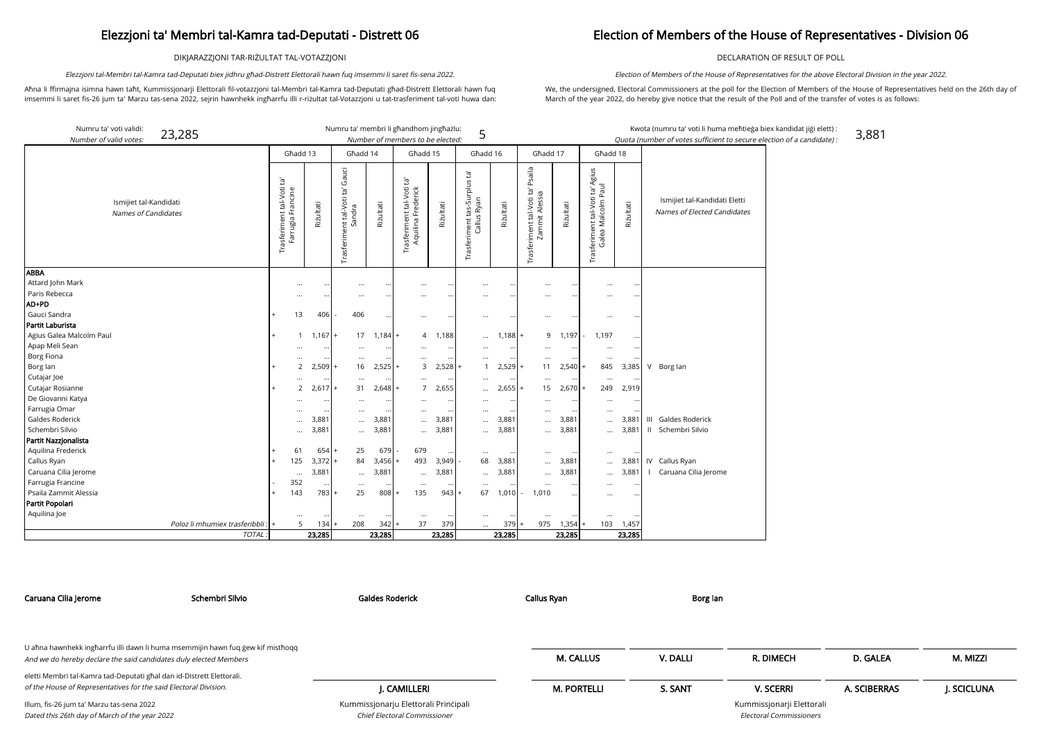# Elezzjoni ta' Membri tal-Kamra tad-Deputati - Distrett 06

# Election of Members of the House of Representatives - Division 06

DIKJARAZZJONI TAR-RIŻULTAT TAL-VOTAZZJONI

DECLARATION OF RESULT OF POLL

*Elezzjoni tal-Membri tal-Kamra tad-Deputati biex jidhru għad-Distrett Elettorali hawn fuq imsemmi li saret fis-sena 2022.*

*Election of Members of the House of Representatives for the above Electoral Division in the year 2022.*

Aħna li ffirmajna isimna hawn taħt, Kummissjonarji Elettorali fil-votazzjoni tal-Membri tal-Kamra tad-Deputati għad-Distrett Elettorali hawn fuq imsemmi li saret fis-26 jum ta' Marzu tas-sena 2022, sejrin hawnhekk ingħarrfu illi r-riżultat tal-Votazzjoni u tat-trasferiment tal-voti huwa dan:

We, the undersigned, Electoral Commissioners at the poll for the Election of Members of the House of Representatives held on the 26th day of March of the year 2022, do hereby give notice that the result of the Poll and of the transfer of votes is as follows:

Numru ta' voti validi: / *Number of valid votes:* 23,285

Numru ta' membri li għandhom jingħażlu: / *Number of members to be elected:* 5

Kwota (numru ta' voti li huma meħtieġa biex kandidat jiġi elett) : / *Quota (number of votes sufficient to secure election of a candidate) :* 3,881

| Ismijiet tal-Kandidati / *Names of Candidates* | Għadd 13 | | | Għadd 14 | | | Għadd 15 | | | Għadd 16 | | | Għadd 17 | | | Għadd 18 | | | Ismijiet tal-Kandidati Eletti / *Names of Elected Candidates* |
|---|---|---|---|---|---|---|---|---|---|---|---|---|---|---|---|---|---|---|---|
| | | Trasferiment tal-Voti ta' Farrugia Francine | Riżultati | | Trasferiment tal-Voti ta' Gauci Sandra | Riżultati | | Trasferiment tal-Voti ta' Aquilina Frederick | Riżultati | | Trasferiment tas-Surplus ta' Callus Ryan | Riżultati | | Trasferiment tal-Voti ta' Psaila Zammit Alessia | Riżultati | | Trasferiment tal-Voti ta' Agius Galea Malcolm Paul | Riżultati | |
| **ABBA** | | | | | | | | | | | | | | | | | | | |
| Attard John Mark | | ... | ... | | ... | ... | | ... | ... | | ... | ... | | ... | ... | | ... | ... | |
| Paris Rebecca | | ... | ... | | ... | ... | | ... | ... | | ... | ... | | ... | ... | | ... | ... | |
| **AD+PD** | | | | | | | | | | | | | | | | | | | |
| Gauci Sandra | + | 13 | 406 | - | 406 | ... | | ... | ... | | ... | ... | | ... | ... | | ... | ... | |
| **Partit Laburista** | | | | | | | | | | | | | | | | | | | |
| Agius Galea Malcolm Paul | + | 1 | 1,167 | + | 17 | 1,184 | + | 4 | 1,188 | | ... | 1,188 | + | 9 | 1,197 | - | 1,197 | ... | |
| Apap Meli Sean | | ... | ... | | ... | ... | | ... | ... | | ... | ... | | ... | ... | | ... | ... | |
| Borg Fiona | | ... | ... | | ... | ... | | ... | ... | | ... | ... | | ... | ... | | ... | ... | |
| Borg Ian | + | 2 | 2,509 | + | 16 | 2,525 | + | 3 | 2,528 | + | 1 | 2,529 | + | 11 | 2,540 | + | 845 | 3,385 | V Borg Ian |
| Cutajar Joe | | ... | ... | | ... | ... | | ... | ... | | ... | ... | | ... | ... | | ... | ... | |
| Cutajar Rosianne | + | 2 | 2,617 | + | 31 | 2,648 | + | 7 | 2,655 | | ... | 2,655 | + | 15 | 2,670 | + | 249 | 2,919 | |
| De Giovanni Katya | | ... | ... | | ... | ... | | ... | ... | | ... | ... | | ... | ... | | ... | ... | |
| Farrugia Omar | | ... | ... | | ... | ... | | ... | ... | | ... | ... | | ... | ... | | ... | ... | |
| Galdes Roderick | | ... | 3,881 | | ... | 3,881 | | ... | 3,881 | | ... | 3,881 | | ... | 3,881 | | ... | 3,881 | III Galdes Roderick |
| Schembri Silvio | | ... | 3,881 | | ... | 3,881 | | ... | 3,881 | | ... | 3,881 | | ... | 3,881 | | ... | 3,881 | II Schembri Silvio |
| **Partit Nazzjonalista** | | | | | | | | | | | | | | | | | | | |
| Aquilina Frederick | + | 61 | 654 | + | 25 | 679 | - | 679 | ... | | ... | ... | | ... | ... | | ... | ... | |
| Callus Ryan | + | 125 | 3,372 | + | 84 | 3,456 | + | 493 | 3,949 | - | 68 | 3,881 | | ... | 3,881 | | ... | 3,881 | IV Callus Ryan |
| Caruana Cilia Jerome | | ... | 3,881 | | ... | 3,881 | | ... | 3,881 | | ... | 3,881 | | ... | 3,881 | | ... | 3,881 | I Caruana Cilia Jerome |
| Farrugia Francine | - | 352 | ... | | ... | ... | | ... | ... | | ... | ... | | ... | ... | | ... | ... | |
| Psaila Zammit Alessia | + | 143 | 783 | + | 25 | 808 | + | 135 | 943 | + | 67 | 1,010 | - | 1,010 | ... | | ... | ... | |
| **Partit Popolari** | | | | | | | | | | | | | | | | | | | |
| Aquilina Joe | | ... | ... | | ... | ... | | ... | ... | | ... | ... | | ... | ... | | ... | ... | |
| Poloz li mhumiex trasferibbli : | + | 5 | 134 | + | 208 | 342 | + | 37 | 379 | | ... | 379 | + | 975 | 1,354 | + | 103 | 1,457 | |
| *TOTAL :* | | | 23,285 | | | 23,285 | | | 23,285 | | | 23,285 | | | 23,285 | | | 23,285 | |

Caruana Cilia Jerome | Schembri Silvio | Galdes Roderick | Callus Ryan | Borg Ian

U aħna hawnhekk ingħarrfu illi dawn li huma msemmijin hawn fuq ġew kif mistħoqq eletti Membri tal-Kamra tad-Deputati għal dan id-Distrett Elettorali.
*And we do hereby declare the said candidates duly elected Members of the House of Representatives for the said Electoral Division.*

Illum, fis-26 jum ta' Marzu tas-sena 2022
*Dated this 26th day of March of the year 2022*

**J. CAMILLERI**
Kummissjonarju Elettorali Prinċipali
*Chief Electoral Commissioner*

**M. CALLUS** | **V. DALLI** | **R. DIMECH** | **D. GALEA** | **M. MIZZI**

**M. PORTELLI** | **S. SANT** | **V. SCERRI** | **A. SCIBERRAS** | **J. SCICLUNA**

Kummissjonarji Elettorali
*Electoral Commissioners*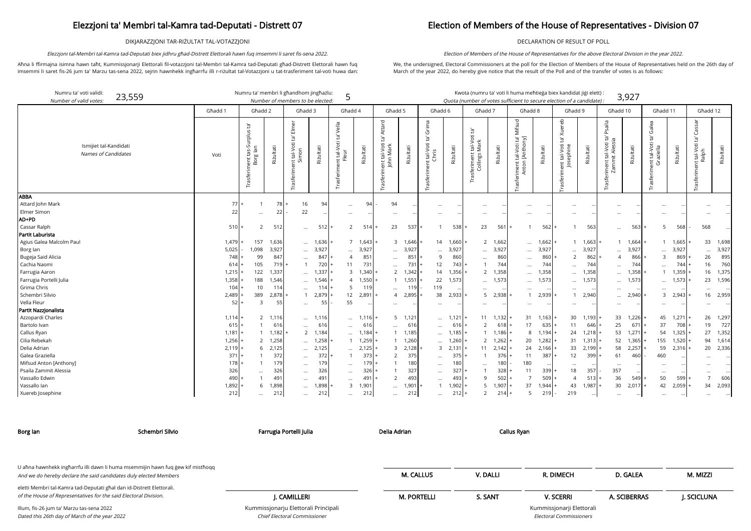# Elezzjoni ta' Membri tal-Kamra tad-Deputati - Distrett 07

DIKJARAZZJONI TAR-RIŻULTAT TAL-VOTAZZJONI

*Elezzjoni tal-Membri tal-Kamra tad-Deputati biex jidhru għad-Distrett Elettorali hawn fuq imsemmi li saret fis-sena 2022.*

Aħna li ffirmajna isimna hawn taħt, Kummissjonarji Elettorali fil-votazzjoni tal-Membri tal-Kamra tad-Deputati għad-Distrett Elettorali hawn fuq imsemmi li saret fis-26 jum ta' Marzu tas-sena 2022, sejrin hawnhekk ingħarrfu illi r-riżultat tal-Votazzjoni u tat-trasferiment tal-voti huwa dan:

# Election of Members of the House of Representatives - Division 07

DECLARATION OF RESULT OF POLL

*Election of Members of the House of Representatives for the above Electoral Division in the year 2022.*

We, the undersigned, Electoral Commissioners at the poll for the Election of Members of the House of Representatives held on the 26th day of March of the year 2022, do hereby give notice that the result of the Poll and of the transfer of votes is as follows:

Numru ta' voti validi: / *Number of valid votes:* **23,559**

Numru ta' membri li għandhom jingħażlu: / *Number of members to be elected:* **5**

Kwota (numru ta' voti li huma meħtieġa biex kandidat jiġi elett) : / *Quota (number of votes sufficient to secure election of a candidate) :* **3,927**

| Ismijiet tal-Kandidati / *Names of Candidates* | Għadd 1 | Għadd 2 | | Għadd 3 | | Għadd 4 | | Għadd 5 | | Għadd 6 | | Għadd 7 | | Għadd 8 | | Għadd 9 | | Għadd 10 | | Għadd 11 | | Għadd 12 | |
|---|---|---|---|---|---|---|---|---|---|---|---|---|---|---|---|---|---|---|---|---|---|---|---|
| | Voti | Trasferiment tas-Surplus ta' Borg Ian | Riżultati | Trasferiment tal-Voti ta' Elmer Simon | Riżultati | Trasferiment tal-Voti ta' Vella Fleur | Riżultati | Trasferiment tal-Voti ta' Attard John Mark | Riżultati | Trasferiment tal-Voti ta' Grima Chris | Riżultati | Trasferiment tal-Voti ta' Collings Mark | Riżultati | Trasferiment tal-Voti ta' Mifsud Anton [Anthony] | Riżultati | Trasferiment tal-Voti ta' Xuereb Josephine | Riżultati | Trasferiment tal-Voti ta' Psaila Zammit Alessia | Riżultati | Trasferiment tal-Voti ta' Galea Graziella | Riżultati | Trasferiment tal-Voti ta' Cassar Ralph | Riżultati |
| **ABBA** | | | | | | | | | | | | | | | | | | | | | | | |
| Attard John Mark | 77 | + 1 | 78 | + 16 | 94 | ... | 94 | - 94 | ... | ... | ... | ... | ... | ... | ... | ... | ... | ... | ... | ... | ... | ... | ... |
| Elmer Simon | 22 | ... | 22 | - 22 | ... | ... | ... | ... | ... | ... | ... | ... | ... | ... | ... | ... | ... | ... | ... | ... | ... | ... | ... |
| **AD+PD** | | | | | | | | | | | | | | | | | | | | | | | |
| Cassar Ralph | 510 | + 2 | 512 | ... | 512 | + 2 | 514 | + 23 | 537 | + 1 | 538 | + 23 | 561 | + 1 | 562 | + 1 | 563 | ... | 563 | + 5 | 568 | - 568 | ... |
| **Partit Laburista** | | | | | | | | | | | | | | | | | | | | | | | |
| Agius Galea Malcolm Paul | 1,479 | + 157 | 1,636 | ... | 1,636 | + 7 | 1,643 | + 3 | 1,646 | + 14 | 1,660 | + 2 | 1,662 | ... | 1,662 | + 1 | 1,663 | + 1 | 1,664 | + 1 | 1,665 | + 33 | 1,698 |
| Borg Ian | 5,025 | - 1,098 | 3,927 | ... | 3,927 | ... | 3,927 | ... | 3,927 | ... | 3,927 | ... | 3,927 | ... | 3,927 | ... | 3,927 | ... | 3,927 | ... | 3,927 | ... | 3,927 |
| Bugeja Said Alicia | 748 | + 99 | 847 | ... | 847 | + 4 | 851 | ... | 851 | + 9 | 860 | ... | 860 | ... | 860 | + 2 | 862 | + 4 | 866 | + 3 | 869 | + 26 | 895 |
| Cachia Naomi | 614 | + 105 | 719 | + 1 | 720 | + 11 | 731 | ... | 731 | + 12 | 743 | + 1 | 744 | ... | 744 | ... | 744 | ... | 744 | ... | 744 | + 16 | 760 |
| Farrugia Aaron | 1,215 | + 122 | 1,337 | ... | 1,337 | + 3 | 1,340 | + 2 | 1,342 | + 14 | 1,356 | + 2 | 1,358 | ... | 1,358 | ... | 1,358 | ... | 1,358 | + 1 | 1,359 | + 16 | 1,375 |
| Farrugia Portelli Julia | 1,358 | + 188 | 1,546 | ... | 1,546 | + 4 | 1,550 | + 1 | 1,551 | + 22 | 1,573 | ... | 1,573 | ... | 1,573 | ... | 1,573 | ... | 1,573 | ... | 1,573 | + 23 | 1,596 |
| Grima Chris | 104 | + 10 | 114 | ... | 114 | + 5 | 119 | ... | 119 | - 119 | ... | ... | ... | ... | ... | ... | ... | ... | ... | ... | ... | ... | ... |
| Schembri Silvio | 2,489 | + 389 | 2,878 | + 1 | 2,879 | + 12 | 2,891 | + 4 | 2,895 | + 38 | 2,933 | + 5 | 2,938 | + 1 | 2,939 | + 1 | 2,940 | ... | 2,940 | + 3 | 2,943 | + 16 | 2,959 |
| Vella Fleur | 52 | + 3 | 55 | ... | 55 | - 55 | ... | ... | ... | ... | ... | ... | ... | ... | ... | ... | ... | ... | ... | ... | ... | ... | ... |
| **Partit Nazzjonalista** | | | | | | | | | | | | | | | | | | | | | | | |
| Azzopardi Charles | 1,114 | + 2 | 1,116 | ... | 1,116 | ... | 1,116 | + 5 | 1,121 | ... | 1,121 | + 11 | 1,132 | + 31 | 1,163 | + 30 | 1,193 | + 33 | 1,226 | + 45 | 1,271 | + 26 | 1,297 |
| Bartolo Ivan | 615 | + 1 | 616 | ... | 616 | ... | 616 | ... | 616 | ... | 616 | + 2 | 618 | + 17 | 635 | + 11 | 646 | + 25 | 671 | + 37 | 708 | + 19 | 727 |
| Callus Ryan | 1,181 | + 1 | 1,182 | + 2 | 1,184 | ... | 1,184 | + 1 | 1,185 | ... | 1,185 | + 1 | 1,186 | + 8 | 1,194 | + 24 | 1,218 | + 53 | 1,271 | + 54 | 1,325 | + 27 | 1,352 |
| Cilia Rebekah | 1,256 | + 2 | 1,258 | ... | 1,258 | + 1 | 1,259 | + 1 | 1,260 | ... | 1,260 | + 2 | 1,262 | + 20 | 1,282 | + 31 | 1,313 | + 52 | 1,365 | + 155 | 1,520 | + 94 | 1,614 |
| Delia Adrian | 2,119 | + 6 | 2,125 | ... | 2,125 | ... | 2,125 | + 3 | 2,128 | + 3 | 2,131 | + 11 | 2,142 | + 24 | 2,166 | + 33 | 2,199 | + 58 | 2,257 | + 59 | 2,316 | + 20 | 2,336 |
| Galea Graziella | 371 | + 1 | 372 | ... | 372 | + 1 | 373 | + 2 | 375 | ... | 375 | + 1 | 376 | + 11 | 387 | + 12 | 399 | + 61 | 460 | - 460 | ... | ... | ... |
| Mifsud Anton [Anthony] | 178 | + 1 | 179 | ... | 179 | ... | 179 | + 1 | 180 | ... | 180 | ... | 180 | - 180 | ... | ... | ... | ... | ... | ... | ... | ... | ... |
| Psaila Zammit Alessia | 326 | ... | 326 | ... | 326 | ... | 326 | + 1 | 327 | ... | 327 | + 1 | 328 | + 11 | 339 | + 18 | 357 | - 357 | ... | ... | ... | ... | ... |
| Vassallo Edwin | 490 | + 1 | 491 | ... | 491 | ... | 491 | + 2 | 493 | ... | 493 | + 9 | 502 | + 7 | 509 | + 4 | 513 | + 36 | 549 | + 50 | 599 | + 7 | 606 |
| Vassallo Ian | 1,892 | + 6 | 1,898 | ... | 1,898 | + 3 | 1,901 | ... | 1,901 | + 1 | 1,902 | + 5 | 1,907 | + 37 | 1,944 | + 43 | 1,987 | + 30 | 2,017 | + 42 | 2,059 | + 34 | 2,093 |
| Xuereb Josephine | 212 | ... | 212 | ... | 212 | ... | 212 | ... | 212 | ... | 212 | + 2 | 214 | + 5 | 219 | - 219 | ... | ... | ... | ... | ... | ... | ... |

**Borg Ian** **Schembri Silvio** **Farrugia Portelli Julia** **Delia Adrian** **Callus Ryan**

U aħna hawnhekk ingħarrfu illi dawn li huma msemmijin hawn fuq ġew kif mistħoqq
*And we do hereby declare the said candidates duly elected Members*

eletti Membri tal-Kamra tad-Deputati għal dan id-Distrett Elettorali.
*of the House of Representatives for the said Electoral Division.*

Illum, fis-26 jum ta' Marzu tas-sena 2022
*Dated this 26th day of March of the year 2022*

J. CAMILLERI
Kummissjonarju Elettorali Prinċipali
*Chief Electoral Commissioner*

M. CALLUS, V. DALLI, R. DIMECH, D. GALEA, M. MIZZI
M. PORTELLI, S. SANT, V. SCERRI, A. SCIBERRAS, J. SCICLUNA

Kummissjonarji Elettorali
*Electoral Commissioners*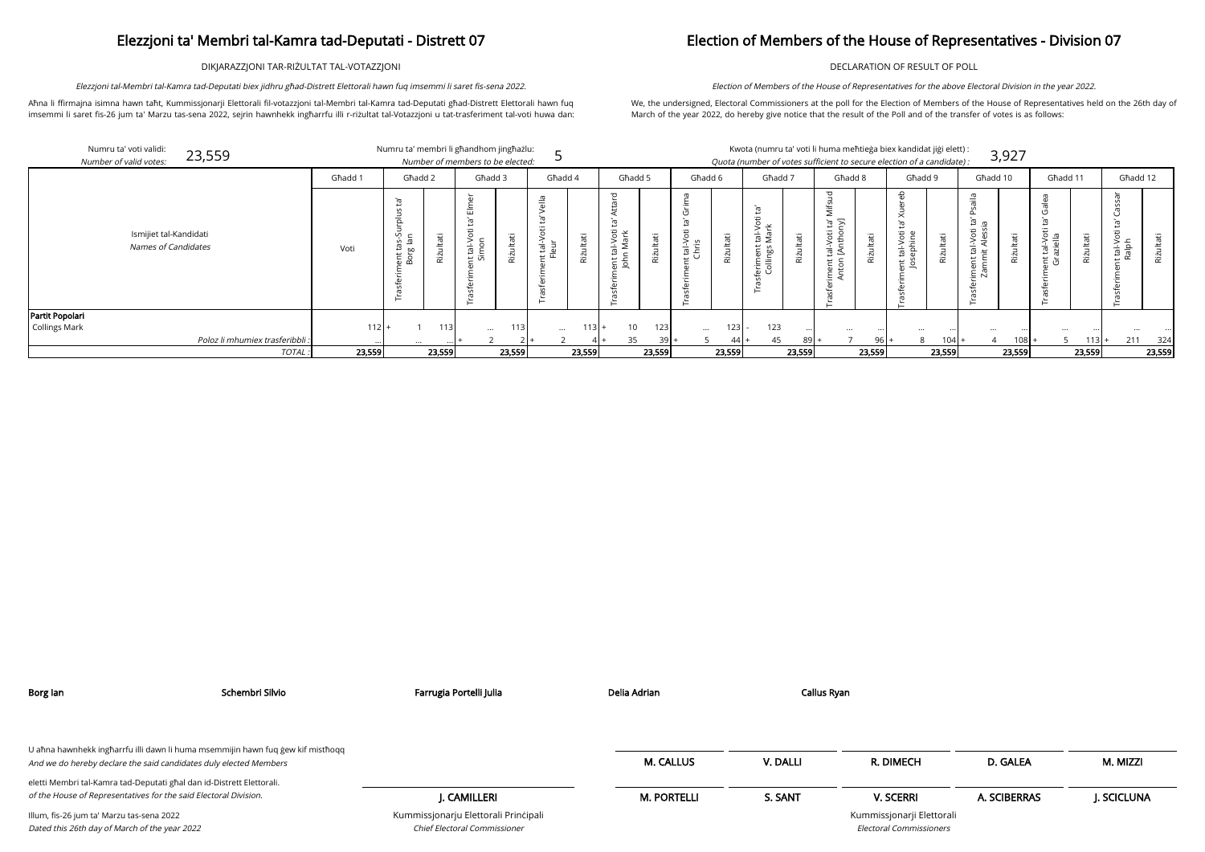# Elezzjoni ta' Membri tal-Kamra tad-Deputati - Distrett 07

DIKJARAZZJONI TAR-RIŻULTAT TAL-VOTAZZJONI

*Elezzjoni tal-Membri tal-Kamra tad-Deputati biex jidhru għad-Distrett Elettorali hawn fuq imsemmi li saret fis-sena 2022.*

Aħna li ffirmajna isimna hawn taħt, Kummissjonarji Elettorali fil-votazzjoni tal-Membri tal-Kamra tad-Deputati għad-Distrett Elettorali hawn fuq imsemmi li saret fis-26 jum ta' Marzu tas-sena 2022, sejrin hawnhekk ingħarrfu illi r-riżultat tal-Votazzjoni u tat-trasferiment tal-voti huwa dan:

# Election of Members of the House of Representatives - Division 07

DECLARATION OF RESULT OF POLL

*Election of Members of the House of Representatives for the above Electoral Division in the year 2022.*

We, the undersigned, Electoral Commissioners at the poll for the Election of Members of the House of Representatives held on the 26th day of March of the year 2022, do hereby give notice that the result of the Poll and of the transfer of votes is as follows:

Numru ta' voti validi: / *Number of valid votes:* 23,559

Numru ta' membri li għandhom jingħażlu: / *Number of members to be elected:* 5

Kwota (numru ta' voti li huma meħtieġa biex kandidat jiġi elett) : / *Quota (number of votes sufficient to secure election of a candidate) :* 3,927

| Ismijiet tal-Kandidati / *Names of Candidates* | Għadd 1 | Għadd 2 | | Għadd 3 | | Għadd 4 | | Għadd 5 | | Għadd 6 | | Għadd 7 | | Għadd 8 | | Għadd 9 | | Għadd 10 | | Għadd 11 | | Għadd 12 | |
|---|---|---|---|---|---|---|---|---|---|---|---|---|---|---|---|---|---|---|---|---|---|---|---|
| | Voti | Trasferiment tas-Surplus ta' Borg Ian | Riżultati | Trasferiment tal-Voti ta' Elmer Simon | Riżultati | Trasferiment tal-Voti ta' Vella Fleur | Riżultati | Trasferiment tal-Voti ta' Attard John Mark | Riżultati | Trasferiment tal-Voti ta' Grima Chris | Riżultati | Trasferiment tal-Voti ta' Collings Mark | Riżultati | Trasferiment tal-Voti ta' Mifsud Anton [Anthony] | Riżultati | Trasferiment tal-Voti ta' Xuereb Josephine | Riżultati | Trasferiment tal-Voti ta' Psaila Zammit Alessia | Riżultati | Trasferiment tal-Voti ta' Galea Graziella | Riżultati | Trasferiment tal-Voti ta' Cassar Ralph | Riżultati |
| **Partit Popolari** | | | | | | | | | | | | | | | | | | | | | | | |
| Collings Mark | 112 | + 1 | 113 | ... | 113 | ... | 113 | + 10 | 123 | ... | 123 | - 123 | ... | ... | ... | ... | ... | ... | ... | ... | ... | ... | ... |
| *Poloz li mhumiex trasferibbli :* | ... | ... | ... | + 2 | 2 | + 2 | 4 | + 35 | 39 | + 5 | 44 | + 45 | 89 | + 7 | 96 | + 8 | 104 | + 4 | 108 | + 5 | 113 | + 211 | 324 |
| *TOTAL :* | 23,559 | | 23,559 | | 23,559 | | 23,559 | | 23,559 | | 23,559 | | 23,559 | | 23,559 | | 23,559 | | 23,559 | | 23,559 | | 23,559 |

**Borg Ian** **Schembri Silvio** **Farrugia Portelli Julia** **Delia Adrian** **Callus Ryan**

U aħna hawnhekk ingħarrfu illi dawn li huma msemmijin hawn fuq ġew kif mistħoqq
*And we do hereby declare the said candidates duly elected Members*

eletti Membri tal-Kamra tad-Deputati għal dan id-Distrett Elettorali.
*of the House of Representatives for the said Electoral Division.*

Illum, fis-26 jum ta' Marzu tas-sena 2022
*Dated this 26th day of March of the year 2022*

**J. CAMILLERI**
Kummissjonarju Elettorali Prinċipali
*Chief Electoral Commissioner*

| **M. CALLUS** | **V. DALLI** | **R. DIMECH** | **D. GALEA** | **M. MIZZI** |
|---|---|---|---|---|
| **M. PORTELLI** | **S. SANT** | **V. SCERRI** | **A. SCIBERRAS** | **J. SCICLUNA** |

Kummissjonarji Elettorali
*Electoral Commissioners*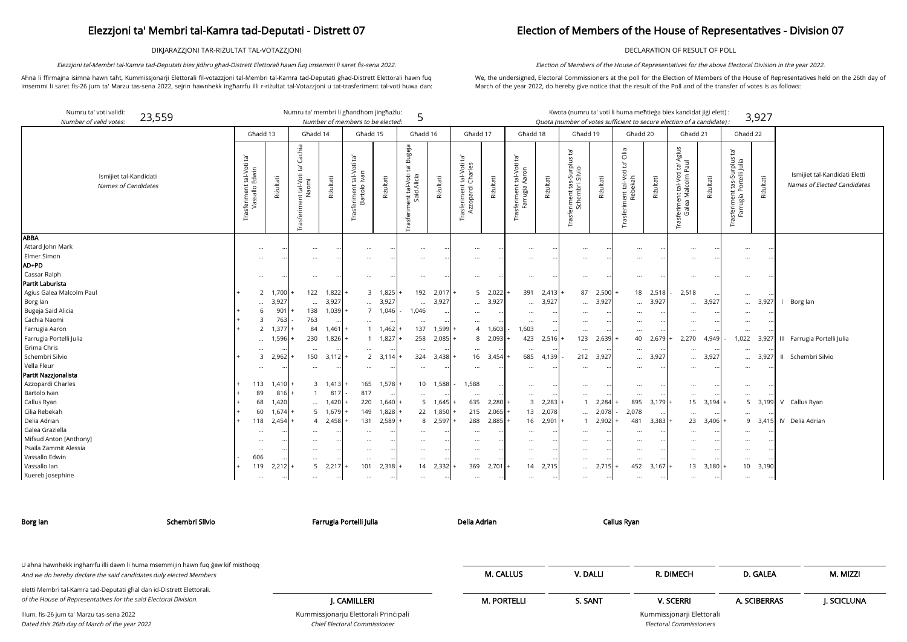# Elezzjoni ta' Membri tal-Kamra tad-Deputati - Distrett 07

DIKJARAZZJONI TAR-RIŻULTAT TAL-VOTAZZJONI

*Elezzjoni tal-Membri tal-Kamra tad-Deputati biex jidhru għad-Distrett Elettorali hawn fuq imsemmi li saret fis-sena 2022.*

Aħna li ffirmajna isimna hawn taħt, Kummissjonarji Elettorali fil-votazzjoni tal-Membri tal-Kamra tad-Deputati għad-Distrett Elettorali hawn fuq imsemmi li saret fis-26 jum ta' Marzu tas-sena 2022, sejrin hawnhekk ingħarrfu illi r-riżultat tal-Votazzjoni u tat-trasferiment tal-voti huwa dan:

# Election of Members of the House of Representatives - Division 07

DECLARATION OF RESULT OF POLL

*Election of Members of the House of Representatives for the above Electoral Division in the year 2022.*

We, the undersigned, Electoral Commissioners at the poll for the Election of Members of the House of Representatives held on the 26th day of March of the year 2022, do hereby give notice that the result of the Poll and of the transfer of votes is as follows:

Numru ta' voti validi: / *Number of valid votes:* 23,559

Numru ta' membri li għandhom jingħażlu: / *Number of members to be elected:* 5

Kwota (numru ta' voti li huma meħtieġa biex kandidat jiġi elett) : / *Quota (number of votes sufficient to secure election of a candidate) :* 3,927

| Ismijiet tal-Kandidati / *Names of Candidates* | Għadd 13 | | Għadd 14 | | Għadd 15 | | Għadd 16 | | Għadd 17 | | Għadd 18 | | Għadd 19 | | Għadd 20 | | Għadd 21 | | Għadd 22 | | Ismijiet tal-Kandidati Eletti / *Names of Elected Candidates* |
|---|---|---|---|---|---|---|---|---|---|---|---|---|---|---|---|---|---|---|---|---|---|
| | Trasferiment tal-Voti ta' Vassallo Edwin | Riżultati | Trasferiment tal-Voti ta' Cachia Naomi | Riżultati | Trasferiment tal-Voti ta' Bartolo Ivan | Riżultati | Trasferiment tal-Voti ta' Bugeja Said Alicia | Riżultati | Trasferiment tal-Voti ta' Azzopardi Charles | Riżultati | Trasferiment tal-Voti ta' Farrugia Aaron | Riżultati | Trasferiment tas-Surplus ta' Schembri Silvio | Riżultati | Trasferiment tal-Voti ta' Cilia Rebekah | Riżultati | Trasferiment tal-Voti ta' Agius Galea Malcolm Paul | Riżultati | Trasferiment tas-Surplus ta' Farrugia Portelli Julia | Riżultati | |
| **ABBA** | | | | | | | | | | | | | | | | | | | | | |
| Attard John Mark | ... | ... | ... | ... | ... | ... | ... | ... | ... | ... | ... | ... | ... | ... | ... | ... | ... | ... | ... | ... | |
| Elmer Simon | ... | ... | ... | ... | ... | ... | ... | ... | ... | ... | ... | ... | ... | ... | ... | ... | ... | ... | ... | ... | |
| **AD+PD** | | | | | | | | | | | | | | | | | | | | | |
| Cassar Ralph | ... | ... | ... | ... | ... | ... | ... | ... | ... | ... | ... | ... | ... | ... | ... | ... | ... | ... | ... | ... | |
| **Partit Laburista** | | | | | | | | | | | | | | | | | | | | | |
| Agius Galea Malcolm Paul | + 2 | 1,700 | + 122 | 1,822 | + 3 | 1,825 | + 192 | 2,017 | + 5 | 2,022 | + 391 | 2,413 | + 87 | 2,500 | + 18 | 2,518 | - 2,518 | ... | ... | ... | |
| Borg Ian | ... | 3,927 | ... | 3,927 | ... | 3,927 | ... | 3,927 | ... | 3,927 | ... | 3,927 | ... | 3,927 | ... | 3,927 | ... | 3,927 | ... | 3,927 | I Borg Ian |
| Bugeja Said Alicia | + 6 | 901 | + 138 | 1,039 | + 7 | 1,046 | - 1,046 | ... | ... | ... | ... | ... | ... | ... | ... | ... | ... | ... | ... | ... | |
| Cachia Naomi | + 3 | 763 | - 763 | ... | ... | ... | ... | ... | ... | ... | ... | ... | ... | ... | ... | ... | ... | ... | ... | ... | |
| Farrugia Aaron | + 2 | 1,377 | + 84 | 1,461 | + 1 | 1,462 | + 137 | 1,599 | + 4 | 1,603 | - 1,603 | ... | ... | ... | ... | ... | ... | ... | ... | ... | |
| Farrugia Portelli Julia | ... | 1,596 | + 230 | 1,826 | + 1 | 1,827 | + 258 | 2,085 | + 8 | 2,093 | + 423 | 2,516 | + 123 | 2,639 | + 40 | 2,679 | + 2,270 | 4,949 | - 1,022 | 3,927 | III Farrugia Portelli Julia |
| Grima Chris | ... | ... | ... | ... | ... | ... | ... | ... | ... | ... | ... | ... | ... | ... | ... | ... | ... | ... | ... | ... | |
| Schembri Silvio | + 3 | 2,962 | + 150 | 3,112 | + 2 | 3,114 | + 324 | 3,438 | + 16 | 3,454 | + 685 | 4,139 | - 212 | 3,927 | ... | 3,927 | ... | 3,927 | ... | 3,927 | II Schembri Silvio |
| Vella Fleur | ... | ... | ... | ... | ... | ... | ... | ... | ... | ... | ... | ... | ... | ... | ... | ... | ... | ... | ... | ... | |
| **Partit Nazzjonalista** | | | | | | | | | | | | | | | | | | | | | |
| Azzopardi Charles | + 113 | 1,410 | + 3 | 1,413 | + 165 | 1,578 | + 10 | 1,588 | - 1,588 | ... | ... | ... | ... | ... | ... | ... | ... | ... | ... | ... | |
| Bartolo Ivan | + 89 | 816 | + 1 | 817 | - 817 | ... | ... | ... | ... | ... | ... | ... | ... | ... | ... | ... | ... | ... | ... | ... | |
| Callus Ryan | + 68 | 1,420 | ... | 1,420 | + 220 | 1,640 | + 5 | 1,645 | + 635 | 2,280 | + 3 | 2,283 | + 1 | 2,284 | + 895 | 3,179 | + 15 | 3,194 | + 5 | 3,199 | V Callus Ryan |
| Cilia Rebekah | + 60 | 1,674 | + 5 | 1,679 | + 149 | 1,828 | + 22 | 1,850 | + 215 | 2,065 | + 13 | 2,078 | ... | 2,078 | - 2,078 | ... | ... | ... | ... | ... | |
| Delia Adrian | + 118 | 2,454 | + 4 | 2,458 | + 131 | 2,589 | + 8 | 2,597 | + 288 | 2,885 | + 16 | 2,901 | + 1 | 2,902 | + 481 | 3,383 | + 23 | 3,406 | + 9 | 3,415 | IV Delia Adrian |
| Galea Graziella | ... | ... | ... | ... | ... | ... | ... | ... | ... | ... | ... | ... | ... | ... | ... | ... | ... | ... | ... | ... | |
| Mifsud Anton [Anthony] | ... | ... | ... | ... | ... | ... | ... | ... | ... | ... | ... | ... | ... | ... | ... | ... | ... | ... | ... | ... | |
| Psaila Zammit Alessia | ... | ... | ... | ... | ... | ... | ... | ... | ... | ... | ... | ... | ... | ... | ... | ... | ... | ... | ... | ... | |
| Vassallo Edwin | - 606 | ... | ... | ... | ... | ... | ... | ... | ... | ... | ... | ... | ... | ... | ... | ... | ... | ... | ... | ... | |
| Vassallo Ian | + 119 | 2,212 | + 5 | 2,217 | + 101 | 2,318 | + 14 | 2,332 | + 369 | 2,701 | + 14 | 2,715 | ... | 2,715 | + 452 | 3,167 | + 13 | 3,180 | + 10 | 3,190 | |
| Xuereb Josephine | ... | ... | ... | ... | ... | ... | ... | ... | ... | ... | ... | ... | ... | ... | ... | ... | ... | ... | ... | ... | |

**Borg Ian** | **Schembri Silvio** | **Farrugia Portelli Julia** | **Delia Adrian** | **Callus Ryan**

U aħna hawnhekk ingħarrfu illi dawn li huma msemmijin hawn fuq ġew kif mistħoqq
*And we do hereby declare the said candidates duly elected Members*

eletti Membri tal-Kamra tad-Deputati għal dan id-Distrett Elettorali.
*of the House of Representatives for the said Electoral Division.*

Illum, fis-26 jum ta' Marzu tas-sena 2022
*Dated this 26th day of March of the year 2022*

**J. CAMILLERI**
Kummissjonarju Elettorali Prinċipali
*Chief Electoral Commissioner*

**M. CALLUS** | **V. DALLI** | **R. DIMECH** | **D. GALEA** | **M. MIZZI**

**M. PORTELLI** | **S. SANT** | **V. SCERRI** | **A. SCIBERRAS** | **J. SCICLUNA**

Kummissjonarji Elettorali
*Electoral Commissioners*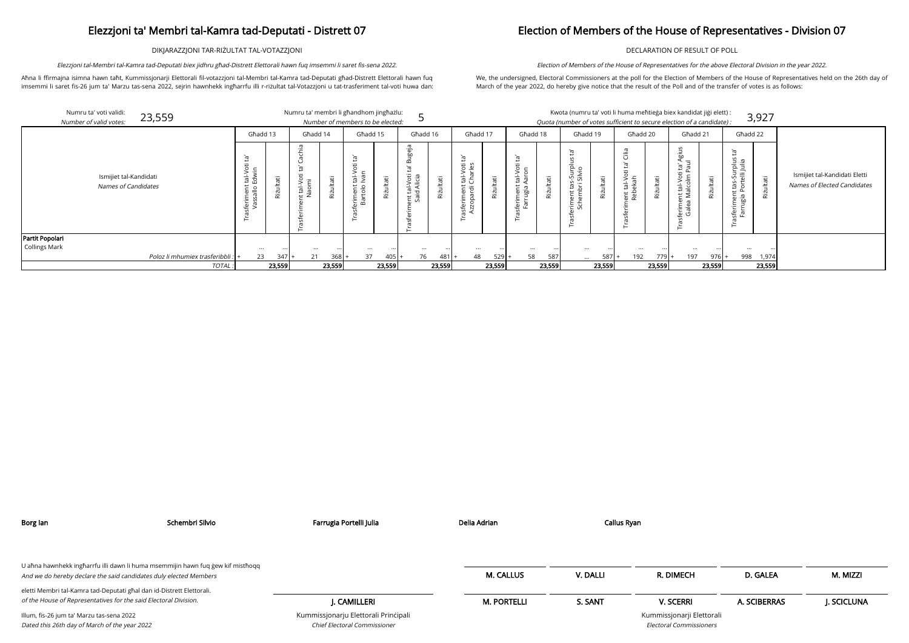# Elezzjoni ta' Membri tal-Kamra tad-Deputati - Distrett 07

DIKJARAZZJONI TAR-RIŻULTAT TAL-VOTAZZJONI

*Elezzjoni tal-Membri tal-Kamra tad-Deputati biex jidhru għad-Distrett Elettorali hawn fuq imsemmi li saret fis-sena 2022.*

Aħna li ffirmajna isimna hawn taħt, Kummissjonarji Elettorali fil-votazzjoni tal-Membri tal-Kamra tad-Deputati għad-Distrett Elettorali hawn fuq imsemmi li saret fis-26 jum ta' Marzu tas-sena 2022, sejrin hawnhekk ingħarrfu illi r-riżultat tal-Votazzjoni u tat-trasferiment tal-voti huwa dan:

# Election of Members of the House of Representatives - Division 07

DECLARATION OF RESULT OF POLL

*Election of Members of the House of Representatives for the above Electoral Division in the year 2022.*

We, the undersigned, Electoral Commissioners at the poll for the Election of Members of the House of Representatives held on the 26th day of March of the year 2022, do hereby give notice that the result of the Poll and of the transfer of votes is as follows:

Numru ta' voti validi: *Number of valid votes:* 23,559

Numru ta' membri li għandhom jingħażlu: *Number of members to be elected:* 5

Kwota (numru ta' voti li huma meħtieġa biex kandidat jiġi elett) : *Quota (number of votes sufficient to secure election of a candidate) :* 3,927

| Ismijiet tal-Kandidati *Names of Candidates* | Għadd 13 | | Għadd 14 | | Għadd 15 | | Għadd 16 | | Għadd 17 | | Għadd 18 | | Għadd 19 | | Għadd 20 | | Għadd 21 | | Għadd 22 | | Ismijiet tal-Kandidati Eletti *Names of Elected Candidates* |
|---|---|---|---|---|---|---|---|---|---|---|---|---|---|---|---|---|---|---|---|---|---|
| | Trasferiment tal-Voti ta' Vassallo Edwin | Riżultati | Trasferiment tal-Voti ta' Cachia Naomi | Riżultati | Trasferiment tal-Voti ta' Bartolo Ivan | Riżultati | Trasferiment tal-Voti ta' Bugeja Said Alicia | Riżultati | Trasferiment tal-Voti ta' Azzopardi Charles | Riżultati | Trasferiment tal-Voti ta' Farrugia Aaron | Riżultati | Trasferiment tas-Surplus ta' Schembri Silvio | Riżultati | Trasferiment tal-Voti ta' Cilia Rebekah | Riżultati | Trasferiment tal-Voti ta' Agius Galea Malcolm Paul | Riżultati | Trasferiment tas-Surplus ta' Farrugia Portelli Julia | Riżultati | |
| **Partit Popolari** | | | | | | | | | | | | | | | | | | | | | |
| Collings Mark | ... | ... | ... | ... | ... | ... | ... | ... | ... | ... | ... | ... | ... | ... | ... | ... | ... | ... | ... | ... | |
| *Poloz li mhumiex trasferibbli :* | + 23 | 347 | + 21 | 368 | + 37 | 405 | + 76 | 481 | + 48 | 529 | + 58 | 587 | ... | 587 | + 192 | 779 | + 197 | 976 | + 998 | 1,974 | |
| *TOTAL :* | | **23,559** | | **23,559** | | **23,559** | | **23,559** | | **23,559** | | **23,559** | | **23,559** | | **23,559** | | **23,559** | | **23,559** | |

**Borg Ian** **Schembri Silvio** **Farrugia Portelli Julia** **Delia Adrian** **Callus Ryan**

U aħna hawnhekk ingħarrfu illi dawn li huma msemmijin hawn fuq ġew kif mistħoqq
*And we do hereby declare the said candidates duly elected Members*

eletti Membri tal-Kamra tad-Deputati għal dan id-Distrett Elettorali.
*of the House of Representatives for the said Electoral Division.*

Illum, fis-26 jum ta' Marzu tas-sena 2022
*Dated this 26th day of March of the year 2022*

**J. CAMILLERI**
Kummissjonarju Elettorali Prinċipali
*Chief Electoral Commissioner*

**M. CALLUS** **V. DALLI** **R. DIMECH** **D. GALEA** **M. MIZZI**

**M. PORTELLI** **S. SANT** **V. SCERRI** **A. SCIBERRAS** **J. SCICLUNA**

Kummissjonarji Elettorali
*Electoral Commissioners*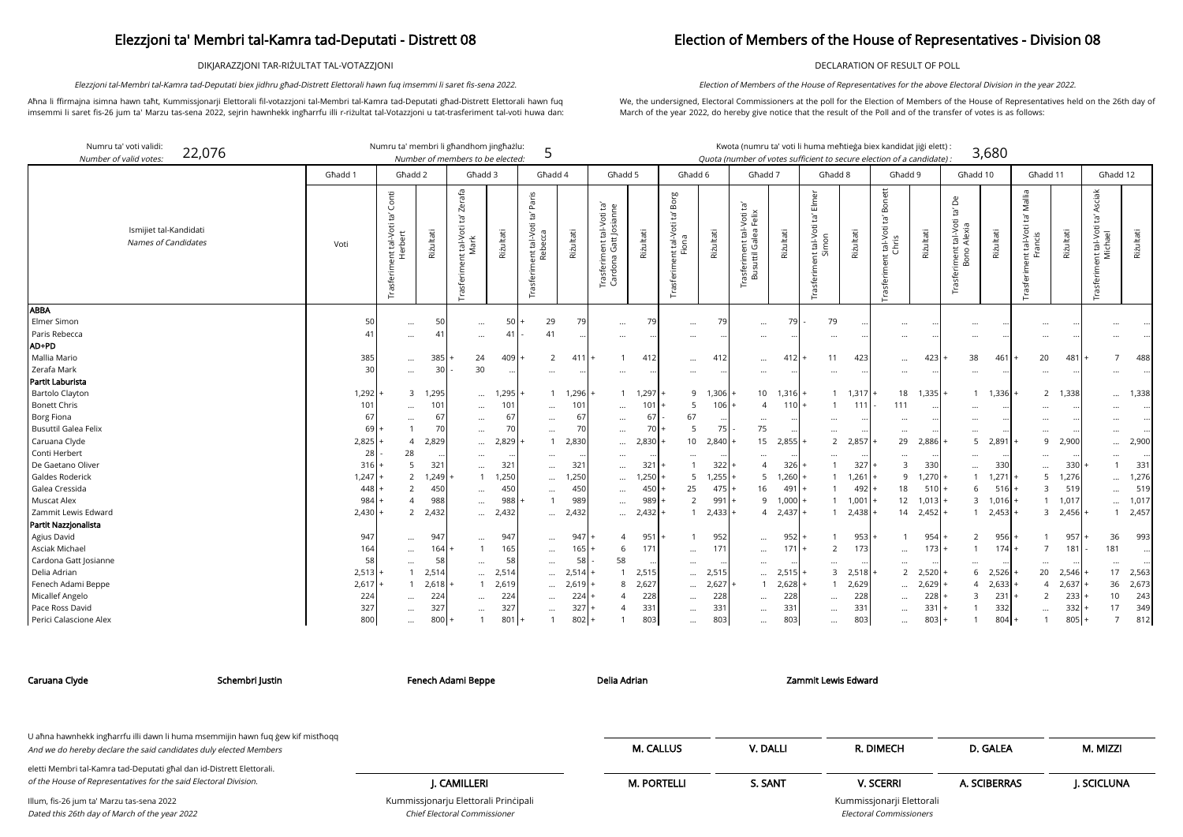# Elezzjoni ta' Membri tal-Kamra tad-Deputati - Distrett 08

DIKJARAZZJONI TAR-RIŻULTAT TAL-VOTAZZJONI

*Elezzjoni tal-Membri tal-Kamra tad-Deputati biex jidhru għad-Distrett Elettorali hawn fuq imsemmi li saret fis-sena 2022.*

Aħna li ffirmajna isimna hawn taħt, Kummissjonarji Elettorali fil-votazzjoni tal-Membri tal-Kamra tad-Deputati għad-Distrett Elettorali hawn fuq imsemmi li saret fis-26 jum ta' Marzu tas-sena 2022, sejrin hawnhekk ingħarrfu illi r-riżultat tal-Votazzjoni u tat-trasferiment tal-voti huwa dan:

# Election of Members of the House of Representatives - Division 08

DECLARATION OF RESULT OF POLL

*Election of Members of the House of Representatives for the above Electoral Division in the year 2022.*

We, the undersigned, Electoral Commissioners at the poll for the Election of Members of the House of Representatives held on the 26th day of March of the year 2022, do hereby give notice that the result of the Poll and of the transfer of votes is as follows:

Numru ta' voti validi: / *Number of valid votes:* 22,076

Numru ta' membri li għandhom jingħażlu: / *Number of members to be elected:* 5

Kwota (numru ta' voti li huma meħtieġa biex kandidat jiġi elett) : / *Quota (number of votes sufficient to secure election of a candidate) :* 3,680

| Ismijiet tal-Kandidati / *Names of Candidates* | Għadd 1 | Għadd 2 | | Għadd 3 | | Għadd 4 | | Għadd 5 | | Għadd 6 | | Għadd 7 | | Għadd 8 | | Għadd 9 | | Għadd 10 | | Għadd 11 | | Għadd 12 | |
|---|---|---|---|---|---|---|---|---|---|---|---|---|---|---|---|---|---|---|---|---|---|---|---|
| | Voti | Trasferiment tal-Voti ta' Conti Herbert | Riżultati | Trasferiment tal-Voti ta' Zerafa Mark | Riżultati | Trasferiment tal-Voti ta' Paris Rebecca | Riżultati | Trasferiment tal-Voti ta' Cardona Gatt Josianne | Riżultati | Trasferiment tal-Voti ta' Borg Fiona | Riżultati | Trasferiment tal-Voti ta' Busuttil Galea Felix | Riżultati | Trasferiment tal-Voti ta' Elmer Simon | Riżultati | Trasferiment tal-Voti ta' Bonett Chris | Riżultati | Trasferiment tal-Voti ta' De Bono Alexia | Riżultati | Trasferiment tal-Voti ta' Mallia Francis | Riżultati | Trasferiment tal-Voti ta' Asciak Michael | Riżultati |
| **ABBA** | | | | | | | | | | | | | | | | | | | | | | | |
| Elmer Simon | 50 | ... | 50 | ... | 50 | + 29 | 79 | ... | 79 | ... | 79 | ... | 79 | - 79 | ... | ... | ... | ... | ... | ... | ... | ... | ... |
| Paris Rebecca | 41 | ... | 41 | ... | 41 | - 41 | ... | ... | ... | ... | ... | ... | ... | ... | ... | ... | ... | ... | ... | ... | ... | ... | ... |
| **AD+PD** | | | | | | | | | | | | | | | | | | | | | | | |
| Mallia Mario | 385 | ... | 385 | + 24 | 409 | + 2 | 411 | + 1 | 412 | ... | 412 | ... | 412 | + 11 | 423 | ... | 423 | + 38 | 461 | + 20 | 481 | + 7 | 488 |
| Zerafa Mark | 30 | ... | 30 | - 30 | ... | ... | ... | ... | ... | ... | ... | ... | ... | ... | ... | ... | ... | ... | ... | ... | ... | ... | ... |
| **Partit Laburista** | | | | | | | | | | | | | | | | | | | | | | | |
| Bartolo Clayton | 1,292 | + 3 | 1,295 | ... | 1,295 | + 1 | 1,296 | + 1 | 1,297 | + 9 | 1,306 | + 10 | 1,316 | + 1 | 1,317 | + 18 | 1,335 | + 1 | 1,336 | + 2 | 1,338 | ... | 1,338 |
| Bonett Chris | 101 | ... | 101 | ... | 101 | ... | 101 | ... | 101 | + 5 | 106 | + 4 | 110 | + 1 | 111 | - 111 | ... | ... | ... | ... | ... | ... | ... |
| Borg Fiona | 67 | ... | 67 | ... | 67 | ... | 67 | ... | 67 | - 67 | ... | ... | ... | ... | ... | ... | ... | ... | ... | ... | ... | ... | ... |
| Busuttil Galea Felix | 69 | + 1 | 70 | ... | 70 | ... | 70 | ... | 70 | + 5 | 75 | - 75 | ... | ... | ... | ... | ... | ... | ... | ... | ... | ... | ... |
| Caruana Clyde | 2,825 | + 4 | 2,829 | ... | 2,829 | + 1 | 2,830 | ... | 2,830 | + 10 | 2,840 | + 15 | 2,855 | + 2 | 2,857 | + 29 | 2,886 | + 5 | 2,891 | + 9 | 2,900 | ... | 2,900 |
| Conti Herbert | 28 | - 28 | ... | ... | ... | ... | ... | ... | ... | ... | ... | ... | ... | ... | ... | ... | ... | ... | ... | ... | ... | ... | ... |
| De Gaetano Oliver | 316 | + 5 | 321 | ... | 321 | ... | 321 | ... | 321 | + 1 | 322 | + 4 | 326 | + 1 | 327 | + 3 | 330 | ... | 330 | ... | 330 | + 1 | 331 |
| Galdes Roderick | 1,247 | + 2 | 1,249 | + 1 | 1,250 | ... | 1,250 | ... | 1,250 | + 5 | 1,255 | + 5 | 1,260 | + 1 | 1,261 | + 9 | 1,270 | + 1 | 1,271 | + 5 | 1,276 | ... | 1,276 |
| Galea Cressida | 448 | + 2 | 450 | ... | 450 | ... | 450 | ... | 450 | + 25 | 475 | + 16 | 491 | + 1 | 492 | + 18 | 510 | + 6 | 516 | + 3 | 519 | ... | 519 |
| Muscat Alex | 984 | + 4 | 988 | ... | 988 | + 1 | 989 | ... | 989 | + 2 | 991 | + 9 | 1,000 | + 1 | 1,001 | + 12 | 1,013 | + 3 | 1,016 | + 1 | 1,017 | ... | 1,017 |
| Zammit Lewis Edward | 2,430 | + 2 | 2,432 | ... | 2,432 | ... | 2,432 | ... | 2,432 | + 1 | 2,433 | + 4 | 2,437 | + 1 | 2,438 | + 14 | 2,452 | + 1 | 2,453 | + 3 | 2,456 | + 1 | 2,457 |
| **Partit Nazzjonalista** | | | | | | | | | | | | | | | | | | | | | | | |
| Agius David | 947 | ... | 947 | ... | 947 | ... | 947 | + 4 | 951 | + 1 | 952 | ... | 952 | + 1 | 953 | + 1 | 954 | + 2 | 956 | + 1 | 957 | + 36 | 993 |
| Asciak Michael | 164 | ... | 164 | + 1 | 165 | ... | 165 | + 6 | 171 | ... | 171 | ... | 171 | + 2 | 173 | ... | 173 | + 1 | 174 | + 7 | 181 | - 181 | ... |
| Cardona Gatt Josianne | 58 | ... | 58 | ... | 58 | ... | 58 | - 58 | ... | ... | ... | ... | ... | ... | ... | ... | ... | ... | ... | ... | ... | ... | ... |
| Delia Adrian | 2,513 | + 1 | 2,514 | ... | 2,514 | ... | 2,514 | + 1 | 2,515 | ... | 2,515 | ... | 2,515 | + 3 | 2,518 | + 2 | 2,520 | + 6 | 2,526 | + 20 | 2,546 | + 17 | 2,563 |
| Fenech Adami Beppe | 2,617 | + 1 | 2,618 | + 1 | 2,619 | ... | 2,619 | + 8 | 2,627 | ... | 2,627 | + 1 | 2,628 | + 1 | 2,629 | ... | 2,629 | + 4 | 2,633 | + 4 | 2,637 | + 36 | 2,673 |
| Micallef Angelo | 224 | ... | 224 | ... | 224 | ... | 224 | + 4 | 228 | ... | 228 | ... | 228 | ... | 228 | ... | 228 | + 3 | 231 | + 2 | 233 | + 10 | 243 |
| Pace Ross David | 327 | ... | 327 | ... | 327 | ... | 327 | + 4 | 331 | ... | 331 | ... | 331 | ... | 331 | ... | 331 | + 1 | 332 | ... | 332 | + 17 | 349 |
| Perici Calascione Alex | 800 | ... | 800 | + 1 | 801 | + 1 | 802 | + 1 | 803 | ... | 803 | ... | 803 | ... | 803 | ... | 803 | + 1 | 804 | + 1 | 805 | + 7 | 812 |

**Caruana Clyde** | **Schembri Justin** | **Fenech Adami Beppe** | **Delia Adrian** | **Zammit Lewis Edward**

U aħna hawnhekk ingħarrfu illi dawn li huma msemmijin hawn fuq ġew kif mistħoqq
*And we do hereby declare the said candidates duly elected Members*

eletti Membri tal-Kamra tad-Deputati għal dan id-Distrett Elettorali.
*of the House of Representatives for the said Electoral Division.*

Illum, fis-26 jum ta' Marzu tas-sena 2022
*Dated this 26th day of March of the year 2022*

**J. CAMILLERI**
Kummissjonarju Elettorali Prinċipali
*Chief Electoral Commissioner*

**M. CALLUS** | **V. DALLI** | **R. DIMECH** | **D. GALEA** | **M. MIZZI**

**M. PORTELLI** | **S. SANT** | **V. SCERRI** | **A. SCIBERRAS** | **J. SCICLUNA**

Kummissjonarji Elettorali
*Electoral Commissioners*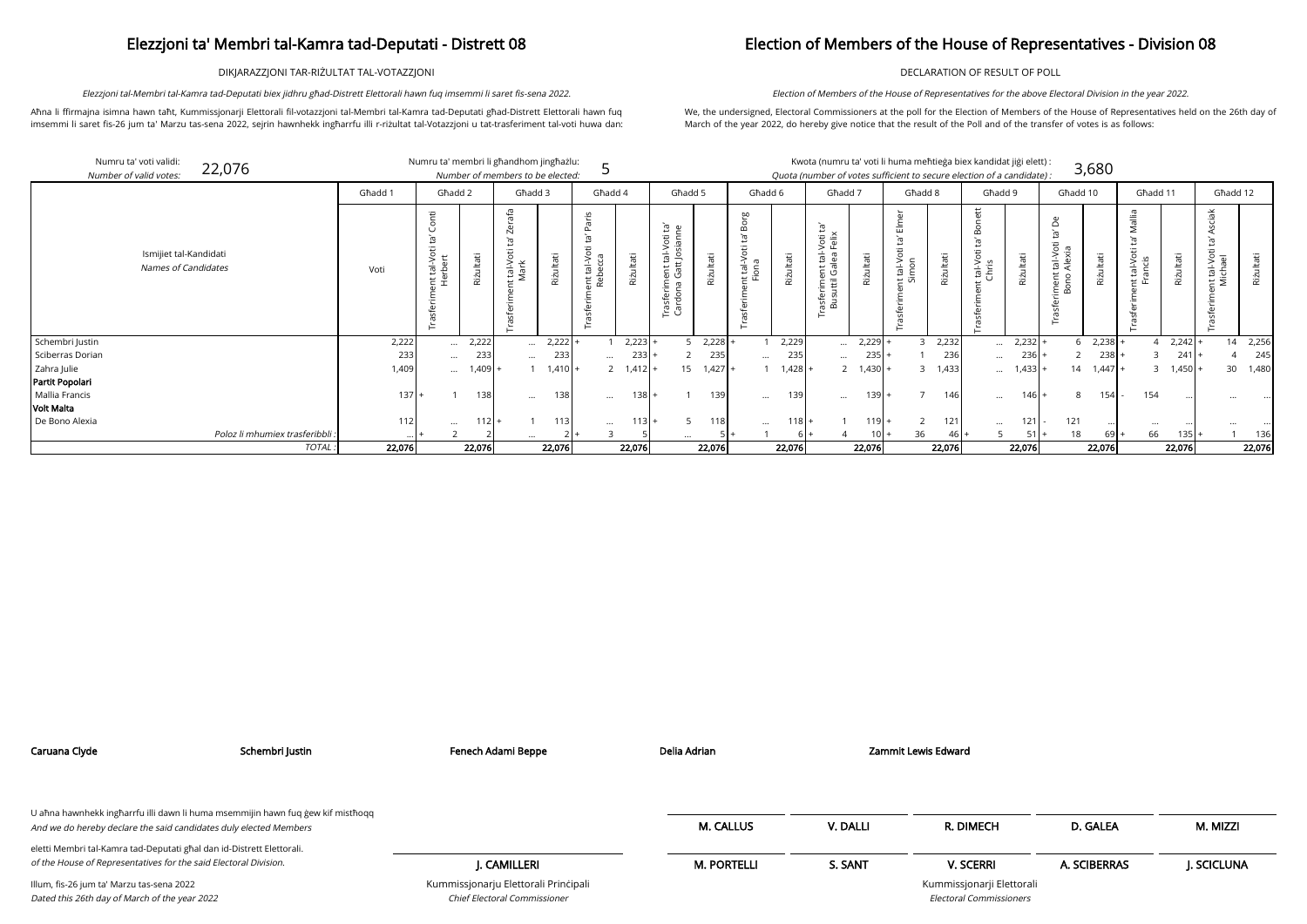# Elezzjoni ta' Membri tal-Kamra tad-Deputati - Distrett 08

DIKJARAZZJONI TAR-RIŻULTAT TAL-VOTAZZJONI

*Elezzjoni tal-Membri tal-Kamra tad-Deputati biex jidhru għad-Distrett Elettorali hawn fuq imsemmi li saret fis-sena 2022.*

Aħna li ffirmajna isimna hawn taħt, Kummissjonarji Elettorali fil-votazzjoni tal-Membri tal-Kamra tad-Deputati għad-Distrett Elettorali hawn fuq imsemmi li saret fis-26 jum ta' Marzu tas-sena 2022, sejrin hawnhekk ingħarrfu illi r-riżultat tal-Votazzjoni u tat-trasferiment tal-voti huwa dan:

# Election of Members of the House of Representatives - Division 08

DECLARATION OF RESULT OF POLL

*Election of Members of the House of Representatives for the above Electoral Division in the year 2022.*

We, the undersigned, Electoral Commissioners at the poll for the Election of Members of the House of Representatives held on the 26th day of March of the year 2022, do hereby give notice that the result of the Poll and of the transfer of votes is as follows:

Numru ta' voti validi: / *Number of valid votes:* 22,076

Numru ta' membri li għandhom jingħażlu: / *Number of members to be elected:* 5

Kwota (numru ta' voti li huma meħtieġa biex kandidat jiġi elett) : / *Quota (number of votes sufficient to secure election of a candidate) :* 3,680

| Ismijiet tal-Kandidati / *Names of Candidates* | Għadd 1 | Għadd 2 | | Għadd 3 | | Għadd 4 | | Għadd 5 | | Għadd 6 | | Għadd 7 | | Għadd 8 | | Għadd 9 | | Għadd 10 | | Għadd 11 | | Għadd 12 | |
|---|---|---|---|---|---|---|---|---|---|---|---|---|---|---|---|---|---|---|---|---|---|---|---|
| | Voti | Trasferiment tal-Voti ta' Conti Herbert | Riżultati | Trasferiment tal-Voti ta' Zerafa Mark | Riżultati | Trasferiment tal-Voti ta' Paris Rebecca | Riżultati | Trasferiment tal-Voti ta' Cardona Gatt Josianne | Riżultati | Trasferiment tal-Voti ta' Borg Fiona | Riżultati | Trasferiment tal-Voti ta' Busuttil Galea Felix | Riżultati | Trasferiment tal-Voti ta' Elmer Simon | Riżultati | Trasferiment tal-Voti ta' Bonett Chris | Riżultati | Trasferiment tal-Voti ta' De Bono Alexia | Riżultati | Trasferiment tal-Voti ta' Mallia Francis | Riżultati | Trasferiment tal-Voti ta' Asciak Michael | Riżultati |
| Schembri Justin | 2,222 | ... | 2,222 | ... | 2,222 | + 1 | 2,223 | + 5 | 2,228 | + 1 | 2,229 | ... | 2,229 | + 3 | 2,232 | ... | 2,232 | + 6 | 2,238 | + 4 | 2,242 | + 14 | 2,256 |
| Sciberras Dorian | 233 | ... | 233 | ... | 233 | ... | 233 | + 2 | 235 | ... | 235 | ... | 235 | + 1 | 236 | ... | 236 | + 2 | 238 | + 3 | 241 | + 4 | 245 |
| Zahra Julie | 1,409 | ... | 1,409 | + 1 | 1,410 | + 2 | 1,412 | + 15 | 1,427 | + 1 | 1,428 | + 2 | 1,430 | + 3 | 1,433 | ... | 1,433 | + 14 | 1,447 | + 3 | 1,450 | + 30 | 1,480 |
| **Partit Popolari** | | | | | | | | | | | | | | | | | | | | | | | |
| Mallia Francis | 137 | + 1 | 138 | ... | 138 | ... | 138 | + 1 | 139 | ... | 139 | ... | 139 | + 7 | 146 | ... | 146 | + 8 | 154 | - 154 | ... | ... | ... |
| **Volt Malta** | | | | | | | | | | | | | | | | | | | | | | | |
| De Bono Alexia | 112 | ... | 112 | + 1 | 113 | ... | 113 | + 5 | 118 | ... | 118 | + 1 | 119 | + 2 | 121 | ... | 121 | - 121 | ... | ... | ... | ... | ... |
| *Poloz li mhumiex trasferibbli :* | ... | + 2 | 2 | ... | 2 | + 3 | 5 | ... | 5 | + 1 | 6 | + 4 | 10 | + 36 | 46 | + 5 | 51 | + 18 | 69 | + 66 | 135 | + 1 | 136 |
| *TOTAL :* | **22,076** | | **22,076** | | **22,076** | | **22,076** | | **22,076** | | **22,076** | | **22,076** | | **22,076** | | **22,076** | | **22,076** | | **22,076** | | **22,076** |

**Caruana Clyde** **Schembri Justin** **Fenech Adami Beppe** **Delia Adrian** **Zammit Lewis Edward**

U aħna hawnhekk ingħarrfu illi dawn li huma msemmijin hawn fuq ġew kif mistħoqq
*And we do hereby declare the said candidates duly elected Members*

eletti Membri tal-Kamra tad-Deputati għal dan id-Distrett Elettorali.
*of the House of Representatives for the said Electoral Division.*

Illum, fis-26 jum ta' Marzu tas-sena 2022
*Dated this 26th day of March of the year 2022*

**J. CAMILLERI**
Kummissjonarju Elettorali Prinċipali
*Chief Electoral Commissioner*

| **M. CALLUS** | **V. DALLI** | **R. DIMECH** | **D. GALEA** | **M. MIZZI** |
|---|---|---|---|---|
| **M. PORTELLI** | **S. SANT** | **V. SCERRI** | **A. SCIBERRAS** | **J. SCICLUNA** |

Kummissjonarji Elettorali
*Electoral Commissioners*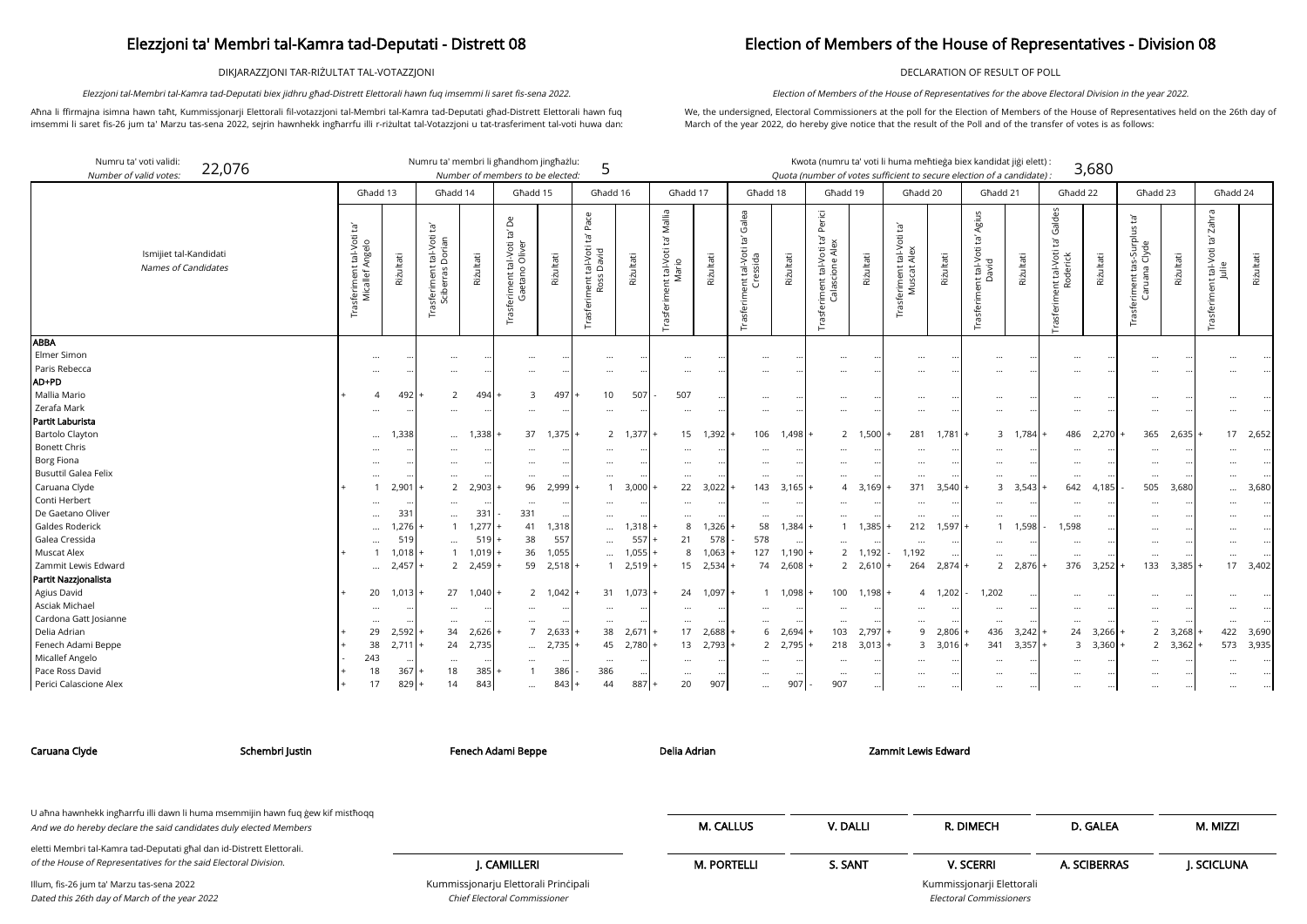# Elezzjoni ta' Membri tal-Kamra tad-Deputati - Distrett 08

# Election of Members of the House of Representatives - Division 08

DIKJARAZZJONI TAR-RIŻULTAT TAL-VOTAZZJONI

DECLARATION OF RESULT OF POLL

*Elezzjoni tal-Membri tal-Kamra tad-Deputati biex jidhru għad-Distrett Elettorali hawn fuq imsemmi li saret fis-sena 2022.*

*Election of Members of the House of Representatives for the above Electoral Division in the year 2022.*

Aħna li ffirmajna isimna hawn taħt, Kummissjonarji Elettorali fil-votazzjoni tal-Membri tal-Kamra tad-Deputati għad-Distrett Elettorali hawn fuq imsemmi li saret fis-26 jum ta' Marzu tas-sena 2022, sejrin hawnhekk ingħarrfu illi r-riżultat tal-Votazzjoni u tat-trasferiment tal-voti huwa dan:

We, the undersigned, Electoral Commissioners at the poll for the Election of Members of the House of Representatives held on the 26th day of March of the year 2022, do hereby give notice that the result of the Poll and of the transfer of votes is as follows:

Numru ta' voti validi: *Number of valid votes:* 22,076

Numru ta' membri li għandhom jingħażlu: *Number of members to be elected:* 5

Kwota (numru ta' voti li huma meħtieġa biex kandidat jiġi elett) : *Quota (number of votes sufficient to secure election of a candidate) :* 3,680

| Ismijiet tal-Kandidati / *Names of Candidates* | Għadd 13 | | Għadd 14 | | Għadd 15 | | Għadd 16 | | Għadd 17 | | Għadd 18 | | Għadd 19 | | Għadd 20 | | Għadd 21 | | Għadd 22 | | Għadd 23 | | Għadd 24 | |
|---|---|---|---|---|---|---|---|---|---|---|---|---|---|---|---|---|---|---|---|---|---|---|---|---|
| | Trasferiment tal-Voti ta' Micallef Angelo | Riżultati | Trasferiment tal-Voti ta' Sciberras Dorian | Riżultati | Trasferiment tal-Voti ta' De Gaetano Oliver | Riżultati | Trasferiment tal-Voti ta' Pace Ross David | Riżultati | Trasferiment tal-Voti ta' Mallia Mario | Riżultati | Trasferiment tal-Voti ta' Galea Cressida | Riżultati | Trasferiment tal-Voti ta' Perici Calascione Alex | Riżultati | Trasferiment tal-Voti ta' Muscat Alex | Riżultati | Trasferiment tal-Voti ta' Agius David | Riżultati | Trasferiment tal-Voti ta' Galdes Roderick | Riżultati | Trasferiment tas-Surplus ta' Caruana Clyde | Riżultati | Trasferiment tal-Voti ta' Zahra Julie | Riżultati |
| **ABBA** | | | | | | | | | | | | | | | | | | | | | | | | |
| Elmer Simon | ... | ... | ... | ... | ... | ... | ... | ... | ... | ... | ... | ... | ... | ... | ... | ... | ... | ... | ... | ... | ... | ... | ... | ... |
| Paris Rebecca | ... | ... | ... | ... | ... | ... | ... | ... | ... | ... | ... | ... | ... | ... | ... | ... | ... | ... | ... | ... | ... | ... | ... | ... |
| **AD+PD** | | | | | | | | | | | | | | | | | | | | | | | | |
| Mallia Mario | + 4 | 492 | + 2 | 494 | + 3 | 497 | + 10 | 507 | - 507 | ... | ... | ... | ... | ... | ... | ... | ... | ... | ... | ... | ... | ... | ... | ... |
| Zerafa Mark | ... | ... | ... | ... | ... | ... | ... | ... | ... | ... | ... | ... | ... | ... | ... | ... | ... | ... | ... | ... | ... | ... | ... | ... |
| **Partit Laburista** | | | | | | | | | | | | | | | | | | | | | | | | |
| Bartolo Clayton | ... | 1,338 | ... | 1,338 | + 37 | 1,375 | + 2 | 1,377 | + 15 | 1,392 | + 106 | 1,498 | + 2 | 1,500 | + 281 | 1,781 | + 3 | 1,784 | + 486 | 2,270 | + 365 | 2,635 | + 17 | 2,652 |
| Bonett Chris | ... | ... | ... | ... | ... | ... | ... | ... | ... | ... | ... | ... | ... | ... | ... | ... | ... | ... | ... | ... | ... | ... | ... | ... |
| Borg Fiona | ... | ... | ... | ... | ... | ... | ... | ... | ... | ... | ... | ... | ... | ... | ... | ... | ... | ... | ... | ... | ... | ... | ... | ... |
| Busuttil Galea Felix | ... | ... | ... | ... | ... | ... | ... | ... | ... | ... | ... | ... | ... | ... | ... | ... | ... | ... | ... | ... | ... | ... | ... | ... |
| Caruana Clyde | + 1 | 2,901 | + 2 | 2,903 | + 96 | 2,999 | + 1 | 3,000 | + 22 | 3,022 | + 143 | 3,165 | + 4 | 3,169 | + 371 | 3,540 | + 3 | 3,543 | + 642 | 4,185 | - 505 | 3,680 | ... | 3,680 |
| Conti Herbert | ... | ... | ... | ... | ... | ... | ... | ... | ... | ... | ... | ... | ... | ... | ... | ... | ... | ... | ... | ... | ... | ... | ... | ... |
| De Gaetano Oliver | ... | 331 | ... | 331 | - 331 | ... | ... | ... | ... | ... | ... | ... | ... | ... | ... | ... | ... | ... | ... | ... | ... | ... | ... | ... |
| Galdes Roderick | ... | 1,276 | + 1 | 1,277 | + 41 | 1,318 | ... | 1,318 | + 8 | 1,326 | + 58 | 1,384 | + 1 | 1,385 | + 212 | 1,597 | + 1 | 1,598 | - 1,598 | ... | ... | ... | ... | ... |
| Galea Cressida | ... | 519 | ... | 519 | + 38 | 557 | ... | 557 | + 21 | 578 | - 578 | ... | ... | ... | ... | ... | ... | ... | ... | ... | ... | ... | ... | ... |
| Muscat Alex | + 1 | 1,018 | + 1 | 1,019 | + 36 | 1,055 | ... | 1,055 | + 8 | 1,063 | + 127 | 1,190 | + 2 | 1,192 | - 1,192 | ... | ... | ... | ... | ... | ... | ... | ... | ... |
| Zammit Lewis Edward | ... | 2,457 | + 2 | 2,459 | + 59 | 2,518 | + 1 | 2,519 | + 15 | 2,534 | + 74 | 2,608 | + 2 | 2,610 | + 264 | 2,874 | + 2 | 2,876 | + 376 | 3,252 | + 133 | 3,385 | + 17 | 3,402 |
| **Partit Nazzjonalista** | | | | | | | | | | | | | | | | | | | | | | | | |
| Agius David | + 20 | 1,013 | + 27 | 1,040 | + 2 | 1,042 | + 31 | 1,073 | + 24 | 1,097 | + 1 | 1,098 | + 100 | 1,198 | + 4 | 1,202 | - 1,202 | ... | ... | ... | ... | ... | ... | ... |
| Asciak Michael | ... | ... | ... | ... | ... | ... | ... | ... | ... | ... | ... | ... | ... | ... | ... | ... | ... | ... | ... | ... | ... | ... | ... | ... |
| Cardona Gatt Josianne | ... | ... | ... | ... | ... | ... | ... | ... | ... | ... | ... | ... | ... | ... | ... | ... | ... | ... | ... | ... | ... | ... | ... | ... |
| Delia Adrian | + 29 | 2,592 | + 34 | 2,626 | + 7 | 2,633 | + 38 | 2,671 | + 17 | 2,688 | + 6 | 2,694 | + 103 | 2,797 | + 9 | 2,806 | + 436 | 3,242 | + 24 | 3,266 | + 2 | 3,268 | + 422 | 3,690 |
| Fenech Adami Beppe | + 38 | 2,711 | + 24 | 2,735 | ... | 2,735 | + 45 | 2,780 | + 13 | 2,793 | + 2 | 2,795 | + 218 | 3,013 | + 3 | 3,016 | + 341 | 3,357 | + 3 | 3,360 | + 2 | 3,362 | + 573 | 3,935 |
| Micallef Angelo | - 243 | ... | ... | ... | ... | ... | ... | ... | ... | ... | ... | ... | ... | ... | ... | ... | ... | ... | ... | ... | ... | ... | ... | ... |
| Pace Ross David | + 18 | 367 | + 18 | 385 | + 1 | 386 | - 386 | ... | ... | ... | ... | ... | ... | ... | ... | ... | ... | ... | ... | ... | ... | ... | ... | ... |
| Perici Calascione Alex | + 17 | 829 | + 14 | 843 | ... | 843 | + 44 | 887 | + 20 | 907 | ... | 907 | - 907 | ... | ... | ... | ... | ... | ... | ... | ... | ... | ... | ... |

Caruana Clyde | Schembri Justin | Fenech Adami Beppe | Delia Adrian | Zammit Lewis Edward

U aħna hawnhekk ingħarrfu illi dawn li huma msemmijin hawn fuq ġew kif mistħoqq
*And we do hereby declare the said candidates duly elected Members*

eletti Membri tal-Kamra tad-Deputati għal dan id-Distrett Elettorali.
*of the House of Representatives for the said Electoral Division.*

Illum, fis-26 jum ta' Marzu tas-sena 2022
*Dated this 26th day of March of the year 2022*

**J. CAMILLERI**
Kummissjonarju Elettorali Prinċipali
*Chief Electoral Commissioner*

**M. CALLUS** | **V. DALLI** | **R. DIMECH** | **D. GALEA** | **M. MIZZI**

**M. PORTELLI** | **S. SANT** | **V. SCERRI** | **A. SCIBERRAS** | **J. SCICLUNA**

Kummissjonarji Elettorali
*Electoral Commissioners*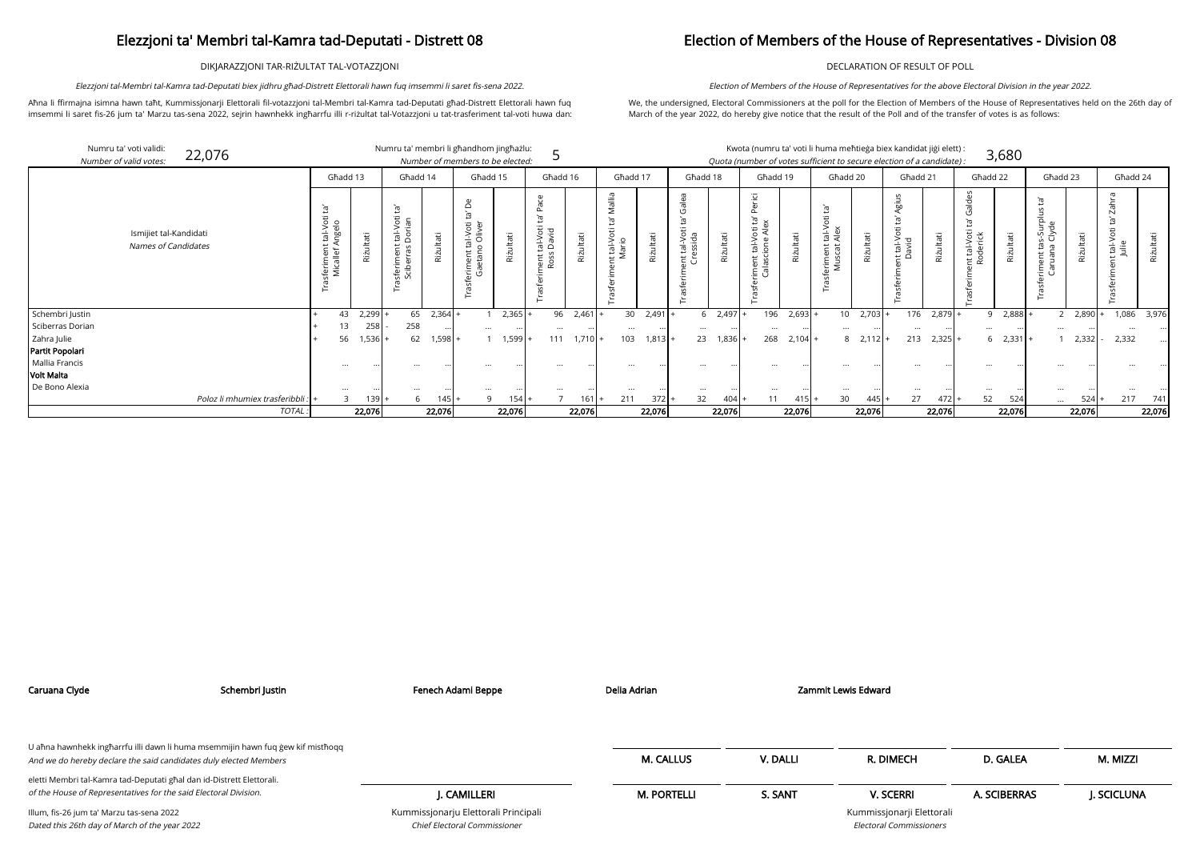# Elezzjoni ta' Membri tal-Kamra tad-Deputati - Distrett 08

DIKJARAZZJONI TAR-RIŻULTAT TAL-VOTAZZJONI

*Elezzjoni tal-Membri tal-Kamra tad-Deputati biex jidhru għad-Distrett Elettorali hawn fuq imsemmi li saret fis-sena 2022.*

Aħna li ffirmajna isimna hawn taħt, Kummissjonarji Elettorali fil-votazzjoni tal-Membri tal-Kamra tad-Deputati għad-Distrett Elettorali hawn fuq imsemmi li saret fis-26 jum ta' Marzu tas-sena 2022, sejrin hawnhekk ingħarrfu illi r-riżultat tal-Votazzjoni u tat-trasferiment tal-voti huwa dan:

# Election of Members of the House of Representatives - Division 08

DECLARATION OF RESULT OF POLL

*Election of Members of the House of Representatives for the above Electoral Division in the year 2022.*

We, the undersigned, Electoral Commissioners at the poll for the Election of Members of the House of Representatives held on the 26th day of March of the year 2022, do hereby give notice that the result of the Poll and of the transfer of votes is as follows:

Numru ta' voti validi: *Number of valid votes:* 22,076

Numru ta' membri li għandhom jingħażlu: *Number of members to be elected:* 5

Kwota (numru ta' voti li huma meħtieġa biex kandidat jiġi elett) : *Quota (number of votes sufficient to secure election of a candidate) :* 3,680

| Ismijiet tal-Kandidati *Names of Candidates* | Għadd 13 | | Għadd 14 | | Għadd 15 | | Għadd 16 | | Għadd 17 | | Għadd 18 | | Għadd 19 | | Għadd 20 | | Għadd 21 | | Għadd 22 | | Għadd 23 | | Għadd 24 | |
|---|---|---|---|---|---|---|---|---|---|---|---|---|---|---|---|---|---|---|---|---|---|---|---|---|
| | Trasferiment tal-Voti ta' Micallef Angelo | Riżultati | Trasferiment tal-Voti ta' Sciberras Dorian | Riżultati | Trasferiment tal-Voti ta' De Gaetano Oliver | Riżultati | Trasferiment tal-Voti ta' Pace Ross David | Riżultati | Trasferiment tal-Voti ta' Mallia Mario | Riżultati | Trasferiment tal-Voti ta' Galea Cressida | Riżultati | Trasferiment tal-Voti ta' Perici Calascione Alex | Riżultati | Trasferiment tal-Voti ta' Muscat Alex | Riżultati | Trasferiment tal-Voti ta' Agius David | Riżultati | Trasferiment tal-Voti ta' Galdes Roderick | Riżultati | Trasferiment tas-Surplus ta' Caruana Clyde | Riżultati | Trasferiment tal-Voti ta' Zahra Julie | Riżultati |
| Schembri Justin | + 43 | 2,299 | + 65 | 2,364 | + 1 | 2,365 | + 96 | 2,461 | + 30 | 2,491 | + 6 | 2,497 | + 196 | 2,693 | + 10 | 2,703 | + 176 | 2,879 | + 9 | 2,888 | + 2 | 2,890 | + 1,086 | 3,976 |
| Sciberras Dorian | + 13 | 258 | - 258 | ... | ... | ... | ... | ... | ... | ... | ... | ... | ... | ... | ... | ... | ... | ... | ... | ... | ... | ... | ... | ... |
| Zahra Julie | + 56 | 1,536 | + 62 | 1,598 | + 1 | 1,599 | + 111 | 1,710 | + 103 | 1,813 | + 23 | 1,836 | + 268 | 2,104 | + 8 | 2,112 | + 213 | 2,325 | + 6 | 2,331 | + 1 | 2,332 | - 2,332 | ... |
| **Partit Popolari** | | | | | | | | | | | | | | | | | | | | | | | | |
| Mallia Francis | ... | ... | ... | ... | ... | ... | ... | ... | ... | ... | ... | ... | ... | ... | ... | ... | ... | ... | ... | ... | ... | ... | ... | ... |
| **Volt Malta** | | | | | | | | | | | | | | | | | | | | | | | | |
| De Bono Alexia | ... | ... | ... | ... | ... | ... | ... | ... | ... | ... | ... | ... | ... | ... | ... | ... | ... | ... | ... | ... | ... | ... | ... | ... |
| Poloz li mhumiex trasferibbli : | + 3 | 139 | + 6 | 145 | + 9 | 154 | + 7 | 161 | + 211 | 372 | + 32 | 404 | + 11 | 415 | + 30 | 445 | + 27 | 472 | + 52 | 524 | ... | 524 | + 217 | 741 |
| TOTAL : | | 22,076 | | 22,076 | | 22,076 | | 22,076 | | 22,076 | | 22,076 | | 22,076 | | 22,076 | | 22,076 | | 22,076 | | 22,076 | | 22,076 |

**Caruana Clyde** **Schembri Justin** **Fenech Adami Beppe** **Delia Adrian** **Zammit Lewis Edward**

U aħna hawnhekk ingħarrfu illi dawn li huma msemmijin hawn fuq ġew kif mistħoqq
*And we do hereby declare the said candidates duly elected Members*

eletti Membri tal-Kamra tad-Deputati għal dan id-Distrett Elettorali.
*of the House of Representatives for the said Electoral Division.*

Illum, fis-26 jum ta' Marzu tas-sena 2022
*Dated this 26th day of March of the year 2022*

**J. CAMILLERI**
Kummissjonarju Elettorali Prinċipali
*Chief Electoral Commissioner*

**M. CALLUS** **V. DALLI** **R. DIMECH** **D. GALEA** **M. MIZZI**

**M. PORTELLI** **S. SANT** **V. SCERRI** **A. SCIBERRAS** **J. SCICLUNA**

Kummissjonarji Elettorali
*Electoral Commissioners*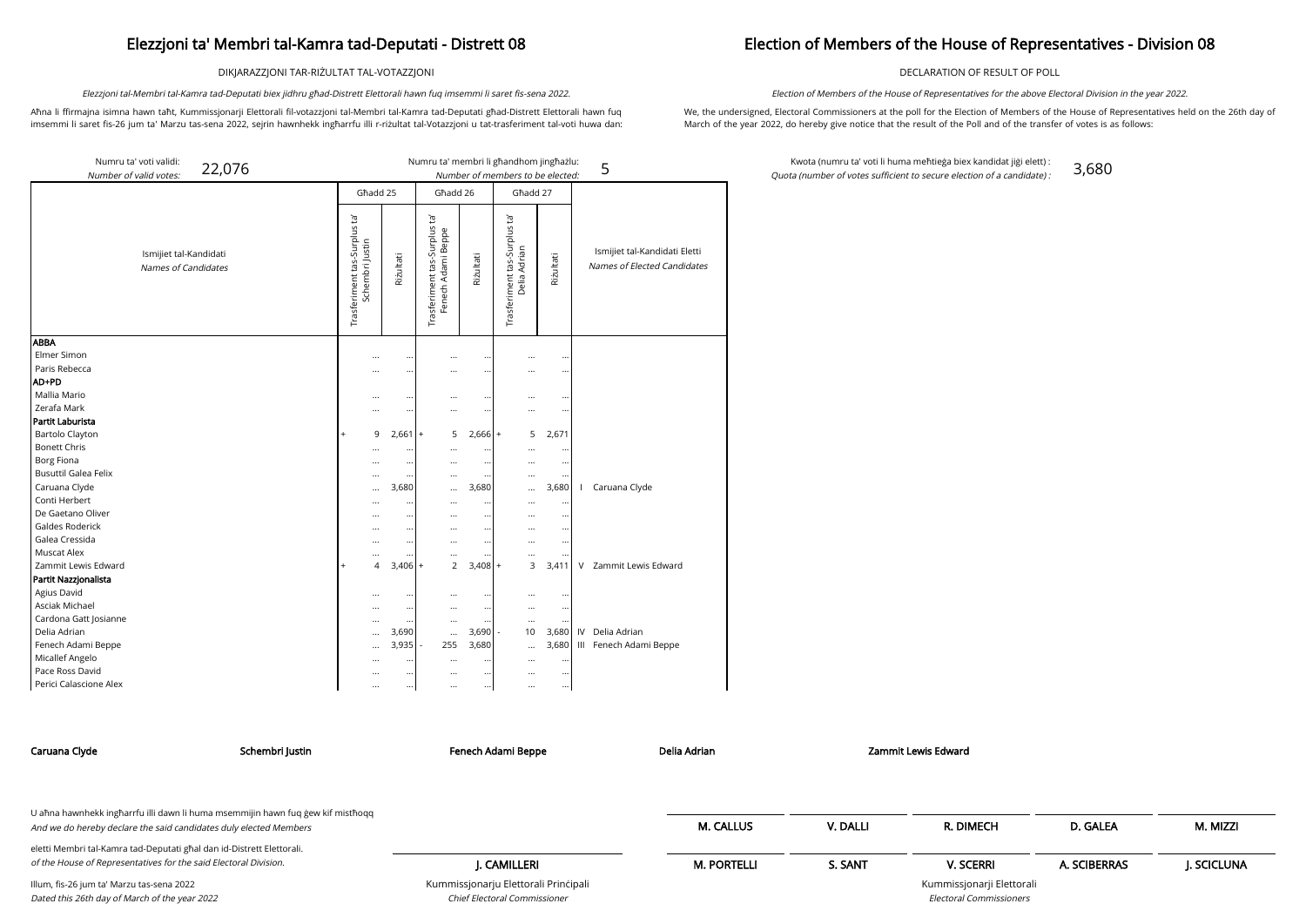# Elezzjoni ta' Membri tal-Kamra tad-Deputati - Distrett 08

# Election of Members of the House of Representatives - Division 08

DIKJARAZZJONI TAR-RIŻULTAT TAL-VOTAZZJONI

DECLARATION OF RESULT OF POLL

*Elezzjoni tal-Membri tal-Kamra tad-Deputati biex jidhru għad-Distrett Elettorali hawn fuq imsemmi li saret fis-sena 2022.*

*Election of Members of the House of Representatives for the above Electoral Division in the year 2022.*

Aħna li ffirmajna isimna hawn taħt, Kummissjonarji Elettorali fil-votazzjoni tal-Membri tal-Kamra tad-Deputati għad-Distrett Elettorali hawn fuq imsemmi li saret fis-26 jum ta' Marzu tas-sena 2022, sejrin hawnhekk ingħarrfu illi r-riżultat tal-Votazzjoni u tat-trasferiment tal-voti huwa dan:

We, the undersigned, Electoral Commissioners at the poll for the Election of Members of the House of Representatives held on the 26th day of March of the year 2022, do hereby give notice that the result of the Poll and of the transfer of votes is as follows:

Numru ta' voti validi: *Number of valid votes:* 22,076

Numru ta' membri li għandhom jingħażlu: *Number of members to be elected:* 5

Kwota (numru ta' voti li huma meħtieġa biex kandidat jiġi elett) : *Quota (number of votes sufficient to secure election of a candidate) :* 3,680

| Ismijiet tal-Kandidati *Names of Candidates* | Għadd 25 | | Għadd 26 | | Għadd 27 | | Ismijiet tal-Kandidati Eletti *Names of Elected Candidates* |
|---|---|---|---|---|---|---|---|
| | Trasferiment tas-Surplus ta' Schembri Justin | Riżultati | Trasferiment tas-Surplus ta' Fenech Adami Beppe | Riżultati | Trasferiment tas-Surplus ta' Delia Adrian | Riżultati | |
| **ABBA** | | | | | | | |
| Elmer Simon | ... | ... | ... | ... | ... | ... | |
| Paris Rebecca | ... | ... | ... | ... | ... | ... | |
| **AD+PD** | | | | | | | |
| Mallia Mario | ... | ... | ... | ... | ... | ... | |
| Zerafa Mark | ... | ... | ... | ... | ... | ... | |
| **Partit Laburista** | | | | | | | |
| Bartolo Clayton | + 9 | 2,661 | + 5 | 2,666 | + 5 | 2,671 | |
| Bonett Chris | ... | ... | ... | ... | ... | ... | |
| Borg Fiona | ... | ... | ... | ... | ... | ... | |
| Busuttil Galea Felix | ... | ... | ... | ... | ... | ... | |
| Caruana Clyde | ... | 3,680 | ... | 3,680 | ... | 3,680 | I Caruana Clyde |
| Conti Herbert | ... | ... | ... | ... | ... | ... | |
| De Gaetano Oliver | ... | ... | ... | ... | ... | ... | |
| Galdes Roderick | ... | ... | ... | ... | ... | ... | |
| Galea Cressida | ... | ... | ... | ... | ... | ... | |
| Muscat Alex | ... | ... | ... | ... | ... | ... | |
| Zammit Lewis Edward | + 4 | 3,406 | + 2 | 3,408 | + 3 | 3,411 | V Zammit Lewis Edward |
| **Partit Nazzjonalista** | | | | | | | |
| Agius David | ... | ... | ... | ... | ... | ... | |
| Asciak Michael | ... | ... | ... | ... | ... | ... | |
| Cardona Gatt Josianne | ... | ... | ... | ... | ... | ... | |
| Delia Adrian | ... | 3,690 | ... | 3,690 | - 10 | 3,680 | IV Delia Adrian |
| Fenech Adami Beppe | ... | 3,935 | - 255 | 3,680 | ... | 3,680 | III Fenech Adami Beppe |
| Micallef Angelo | ... | ... | ... | ... | ... | ... | |
| Pace Ross David | ... | ... | ... | ... | ... | ... | |
| Perici Calascione Alex | ... | ... | ... | ... | ... | ... | |

**Caruana Clyde** **Schembri Justin** **Fenech Adami Beppe** **Delia Adrian** **Zammit Lewis Edward**

U aħna hawnhekk ingħarrfu illi dawn li huma msemmijin hawn fuq ġew kif mistħoqq
*And we do hereby declare the said candidates duly elected Members*

eletti Membri tal-Kamra tad-Deputati għal dan id-Distrett Elettorali.
*of the House of Representatives for the said Electoral Division.*

Illum, fis-26 jum ta' Marzu tas-sena 2022
*Dated this 26th day of March of the year 2022*

**J. CAMILLERI**
Kummissjonarju Elettorali Prinċipali
*Chief Electoral Commissioner*

**M. CALLUS** **V. DALLI** **R. DIMECH** **D. GALEA** **M. MIZZI**

**M. PORTELLI** **S. SANT** **V. SCERRI** **A. SCIBERRAS** **J. SCICLUNA**

Kummissjonarji Elettorali
*Electoral Commissioners*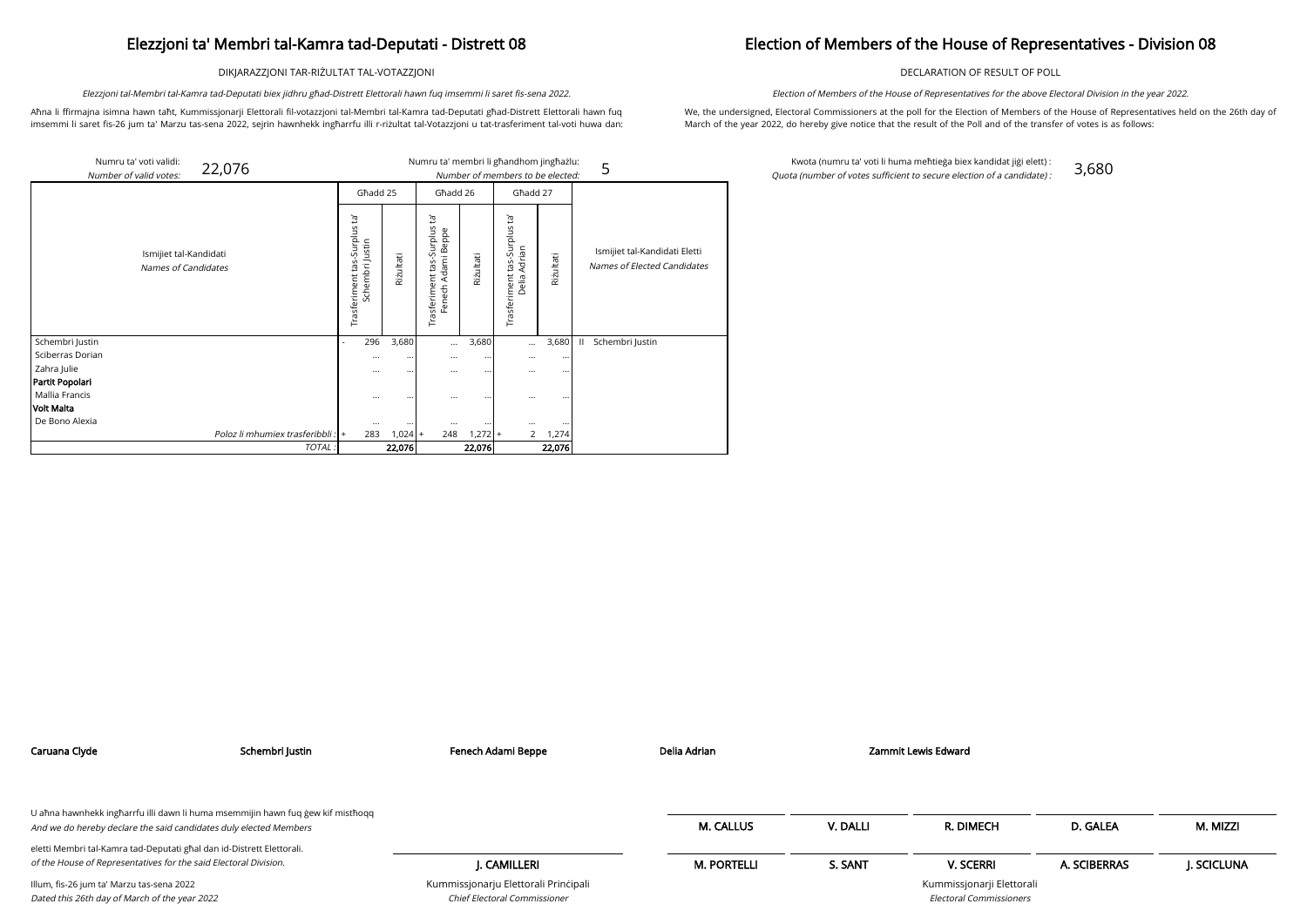# Elezzjoni ta' Membri tal-Kamra tad-Deputati - Distrett 08

DIKJARAZZJONI TAR-RIŻULTAT TAL-VOTAZZJONI

*Elezzjoni tal-Membri tal-Kamra tad-Deputati biex jidhru għad-Distrett Elettorali hawn fuq imsemmi li saret fis-sena 2022.*

Aħna li ffirmajna isimna hawn taħt, Kummissjonarji Elettorali fil-votazzjoni tal-Membri tal-Kamra tad-Deputati għad-Distrett Elettorali hawn fuq imsemmi li saret fis-26 jum ta' Marzu tas-sena 2022, sejrin hawnhekk ingħarrfu illi r-riżultat tal-Votazzjoni u tat-trasferiment tal-voti huwa dan:

# Election of Members of the House of Representatives - Division 08

DECLARATION OF RESULT OF POLL

*Election of Members of the House of Representatives for the above Electoral Division in the year 2022.*

We, the undersigned, Electoral Commissioners at the poll for the Election of Members of the House of Representatives held on the 26th day of March of the year 2022, do hereby give notice that the result of the Poll and of the transfer of votes is as follows:

Numru ta' voti validi: / *Number of valid votes:* 22,076

Numru ta' membri li għandhom jingħażlu: / *Number of members to be elected:* 5

Kwota (numru ta' voti li huma meħtieġa biex kandidat jiġi elett) : / *Quota (number of votes sufficient to secure election of a candidate) :* 3,680

| Ismijiet tal-Kandidati / *Names of Candidates* | Għadd 25 | | | Għadd 26 | | | Għadd 27 | | | Ismijiet tal-Kandidati Eletti / *Names of Elected Candidates* |
|---|---|---|---|---|---|---|---|---|---|---|
| | Trasferiment tas-Surplus ta' Schembri Justin | | Riżultati | Trasferiment tas-Surplus ta' Fenech Adami Beppe | | Riżultati | Trasferiment tas-Surplus ta' Delia Adrian | | Riżultati | |
| Schembri Justin | - | 296 | 3,680 | | ... | 3,680 | | ... | 3,680 | II Schembri Justin |
| Sciberras Dorian | | ... | ... | | ... | ... | | ... | ... | |
| Zahra Julie | | ... | ... | | ... | ... | | ... | ... | |
| **Partit Popolari** | | | | | | | | | | |
| Mallia Francis | | ... | ... | | ... | ... | | ... | ... | |
| **Volt Malta** | | | | | | | | | | |
| De Bono Alexia | | ... | ... | | ... | ... | | ... | ... | |
| *Poloz li mhumiex trasferibbli :* | + | 283 | 1,024 | + | 248 | 1,272 | + | 2 | 1,274 | |
| *TOTAL :* | | | **22,076** | | | **22,076** | | | **22,076** | |

**Caruana Clyde** | **Schembri Justin** | **Fenech Adami Beppe** | **Delia Adrian** | **Zammit Lewis Edward**

U aħna hawnhekk ingħarrfu illi dawn li huma msemmijin hawn fuq ġew kif mistħoqq
*And we do hereby declare the said candidates duly elected Members*

eletti Membri tal-Kamra tad-Deputati għal dan id-Distrett Elettorali.
*of the House of Representatives for the said Electoral Division.*

Illum, fis-26 jum ta' Marzu tas-sena 2022
*Dated this 26th day of March of the year 2022*

**J. CAMILLERI**
Kummissjonarju Elettorali Prinċipali
*Chief Electoral Commissioner*

**M. CALLUS** | **V. DALLI** | **R. DIMECH** | **D. GALEA** | **M. MIZZI**

**M. PORTELLI** | **S. SANT** | **V. SCERRI** | **A. SCIBERRAS** | **J. SCICLUNA**

Kummissjonarji Elettorali
*Electoral Commissioners*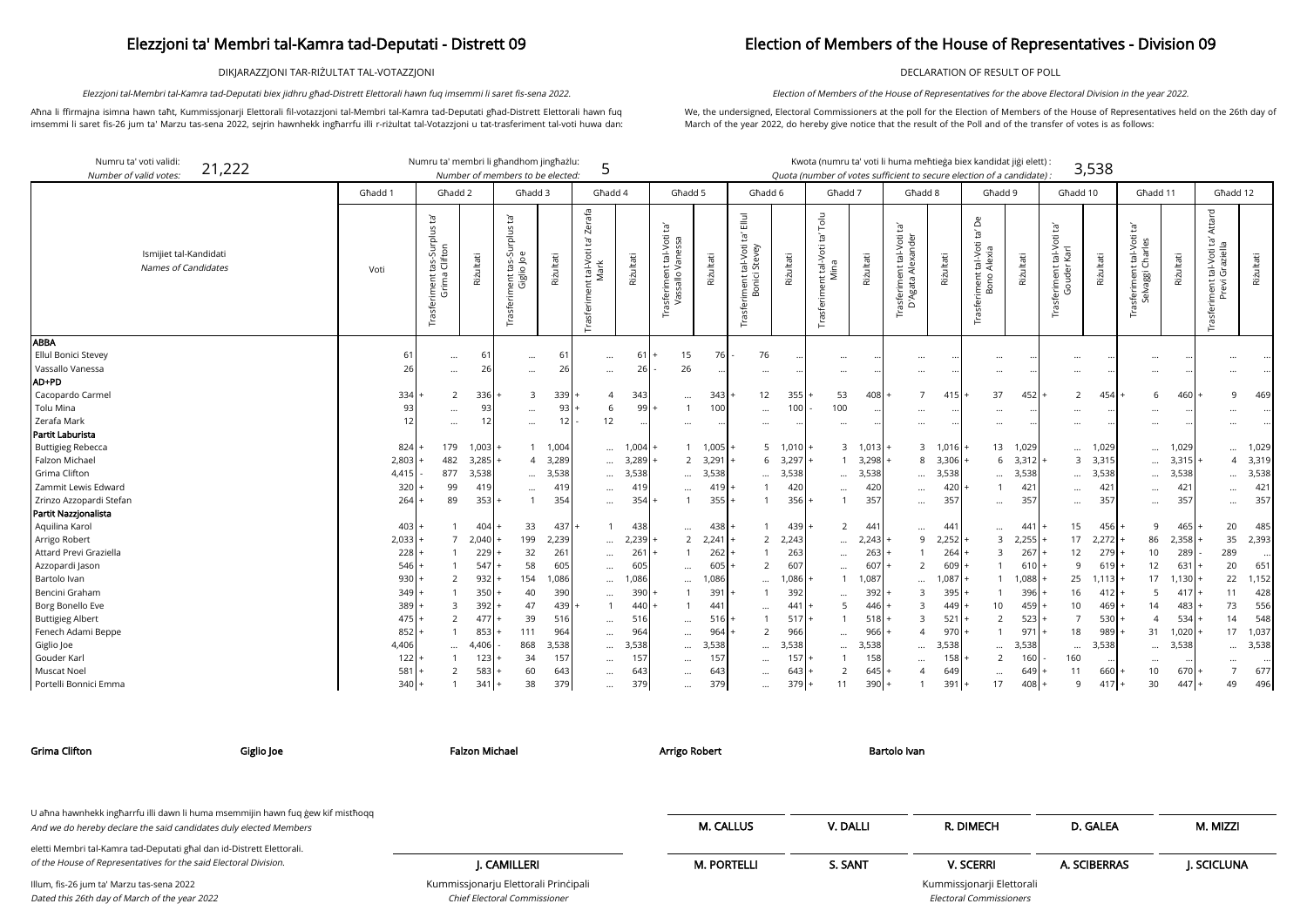# Elezzjoni ta' Membri tal-Kamra tad-Deputati - Distrett 09

# Election of Members of the House of Representatives - Division 09

DIKJARAZZJONI TAR-RIŻULTAT TAL-VOTAZZJONI

DECLARATION OF RESULT OF POLL

*Elezzjoni tal-Membri tal-Kamra tad-Deputati biex jidhru għad-Distrett Elettorali hawn fuq imsemmi li saret fis-sena 2022.*

*Election of Members of the House of Representatives for the above Electoral Division in the year 2022.*

Aħna li ffirmajna isimna hawn taħt, Kummissjonarji Elettorali fil-votazzjoni tal-Membri tal-Kamra tad-Deputati għad-Distrett Elettorali hawn fuq imsemmi li saret fis-26 jum ta' Marzu tas-sena 2022, sejrin hawnhekk ingħarrfu illi r-riżultat tal-Votazzjoni u tat-trasferiment tal-voti huwa dan:

We, the undersigned, Electoral Commissioners at the poll for the Election of Members of the House of Representatives held on the 26th day of March of the year 2022, do hereby give notice that the result of the Poll and of the transfer of votes is as follows:

Numru ta' voti validi: *Number of valid votes:* 21,222

Numru ta' membri li għandhom jingħażlu: *Number of members to be elected:* 5

Kwota (numru ta' voti li huma meħtieġa biex kandidat jiġi elett) : *Quota (number of votes sufficient to secure election of a candidate) :* 3,538

| Ismijiet tal-Kandidati / *Names of Candidates* | Għadd 1 | Għadd 2 | | Għadd 3 | | Għadd 4 | | Għadd 5 | | Għadd 6 | | Għadd 7 | | Għadd 8 | | Għadd 9 | | Għadd 10 | | Għadd 11 | | Għadd 12 | |
|---|---|---|---|---|---|---|---|---|---|---|---|---|---|---|---|---|---|---|---|---|---|---|---|
| | Voti | Trasferiment tas-Surplus ta' Grima Clifton | Riżultati | Trasferiment tas-Surplus ta' Giglio Joe | Riżultati | Trasferiment tal-Voti ta' Zerafa Mark | Riżultati | Trasferiment tal-Voti ta' Vassallo Vanessa | Riżultati | Trasferiment tal-Voti ta' Ellul Bonici Stevey | Riżultati | Trasferiment tal-Voti ta' Tolu Mina | Riżultati | Trasferiment tal-Voti ta' D'Agata Alexander | Riżultati | Trasferiment tal-Voti ta' De Bono Alexia | Riżultati | Trasferiment tal-Voti ta' Gouder Karl | Riżultati | Trasferiment tal-Voti ta' Selvaggi Charles | Riżultati | Trasferiment tal-Voti ta' Attard Previ Graziella | Riżultati |
| **ABBA** | | | | | | | | | | | | | | | | | | | | | | | |
| Ellul Bonici Stevey | 61 | ... | 61 | ... | 61 | ... | 61 | + 15 | 76 | - 76 | ... | ... | ... | ... | ... | ... | ... | ... | ... | ... | ... | ... | ... |
| Vassallo Vanessa | 26 | ... | 26 | ... | 26 | ... | 26 | - 26 | ... | ... | ... | ... | ... | ... | ... | ... | ... | ... | ... | ... | ... | ... | ... |
| **AD+PD** | | | | | | | | | | | | | | | | | | | | | | | |
| Cacopardo Carmel | 334 | + 2 | 336 | + 3 | 339 | + 4 | 343 | ... | 343 | + 12 | 355 | + 53 | 408 | + 7 | 415 | + 37 | 452 | + 2 | 454 | + 6 | 460 | + 9 | 469 |
| Tolu Mina | 93 | ... | 93 | ... | 93 | + 6 | 99 | + 1 | 100 | ... | 100 | - 100 | ... | ... | ... | ... | ... | ... | ... | ... | ... | ... | ... |
| Zerafa Mark | 12 | ... | 12 | ... | 12 | - 12 | ... | ... | ... | ... | ... | ... | ... | ... | ... | ... | ... | ... | ... | ... | ... | ... | ... |
| **Partit Laburista** | | | | | | | | | | | | | | | | | | | | | | | |
| Buttigieg Rebecca | 824 | + 179 | 1,003 | + 1 | 1,004 | ... | 1,004 | + 1 | 1,005 | + 5 | 1,010 | + 3 | 1,013 | + 3 | 1,016 | + 13 | 1,029 | ... | 1,029 | ... | 1,029 | ... | 1,029 |
| Falzon Michael | 2,803 | + 482 | 3,285 | + 4 | 3,289 | ... | 3,289 | + 2 | 3,291 | + 6 | 3,297 | + 1 | 3,298 | + 8 | 3,306 | + 6 | 3,312 | + 3 | 3,315 | ... | 3,315 | + 4 | 3,319 |
| Grima Clifton | 4,415 | - 877 | 3,538 | ... | 3,538 | ... | 3,538 | ... | 3,538 | ... | 3,538 | ... | 3,538 | ... | 3,538 | ... | 3,538 | ... | 3,538 | ... | 3,538 | ... | 3,538 |
| Zammit Lewis Edward | 320 | + 99 | 419 | ... | 419 | ... | 419 | ... | 419 | + 1 | 420 | ... | 420 | ... | 420 | + 1 | 421 | ... | 421 | ... | 421 | ... | 421 |
| Zrinzo Azzopardi Stefan | 264 | + 89 | 353 | + 1 | 354 | ... | 354 | + 1 | 355 | + 1 | 356 | + 1 | 357 | ... | 357 | ... | 357 | ... | 357 | ... | 357 | ... | 357 |
| **Partit Nazzjonalista** | | | | | | | | | | | | | | | | | | | | | | | |
| Aquilina Karol | 403 | + 1 | 404 | + 33 | 437 | + 1 | 438 | ... | 438 | + 1 | 439 | + 2 | 441 | ... | 441 | ... | 441 | + 15 | 456 | + 9 | 465 | + 20 | 485 |
| Arrigo Robert | 2,033 | + 7 | 2,040 | + 199 | 2,239 | ... | 2,239 | + 2 | 2,241 | + 2 | 2,243 | ... | 2,243 | + 9 | 2,252 | + 3 | 2,255 | + 17 | 2,272 | + 86 | 2,358 | + 35 | 2,393 |
| Attard Previ Graziella | 228 | + 1 | 229 | + 32 | 261 | ... | 261 | + 1 | 262 | + 1 | 263 | ... | 263 | + 1 | 264 | + 3 | 267 | + 12 | 279 | + 10 | 289 | - 289 | ... |
| Azzopardi Jason | 546 | + 1 | 547 | + 58 | 605 | ... | 605 | ... | 605 | + 2 | 607 | ... | 607 | + 2 | 609 | + 1 | 610 | + 9 | 619 | + 12 | 631 | + 20 | 651 |
| Bartolo Ivan | 930 | + 2 | 932 | + 154 | 1,086 | ... | 1,086 | ... | 1,086 | ... | 1,086 | + 1 | 1,087 | ... | 1,087 | + 1 | 1,088 | + 25 | 1,113 | + 17 | 1,130 | + 22 | 1,152 |
| Bencini Graham | 349 | + 1 | 350 | + 40 | 390 | ... | 390 | + 1 | 391 | + 1 | 392 | ... | 392 | + 3 | 395 | + 1 | 396 | + 16 | 412 | + 5 | 417 | + 11 | 428 |
| Borg Bonello Eve | 389 | + 3 | 392 | + 47 | 439 | + 1 | 440 | + 1 | 441 | ... | 441 | + 5 | 446 | + 3 | 449 | + 10 | 459 | + 10 | 469 | + 14 | 483 | + 73 | 556 |
| Buttigieg Albert | 475 | + 2 | 477 | + 39 | 516 | ... | 516 | ... | 516 | + 1 | 517 | + 1 | 518 | + 3 | 521 | + 2 | 523 | + 7 | 530 | + 4 | 534 | + 14 | 548 |
| Fenech Adami Beppe | 852 | + 1 | 853 | + 111 | 964 | ... | 964 | ... | 964 | + 2 | 966 | ... | 966 | + 4 | 970 | + 1 | 971 | + 18 | 989 | + 31 | 1,020 | + 17 | 1,037 |
| Giglio Joe | 4,406 | ... | 4,406 | - 868 | 3,538 | ... | 3,538 | ... | 3,538 | ... | 3,538 | ... | 3,538 | ... | 3,538 | ... | 3,538 | ... | 3,538 | ... | 3,538 | ... | 3,538 |
| Gouder Karl | 122 | + 1 | 123 | + 34 | 157 | ... | 157 | ... | 157 | ... | 157 | + 1 | 158 | ... | 158 | + 2 | 160 | - 160 | ... | ... | ... | ... | ... |
| Muscat Noel | 581 | + 2 | 583 | + 60 | 643 | ... | 643 | ... | 643 | ... | 643 | + 2 | 645 | + 4 | 649 | ... | 649 | + 11 | 660 | + 10 | 670 | + 7 | 677 |
| Portelli Bonnici Emma | 340 | + 1 | 341 | + 38 | 379 | ... | 379 | ... | 379 | ... | 379 | + 11 | 390 | + 1 | 391 | + 17 | 408 | + 9 | 417 | + 30 | 447 | + 49 | 496 |

**Grima Clifton** **Giglio Joe** **Falzon Michael** **Arrigo Robert** **Bartolo Ivan**

U aħna hawnhekk ingħarrfu illi dawn li huma msemmijin hawn fuq ġew kif mistħoqq eletti Membri tal-Kamra tad-Deputati għal dan id-Distrett Elettorali.

*And we do hereby declare the said candidates duly elected Members of the House of Representatives for the said Electoral Division.*

Illum, fis-26 jum ta' Marzu tas-sena 2022

*Dated this 26th day of March of the year 2022*

**J. CAMILLERI**

Kummissjonarju Elettorali Prinċipali

*Chief Electoral Commissioner*

**M. CALLUS** **V. DALLI** **R. DIMECH** **D. GALEA** **M. MIZZI**

**M. PORTELLI** **S. SANT** **V. SCERRI** **A. SCIBERRAS** **J. SCICLUNA**

Kummissjonarji Elettorali

*Electoral Commissioners*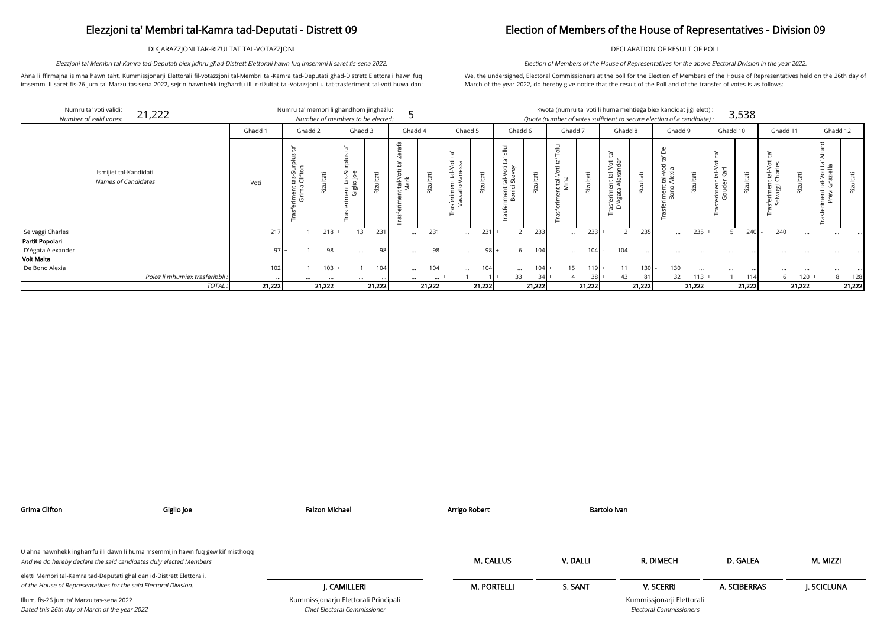# Elezzjoni ta' Membri tal-Kamra tad-Deputati - Distrett 09

DIKJARAZZJONI TAR-RIŻULTAT TAL-VOTAZZJONI

*Elezzjoni tal-Membri tal-Kamra tad-Deputati biex jidhru għad-Distrett Elettorali hawn fuq imsemmi li saret fis-sena 2022.*

Aħna li ffirmajna isimna hawn taħt, Kummissjonarji Elettorali fil-votazzjoni tal-Membri tal-Kamra tad-Deputati għad-Distrett Elettorali hawn fuq imsemmi li saret fis-26 jum ta' Marzu tas-sena 2022, sejrin hawnhekk ingħarrfu illi r-riżultat tal-Votazzjoni u tat-trasferiment tal-voti huwa dan:

# Election of Members of the House of Representatives - Division 09

DECLARATION OF RESULT OF POLL

*Election of Members of the House of Representatives for the above Electoral Division in the year 2022.*

We, the undersigned, Electoral Commissioners at the poll for the Election of Members of the House of Representatives held on the 26th day of March of the year 2022, do hereby give notice that the result of the Poll and of the transfer of votes is as follows:

Numru ta' voti validi: / *Number of valid votes:* 21,222

Numru ta' membri li għandhom jingħażlu: / *Number of members to be elected:* 5

Kwota (numru ta' voti li huma meħtieġa biex kandidat jiġi elett) : / *Quota (number of votes sufficient to secure election of a candidate) :* 3,538

| Ismijiet tal-Kandidati / *Names of Candidates* | Għadd 1 | Għadd 2 | | Għadd 3 | | Għadd 4 | | Għadd 5 | | Għadd 6 | | Għadd 7 | | Għadd 8 | | Għadd 9 | | Għadd 10 | | Għadd 11 | | Għadd 12 | |
|---|---|---|---|---|---|---|---|---|---|---|---|---|---|---|---|---|---|---|---|---|---|---|---|
| | Voti | Trasferiment tas-Surplus ta' Grima Clifton | Riżultati | Trasferiment tas-Surplus ta' Giglio Joe | Riżultati | Trasferiment tal-Voti ta' Zerafa Mark | Riżultati | Trasferiment tal-Voti ta' Vassallo Vanessa | Riżultati | Trasferiment tal-Voti ta' Ellul Bonici Stevey | Riżultati | Trasferiment tal-Voti ta' Tolu Mina | Riżultati | Trasferiment tal-Voti ta' D'Agata Alexander | Riżultati | Trasferiment tal-Voti ta' De Bono Alexia | Riżultati | Trasferiment tal-Voti ta' Gouder Karl | Riżultati | Trasferiment tal-Voti ta' Selvaggi Charles | Riżultati | Trasferiment tal-Voti ta' Attard Previ Graziella | Riżultati |
| Selvaggi Charles | 217 | + 1 | 218 | + 13 | 231 | ... | 231 | ... | 231 | + 2 | 233 | ... | 233 | + 2 | 235 | ... | 235 | + 5 | 240 | - 240 | ... | ... | ... |
| **Partit Popolari** | | | | | | | | | | | | | | | | | | | | | | | |
| D'Agata Alexander | 97 | + 1 | 98 | ... | 98 | ... | 98 | ... | 98 | + 6 | 104 | ... | 104 | - 104 | ... | ... | ... | ... | ... | ... | ... | ... | ... |
| **Volt Malta** | | | | | | | | | | | | | | | | | | | | | | | |
| De Bono Alexia | 102 | + 1 | 103 | + 1 | 104 | ... | 104 | ... | 104 | ... | 104 | + 15 | 119 | + 11 | 130 | - 130 | ... | ... | ... | ... | ... | ... | ... |
| Poloz li mhumiex trasferibbli : | ... | ... | ... | ... | ... | ... | ... | + 1 | 1 | + 33 | 34 | + 4 | 38 | + 43 | 81 | + 32 | 113 | + 1 | 114 | + 6 | 120 | + 8 | 128 |
| TOTAL : | 21,222 | | 21,222 | | 21,222 | | 21,222 | | 21,222 | | 21,222 | | 21,222 | | 21,222 | | 21,222 | | 21,222 | | 21,222 | | 21,222 |

**Grima Clifton** | **Giglio Joe** | **Falzon Michael** | **Arrigo Robert** | **Bartolo Ivan**

U aħna hawnhekk ingħarrfu illi dawn li huma msemmijin hawn fuq ġew kif mistħoqq
*And we do hereby declare the said candidates duly elected Members*

eletti Membri tal-Kamra tad-Deputati għal dan id-Distrett Elettorali.
*of the House of Representatives for the said Electoral Division.*

Illum, fis-26 jum ta' Marzu tas-sena 2022
*Dated this 26th day of March of the year 2022*

**J. CAMILLERI**
Kummissjonarju Elettorali Prinċipali
*Chief Electoral Commissioner*

**M. CALLUS** | **V. DALLI** | **R. DIMECH** | **D. GALEA** | **M. MIZZI**

**M. PORTELLI** | **S. SANT** | **V. SCERRI** | **A. SCIBERRAS** | **J. SCICLUNA**

Kummissjonarji Elettorali
*Electoral Commissioners*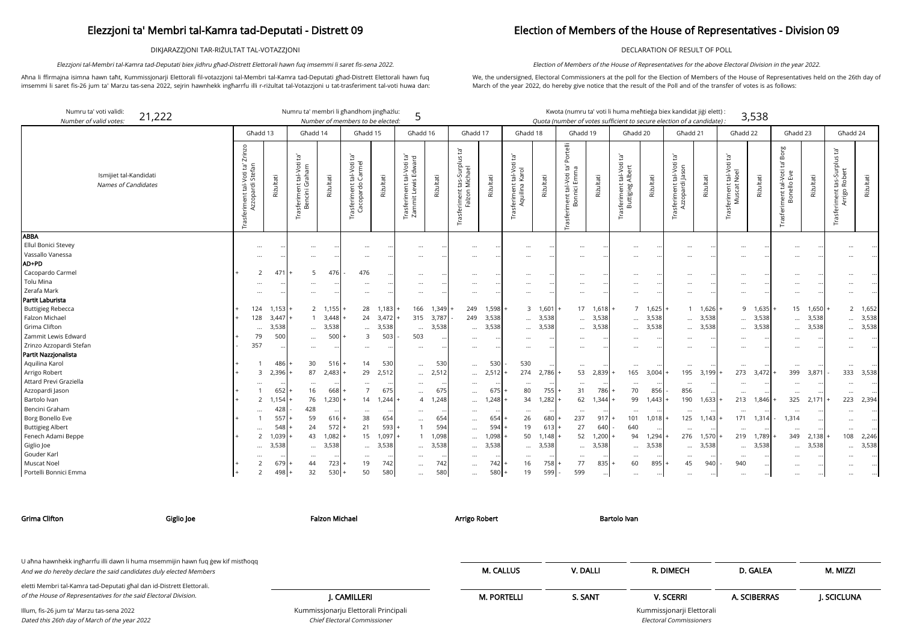# Elezzjoni ta' Membri tal-Kamra tad-Deputati - Distrett 09

# Election of Members of the House of Representatives - Division 09

DIKJARAZZJONI TAR-RIŻULTAT TAL-VOTAZZJONI

DECLARATION OF RESULT OF POLL

*Elezzjoni tal-Membri tal-Kamra tad-Deputati biex jidhru għad-Distrett Elettorali hawn fuq imsemmi li saret fis-sena 2022.*

*Election of Members of the House of Representatives for the above Electoral Division in the year 2022.*

Aħna li ffirmajna isimna hawn taħt, Kummissjonarji Elettorali fil-votazzjoni tal-Membri tal-Kamra tad-Deputati għad-Distrett Elettorali hawn fuq imsemmi li saret fis-26 jum ta' Marzu tas-sena 2022, sejrin hawnhekk ingħarrfu illi r-riżultat tal-Votazzjoni u tat-trasferiment tal-voti huwa dan:

We, the undersigned, Electoral Commissioners at the poll for the Election of Members of the House of Representatives held on the 26th day of March of the year 2022, do hereby give notice that the result of the Poll and of the transfer of votes is as follows:

Numru ta' voti validi: / *Number of valid votes:* 21,222

Numru ta' membri li għandhom jingħażlu: / *Number of members to be elected:* 5

Kwota (numru ta' voti li huma meħtieġa biex kandidat jiġi elett) : / *Quota (number of votes sufficient to secure election of a candidate) :* 3,538

| Ismijiet tal-Kandidati / *Names of Candidates* | Għadd 13 | | | Għadd 14 | | | Għadd 15 | | | Għadd 16 | | | Għadd 17 | | | Għadd 18 | | | Għadd 19 | | | Għadd 20 | | | Għadd 21 | | | Għadd 22 | | | Għadd 23 | | | Għadd 24 | | |
|---|---|---|---|---|---|---|---|---|---|---|---|---|---|---|---|---|---|---|---|---|---|---|---|---|---|---|---|---|---|---|---|---|---|---|---|---|---|---|
| | | Trasferiment tal-Voti ta' Zrinzo Azzopardi Stefan | Riżultati | | Trasferiment tal-Voti ta' Bencini Graham | Riżultati | | Trasferiment tal-Voti ta' Cacopardo Carmel | Riżultati | | Trasferiment tal-Voti ta' Zammit Lewis Edward | Riżultati | | Trasferiment tas-Surplus ta' Falzon Michael | Riżultati | | Trasferiment tal-Voti ta' Aquilina Karol | Riżultati | | Trasferiment tal-Voti ta' Portelli Bonnici Emma | Riżultati | | Trasferiment tal-Voti ta' Buttigieg Albert | Riżultati | | Trasferiment tal-Voti ta' Azzopardi Jason | Riżultati | | Trasferiment tal-Voti ta' Muscat Noel | Riżultati | | Trasferiment tal-Voti ta' Borg Bonello Eve | Riżultati | | Trasferiment tas-Surplus ta' Arrigo Robert | Riżultati |
| **ABBA** | | | | | | | | | | | | | | | | | | | | | | | | | | | | | | | | | | | | | | |
| Ellul Bonici Stevey | | ... | ... | | ... | ... | | ... | ... | | ... | ... | | ... | ... | | ... | ... | | ... | ... | | ... | ... | | ... | ... | | ... | ... | | ... | ... | | ... | ... |
| Vassallo Vanessa | | ... | ... | | ... | ... | | ... | ... | | ... | ... | | ... | ... | | ... | ... | | ... | ... | | ... | ... | | ... | ... | | ... | ... | | ... | ... | | ... | ... |
| **AD+PD** | | | | | | | | | | | | | | | | | | | | | | | | | | | | | | | | | | | | | | |
| Cacopardo Carmel | + | 2 | 471 | + | 5 | 476 | - | 476 | ... | | ... | ... | | ... | ... | | ... | ... | | ... | ... | | ... | ... | | ... | ... | | ... | ... | | ... | ... | | ... | ... |
| Tolu Mina | | ... | ... | | ... | ... | | ... | ... | | ... | ... | | ... | ... | | ... | ... | | ... | ... | | ... | ... | | ... | ... | | ... | ... | | ... | ... | | ... | ... |
| Zerafa Mark | | ... | ... | | ... | ... | | ... | ... | | ... | ... | | ... | ... | | ... | ... | | ... | ... | | ... | ... | | ... | ... | | ... | ... | | ... | ... | | ... | ... |
| **Partit Laburista** | | | | | | | | | | | | | | | | | | | | | | | | | | | | | | | | | | | | | | |
| Buttigieg Rebecca | + | 124 | 1,153 | + | 2 | 1,155 | + | 28 | 1,183 | + | 166 | 1,349 | + | 249 | 1,598 | + | 3 | 1,601 | + | 17 | 1,618 | + | 7 | 1,625 | + | 1 | 1,626 | + | 9 | 1,635 | + | 15 | 1,650 | + | 2 | 1,652 |
| Falzon Michael | + | 128 | 3,447 | + | 1 | 3,448 | + | 24 | 3,472 | + | 315 | 3,787 | - | 249 | 3,538 | | ... | 3,538 | | ... | 3,538 | | ... | 3,538 | | ... | 3,538 | | ... | 3,538 | | ... | 3,538 | | ... | 3,538 |
| Grima Clifton | | ... | 3,538 | | ... | 3,538 | | ... | 3,538 | | ... | 3,538 | | ... | 3,538 | | ... | 3,538 | | ... | 3,538 | | ... | 3,538 | | ... | 3,538 | | ... | 3,538 | | ... | 3,538 | | ... | 3,538 |
| Zammit Lewis Edward | + | 79 | 500 | | ... | 500 | + | 3 | 503 | - | 503 | ... | | ... | ... | | ... | ... | | ... | ... | | ... | ... | | ... | ... | | ... | ... | | ... | ... | | ... | ... |
| Zrinzo Azzopardi Stefan | - | 357 | ... | | ... | ... | | ... | ... | | ... | ... | | ... | ... | | ... | ... | | ... | ... | | ... | ... | | ... | ... | | ... | ... | | ... | ... | | ... | ... |
| **Partit Nazzjonalista** | | | | | | | | | | | | | | | | | | | | | | | | | | | | | | | | | | | | | | |
| Aquilina Karol | + | 1 | 486 | + | 30 | 516 | + | 14 | 530 | | ... | 530 | | ... | 530 | - | 530 | ... | | ... | ... | | ... | ... | | ... | ... | | ... | ... | | ... | ... | | ... | ... |
| Arrigo Robert | + | 3 | 2,396 | + | 87 | 2,483 | + | 29 | 2,512 | | ... | 2,512 | | ... | 2,512 | + | 274 | 2,786 | + | 53 | 2,839 | + | 165 | 3,004 | + | 195 | 3,199 | + | 273 | 3,472 | + | 399 | 3,871 | - | 333 | 3,538 |
| Attard Previ Graziella | | ... | ... | | ... | ... | | ... | ... | | ... | ... | | ... | ... | | ... | ... | | ... | ... | | ... | ... | | ... | ... | | ... | ... | | ... | ... | | ... | ... |
| Azzopardi Jason | + | 1 | 652 | + | 16 | 668 | + | 7 | 675 | | ... | 675 | | ... | 675 | + | 80 | 755 | + | 31 | 786 | + | 70 | 856 | - | 856 | ... | | ... | ... | | ... | ... | | ... | ... |
| Bartolo Ivan | + | 2 | 1,154 | + | 76 | 1,230 | + | 14 | 1,244 | + | 4 | 1,248 | | ... | 1,248 | + | 34 | 1,282 | + | 62 | 1,344 | + | 99 | 1,443 | + | 190 | 1,633 | + | 213 | 1,846 | + | 325 | 2,171 | + | 223 | 2,394 |
| Bencini Graham | | ... | 428 | - | 428 | ... | | ... | ... | | ... | ... | | ... | ... | | ... | ... | | ... | ... | | ... | ... | | ... | ... | | ... | ... | | ... | ... | | ... | ... |
| Borg Bonello Eve | + | 1 | 557 | + | 59 | 616 | + | 38 | 654 | | ... | 654 | | ... | 654 | + | 26 | 680 | + | 237 | 917 | + | 101 | 1,018 | + | 125 | 1,143 | + | 171 | 1,314 | - | 1,314 | ... | | ... | ... |
| Buttigieg Albert | | ... | 548 | + | 24 | 572 | + | 21 | 593 | + | 1 | 594 | | ... | 594 | + | 19 | 613 | + | 27 | 640 | - | 640 | ... | | ... | ... | | ... | ... | | ... | ... | | ... | ... |
| Fenech Adami Beppe | + | 2 | 1,039 | + | 43 | 1,082 | + | 15 | 1,097 | + | 1 | 1,098 | | ... | 1,098 | + | 50 | 1,148 | + | 52 | 1,200 | + | 94 | 1,294 | + | 276 | 1,570 | + | 219 | 1,789 | + | 349 | 2,138 | + | 108 | 2,246 |
| Giglio Joe | | ... | 3,538 | | ... | 3,538 | | ... | 3,538 | | ... | 3,538 | | ... | 3,538 | | ... | 3,538 | | ... | 3,538 | | ... | 3,538 | | ... | 3,538 | | ... | 3,538 | | ... | 3,538 | | ... | 3,538 |
| Gouder Karl | | ... | ... | | ... | ... | | ... | ... | | ... | ... | | ... | ... | | ... | ... | | ... | ... | | ... | ... | | ... | ... | | ... | ... | | ... | ... | | ... | ... |
| Muscat Noel | + | 2 | 679 | + | 44 | 723 | + | 19 | 742 | | ... | 742 | | ... | 742 | + | 16 | 758 | + | 77 | 835 | + | 60 | 895 | + | 45 | 940 | - | 940 | ... | | ... | ... | | ... | ... |
| Portelli Bonnici Emma | + | 2 | 498 | + | 32 | 530 | + | 50 | 580 | | ... | 580 | | ... | 580 | + | 19 | 599 | - | 599 | ... | | ... | ... | | ... | ... | | ... | ... | | ... | ... | | ... | ... |

**Grima Clifton** **Giglio Joe** **Falzon Michael** **Arrigo Robert** **Bartolo Ivan**

U aħna hawnhekk ingħarrfu illi dawn li huma msemmijin hawn fuq ġew kif mistħoqq
*And we do hereby declare the said candidates duly elected Members*

eletti Membri tal-Kamra tad-Deputati għal dan id-Distrett Elettorali.
*of the House of Representatives for the said Electoral Division.*

Illum, fis-26 jum ta' Marzu tas-sena 2022
*Dated this 26th day of March of the year 2022*

**J. CAMILLERI**
Kummissjonarju Elettorali Prinċipali
*Chief Electoral Commissioner*

**M. CALLUS** **V. DALLI** **R. DIMECH** **D. GALEA** **M. MIZZI**

**M. PORTELLI** **S. SANT** **V. SCERRI** **A. SCIBERRAS** **J. SCICLUNA**

Kummissjonarji Elettorali
*Electoral Commissioners*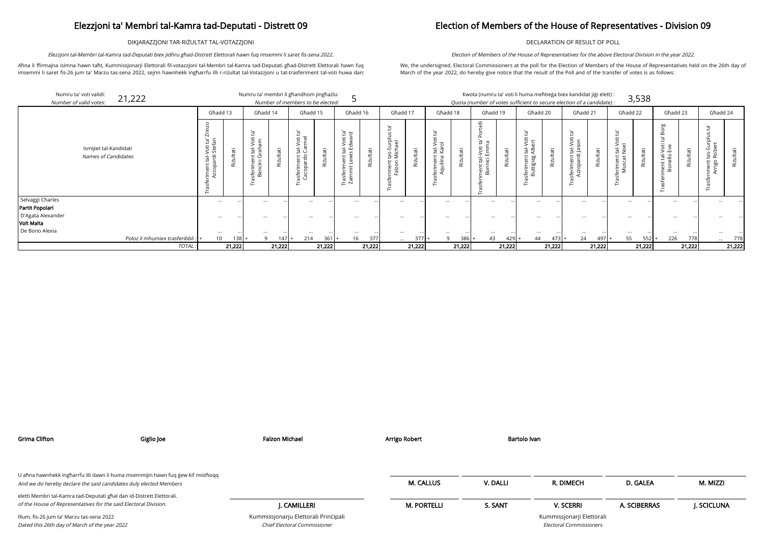# Elezzjoni ta' Membri tal-Kamra tad-Deputati - Distrett 09

DIKJARAZZJONI TAR-RIŻULTAT TAL-VOTAZZJONI

*Elezzjoni tal-Membri tal-Kamra tad-Deputati biex jidhru għad-Distrett Elettorali hawn fuq imsemmi li saret fis-sena 2022.*

Aħna li ffirmajna isimna hawn taħt, Kummissjonarji Elettorali fil-votazzjoni tal-Membri tal-Kamra tad-Deputati għad-Distrett Elettorali hawn fuq imsemmi li saret fis-26 jum ta' Marzu tas-sena 2022, sejrin hawnhekk ingħarrfu illi r-riżultat tal-Votazzjoni u tat-trasferiment tal-voti huwa dan:

# Election of Members of the House of Representatives - Division 09

DECLARATION OF RESULT OF POLL

*Election of Members of the House of Representatives for the above Electoral Division in the year 2022.*

We, the undersigned, Electoral Commissioners at the poll for the Election of Members of the House of Representatives held on the 26th day of March of the year 2022, do hereby give notice that the result of the Poll and of the transfer of votes is as follows:

Numru ta' voti validi: / *Number of valid votes:* 21,222

Numru ta' membri li għandhom jingħażlu: / *Number of members to be elected:* 5

Kwota (numru ta' voti li huma meħtieġa biex kandidat jiġi elett) : / *Quota (number of votes sufficient to secure election of a candidate) :* 3,538

| Ismijiet tal-Kandidati / *Names of Candidates* | Għadd 13 | | Għadd 14 | | Għadd 15 | | Għadd 16 | | Għadd 17 | | Għadd 18 | | Għadd 19 | | Għadd 20 | | Għadd 21 | | Għadd 22 | | Għadd 23 | | Għadd 24 | |
|---|---|---|---|---|---|---|---|---|---|---|---|---|---|---|---|---|---|---|---|---|---|---|---|---|
| | Trasferiment tal-Voti ta' Żrinzo Azzopardi Stefan | Riżultati | Trasferiment tal-Voti ta' Bencini Graham | Riżultati | Trasferiment tal-Voti ta' Cacopardo Carmel | Riżultati | Trasferiment tal-Voti ta' Zammit Lewis Edward | Riżultati | Trasferiment tas-Surplus ta' Falzon Michael | Riżultati | Trasferiment tal-Voti ta' Aquilina Karol | Riżultati | Trasferiment tal-Voti ta' Portelli Bonnici Emma | Riżultati | Trasferiment tal-Voti ta' Buttigieg Albert | Riżultati | Trasferiment tal-Voti ta' Azzopardi Jason | Riżultati | Trasferiment tal-Voti ta' Muscat Noel | Riżultati | Trasferiment tal-Voti ta' Borg Bonello Eve | Riżultati | Trasferiment tas-Surplus ta' Arrigo Robert | Riżultati |
| Selvaggi Charles | ... | ... | ... | ... | ... | ... | ... | ... | ... | ... | ... | ... | ... | ... | ... | ... | ... | ... | ... | ... | ... | ... | ... | ... |
| **Partit Popolari** | | | | | | | | | | | | | | | | | | | | | | | | |
| D'Agata Alexander | ... | ... | ... | ... | ... | ... | ... | ... | ... | ... | ... | ... | ... | ... | ... | ... | ... | ... | ... | ... | ... | ... | ... | ... |
| **Volt Malta** | | | | | | | | | | | | | | | | | | | | | | | | |
| De Bono Alexia | ... | ... | ... | ... | ... | ... | ... | ... | ... | ... | ... | ... | ... | ... | ... | ... | ... | ... | ... | ... | ... | ... | ... | ... |
| *Poloz li mhumiex trasferibbli :* | + 10 | 138 | + 9 | 147 | + 214 | 361 | + 16 | 377 | ... | 377 | + 9 | 386 | + 43 | 429 | + 44 | 473 | + 24 | 497 | + 55 | 552 | + 226 | 778 | ... | 778 |
| *TOTAL :* | | **21,222** | | **21,222** | | **21,222** | | **21,222** | | **21,222** | | **21,222** | | **21,222** | | **21,222** | | **21,222** | | **21,222** | | **21,222** | | **21,222** |

**Grima Clifton** **Giglio Joe** **Falzon Michael** **Arrigo Robert** **Bartolo Ivan**

U aħna hawnhekk ingħarrfu illi dawn li huma msemmijin hawn fuq ġew kif mistħoqq
*And we do hereby declare the said candidates duly elected Members*

eletti Membri tal-Kamra tad-Deputati għal dan id-Distrett Elettorali.
*of the House of Representatives for the said Electoral Division.*

Illum, fis-26 jum ta' Marzu tas-sena 2022
*Dated this 26th day of March of the year 2022*

**J. CAMILLERI**
Kummissjonarju Elettorali Prinċipali
*Chief Electoral Commissioner*

| | | | | |
|---|---|---|---|---|
| **M. CALLUS** | **V. DALLI** | **R. DIMECH** | **D. GALEA** | **M. MIZZI** |
| **M. PORTELLI** | **S. SANT** | **V. SCERRI** | **A. SCIBERRAS** | **J. SCICLUNA** |

Kummissjonarji Elettorali
*Electoral Commissioners*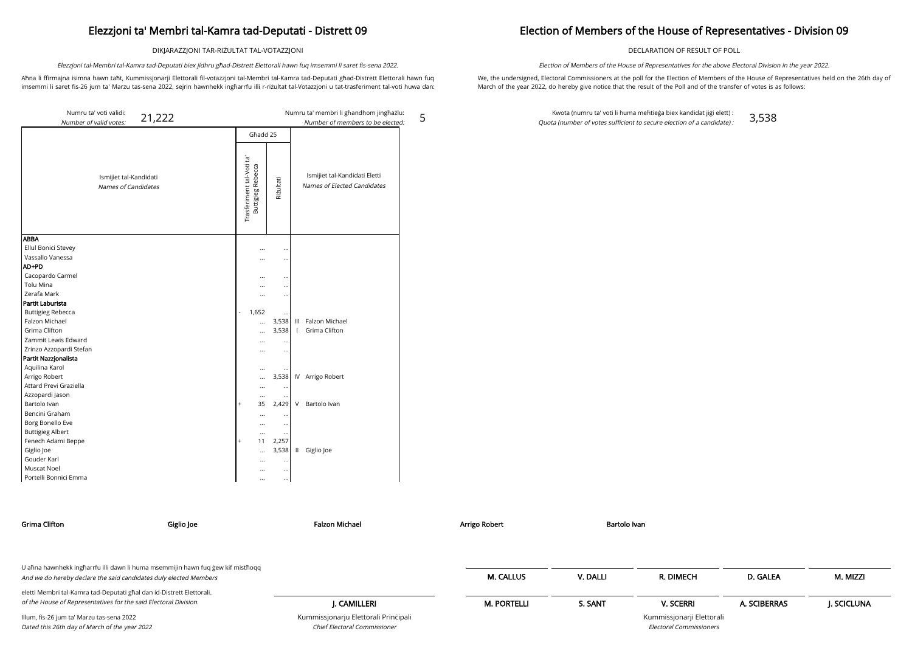# Elezzjoni ta' Membri tal-Kamra tad-Deputati - Distrett 09

DIKJARAZZJONI TAR-RIŻULTAT TAL-VOTAZZJONI

*Elezzjoni tal-Membri tal-Kamra tad-Deputati biex jidhru għad-Distrett Elettorali hawn fuq imsemmi li saret fis-sena 2022.*

Aħna li ffirmajna isimna hawn taħt, Kummissjonarji Elettorali fil-votazzjoni tal-Membri tal-Kamra tad-Deputati għad-Distrett Elettorali hawn fuq imsemmi li saret fis-26 jum ta' Marzu tas-sena 2022, sejrin hawnhekk ingħarrfu illi r-riżultat tal-Votazzjoni u tat-trasferiment tal-voti huwa dan:

# Election of Members of the House of Representatives - Division 09

DECLARATION OF RESULT OF POLL

*Election of Members of the House of Representatives for the above Electoral Division in the year 2022.*

We, the undersigned, Electoral Commissioners at the poll for the Election of Members of the House of Representatives held on the 26th day of March of the year 2022, do hereby give notice that the result of the Poll and of the transfer of votes is as follows:

Numru ta' voti validi: / *Number of valid votes:* 21,222

Numru ta' membri li għandhom jingħażlu: / *Number of members to be elected:* 5

Kwota (numru ta' voti li huma meħtieġa biex kandidat jiġi elett) : / *Quota (number of votes sufficient to secure election of a candidate) :* 3,538

| Ismijiet tal-Kandidati / *Names of Candidates* | Għadd 25 | | | Ismijiet tal-Kandidati Eletti / *Names of Elected Candidates* |
|---|---|---|---|---|
| | | Trasferiment tal-Voti ta' Buttigieg Rebecca | Riżultati | |
| **ABBA** | | | | |
| Ellul Bonici Stevey | | ... | ... | |
| Vassallo Vanessa | | ... | ... | |
| **AD+PD** | | | | |
| Cacopardo Carmel | | ... | ... | |
| Tolu Mina | | ... | ... | |
| Zerafa Mark | | ... | ... | |
| **Partit Laburista** | | | | |
| Buttigieg Rebecca | - | 1,652 | ... | |
| Falzon Michael | | ... | 3,538 | III Falzon Michael |
| Grima Clifton | | ... | 3,538 | I Grima Clifton |
| Zammit Lewis Edward | | ... | ... | |
| Zrinzo Azzopardi Stefan | | ... | ... | |
| **Partit Nazzjonalista** | | | | |
| Aquilina Karol | | ... | ... | |
| Arrigo Robert | | ... | 3,538 | IV Arrigo Robert |
| Attard Previ Graziella | | ... | ... | |
| Azzopardi Jason | | ... | ... | |
| Bartolo Ivan | + | 35 | 2,429 | V Bartolo Ivan |
| Bencini Graham | | ... | ... | |
| Borg Bonello Eve | | ... | ... | |
| Buttigieg Albert | | ... | ... | |
| Fenech Adami Beppe | + | 11 | 2,257 | |
| Giglio Joe | | ... | 3,538 | II Giglio Joe |
| Gouder Karl | | ... | ... | |
| Muscat Noel | | ... | ... | |
| Portelli Bonnici Emma | | ... | ... | |

**Grima Clifton** **Giglio Joe** **Falzon Michael** **Arrigo Robert** **Bartolo Ivan**

U aħna hawnhekk ingħarrfu illi dawn li huma msemmijin hawn fuq ġew kif mistħoqq
*And we do hereby declare the said candidates duly elected Members*

eletti Membri tal-Kamra tad-Deputati għal dan id-Distrett Elettorali.
*of the House of Representatives for the said Electoral Division.*

Illum, fis-26 jum ta' Marzu tas-sena 2022
*Dated this 26th day of March of the year 2022*

**J. CAMILLERI**
Kummissjonarju Elettorali Prinċipali
*Chief Electoral Commissioner*

**M. CALLUS** **V. DALLI** **R. DIMECH** **D. GALEA** **M. MIZZI**

**M. PORTELLI** **S. SANT** **V. SCERRI** **A. SCIBERRAS** **J. SCICLUNA**

Kummissjonarji Elettorali
*Electoral Commissioners*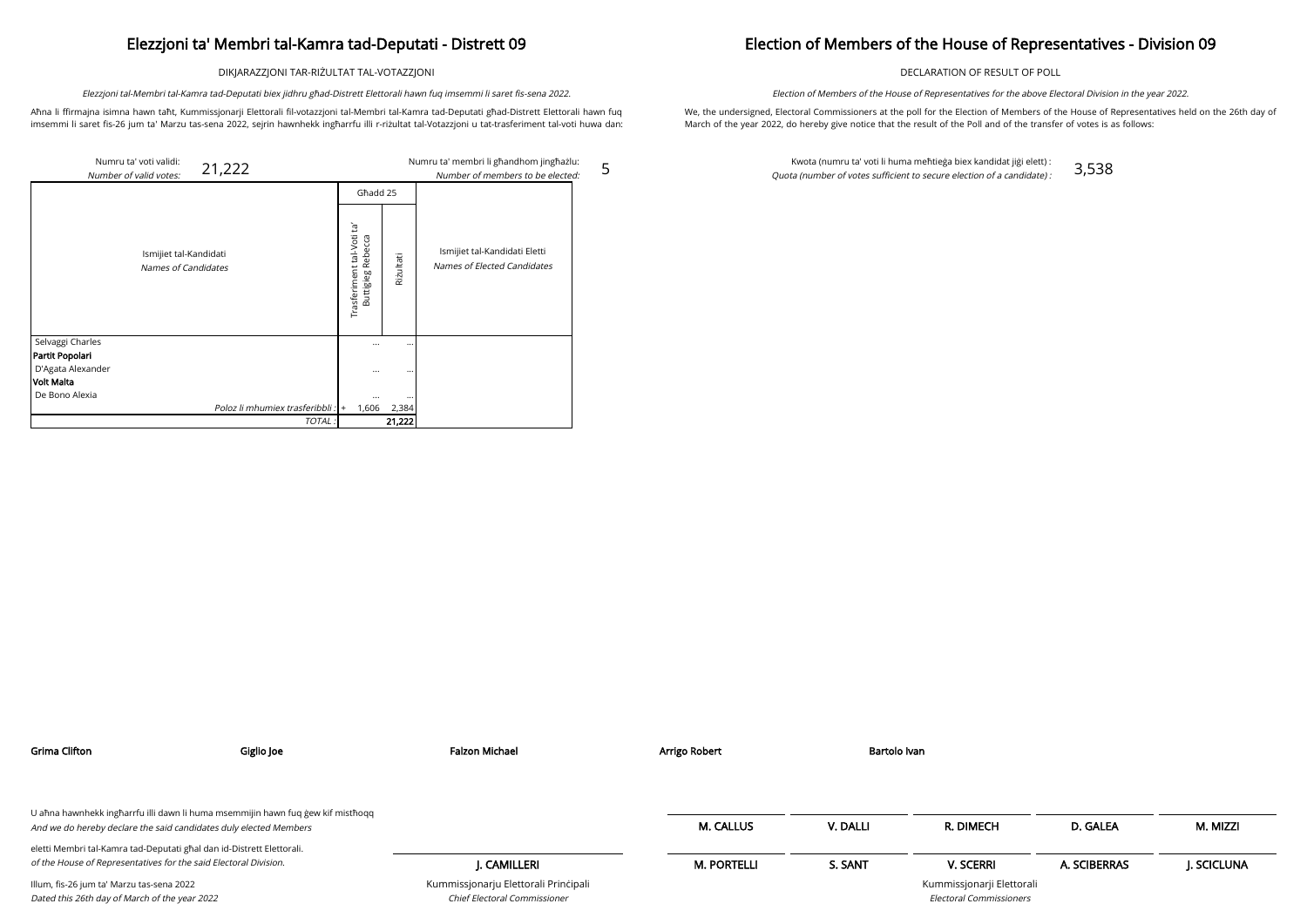# Elezzjoni ta' Membri tal-Kamra tad-Deputati - Distrett 09

DIKJARAZZJONI TAR-RIŻULTAT TAL-VOTAZZJONI

*Elezzjoni tal-Membri tal-Kamra tad-Deputati biex jidhru għad-Distrett Elettorali hawn fuq imsemmi li saret fis-sena 2022.*

Aħna li ffirmajna isimna hawn taħt, Kummissjonarji Elettorali fil-votazzjoni tal-Membri tal-Kamra tad-Deputati għad-Distrett Elettorali hawn fuq imsemmi li saret fis-26 jum ta' Marzu tas-sena 2022, sejrin hawnhekk ingħarrfu illi r-riżultat tal-Votazzjoni u tat-trasferiment tal-voti huwa dan:

# Election of Members of the House of Representatives - Division 09

DECLARATION OF RESULT OF POLL

*Election of Members of the House of Representatives for the above Electoral Division in the year 2022.*

We, the undersigned, Electoral Commissioners at the poll for the Election of Members of the House of Representatives held on the 26th day of March of the year 2022, do hereby give notice that the result of the Poll and of the transfer of votes is as follows:

Numru ta' voti validi: / *Number of valid votes:* 21,222

Numru ta' membri li għandhom jingħażlu: / *Number of members to be elected:* 5

Kwota (numru ta' voti li huma meħtieġa biex kandidat jiġi elett) : / *Quota (number of votes sufficient to secure election of a candidate) :* 3,538

| Ismijiet tal-Kandidati / *Names of Candidates* | Għadd 25 | | Ismijiet tal-Kandidati Eletti / *Names of Elected Candidates* |
|---|---|---|---|
| | Trasferiment tal-Voti ta' Buttigieg Rebecca | Riżultati | |
| Selvaggi Charles | ... | ... | |
| **Partit Popolari** | | | |
| D'Agata Alexander | ... | ... | |
| **Volt Malta** | | | |
| De Bono Alexia | ... | ... | |
| *Poloz li mhumiex trasferibbli :* | + 1,606 | 2,384 | |
| *TOTAL :* | | **21,222** | |

**Grima Clifton** | **Giglio Joe** | **Falzon Michael** | **Arrigo Robert** | **Bartolo Ivan**

U aħna hawnhekk ingħarrfu illi dawn li huma msemmijin hawn fuq ġew kif mistħoqq
*And we do hereby declare the said candidates duly elected Members*

eletti Membri tal-Kamra tad-Deputati għal dan id-Distrett Elettorali.
*of the House of Representatives for the said Electoral Division.*

Illum, fis-26 jum ta' Marzu tas-sena 2022
*Dated this 26th day of March of the year 2022*

**J. CAMILLERI**
Kummissjonarju Elettorali Prinċipali
*Chief Electoral Commissioner*

**M. CALLUS** | **V. DALLI** | **R. DIMECH** | **D. GALEA** | **M. MIZZI**

**M. PORTELLI** | **S. SANT** | **V. SCERRI** | **A. SCIBERRAS** | **J. SCICLUNA**

Kummissjonarji Elettorali
*Electoral Commissioners*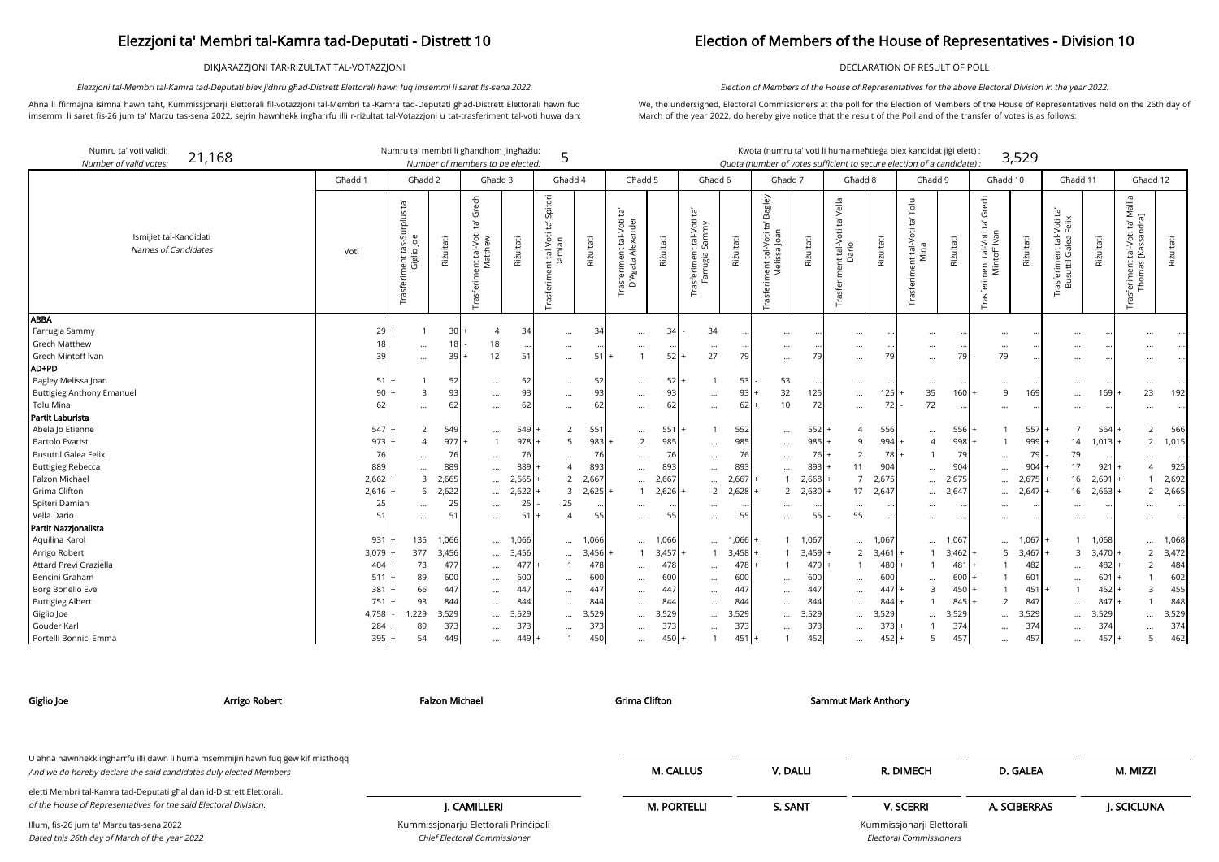# Elezzjoni ta' Membri tal-Kamra tad-Deputati - Distrett 10

DIKJARAZZJONI TAR-RIŻULTAT TAL-VOTAZZJONI

*Elezzjoni tal-Membri tal-Kamra tad-Deputati biex jidhru għad-Distrett Elettorali hawn fuq imsemmi li saret fis-sena 2022.*

Aħna li ffirmajna isimna hawn taħt, Kummissjonarji Elettorali fil-votazzjoni tal-Membri tal-Kamra tad-Deputati għad-Distrett Elettorali hawn fuq imsemmi li saret fis-26 jum ta' Marzu tas-sena 2022, sejrin hawnhekk ingħarrfu illi r-riżultat tal-Votazzjoni u tat-trasferiment tal-voti huwa dan:

# Election of Members of the House of Representatives - Division 10

DECLARATION OF RESULT OF POLL

*Election of Members of the House of Representatives for the above Electoral Division in the year 2022.*

We, the undersigned, Electoral Commissioners at the poll for the Election of Members of the House of Representatives held on the 26th day of March of the year 2022, do hereby give notice that the result of the Poll and of the transfer of votes is as follows:

Numru ta' voti validi: *Number of valid votes:* 21,168

Numru ta' membri li għandhom jingħażlu: *Number of members to be elected:* 5

Kwota (numru ta' voti li huma meħtieġa biex kandidat jiġi elett) : *Quota (number of votes sufficient to secure election of a candidate) :* 3,529

| Ismijiet tal-Kandidati / *Names of Candidates* | Għadd 1 Voti | Għadd 2 Trasferiment tas-Surplus ta' Giglio Joe | Riżultati | Għadd 3 Trasferiment tal-Voti ta' Grech Matthew | Riżultati | Għadd 4 Trasferiment tal-Voti ta' Spiteri Damian | Riżultati | Għadd 5 Trasferiment tal-Voti ta' D'Agata Alexander | Riżultati | Għadd 6 Trasferiment tal-Voti ta' Farrugia Sammy | Riżultati | Għadd 7 Trasferiment tal-Voti ta' Bagley Melissa Joan | Riżultati | Għadd 8 Trasferiment tal-Voti ta' Vella Dario | Riżultati | Għadd 9 Trasferiment tal-Voti ta' Tolu Mina | Riżultati | Għadd 10 Trasferiment tal-Voti ta' Grech Mintoff Ivan | Riżultati | Għadd 11 Trasferiment tal-Voti ta' Busuttil Galea Felix | Riżultati | Għadd 12 Trasferiment tal-Voti ta' Mallia Thomas [Kassandra] | Riżultati |
|---|---|---|---|---|---|---|---|---|---|---|---|---|---|---|---|---|---|---|---|---|---|---|---|
| **ABBA** | | | | | | | | | | | | | | | | | | | | | | | |
| Farrugia Sammy | 29 | + 1 | 30 | + 4 | 34 | ... | 34 | ... | 34 | - 34 | ... | ... | ... | ... | ... | ... | ... | ... | ... | ... | ... | ... | ... |
| Grech Matthew | 18 | ... | 18 | - 18 | ... | ... | ... | ... | ... | ... | ... | ... | ... | ... | ... | ... | ... | ... | ... | ... | ... | ... | ... |
| Grech Mintoff Ivan | 39 | ... | 39 | + 12 | 51 | ... | 51 | + 1 | 52 | + 27 | 79 | ... | 79 | ... | 79 | ... | 79 | - 79 | ... | ... | ... | ... | ... |
| **AD+PD** | | | | | | | | | | | | | | | | | | | | | | | |
| Bagley Melissa Joan | 51 | + 1 | 52 | ... | 52 | ... | 52 | ... | 52 | + 1 | 53 | - 53 | ... | ... | ... | ... | ... | ... | ... | ... | ... | ... | ... |
| Buttigieg Anthony Emanuel | 90 | + 3 | 93 | ... | 93 | ... | 93 | ... | 93 | ... | 93 | + 32 | 125 | ... | 125 | + 35 | 160 | + 9 | 169 | ... | 169 | + 23 | 192 |
| Tolu Mina | 62 | ... | 62 | ... | 62 | ... | 62 | ... | 62 | ... | 62 | + 10 | 72 | ... | 72 | - 72 | ... | ... | ... | ... | ... | ... | ... |
| **Partit Laburista** | | | | | | | | | | | | | | | | | | | | | | | |
| Abela Jo Etienne | 547 | + 2 | 549 | ... | 549 | + 2 | 551 | ... | 551 | + 1 | 552 | ... | 552 | + 4 | 556 | ... | 556 | + 1 | 557 | + 7 | 564 | + 2 | 566 |
| Bartolo Evarist | 973 | + 4 | 977 | + 1 | 978 | + 5 | 983 | + 2 | 985 | ... | 985 | ... | 985 | + 9 | 994 | + 4 | 998 | + 1 | 999 | + 14 | 1,013 | + 2 | 1,015 |
| Busuttil Galea Felix | 76 | ... | 76 | ... | 76 | ... | 76 | ... | 76 | ... | 76 | ... | 76 | + 2 | 78 | + 1 | 79 | ... | 79 | - 79 | ... | ... | ... |
| Buttigieg Rebecca | 889 | ... | 889 | ... | 889 | + 4 | 893 | ... | 893 | ... | 893 | ... | 893 | + 11 | 904 | ... | 904 | ... | 904 | + 17 | 921 | + 4 | 925 |
| Falzon Michael | 2,662 | + 3 | 2,665 | ... | 2,665 | + 2 | 2,667 | ... | 2,667 | ... | 2,667 | + 1 | 2,668 | + 7 | 2,675 | ... | 2,675 | ... | 2,675 | + 16 | 2,691 | + 1 | 2,692 |
| Grima Clifton | 2,616 | + 6 | 2,622 | ... | 2,622 | + 3 | 2,625 | + 1 | 2,626 | + 2 | 2,628 | + 2 | 2,630 | + 17 | 2,647 | ... | 2,647 | ... | 2,647 | + 16 | 2,663 | + 2 | 2,665 |
| Spiteri Damian | 25 | ... | 25 | ... | 25 | - 25 | ... | ... | ... | ... | ... | ... | ... | ... | ... | ... | ... | ... | ... | ... | ... | ... | ... |
| Vella Dario | 51 | ... | 51 | ... | 51 | + 4 | 55 | ... | 55 | ... | 55 | ... | 55 | - 55 | ... | ... | ... | ... | ... | ... | ... | ... | ... |
| **Partit Nazzjonalista** | | | | | | | | | | | | | | | | | | | | | | | |
| Aquilina Karol | 931 | + 135 | 1,066 | ... | 1,066 | ... | 1,066 | ... | 1,066 | ... | 1,066 | + 1 | 1,067 | ... | 1,067 | ... | 1,067 | ... | 1,067 | + 1 | 1,068 | ... | 1,068 |
| Arrigo Robert | 3,079 | + 377 | 3,456 | ... | 3,456 | ... | 3,456 | + 1 | 3,457 | + 1 | 3,458 | + 1 | 3,459 | + 2 | 3,461 | + 1 | 3,462 | + 5 | 3,467 | + 3 | 3,470 | + 2 | 3,472 |
| Attard Previ Graziella | 404 | + 73 | 477 | ... | 477 | + 1 | 478 | ... | 478 | ... | 478 | + 1 | 479 | + 1 | 480 | + 1 | 481 | + 1 | 482 | ... | 482 | + 2 | 484 |
| Bencini Graham | 511 | + 89 | 600 | ... | 600 | ... | 600 | ... | 600 | ... | 600 | ... | 600 | ... | 600 | ... | 600 | + 1 | 601 | ... | 601 | + 1 | 602 |
| Borg Bonello Eve | 381 | + 66 | 447 | ... | 447 | ... | 447 | ... | 447 | ... | 447 | ... | 447 | ... | 447 | + 3 | 450 | + 1 | 451 | + 1 | 452 | + 3 | 455 |
| Buttigieg Albert | 751 | + 93 | 844 | ... | 844 | ... | 844 | ... | 844 | ... | 844 | ... | 844 | ... | 844 | + 1 | 845 | + 2 | 847 | ... | 847 | + 1 | 848 |
| Giglio Joe | 4,758 | - 1,229 | 3,529 | ... | 3,529 | ... | 3,529 | ... | 3,529 | ... | 3,529 | ... | 3,529 | ... | 3,529 | ... | 3,529 | ... | 3,529 | ... | 3,529 | ... | 3,529 |
| Gouder Karl | 284 | + 89 | 373 | ... | 373 | ... | 373 | ... | 373 | ... | 373 | ... | 373 | ... | 373 | + 1 | 374 | ... | 374 | ... | 374 | ... | 374 |
| Portelli Bonnici Emma | 395 | + 54 | 449 | ... | 449 | + 1 | 450 | ... | 450 | + 1 | 451 | + 1 | 452 | ... | 452 | + 5 | 457 | ... | 457 | ... | 457 | + 5 | 462 |

**Giglio Joe** **Arrigo Robert** **Falzon Michael** **Grima Clifton** **Sammut Mark Anthony**

U aħna hawnhekk ingħarrfu illi dawn li huma msemmijin hawn fuq ġew kif mistħoqq
*And we do hereby declare the said candidates duly elected Members*

eletti Membri tal-Kamra tad-Deputati għal dan id-Distrett Elettorali.
*of the House of Representatives for the said Electoral Division.*

Illum, fis-26 jum ta' Marzu tas-sena 2022
*Dated this 26th day of March of the year 2022*

**J. CAMILLERI**
Kummissjonarju Elettorali Prinċipali
*Chief Electoral Commissioner*

**M. CALLUS** **V. DALLI** **R. DIMECH** **D. GALEA** **M. MIZZI**

**M. PORTELLI** **S. SANT** **V. SCERRI** **A. SCIBERRAS** **J. SCICLUNA**

Kummissjonarji Elettorali
*Electoral Commissioners*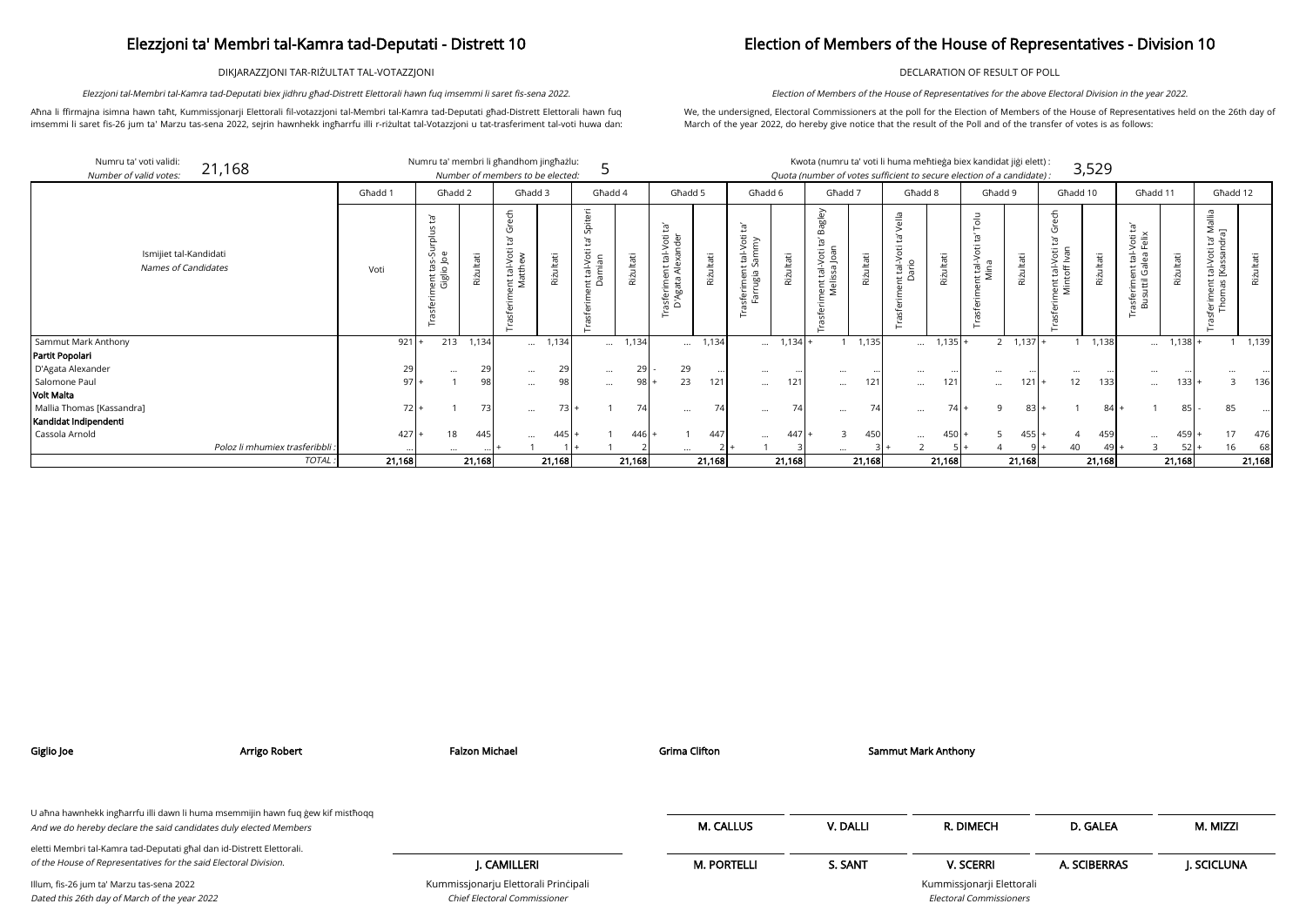# Elezzjoni ta' Membri tal-Kamra tad-Deputati - Distrett 10

DIKJARAZZJONI TAR-RIŻULTAT TAL-VOTAZZJONI

*Elezzjoni tal-Membri tal-Kamra tad-Deputati biex jidhru għad-Distrett Elettorali hawn fuq imsemmi li saret fis-sena 2022.*

Aħna li ffirmajna isimna hawn taħt, Kummissjonarji Elettorali fil-votazzjoni tal-Membri tal-Kamra tad-Deputati għad-Distrett Elettorali hawn fuq imsemmi li saret fis-26 jum ta' Marzu tas-sena 2022, sejrin hawnhekk ingħarrfu illi r-riżultat tal-Votazzjoni u tat-trasferiment tal-voti huwa dan:

# Election of Members of the House of Representatives - Division 10

DECLARATION OF RESULT OF POLL

*Election of Members of the House of Representatives for the above Electoral Division in the year 2022.*

We, the undersigned, Electoral Commissioners at the poll for the Election of Members of the House of Representatives held on the 26th day of March of the year 2022, do hereby give notice that the result of the Poll and of the transfer of votes is as follows:

Numru ta' voti validi: *Number of valid votes:* 21,168

Numru ta' membri li għandhom jingħażlu: *Number of members to be elected:* 5

Kwota (numru ta' voti li huma meħtieġa biex kandidat jiġi elett) : *Quota (number of votes sufficient to secure election of a candidate) :* 3,529

| Ismijiet tal-Kandidati *Names of Candidates* | Għadd 1 | Għadd 2 | | Għadd 3 | | Għadd 4 | | Għadd 5 | | Għadd 6 | | Għadd 7 | | Għadd 8 | | Għadd 9 | | Għadd 10 | | Għadd 11 | | Għadd 12 | |
|---|---|---|---|---|---|---|---|---|---|---|---|---|---|---|---|---|---|---|---|---|---|---|---|
| | Voti | Trasferiment tas-Surplus ta' Giglio Joe | Riżultati | Trasferiment tal-Voti ta' Grech Matthew | Riżultati | Trasferiment tal-Voti ta' Spiteri Damian | Riżultati | Trasferiment tal-Voti ta' D'Agata Alexander | Riżultati | Trasferiment tal-Voti ta' Farrugia Sammy | Riżultati | Trasferiment tal-Voti ta' Bagley Melissa Joan | Riżultati | Trasferiment tal-Voti ta' Vella Dario | Riżultati | Trasferiment tal-Voti ta' Tolu Mina | Riżultati | Trasferiment tal-Voti ta' Grech Mintoff Ivan | Riżultati | Trasferiment tal-Voti ta' Busuttil Galea Felix | Riżultati | Trasferiment tal-Voti ta' Mallia Thomas [Kassandra] | Riżultati |
| Sammut Mark Anthony | 921 | + 213 | 1,134 | ... | 1,134 | ... | 1,134 | ... | 1,134 | ... | 1,134 | + 1 | 1,135 | ... | 1,135 | + 2 | 1,137 | + 1 | 1,138 | ... | 1,138 | + 1 | 1,139 |
| **Partit Popolari** | | | | | | | | | | | | | | | | | | | | | | | |
| D'Agata Alexander | 29 | ... | 29 | ... | 29 | ... | 29 | - 29 | ... | ... | ... | ... | ... | ... | ... | ... | ... | ... | ... | ... | ... | ... | ... |
| Salomone Paul | 97 | + 1 | 98 | ... | 98 | ... | 98 | + 23 | 121 | ... | 121 | ... | 121 | ... | 121 | ... | 121 | + 12 | 133 | ... | 133 | + 3 | 136 |
| **Volt Malta** | | | | | | | | | | | | | | | | | | | | | | | |
| Mallia Thomas [Kassandra] | 72 | + 1 | 73 | ... | 73 | + 1 | 74 | ... | 74 | ... | 74 | ... | 74 | ... | 74 | + 9 | 83 | + 1 | 84 | + 1 | 85 | - 85 | ... |
| **Kandidat Indipendenti** | | | | | | | | | | | | | | | | | | | | | | | |
| Cassola Arnold | 427 | + 18 | 445 | ... | 445 | + 1 | 446 | + 1 | 447 | ... | 447 | + 3 | 450 | ... | 450 | + 5 | 455 | + 4 | 459 | ... | 459 | + 17 | 476 |
| *Poloz li mhumiex trasferibbli :* | ... | ... | ... | + 1 | 1 | + 1 | 2 | ... | 2 | + 1 | 3 | ... | 3 | + 2 | 5 | + 4 | 9 | + 40 | 49 | + 3 | 52 | + 16 | 68 |
| *TOTAL :* | 21,168 | | 21,168 | | 21,168 | | 21,168 | | 21,168 | | 21,168 | | 21,168 | | 21,168 | | 21,168 | | 21,168 | | 21,168 | | 21,168 |

**Giglio Joe** **Arrigo Robert** **Falzon Michael** **Grima Clifton** **Sammut Mark Anthony**

U aħna hawnhekk ingħarrfu illi dawn li huma msemmijin hawn fuq ġew kif mistħoqq
*And we do hereby declare the said candidates duly elected Members*

eletti Membri tal-Kamra tad-Deputati għal dan id-Distrett Elettorali.
*of the House of Representatives for the said Electoral Division.*

Illum, fis-26 jum ta' Marzu tas-sena 2022
*Dated this 26th day of March of the year 2022*

**J. CAMILLERI**
Kummissjonarju Elettorali Prinċipali
*Chief Electoral Commissioner*

**M. CALLUS** **V. DALLI** **R. DIMECH** **D. GALEA** **M. MIZZI**

**M. PORTELLI** **S. SANT** **V. SCERRI** **A. SCIBERRAS** **J. SCICLUNA**

Kummissjonarji Elettorali
*Electoral Commissioners*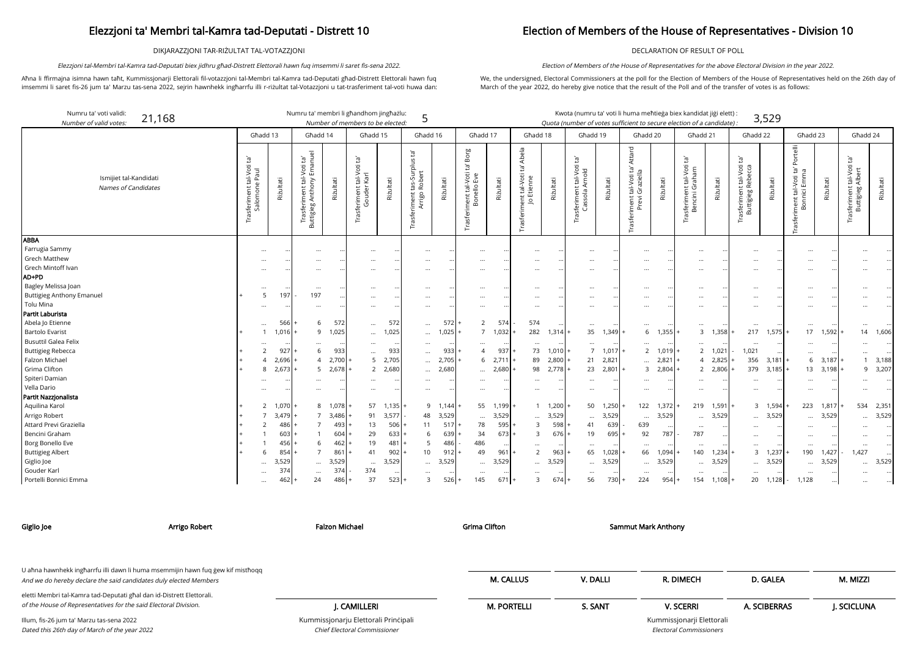# Elezzjoni ta' Membri tal-Kamra tad-Deputati - Distrett 10

# Election of Members of the House of Representatives - Division 10

DIKJARAZZJONI TAR-RIŻULTAT TAL-VOTAZZJONI

DECLARATION OF RESULT OF POLL

*Elezzjoni tal-Membri tal-Kamra tad-Deputati biex jidhru għad-Distrett Elettorali hawn fuq imsemmi li saret fis-sena 2022.*

*Election of Members of the House of Representatives for the above Electoral Division in the year 2022.*

Aħna li ffirmajna isimna hawn taħt, Kummissjonarji Elettorali fil-votazzjoni tal-Membri tal-Kamra tad-Deputati għad-Distrett Elettorali hawn fuq imsemmi li saret fis-26 jum ta' Marzu tas-sena 2022, sejrin hawnhekk ingħarrfu lil r-riżultat tal-Votazzjoni u tat-trasferiment tal-voti huwa dan:

We, the undersigned, Electoral Commissioners at the poll for the Election of Members of the House of Representatives held on the 26th day of March of the year 2022, do hereby give notice that the result of the Poll and of the transfer of votes is as follows:

Numru ta' voti validi: *Number of valid votes:* **21,168**

Numru ta' membri li għandhom jingħażlu: *Number of members to be elected:* **5**

Kwota (numru ta' voti li huma meħtieġa biex kandidat jiġi elett): *Quota (number of votes sufficient to secure election of a candidate):* **3,529**

| Ismijiet tal-Kandidati / *Names of Candidates* | Għadd 13 | | Għadd 14 | | Għadd 15 | | Għadd 16 | | Għadd 17 | | Għadd 18 | | Għadd 19 | | Għadd 20 | | Għadd 21 | | Għadd 22 | | Għadd 23 | | Għadd 24 | |
|---|---|---|---|---|---|---|---|---|---|---|---|---|---|---|---|---|---|---|---|---|---|---|---|---|
| | Trasferiment tal-Voti ta' Salomone Paul | Riżultati | Trasferiment tal-Voti ta' Buttigieg Anthony Emanuel | Riżultati | Trasferiment tal-Voti ta' Gouder Karl | Riżultati | Trasferiment tas-Surplus ta' Arrigo Robert | Riżultati | Trasferiment tal-Voti ta' Borg Bonello Eve | Riżultati | Trasferiment tal-Voti ta' Abela Jo Etienne | Riżultati | Trasferiment tal-Voti ta' Cassola Arnold | Riżultati | Trasferiment tal-Voti ta' Attard Previ Graziella | Riżultati | Trasferiment tal-Voti ta' Bencini Graham | Riżultati | Trasferiment tal-Voti ta' Buttigieg Rebecca | Riżultati | Trasferiment tal-Voti ta' Portelli Bonnici Emma | Riżultati | Trasferiment tal-Voti ta' Buttigieg Albert | Riżultati |
| **ABBA** | | | | | | | | | | | | | | | | | | | | | | | | |
| Farrugia Sammy | ... | ... | ... | ... | ... | ... | ... | ... | ... | ... | ... | ... | ... | ... | ... | ... | ... | ... | ... | ... | ... | ... | ... | ... |
| Grech Matthew | ... | ... | ... | ... | ... | ... | ... | ... | ... | ... | ... | ... | ... | ... | ... | ... | ... | ... | ... | ... | ... | ... | ... | ... |
| Grech Mintoff Ivan | ... | ... | ... | ... | ... | ... | ... | ... | ... | ... | ... | ... | ... | ... | ... | ... | ... | ... | ... | ... | ... | ... | ... | ... |
| **AD+PD** | | | | | | | | | | | | | | | | | | | | | | | | |
| Bagley Melissa Joan | ... | ... | ... | ... | ... | ... | ... | ... | ... | ... | ... | ... | ... | ... | ... | ... | ... | ... | ... | ... | ... | ... | ... | ... |
| Buttigieg Anthony Emanuel | + 5 | 197 | - 197 | ... | ... | ... | ... | ... | ... | ... | ... | ... | ... | ... | ... | ... | ... | ... | ... | ... | ... | ... | ... | ... |
| Tolu Mina | ... | ... | ... | ... | ... | ... | ... | ... | ... | ... | ... | ... | ... | ... | ... | ... | ... | ... | ... | ... | ... | ... | ... | ... |
| **Partit Laburista** | | | | | | | | | | | | | | | | | | | | | | | | |
| Abela Jo Etienne | ... | 566 | + 6 | 572 | ... | 572 | ... | 572 | + 2 | 574 | - 574 | ... | ... | ... | ... | ... | ... | ... | ... | ... | ... | ... | ... | ... |
| Bartolo Evarist | + 1 | 1,016 | + 9 | 1,025 | ... | 1,025 | ... | 1,025 | + 7 | 1,032 | + 282 | 1,314 | + 35 | 1,349 | + 6 | 1,355 | + 3 | 1,358 | + 217 | 1,575 | + 17 | 1,592 | + 14 | 1,606 |
| Busuttil Galea Felix | ... | ... | ... | ... | ... | ... | ... | ... | ... | ... | ... | ... | ... | ... | ... | ... | ... | ... | ... | ... | ... | ... | ... | ... |
| Buttigieg Rebecca | + 2 | 927 | + 6 | 933 | ... | 933 | ... | 933 | + 4 | 937 | + 73 | 1,010 | + 7 | 1,017 | + 2 | 1,019 | + 2 | 1,021 | - 1,021 | ... | ... | ... | ... | ... |
| Falzon Michael | + 4 | 2,696 | + 4 | 2,700 | + 5 | 2,705 | ... | 2,705 | + 6 | 2,711 | + 89 | 2,800 | + 21 | 2,821 | ... | 2,821 | + 4 | 2,825 | + 356 | 3,181 | + 6 | 3,187 | + 1 | 3,188 |
| Grima Clifton | + 8 | 2,673 | + 5 | 2,678 | + 2 | 2,680 | ... | 2,680 | ... | 2,680 | + 98 | 2,778 | + 23 | 2,801 | + 3 | 2,804 | + 2 | 2,806 | + 379 | 3,185 | + 13 | 3,198 | + 9 | 3,207 |
| Spiteri Damian | ... | ... | ... | ... | ... | ... | ... | ... | ... | ... | ... | ... | ... | ... | ... | ... | ... | ... | ... | ... | ... | ... | ... | ... |
| Vella Dario | ... | ... | ... | ... | ... | ... | ... | ... | ... | ... | ... | ... | ... | ... | ... | ... | ... | ... | ... | ... | ... | ... | ... | ... |
| **Partit Nazzjonalista** | | | | | | | | | | | | | | | | | | | | | | | | |
| Aquilina Karol | + 2 | 1,070 | + 8 | 1,078 | + 57 | 1,135 | + 9 | 1,144 | + 55 | 1,199 | + 1 | 1,200 | + 50 | 1,250 | + 122 | 1,372 | + 219 | 1,591 | + 3 | 1,594 | + 223 | 1,817 | + 534 | 2,351 |
| Arrigo Robert | + 7 | 3,479 | + 7 | 3,486 | + 91 | 3,577 | - 48 | 3,529 | ... | 3,529 | ... | 3,529 | ... | 3,529 | ... | 3,529 | ... | 3,529 | ... | 3,529 | ... | 3,529 | ... | 3,529 |
| Attard Previ Graziella | + 2 | 486 | + 7 | 493 | + 13 | 506 | + 11 | 517 | + 78 | 595 | + 3 | 598 | + 41 | 639 | - 639 | ... | ... | ... | ... | ... | ... | ... | ... | ... |
| Bencini Graham | + 1 | 603 | + 1 | 604 | + 29 | 633 | + 6 | 639 | + 34 | 673 | + 3 | 676 | + 19 | 695 | + 92 | 787 | - 787 | ... | ... | ... | ... | ... | ... | ... |
| Borg Bonello Eve | + 1 | 456 | + 6 | 462 | + 19 | 481 | + 5 | 486 | - 486 | ... | ... | ... | ... | ... | ... | ... | ... | ... | ... | ... | ... | ... | ... | ... |
| Buttigieg Albert | + 6 | 854 | + 7 | 861 | + 41 | 902 | + 10 | 912 | + 49 | 961 | + 2 | 963 | + 65 | 1,028 | + 66 | 1,094 | + 140 | 1,234 | + 3 | 1,237 | + 190 | 1,427 | - 1,427 | ... |
| Giglio Joe | ... | 3,529 | ... | 3,529 | ... | 3,529 | ... | 3,529 | ... | 3,529 | ... | 3,529 | ... | 3,529 | ... | 3,529 | ... | 3,529 | ... | 3,529 | ... | 3,529 | ... | 3,529 |
| Gouder Karl | ... | 374 | ... | 374 | - 374 | ... | ... | ... | ... | ... | ... | ... | ... | ... | ... | ... | ... | ... | ... | ... | ... | ... | ... | ... |
| Portelli Bonnici Emma | ... | 462 | + 24 | 486 | + 37 | 523 | + 3 | 526 | + 145 | 671 | + 3 | 674 | + 56 | 730 | + 224 | 954 | + 154 | 1,108 | + 20 | 1,128 | - 1,128 | ... | ... | ... |

**Giglio Joe** **Arrigo Robert** **Falzon Michael** **Grima Clifton** **Sammut Mark Anthony**

U aħna hawnhekk ingħarrfu illi dawn li huma msemmijin hawn fuq ġew kif mistħoqq
*And we do hereby declare the said candidates duly elected Members*

eletti Membri tal-Kamra tad-Deputati għal dan id-Distrett Elettorali.
*of the House of Representatives for the said Electoral Division.*

Illum, fis-26 jum ta' Marzu tas-sena 2022
*Dated this 26th day of March of the year 2022*

**J. CAMILLERI**
Kummissjonarju Elettorali Prinċipali
*Chief Electoral Commissioner*

**M. CALLUS** **V. DALLI** **R. DIMECH** **D. GALEA** **M. MIZZI**

**M. PORTELLI** **S. SANT** **V. SCERRI** **A. SCIBERRAS** **J. SCICLUNA**

Kummissjonarji Elettorali
*Electoral Commissioners*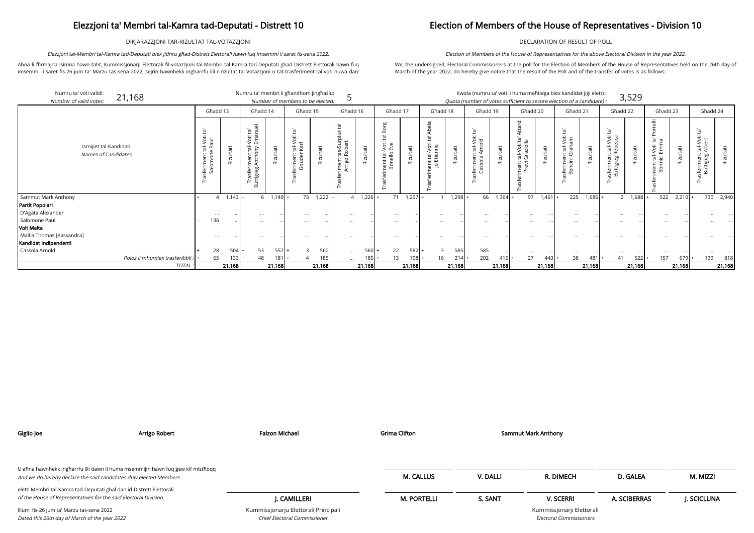# Elezzjoni ta' Membri tal-Kamra tad-Deputati - Distrett 10

DIKJARAZZJONI TAR-RIŻULTAT TAL-VOTAZZJONI

*Elezzjoni tal-Membri tal-Kamra tad-Deputati biex jidhru għad-Distrett Elettorali hawn fuq imsemmi li saret fis-sena 2022.*

Aħna li ffirmajna isimna hawn taħt, Kummissjonarji Elettorali fil-votazzjoni tal-Membri tal-Kamra tad-Deputati għad-Distrett Elettorali hawn fuq imsemmi li saret fis-26 jum ta' Marzu tas-sena 2022, sejrin hawnhekk ingħarrfu illi r-riżultat tal-Votazzjoni u tat-trasferiment tal-voti huwa dan:

# Election of Members of the House of Representatives - Division 10

DECLARATION OF RESULT OF POLL

*Election of Members of the House of Representatives for the above Electoral Division in the year 2022.*

We, the undersigned, Electoral Commissioners at the poll for the Election of Members of the House of Representatives held on the 26th day of March of the year 2022, do hereby give notice that the result of the Poll and of the transfer of votes is as follows:

Numru ta' voti validi: / *Number of valid votes:* 21,168

Numru ta' membri li għandhom jingħażlu: / *Number of members to be elected:* 5

Kwota (numru ta' voti li huma meħtieġa biex kandidat jiġi elett) : / *Quota (number of votes sufficient to secure election of a candidate) :* 3,529

| Ismijiet tal-Kandidati / *Names of Candidates* | Għadd 13 | | Għadd 14 | | Għadd 15 | | Għadd 16 | | Għadd 17 | | Għadd 18 | | Għadd 19 | | Għadd 20 | | Għadd 21 | | Għadd 22 | | Għadd 23 | | Għadd 24 | |
|---|---|---|---|---|---|---|---|---|---|---|---|---|---|---|---|---|---|---|---|---|---|---|---|---|
| | Trasferiment tal-Voti ta' Salomone Paul | Riżultati | Trasferiment tal-Voti ta' Buttigieg Anthony Emanuel | Riżultati | Trasferiment tal-Voti ta' Gouder Karl | Riżultati | Trasferiment tas-Surplus ta' Arrigo Robert | Riżultati | Trasferiment tal-Voti ta' Borg Bonello Eve | Riżultati | Trasferiment tal-Voti ta' Abela Jo Etienne | Riżultati | Trasferiment tal-Voti ta' Cassola Arnold | Riżultati | Trasferiment tal-Voti ta' Attard Previ Graziella | Riżultati | Trasferiment tal-Voti ta' Bencini Graham | Riżultati | Trasferiment tal-Voti ta' Buttigieg Rebecca | Riżultati | Trasferiment tal-Voti ta' Portelli Bonnici Emma | Riżultati | Trasferiment tal-Voti ta' Buttigieg Albert | Riżultati |
| Sammut Mark Anthony | + 4 | 1,143 | + 6 | 1,149 | + 73 | 1,222 | + 4 | 1,226 | + 71 | 1,297 | + 1 | 1,298 | + 66 | 1,364 | + 97 | 1,461 | + 225 | 1,686 | + 2 | 1,688 | + 522 | 2,210 | + 730 | 2,940 |
| **Partit Popolari** | | | | | | | | | | | | | | | | | | | | | | | | |
| D'Agata Alexander | ... | ... | ... | ... | ... | ... | ... | ... | ... | ... | ... | ... | ... | ... | ... | ... | ... | ... | ... | ... | ... | ... | ... | ... |
| Salomone Paul | - 136 | ... | ... | ... | ... | ... | ... | ... | ... | ... | ... | ... | ... | ... | ... | ... | ... | ... | ... | ... | ... | ... | ... | ... |
| **Volt Malta** | | | | | | | | | | | | | | | | | | | | | | | | |
| Mallia Thomas [Kassandra] | ... | ... | ... | ... | ... | ... | ... | ... | ... | ... | ... | ... | ... | ... | ... | ... | ... | ... | ... | ... | ... | ... | ... | ... |
| **Kandidat Indipendenti** | | | | | | | | | | | | | | | | | | | | | | | | |
| Cassola Arnold | + 28 | 504 | + 53 | 557 | + 3 | 560 | ... | 560 | + 22 | 582 | + 3 | 585 | - 585 | ... | ... | ... | ... | ... | ... | ... | ... | ... | ... | ... |
| *Poloz li mhumiex trasferibbli :* | + 65 | 133 | + 48 | 181 | + 4 | 185 | ... | 185 | + 13 | 198 | + 16 | 214 | + 202 | 416 | + 27 | 443 | + 38 | 481 | + 41 | 522 | + 157 | 679 | + 139 | 818 |
| *TOTAL :* | | 21,168 | | 21,168 | | 21,168 | | 21,168 | | 21,168 | | 21,168 | | 21,168 | | 21,168 | | 21,168 | | 21,168 | | 21,168 | | 21,168 |

**Giglio Joe** **Arrigo Robert** **Falzon Michael** **Grima Clifton** **Sammut Mark Anthony**

U aħna hawnhekk ingħarrfu illi dawn li huma msemmijin hawn fuq ġew kif mistħoqq eletti Membri tal-Kamra tad-Deputati għal dan id-Distrett Elettorali.
*And we do hereby declare the said candidates duly elected Members of the House of Representatives for the said Electoral Division.*

Illum, fis-26 jum ta' Marzu tas-sena 2022
*Dated this 26th day of March of the year 2022*

**J. CAMILLERI**
Kummissjonarju Elettorali Prinċipali
*Chief Electoral Commissioner*

**M. CALLUS** **V. DALLI** **R. DIMECH** **D. GALEA** **M. MIZZI**

**M. PORTELLI** **S. SANT** **V. SCERRI** **A. SCIBERRAS** **J. SCICLUNA**

Kummissjonarji Elettorali
*Electoral Commissioners*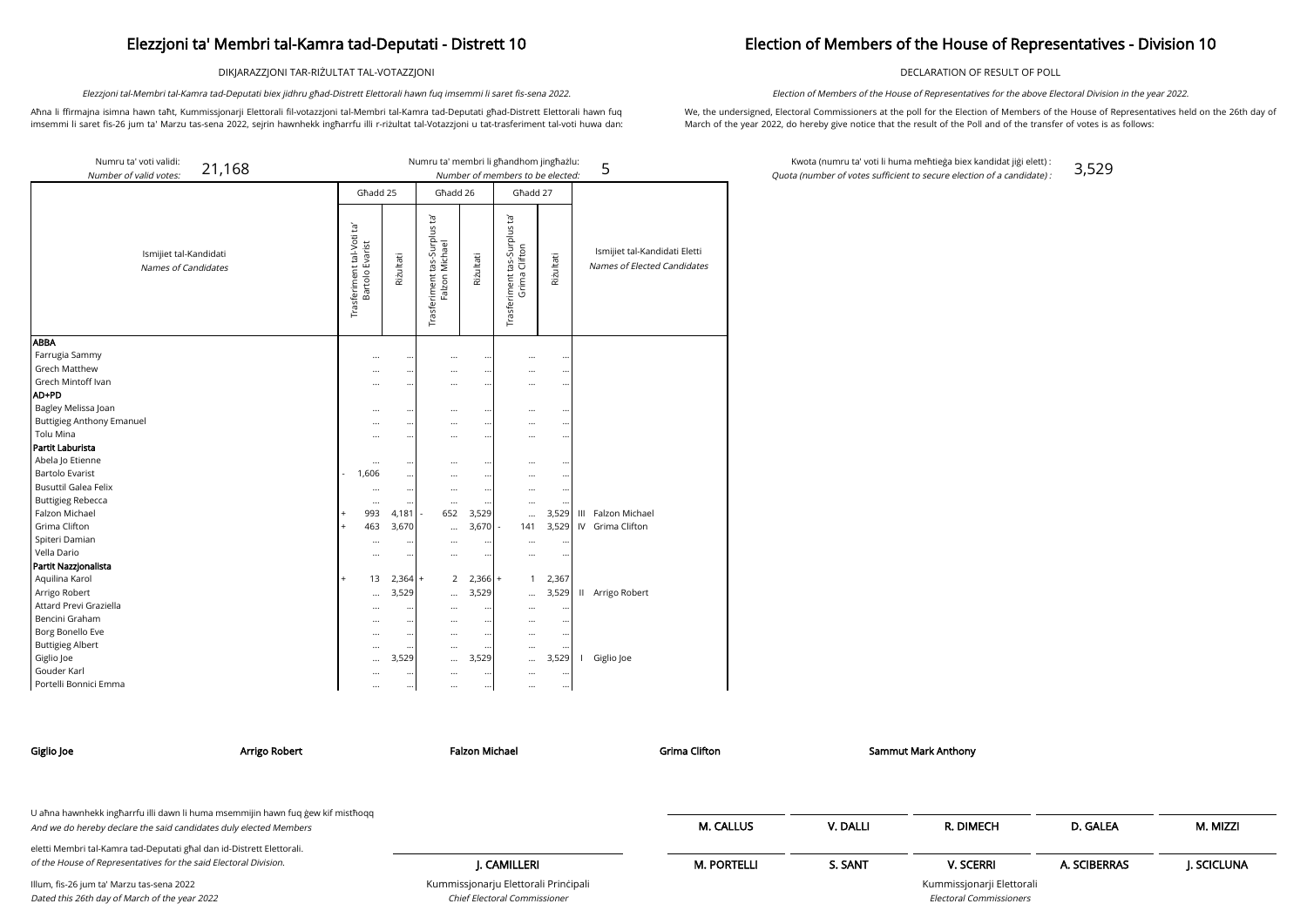# Elezzjoni ta' Membri tal-Kamra tad-Deputati - Distrett 10

DIKJARAZZJONI TAR-RIŻULTAT TAL-VOTAZZJONI

*Elezzjoni tal-Membri tal-Kamra tad-Deputati biex jidhru għad-Distrett Elettorali hawn fuq imsemmi li saret fis-sena 2022.*

Aħna li ffirmajna isimna hawn taħt, Kummissjonarji Elettorali fil-votazzjoni tal-Membri tal-Kamra tad-Deputati għad-Distrett Elettorali hawn fuq imsemmi li saret fis-26 jum ta' Marzu tas-sena 2022, sejrin hawnhekk ingħarrfu illi r-riżultat tal-Votazzjoni u tat-trasferiment tal-voti huwa dan:

# Election of Members of the House of Representatives - Division 10

DECLARATION OF RESULT OF POLL

*Election of Members of the House of Representatives for the above Electoral Division in the year 2022.*

We, the undersigned, Electoral Commissioners at the poll for the Election of Members of the House of Representatives held on the 26th day of March of the year 2022, do hereby give notice that the result of the Poll and of the transfer of votes is as follows:

Numru ta' voti validi: / *Number of valid votes:* 21,168

Numru ta' membri li għandhom jingħażlu: / *Number of members to be elected:* 5

Kwota (numru ta' voti li huma meħtieġa biex kandidat jiġi elett) : / *Quota (number of votes sufficient to secure election of a candidate) :* 3,529

| Ismijiet tal-Kandidati / *Names of Candidates* | Għadd 25 | | | Għadd 26 | | | Għadd 27 | | | Ismijiet tal-Kandidati Eletti / *Names of Elected Candidates* |
|---|---|---|---|---|---|---|---|---|---|---|
| | | Trasferiment tal-Voti ta' Bartolo Evarist | Riżultati | | Trasferiment tas-Surplus ta' Falzon Michael | Riżultati | | Trasferiment tas-Surplus ta' Grima Clifton | Riżultati | |
| **ABBA** | | | | | | | | | | |
| Farrugia Sammy | | ... | ... | | ... | ... | | ... | ... | |
| Grech Matthew | | ... | ... | | ... | ... | | ... | ... | |
| Grech Mintoff Ivan | | ... | ... | | ... | ... | | ... | ... | |
| **AD+PD** | | | | | | | | | | |
| Bagley Melissa Joan | | ... | ... | | ... | ... | | ... | ... | |
| Buttigieg Anthony Emanuel | | ... | ... | | ... | ... | | ... | ... | |
| Tolu Mina | | ... | ... | | ... | ... | | ... | ... | |
| **Partit Laburista** | | | | | | | | | | |
| Abela Jo Etienne | | ... | ... | | ... | ... | | ... | ... | |
| Bartolo Evarist | - | 1,606 | ... | | ... | ... | | ... | ... | |
| Busuttil Galea Felix | | ... | ... | | ... | ... | | ... | ... | |
| Buttigieg Rebecca | | ... | ... | | ... | ... | | ... | ... | |
| Falzon Michael | + | 993 | 4,181 | - | 652 | 3,529 | | ... | 3,529 | III Falzon Michael |
| Grima Clifton | + | 463 | 3,670 | | ... | 3,670 | - | 141 | 3,529 | IV Grima Clifton |
| Spiteri Damian | | ... | ... | | ... | ... | | ... | ... | |
| Vella Dario | | ... | ... | | ... | ... | | ... | ... | |
| **Partit Nazzjonalista** | | | | | | | | | | |
| Aquilina Karol | + | 13 | 2,364 | + | 2 | 2,366 | + | 1 | 2,367 | |
| Arrigo Robert | | ... | 3,529 | | ... | 3,529 | | ... | 3,529 | II Arrigo Robert |
| Attard Previ Graziella | | ... | ... | | ... | ... | | ... | ... | |
| Bencini Graham | | ... | ... | | ... | ... | | ... | ... | |
| Borg Bonello Eve | | ... | ... | | ... | ... | | ... | ... | |
| Buttigieg Albert | | ... | ... | | ... | ... | | ... | ... | |
| Giglio Joe | | ... | 3,529 | | ... | 3,529 | | ... | 3,529 | I Giglio Joe |
| Gouder Karl | | ... | ... | | ... | ... | | ... | ... | |
| Portelli Bonnici Emma | | ... | ... | | ... | ... | | ... | ... | |

**Giglio Joe** **Arrigo Robert** **Falzon Michael** **Grima Clifton** **Sammut Mark Anthony**

U aħna hawnhekk ingħarrfu illi dawn li huma msemmijin hawn fuq ġew kif mistħoqq
*And we do hereby declare the said candidates duly elected Members*

eletti Membri tal-Kamra tad-Deputati għal dan id-Distrett Elettorali.
*of the House of Representatives for the said Electoral Division.*

Illum, fis-26 jum ta' Marzu tas-sena 2022
*Dated this 26th day of March of the year 2022*

**J. CAMILLERI**
Kummissjonarju Elettorali Prinċipali
*Chief Electoral Commissioner*

**M. CALLUS** **V. DALLI** **R. DIMECH** **D. GALEA** **M. MIZZI**

**M. PORTELLI** **S. SANT** **V. SCERRI** **A. SCIBERRAS** **J. SCICLUNA**

Kummissjonarji Elettorali
*Electoral Commissioners*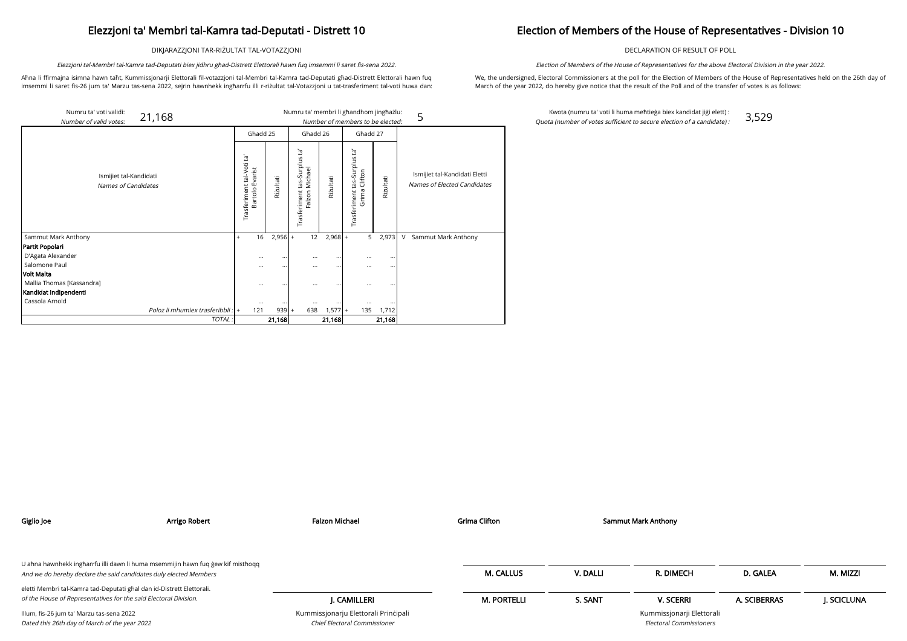# Elezzjoni ta' Membri tal-Kamra tad-Deputati - Distrett 10

DIKJARAZZJONI TAR-RIŻULTAT TAL-VOTAZZJONI

*Elezzjoni tal-Membri tal-Kamra tad-Deputati biex jidhru għad-Distrett Elettorali hawn fuq imsemmi li saret fis-sena 2022.*

Aħna li ffirmajna isimna hawn taħt, Kummissjonarji Elettorali fil-votazzjoni tal-Membri tal-Kamra tad-Deputati għad-Distrett Elettorali hawn fuq imsemmi li saret fis-26 jum ta' Marzu tas-sena 2022, sejrin hawnhekk ingħarrfu illi r-riżultat tal-Votazzjoni u tat-trasferiment tal-voti huwa dan:

# Election of Members of the House of Representatives - Division 10

DECLARATION OF RESULT OF POLL

*Election of Members of the House of Representatives for the above Electoral Division in the year 2022.*

We, the undersigned, Electoral Commissioners at the poll for the Election of Members of the House of Representatives held on the 26th day of March of the year 2022, do hereby give notice that the result of the Poll and of the transfer of votes is as follows:

Numru ta' voti validi: / *Number of valid votes:* 21,168

Numru ta' membri li għandhom jingħażlu: / *Number of members to be elected:* 5

Kwota (numru ta' voti li huma meħtieġa biex kandidat jiġi elett) : / *Quota (number of votes sufficient to secure election of a candidate) :* 3,529

| Ismijiet tal-Kandidati / *Names of Candidates* | Għadd 25 | | Għadd 26 | | Għadd 27 | | Ismijiet tal-Kandidati Eletti / *Names of Elected Candidates* |
|---|---|---|---|---|---|---|---|
| | Trasferiment tal-Voti ta' Bartolo Evarist | Riżultati | Trasferiment tas-Surplus ta' Falzon Michael | Riżultati | Trasferiment tas-Surplus ta' Grima Clifton | Riżultati | |
| Sammut Mark Anthony | + 16 | 2,956 | + 12 | 2,968 | + 5 | 2,973 | V Sammut Mark Anthony |
| **Partit Popolari** | | | | | | | |
| D'Agata Alexander | ... | ... | ... | ... | ... | ... | |
| Salomone Paul | ... | ... | ... | ... | ... | ... | |
| **Volt Malta** | | | | | | | |
| Mallia Thomas [Kassandra] | ... | ... | ... | ... | ... | ... | |
| **Kandidat Indipendenti** | | | | | | | |
| Cassola Arnold | ... | ... | ... | ... | ... | ... | |
| *Poloz li mhumiex trasferibbli :* | + 121 | 939 | + 638 | 1,577 | + 135 | 1,712 | |
| *TOTAL :* | | 21,168 | | 21,168 | | 21,168 | |

**Giglio Joe** | **Arrigo Robert** | **Falzon Michael** | **Grima Clifton** | **Sammut Mark Anthony**

U aħna hawnhekk ingħarrfu illi dawn li huma msemmijin hawn fuq ġew kif mistħoqq
*And we do hereby declare the said candidates duly elected Members*

eletti Membri tal-Kamra tad-Deputati għal dan id-Distrett Elettorali.
*of the House of Representatives for the said Electoral Division.*

Illum, fis-26 jum ta' Marzu tas-sena 2022
*Dated this 26th day of March of the year 2022*

**J. CAMILLERI**
Kummissjonarju Elettorali Prinċipali
*Chief Electoral Commissioner*

**M. CALLUS** | **V. DALLI** | **R. DIMECH** | **D. GALEA** | **M. MIZZI**

**M. PORTELLI** | **S. SANT** | **V. SCERRI** | **A. SCIBERRAS** | **J. SCICLUNA**

Kummissjonarji Elettorali
*Electoral Commissioners*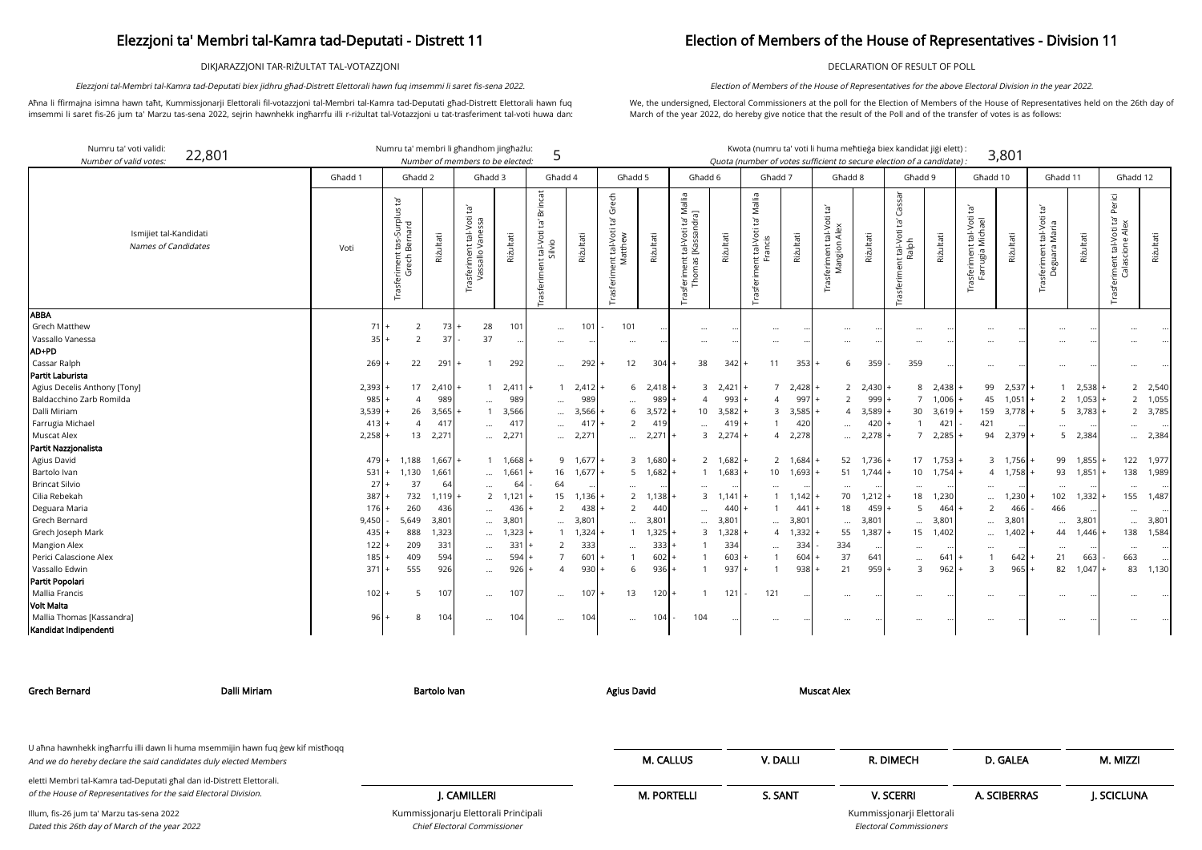# Elezzjoni ta' Membri tal-Kamra tad-Deputati - Distrett 11

# Election of Members of the House of Representatives - Division 11

DIKJARAZZJONI TAR-RIŻULTAT TAL-VOTAZZJONI

DECLARATION OF RESULT OF POLL

*Elezzjoni tal-Membri tal-Kamra tad-Deputati biex jidhru għad-Distrett Elettorali hawn fuq imsemmi li saret fis-sena 2022.*

*Election of Members of the House of Representatives for the above Electoral Division in the year 2022.*

Aħna li ffirmajna isimna hawn taħt, Kummissjonarji Elettorali fil-votazzjoni tal-Membri tal-Kamra tad-Deputati għad-Distrett Elettorali hawn fuq imsemmi li saret fis-26 jum ta' Marzu tas-sena 2022, sejrin hawnhekk ingħarrfu illi r-riżultat tal-Votazzjoni u tat-trasferiment tal-voti huwa dan:

We, the undersigned, Electoral Commissioners at the poll for the Election of Members of the House of Representatives held on the 26th day of March of the year 2022, do hereby give notice that the result of the Poll and of the transfer of votes is as follows:

Numru ta' voti validi: *Number of valid votes:* 22,801

Numru ta' membri li għandhom jingħażlu: *Number of members to be elected:* 5

Kwota (numru ta' voti li huma meħtieġa biex kandidat jiġi elett) : *Quota (number of votes sufficient to secure election of a candidate) :* 3,801

| Ismijiet tal-Kandidati *Names of Candidates* | Għadd 1 | Għadd 2 | | Għadd 3 | | Għadd 4 | | Għadd 5 | | Għadd 6 | | Għadd 7 | | Għadd 8 | | Għadd 9 | | Għadd 10 | | Għadd 11 | | Għadd 12 | |
|---|---|---|---|---|---|---|---|---|---|---|---|---|---|---|---|---|---|---|---|---|---|---|---|
| | Voti | Trasferiment tas-Surplus ta' Grech Bernard | Riżultati | Trasferiment tal-Voti ta' Vassallo Vanessa | Riżultati | Trasferiment tal-Voti ta' Brincat Silvio | Riżultati | Trasferiment tal-Voti ta' Grech Matthew | Riżultati | Trasferiment tal-Voti ta' Mallia Thomas [Kassandra] | Riżultati | Trasferiment tal-Voti ta' Mallia Francis | Riżultati | Trasferiment tal-Voti ta' Mangion Alex | Riżultati | Trasferiment tal-Voti ta' Cassar Ralph | Riżultati | Trasferiment tal-Voti ta' Farrugia Michael | Riżultati | Trasferiment tal-Voti ta' Deguara Maria | Riżultati | Trasferiment tal-Voti ta' Perici Calascione Alex | Riżultati |
| **ABBA** | | | | | | | | | | | | | | | | | | | | | | | |
| Grech Matthew | 71 | + 2 | 73 | + 28 | 101 | ... | 101 | - 101 | ... | ... | ... | ... | ... | ... | ... | ... | ... | ... | ... | ... | ... | ... | ... |
| Vassallo Vanessa | 35 | + 2 | 37 | - 37 | ... | ... | ... | ... | ... | ... | ... | ... | ... | ... | ... | ... | ... | ... | ... | ... | ... | ... | ... |
| **AD+PD** | | | | | | | | | | | | | | | | | | | | | | | |
| Cassar Ralph | 269 | + 22 | 291 | + 1 | 292 | ... | 292 | + 12 | 304 | + 38 | 342 | + 11 | 353 | + 6 | 359 | - 359 | ... | ... | ... | ... | ... | ... | ... |
| **Partit Laburista** | | | | | | | | | | | | | | | | | | | | | | | |
| Agius Decelis Anthony [Tony] | 2,393 | + 17 | 2,410 | + 1 | 2,411 | + 1 | 2,412 | + 6 | 2,418 | + 3 | 2,421 | + 7 | 2,428 | + 2 | 2,430 | + 8 | 2,438 | + 99 | 2,537 | + 1 | 2,538 | + 2 | 2,540 |
| Baldacchino Zarb Romilda | 985 | + 4 | 989 | ... | 989 | ... | 989 | ... | 989 | + 4 | 993 | + 4 | 997 | + 2 | 999 | + 7 | 1,006 | + 45 | 1,051 | + 2 | 1,053 | + 2 | 1,055 |
| Dalli Miriam | 3,539 | + 26 | 3,565 | + 1 | 3,566 | ... | 3,566 | + 6 | 3,572 | + 10 | 3,582 | + 3 | 3,585 | + 4 | 3,589 | + 30 | 3,619 | + 159 | 3,778 | + 5 | 3,783 | + 2 | 3,785 |
| Farrugia Michael | 413 | + 4 | 417 | ... | 417 | ... | 417 | + 2 | 419 | ... | 419 | + 1 | 420 | ... | 420 | + 1 | 421 | - 421 | ... | ... | ... | ... | ... |
| Muscat Alex | 2,258 | + 13 | 2,271 | ... | 2,271 | ... | 2,271 | ... | 2,271 | + 3 | 2,274 | + 4 | 2,278 | ... | 2,278 | + 7 | 2,285 | + 94 | 2,379 | + 5 | 2,384 | ... | 2,384 |
| **Partit Nazzjonalista** | | | | | | | | | | | | | | | | | | | | | | | |
| Agius David | 479 | + 1,188 | 1,667 | + 1 | 1,668 | + 9 | 1,677 | + 3 | 1,680 | + 2 | 1,682 | + 2 | 1,684 | + 52 | 1,736 | + 17 | 1,753 | + 3 | 1,756 | + 99 | 1,855 | + 122 | 1,977 |
| Bartolo Ivan | 531 | + 1,130 | 1,661 | ... | 1,661 | + 16 | 1,677 | + 5 | 1,682 | + 1 | 1,683 | + 10 | 1,693 | + 51 | 1,744 | + 10 | 1,754 | + 4 | 1,758 | + 93 | 1,851 | + 138 | 1,989 |
| Brincat Silvio | 27 | + 37 | 64 | ... | 64 | - 64 | ... | ... | ... | ... | ... | ... | ... | ... | ... | ... | ... | ... | ... | ... | ... | ... | ... |
| Cilia Rebekah | 387 | + 732 | 1,119 | + 2 | 1,121 | + 15 | 1,136 | + 2 | 1,138 | + 3 | 1,141 | + 1 | 1,142 | + 70 | 1,212 | + 18 | 1,230 | ... | 1,230 | + 102 | 1,332 | + 155 | 1,487 |
| Deguara Maria | 176 | + 260 | 436 | ... | 436 | + 2 | 438 | + 2 | 440 | ... | 440 | + 1 | 441 | + 18 | 459 | + 5 | 464 | + 2 | 466 | - 466 | ... | ... | ... |
| Grech Bernard | 9,450 | - 5,649 | 3,801 | ... | 3,801 | ... | 3,801 | ... | 3,801 | ... | 3,801 | ... | 3,801 | ... | 3,801 | ... | 3,801 | ... | 3,801 | ... | 3,801 | ... | 3,801 |
| Grech Joseph Mark | 435 | + 888 | 1,323 | ... | 1,323 | + 1 | 1,324 | + 1 | 1,325 | + 3 | 1,328 | + 4 | 1,332 | + 55 | 1,387 | + 15 | 1,402 | ... | 1,402 | + 44 | 1,446 | + 138 | 1,584 |
| Mangion Alex | 122 | + 209 | 331 | ... | 331 | + 2 | 333 | ... | 333 | + 1 | 334 | ... | 334 | - 334 | ... | ... | ... | ... | ... | ... | ... | ... | ... |
| Perici Calascione Alex | 185 | + 409 | 594 | ... | 594 | + 7 | 601 | + 1 | 602 | + 1 | 603 | + 1 | 604 | + 37 | 641 | ... | 641 | + 1 | 642 | + 21 | 663 | - 663 | ... |
| Vassallo Edwin | 371 | + 555 | 926 | ... | 926 | + 4 | 930 | + 6 | 936 | + 1 | 937 | + 1 | 938 | + 21 | 959 | + 3 | 962 | + 3 | 965 | + 82 | 1,047 | + 83 | 1,130 |
| **Partit Popolari** | | | | | | | | | | | | | | | | | | | | | | | |
| Mallia Francis | 102 | + 5 | 107 | ... | 107 | ... | 107 | + 13 | 120 | + 1 | 121 | - 121 | ... | ... | ... | ... | ... | ... | ... | ... | ... | ... | ... |
| **Volt Malta** | | | | | | | | | | | | | | | | | | | | | | | |
| Mallia Thomas [Kassandra] | 96 | + 8 | 104 | ... | 104 | ... | 104 | ... | 104 | - 104 | ... | ... | ... | ... | ... | ... | ... | ... | ... | ... | ... | ... | ... |
| **Kandidat Indipendenti** | | | | | | | | | | | | | | | | | | | | | | | |

**Grech Bernard** | **Dalli Miriam** | **Bartolo Ivan** | **Agius David** | **Muscat Alex**

U aħna hawnhekk ingħarrfu illi dawn li huma msemmijin hawn fuq ġew kif mistħoqq
*And we do hereby declare the said candidates duly elected Members*

eletti Membri tal-Kamra tad-Deputati għal dan id-Distrett Elettorali.
*of the House of Representatives for the said Electoral Division.*

Illum, fis-26 jum ta' Marzu tas-sena 2022
*Dated this 26th day of March of the year 2022*

**J. CAMILLERI**
Kummissjonarju Elettorali Prinċipali
*Chief Electoral Commissioner*

**M. CALLUS** | **V. DALLI** | **R. DIMECH** | **D. GALEA** | **M. MIZZI**

**M. PORTELLI** | **S. SANT** | **V. SCERRI** | **A. SCIBERRAS** | **J. SCICLUNA**

Kummissjonarji Elettorali
*Electoral Commissioners*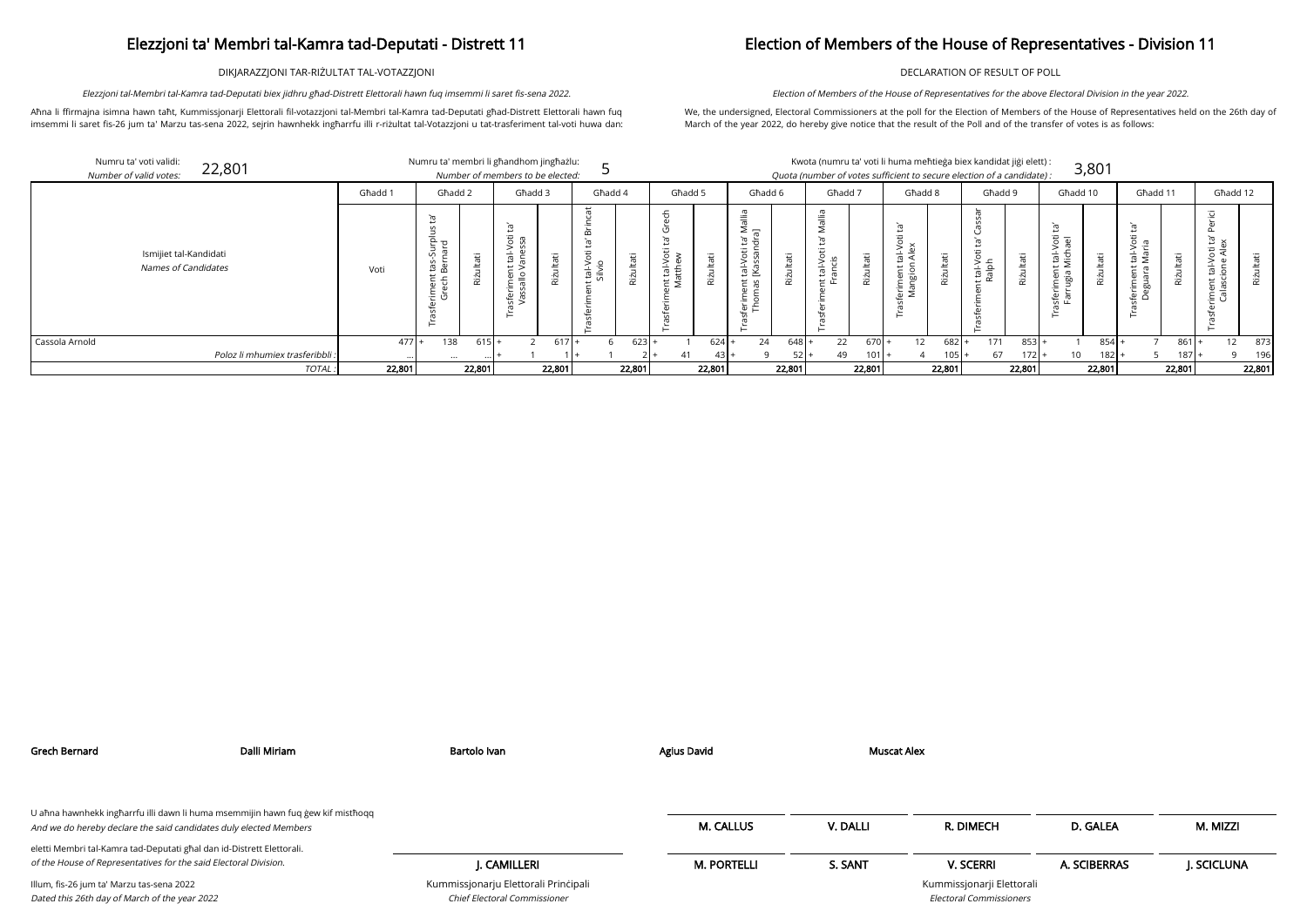# Elezzjoni ta' Membri tal-Kamra tad-Deputati - Distrett 11

DIKJARAZZJONI TAR-RIŻULTAT TAL-VOTAZZJONI

*Elezzjoni tal-Membri tal-Kamra tad-Deputati biex jidhru għad-Distrett Elettorali hawn fuq imsemmi li saret fis-sena 2022.*

Aħna li ffirmajna isimna hawn taħt, Kummissjonarji Elettorali fil-votazzjoni tal-Membri tal-Kamra tad-Deputati għad-Distrett Elettorali hawn fuq imsemmi li saret fis-26 jum ta' Marzu tas-sena 2022, sejrin hawnhekk ingħarrfu illi r-riżultat tal-Votazzjoni u tat-trasferiment tal-voti huwa dan:

# Election of Members of the House of Representatives - Division 11

DECLARATION OF RESULT OF POLL

*Election of Members of the House of Representatives for the above Electoral Division in the year 2022.*

We, the undersigned, Electoral Commissioners at the poll for the Election of Members of the House of Representatives held on the 26th day of March of the year 2022, do hereby give notice that the result of the Poll and of the transfer of votes is as follows:

Numru ta' voti validi: / *Number of valid votes:* 22,801

Numru ta' membri li għandhom jingħażlu: / *Number of members to be elected:* 5

Kwota (numru ta' voti li huma meħtieġa biex kandidat jiġi elett) : / *Quota (number of votes sufficient to secure election of a candidate) :* 3,801

| Ismijiet tal-Kandidati / *Names of Candidates* | Għadd 1 | Għadd 2 | | Għadd 3 | | Għadd 4 | | Għadd 5 | | Għadd 6 | | Għadd 7 | | Għadd 8 | | Għadd 9 | | Għadd 10 | | Għadd 11 | | Għadd 12 | |
|---|---|---|---|---|---|---|---|---|---|---|---|---|---|---|---|---|---|---|---|---|---|---|---|
| | Voti | Trasferiment tas-Surplus ta' Grech Bernard | Riżultati | Trasferiment tal-Voti ta' Vassallo Vanessa | Riżultati | Trasferiment tal-Voti ta' Brincat Silvio | Riżultati | Trasferiment tal-Voti ta' Grech Matthew | Riżultati | Trasferiment tal-Voti ta' Mallia Thomas [Kassandra] | Riżultati | Trasferiment tal-Voti ta' Mallia Francis | Riżultati | Trasferiment tal-Voti ta' Mangion Alex | Riżultati | Trasferiment tal-Voti ta' Cassar Ralph | Riżultati | Trasferiment tal-Voti ta' Farrugia Michael | Riżultati | Trasferiment tal-Voti ta' Deguara Maria | Riżultati | Trasferiment tal-Voti ta' Perici Calascione Alex | Riżultati |
| Cassola Arnold | 477 | + 138 | 615 | + 2 | 617 | + 6 | 623 | + 1 | 624 | + 24 | 648 | + 22 | 670 | + 12 | 682 | + 171 | 853 | + 1 | 854 | + 7 | 861 | + 12 | 873 |
| *Poloz li mhumiex trasferibbli :* | ... | ... | ... | + 1 | 1 | + 1 | 2 | + 41 | 43 | + 9 | 52 | + 49 | 101 | + 4 | 105 | + 67 | 172 | + 10 | 182 | + 5 | 187 | + 9 | 196 |
| *TOTAL :* | 22,801 | | 22,801 | | 22,801 | | 22,801 | | 22,801 | | 22,801 | | 22,801 | | 22,801 | | 22,801 | | 22,801 | | 22,801 | | 22,801 |

**Grech Bernard** **Dalli Miriam** **Bartolo Ivan** **Agius David** **Muscat Alex**

U aħna hawnhekk ingħarrfu illi dawn li huma msemmijin hawn fuq ġew kif mistħoqq
*And we do hereby declare the said candidates duly elected Members*

eletti Membri tal-Kamra tad-Deputati għal dan id-Distrett Elettorali.
*of the House of Representatives for the said Electoral Division.*

Illum, fis-26 jum ta' Marzu tas-sena 2022
*Dated this 26th day of March of the year 2022*

**J. CAMILLERI**
Kummissjonarju Elettorali Prinċipali
*Chief Electoral Commissioner*

**M. CALLUS** **V. DALLI** **R. DIMECH** **D. GALEA** **M. MIZZI**

**M. PORTELLI** **S. SANT** **V. SCERRI** **A. SCIBERRAS** **J. SCICLUNA**

Kummissjonarji Elettorali
*Electoral Commissioners*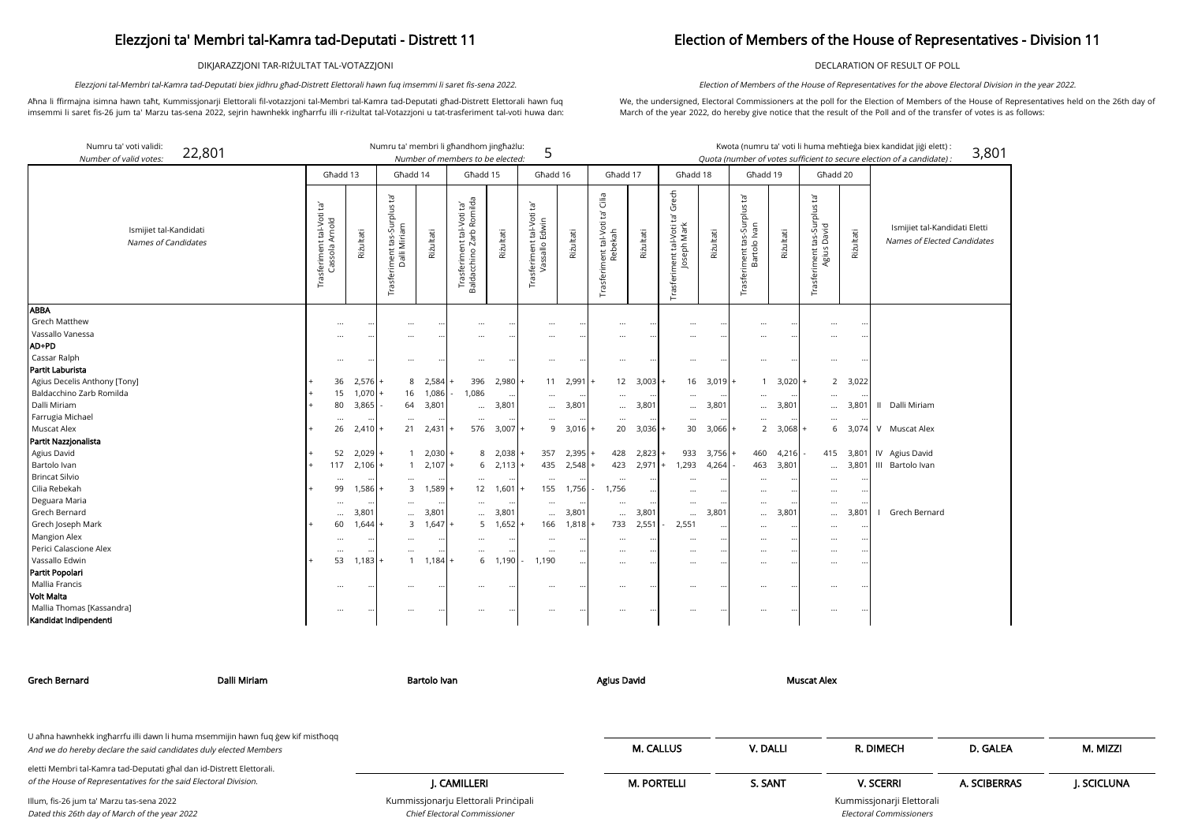# Elezzjoni ta' Membri tal-Kamra tad-Deputati - Distrett 11

DIKJARAZZJONI TAR-RIŻULTAT TAL-VOTAZZJONI

*Elezzjoni tal-Membri tal-Kamra tad-Deputati biex jidhru għad-Distrett Elettorali hawn fuq imsemmi li saret fis-sena 2022.*

Aħna li ffirmajna isimna hawn taħt, Kummissjonarji Elettorali fil-votazzjoni tal-Membri tal-Kamra tad-Deputati għad-Distrett Elettorali hawn fuq imsemmi li saret fis-26 jum ta' Marzu tas-sena 2022, sejrin hawnhekk ingħarrfu illi r-riżultat tal-Votazzjoni u tat-trasferiment tal-voti huwa dan:

# Election of Members of the House of Representatives - Division 11

DECLARATION OF RESULT OF POLL

*Election of Members of the House of Representatives for the above Electoral Division in the year 2022.*

We, the undersigned, Electoral Commissioners at the poll for the Election of Members of the House of Representatives held on the 26th day of March of the year 2022, do hereby give notice that the result of the Poll and of the transfer of votes is as follows:

Numru ta' voti validi: *Number of valid votes:* **22,801**

Numru ta' membri li għandhom jingħażlu: *Number of members to be elected:* **5**

Kwota (numru ta' voti li huma meħtieġa biex kandidat jiġi elett) : *Quota (number of votes sufficient to secure election of a candidate) :* **3,801**

| Ismijiet tal-Kandidati / *Names of Candidates* | Għadd 13: Trasferiment tal-Voti ta' Cassola Arnold | Riżultati | Għadd 14: Trasferiment tas-Surplus ta' Dalli Miriam | Riżultati | Għadd 15: Trasferiment tal-Voti ta' Baldacchino Zarb Romilda | Riżultati | Għadd 16: Trasferiment tal-Voti ta' Vassallo Edwin | Riżultati | Għadd 17: Trasferiment tal-Voti ta' Cilia Rebekah | Riżultati | Għadd 18: Trasferiment tal-Voti ta' Grech Joseph Mark | Riżultati | Għadd 19: Trasferiment tas-Surplus ta' Bartolo Ivan | Riżultati | Għadd 20: Trasferiment tas-Surplus ta' Agius David | Riżultati | Ismijiet tal-Kandidati Eletti / *Names of Elected Candidates* |
|---|---|---|---|---|---|---|---|---|---|---|---|---|---|---|---|---|---|
| **ABBA** | | | | | | | | | | | | | | | | | |
| Grech Matthew | ... | ... | ... | ... | ... | ... | ... | ... | ... | ... | ... | ... | ... | ... | ... | ... | |
| Vassallo Vanessa | ... | ... | ... | ... | ... | ... | ... | ... | ... | ... | ... | ... | ... | ... | ... | ... | |
| **AD+PD** | | | | | | | | | | | | | | | | | |
| Cassar Ralph | ... | ... | ... | ... | ... | ... | ... | ... | ... | ... | ... | ... | ... | ... | ... | ... | |
| **Partit Laburista** | | | | | | | | | | | | | | | | | |
| Agius Decelis Anthony [Tony] | + 36 | 2,576 | + 8 | 2,584 | + 396 | 2,980 | + 11 | 2,991 | + 12 | 3,003 | + 16 | 3,019 | + 1 | 3,020 | + 2 | 3,022 | |
| Baldacchino Zarb Romilda | + 15 | 1,070 | + 16 | 1,086 | - 1,086 | ... | ... | ... | ... | ... | ... | ... | ... | ... | ... | ... | |
| Dalli Miriam | + 80 | 3,865 | - 64 | 3,801 | ... | 3,801 | ... | 3,801 | ... | 3,801 | ... | 3,801 | ... | 3,801 | ... | 3,801 | II Dalli Miriam |
| Farrugia Michael | ... | ... | ... | ... | ... | ... | ... | ... | ... | ... | ... | ... | ... | ... | ... | ... | |
| Muscat Alex | + 26 | 2,410 | + 21 | 2,431 | + 576 | 3,007 | + 9 | 3,016 | + 20 | 3,036 | + 30 | 3,066 | + 2 | 3,068 | + 6 | 3,074 | V Muscat Alex |
| **Partit Nazzjonalista** | | | | | | | | | | | | | | | | | |
| Agius David | + 52 | 2,029 | + 1 | 2,030 | + 8 | 2,038 | + 357 | 2,395 | + 428 | 2,823 | + 933 | 3,756 | + 460 | 4,216 | - 415 | 3,801 | IV Agius David |
| Bartolo Ivan | + 117 | 2,106 | + 1 | 2,107 | + 6 | 2,113 | + 435 | 2,548 | + 423 | 2,971 | + 1,293 | 4,264 | - 463 | 3,801 | ... | 3,801 | III Bartolo Ivan |
| Brincat Silvio | ... | ... | ... | ... | ... | ... | ... | ... | ... | ... | ... | ... | ... | ... | ... | ... | |
| Cilia Rebekah | + 99 | 1,586 | + 3 | 1,589 | + 12 | 1,601 | + 155 | 1,756 | - 1,756 | ... | ... | ... | ... | ... | ... | ... | |
| Deguara Maria | ... | ... | ... | ... | ... | ... | ... | ... | ... | ... | ... | ... | ... | ... | ... | ... | |
| Grech Bernard | ... | 3,801 | ... | 3,801 | ... | 3,801 | ... | 3,801 | ... | 3,801 | ... | 3,801 | ... | 3,801 | ... | 3,801 | I Grech Bernard |
| Grech Joseph Mark | + 60 | 1,644 | + 3 | 1,647 | + 5 | 1,652 | + 166 | 1,818 | + 733 | 2,551 | - 2,551 | ... | ... | ... | ... | ... | |
| Mangion Alex | ... | ... | ... | ... | ... | ... | ... | ... | ... | ... | ... | ... | ... | ... | ... | ... | |
| Perici Calascione Alex | ... | ... | ... | ... | ... | ... | ... | ... | ... | ... | ... | ... | ... | ... | ... | ... | |
| Vassallo Edwin | + 53 | 1,183 | + 1 | 1,184 | + 6 | 1,190 | - 1,190 | ... | ... | ... | ... | ... | ... | ... | ... | ... | |
| **Partit Popolari** | | | | | | | | | | | | | | | | | |
| Mallia Francis | ... | ... | ... | ... | ... | ... | ... | ... | ... | ... | ... | ... | ... | ... | ... | ... | |
| **Volt Malta** | | | | | | | | | | | | | | | | | |
| Mallia Thomas [Kassandra] | ... | ... | ... | ... | ... | ... | ... | ... | ... | ... | ... | ... | ... | ... | ... | ... | |
| **Kandidat Indipendenti** | | | | | | | | | | | | | | | | | |

**Grech Bernard** **Dalli Miriam** **Bartolo Ivan** **Agius David** **Muscat Alex**

U aħna hawnhekk ingħarrfu illi dawn li huma msemmijin hawn fuq ġew kif mistħoqq
*And we do hereby declare the said candidates duly elected Members*

eletti Membri tal-Kamra tad-Deputati għal dan id-Distrett Elettorali.
*of the House of Representatives for the said Electoral Division.*

Illum, fis-26 jum ta' Marzu tas-sena 2022
*Dated this 26th day of March of the year 2022*

**J. CAMILLERI**
Kummissjonarju Elettorali Prinċipali
*Chief Electoral Commissioner*

**M. CALLUS** **V. DALLI** **R. DIMECH** **D. GALEA** **M. MIZZI**

**M. PORTELLI** **S. SANT** **V. SCERRI** **A. SCIBERRAS** **J. SCICLUNA**

Kummissjonarji Elettorali
*Electoral Commissioners*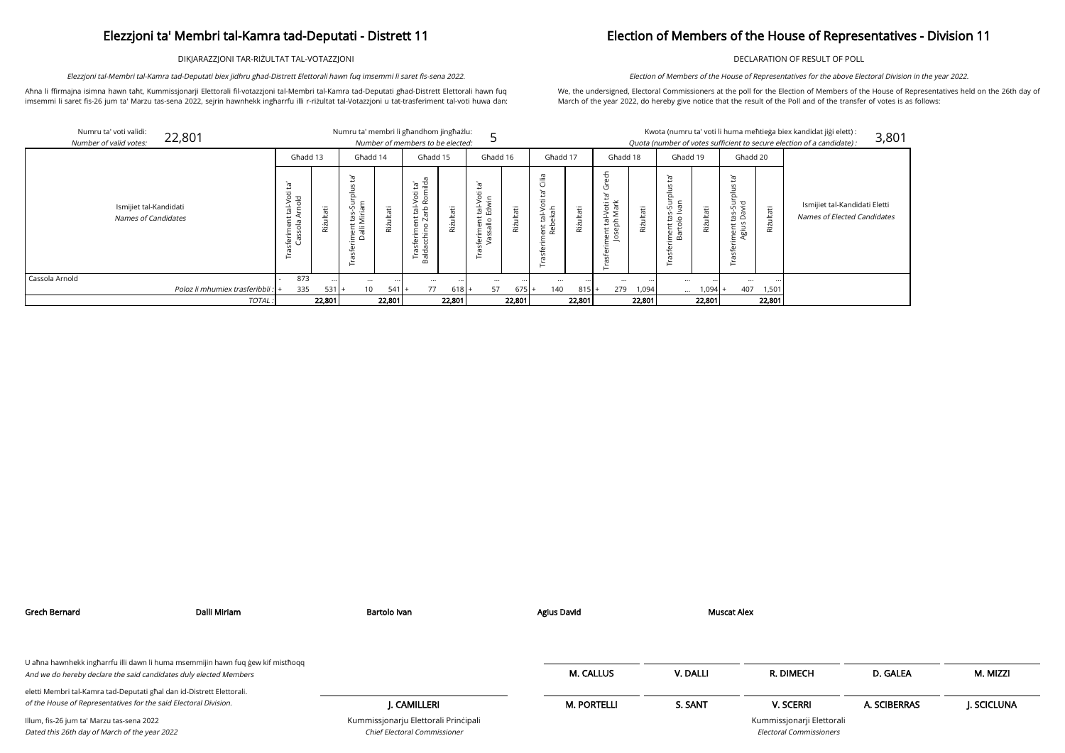# Elezzjoni ta' Membri tal-Kamra tad-Deputati - Distrett 11

DIKJARAZZJONI TAR-RIŻULTAT TAL-VOTAZZJONI

*Elezzjoni tal-Membri tal-Kamra tad-Deputati biex jidhru għad-Distrett Elettorali hawn fuq imsemmi li saret fis-sena 2022.*

Aħna li ffirmajna isimna hawn taħt, Kummissjonarji Elettorali fil-votazzjoni tal-Membri tal-Kamra tad-Deputati għad-Distrett Elettorali hawn fuq imsemmi li saret fis-26 jum ta' Marzu tas-sena 2022, sejrin hawnhekk ingħarrfu illi r-riżultat tal-Votazzjoni u tat-trasferiment tal-voti huwa dan:

# Election of Members of the House of Representatives - Division 11

DECLARATION OF RESULT OF POLL

*Election of Members of the House of Representatives for the above Electoral Division in the year 2022.*

We, the undersigned, Electoral Commissioners at the poll for the Election of Members of the House of Representatives held on the 26th day of March of the year 2022, do hereby give notice that the result of the Poll and of the transfer of votes is as follows:

Numru ta' voti validi: *Number of valid votes:* 22,801

Numru ta' membri li għandhom jingħażlu: *Number of members to be elected:* 5

Kwota (numru ta' voti li huma meħtieġa biex kandidat jiġi elett) : *Quota (number of votes sufficient to secure election of a candidate) :* 3,801

| Ismijiet tal-Kandidati *Names of Candidates* | Għadd 13 | | Għadd 14 | | Għadd 15 | | Għadd 16 | | Għadd 17 | | Għadd 18 | | Għadd 19 | | Għadd 20 | | Ismijiet tal-Kandidati Eletti *Names of Elected Candidates* |
|---|---|---|---|---|---|---|---|---|---|---|---|---|---|---|---|---|---|
| | Trasferiment tal-Voti ta' Cassola Arnold | Riżultati | Trasferiment tas-Surplus ta' Dalli Miriam | Riżultati | Trasferiment tal-Voti ta' Baldacchino Zarb Romilda | Riżultati | Trasferiment tal-Voti ta' Vassallo Edwin | Riżultati | Trasferiment tal-Voti ta' Cilia Rebekah | Riżultati | Trasferiment tal-Voti ta' Grech Joseph Mark | Riżultati | Trasferiment tas-Surplus ta' Bartolo Ivan | Riżultati | Trasferiment tas-Surplus ta' Agius David | Riżultati | |
| Cassola Arnold | - 873 | ... | ... | ... | ... | ... | ... | ... | ... | ... | ... | ... | ... | ... | ... | ... | |
| *Poloz li mhumiex trasferibbli :* | + 335 | 531 | + 10 | 541 | + 77 | 618 | + 57 | 675 | + 140 | 815 | + 279 | 1,094 | ... | 1,094 | + 407 | 1,501 | |
| *TOTAL :* | | 22,801 | | 22,801 | | 22,801 | | 22,801 | | 22,801 | | 22,801 | | 22,801 | | 22,801 | |

Grech Bernard — Dalli Miriam — Bartolo Ivan — Agius David — Muscat Alex

U aħna hawnhekk ingħarrfu illi dawn li huma msemmijin hawn fuq ġew kif mistħoqq
*And we do hereby declare the said candidates duly elected Members*

eletti Membri tal-Kamra tad-Deputati għal dan id-Distrett Elettorali.
*of the House of Representatives for the said Electoral Division.*

Illum, fis-26 jum ta' Marzu tas-sena 2022
*Dated this 26th day of March of the year 2022*

**J. CAMILLERI**
Kummissjonarju Elettorali Prinċipali
*Chief Electoral Commissioner*

| M. CALLUS | V. DALLI | R. DIMECH | D. GALEA | M. MIZZI |
|---|---|---|---|---|
| M. PORTELLI | S. SANT | V. SCERRI | A. SCIBERRAS | J. SCICLUNA |

Kummissjonarji Elettorali
*Electoral Commissioners*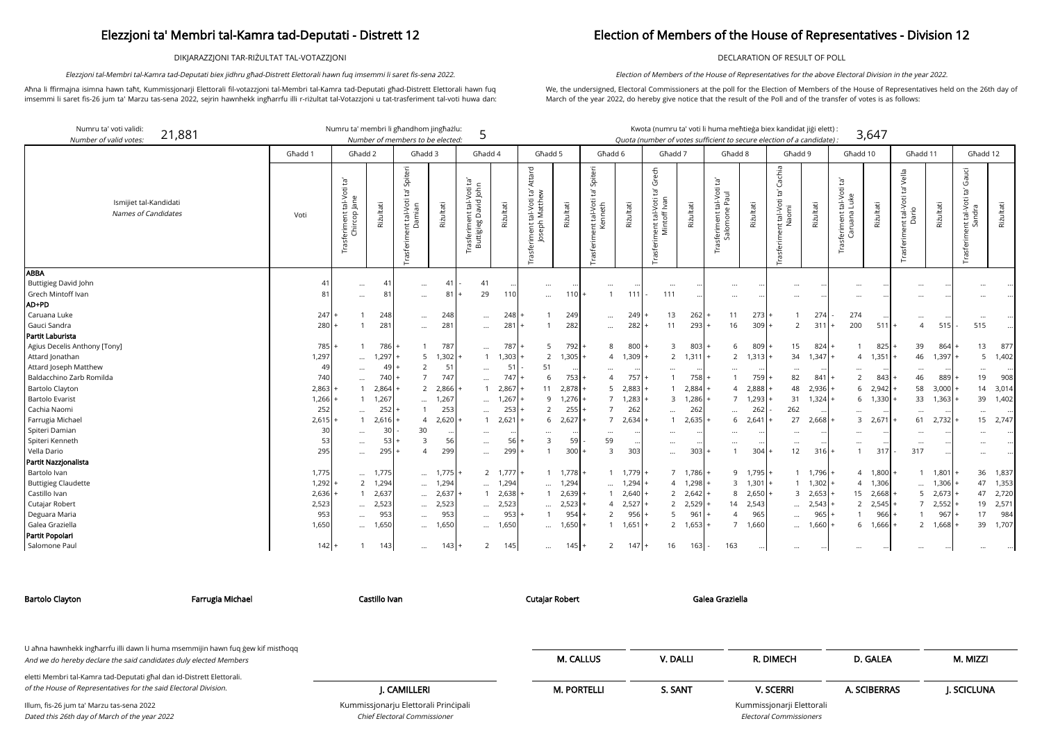# Elezzjoni ta' Membri tal-Kamra tad-Deputati - Distrett 12

# Election of Members of the House of Representatives - Division 12

DIKJARAZZJONI TAR-RIŻULTAT TAL-VOTAZZJONI

DECLARATION OF RESULT OF POLL

*Elezzjoni tal-Membri tal-Kamra tad-Deputati biex jidhru għad-Distrett Elettorali hawn fuq imsemmi li saret fis-sena 2022.*

*Election of Members of the House of Representatives for the above Electoral Division in the year 2022.*

Aħna li ffirmajna isimna hawn taħt, Kummissjonarji Elettorali fil-votazzjoni tal-Membri tal-Kamra tad-Deputati għad-Distrett Elettorali hawn fuq imsemmi li saret fis-26 jum ta' Marzu tas-sena 2022, sejrin hawnhekk ingħarrfu illi r-riżultat tal-Votazzjoni u tat-trasferiment tal-voti huwa dan:

We, the undersigned, Electoral Commissioners at the poll for the Election of Members of the House of Representatives held on the 26th day of March of the year 2022, do hereby give notice that the result of the Poll and of the transfer of votes is as follows:

Numru ta' voti validi: / *Number of valid votes:* 21,881

Numru ta' membri li għandhom jingħażlu: / *Number of members to be elected:* 5

Kwota (numru ta' voti li huma meħtieġa biex kandidat jiġi elett) : / *Quota (number of votes sufficient to secure election of a candidate) :* 3,647

| Ismijiet tal-Kandidati / *Names of Candidates* | Għadd 1 | Għadd 2 | | Għadd 3 | | Għadd 4 | | Għadd 5 | | Għadd 6 | | Għadd 7 | | Għadd 8 | | Għadd 9 | | Għadd 10 | | Għadd 11 | | Għadd 12 | |
|---|---|---|---|---|---|---|---|---|---|---|---|---|---|---|---|---|---|---|---|---|---|---|---|
| | Voti | Trasferiment tal-Voti ta' Chircop Jane | Riżultati | Trasferiment tal-Voti ta' Spiteri Damian | Riżultati | Trasferiment tal-Voti ta' Buttigieg David John | Riżultati | Trasferiment tal-Voti ta' Attard Joseph Matthew | Riżultati | Trasferiment tal-Voti ta' Spiteri Kenneth | Riżultati | Trasferiment tal-Voti ta' Grech Mintoff Ivan | Riżultati | Trasferiment tal-Voti ta' Salomone Paul | Riżultati | Trasferiment tal-Voti ta' Cachia Naomi | Riżultati | Trasferiment tal-Voti ta' Caruana Luke | Riżultati | Trasferiment tal-Voti ta' Vella Dario | Riżultati | Trasferiment tal-Voti ta' Gauci Sandra | Riżultati |
| **ABBA** | | | | | | | | | | | | | | | | | | | | | | | |
| Buttigieg David John | 41 | ... | 41 | ... | 41 | - 41 | ... | ... | ... | ... | ... | ... | ... | ... | ... | ... | ... | ... | ... | ... | ... | ... | ... |
| Grech Mintoff Ivan | 81 | ... | 81 | ... | 81 | + 29 | 110 | ... | 110 | + 1 | 111 | - 111 | ... | ... | ... | ... | ... | ... | ... | ... | ... | ... | ... |
| **AD+PD** | | | | | | | | | | | | | | | | | | | | | | | |
| Caruana Luke | 247 | + 1 | 248 | ... | 248 | ... | 248 | + 1 | 249 | ... | 249 | + 13 | 262 | + 11 | 273 | + 1 | 274 | - 274 | ... | ... | ... | ... | ... |
| Gauci Sandra | 280 | + 1 | 281 | ... | 281 | ... | 281 | + 1 | 282 | ... | 282 | + 11 | 293 | + 16 | 309 | + 2 | 311 | + 200 | 511 | + 4 | 515 | - 515 | ... |
| **Partit Laburista** | | | | | | | | | | | | | | | | | | | | | | | |
| Agius Decelis Anthony [Tony] | 785 | + 1 | 786 | + 1 | 787 | ... | 787 | + 5 | 792 | + 8 | 800 | + 3 | 803 | + 6 | 809 | + 15 | 824 | + 1 | 825 | + 39 | 864 | + 13 | 877 |
| Attard Jonathan | 1,297 | ... | 1,297 | + 5 | 1,302 | + 1 | 1,303 | + 2 | 1,305 | + 4 | 1,309 | + 2 | 1,311 | + 2 | 1,313 | + 34 | 1,347 | + 4 | 1,351 | + 46 | 1,397 | + 5 | 1,402 |
| Attard Joseph Matthew | 49 | ... | 49 | + 2 | 51 | ... | 51 | - 51 | ... | ... | ... | ... | ... | ... | ... | ... | ... | ... | ... | ... | ... | ... | ... |
| Baldacchino Zarb Romilda | 740 | ... | 740 | + 7 | 747 | ... | 747 | + 6 | 753 | + 4 | 757 | + 1 | 758 | + 1 | 759 | + 82 | 841 | + 2 | 843 | + 46 | 889 | + 19 | 908 |
| Bartolo Clayton | 2,863 | + 1 | 2,864 | + 2 | 2,866 | + 1 | 2,867 | + 11 | 2,878 | + 5 | 2,883 | + 1 | 2,884 | + 4 | 2,888 | + 48 | 2,936 | + 6 | 2,942 | + 58 | 3,000 | + 14 | 3,014 |
| Bartolo Evarist | 1,266 | + 1 | 1,267 | ... | 1,267 | ... | 1,267 | + 9 | 1,276 | + 7 | 1,283 | + 3 | 1,286 | + 7 | 1,293 | + 31 | 1,324 | + 6 | 1,330 | + 33 | 1,363 | + 39 | 1,402 |
| Cachia Naomi | 252 | ... | 252 | + 1 | 253 | ... | 253 | + 2 | 255 | + 7 | 262 | ... | 262 | ... | 262 | - 262 | ... | ... | ... | ... | ... | ... | ... |
| Farrugia Michael | 2,615 | + 1 | 2,616 | + 4 | 2,620 | + 1 | 2,621 | + 6 | 2,627 | + 7 | 2,634 | + 1 | 2,635 | + 6 | 2,641 | + 27 | 2,668 | + 3 | 2,671 | + 61 | 2,732 | + 15 | 2,747 |
| Spiteri Damian | 30 | ... | 30 | - 30 | ... | ... | ... | ... | ... | ... | ... | ... | ... | ... | ... | ... | ... | ... | ... | ... | ... | ... | ... |
| Spiteri Kenneth | 53 | ... | 53 | + 3 | 56 | ... | 56 | + 3 | 59 | - 59 | ... | ... | ... | ... | ... | ... | ... | ... | ... | ... | ... | ... | ... |
| Vella Dario | 295 | ... | 295 | + 4 | 299 | ... | 299 | + 1 | 300 | + 3 | 303 | ... | 303 | + 1 | 304 | + 12 | 316 | + 1 | 317 | - 317 | ... | ... | ... |
| **Partit Nazzjonalista** | | | | | | | | | | | | | | | | | | | | | | | |
| Bartolo Ivan | 1,775 | ... | 1,775 | ... | 1,775 | + 2 | 1,777 | + 1 | 1,778 | + 1 | 1,779 | + 7 | 1,786 | + 9 | 1,795 | + 1 | 1,796 | + 4 | 1,800 | + 1 | 1,801 | + 36 | 1,837 |
| Buttigieg Claudette | 1,292 | + 2 | 1,294 | ... | 1,294 | ... | 1,294 | ... | 1,294 | ... | 1,294 | + 4 | 1,298 | + 3 | 1,301 | + 1 | 1,302 | + 4 | 1,306 | ... | 1,306 | + 47 | 1,353 |
| Castillo Ivan | 2,636 | + 1 | 2,637 | ... | 2,637 | + 1 | 2,638 | + 1 | 2,639 | + 1 | 2,640 | + 2 | 2,642 | + 8 | 2,650 | + 3 | 2,653 | + 15 | 2,668 | + 5 | 2,673 | + 47 | 2,720 |
| Cutajar Robert | 2,523 | ... | 2,523 | ... | 2,523 | ... | 2,523 | ... | 2,523 | + 4 | 2,527 | + 2 | 2,529 | + 14 | 2,543 | ... | 2,543 | + 2 | 2,545 | + 7 | 2,552 | + 19 | 2,571 |
| Deguara Maria | 953 | ... | 953 | ... | 953 | ... | 953 | + 1 | 954 | + 2 | 956 | + 5 | 961 | + 4 | 965 | ... | 965 | + 1 | 966 | + 1 | 967 | + 17 | 984 |
| Galea Graziella | 1,650 | ... | 1,650 | ... | 1,650 | ... | 1,650 | ... | 1,650 | + 1 | 1,651 | + 2 | 1,653 | + 7 | 1,660 | ... | 1,660 | + 6 | 1,666 | + 2 | 1,668 | + 39 | 1,707 |
| **Partit Popolari** | | | | | | | | | | | | | | | | | | | | | | | |
| Salomone Paul | 142 | + 1 | 143 | ... | 143 | + 2 | 145 | ... | 145 | + 2 | 147 | + 16 | 163 | - 163 | ... | ... | ... | ... | ... | ... | ... | ... | ... |

**Bartolo Clayton** **Farrugia Michael** **Castillo Ivan** **Cutajar Robert** **Galea Graziella**

U aħna hawnhekk ingħarrfu illi dawn li huma msemmijin hawn fuq ġew kif mistħoqq
*And we do hereby declare the said candidates duly elected Members*

eletti Membri tal-Kamra tad-Deputati għal dan id-Distrett Elettorali.
*of the House of Representatives for the said Electoral Division.*

Illum, fis-26 jum ta' Marzu tas-sena 2022
*Dated this 26th day of March of the year 2022*

J. CAMILLERI
Kummissjonarju Elettorali Prinċipali
*Chief Electoral Commissioner*

M. CALLUS, V. DALLI, R. DIMECH, D. GALEA, M. MIZZI
M. PORTELLI, S. SANT, V. SCERRI, A. SCIBERRAS, J. SCICLUNA
Kummissjonarji Elettorali
*Electoral Commissioners*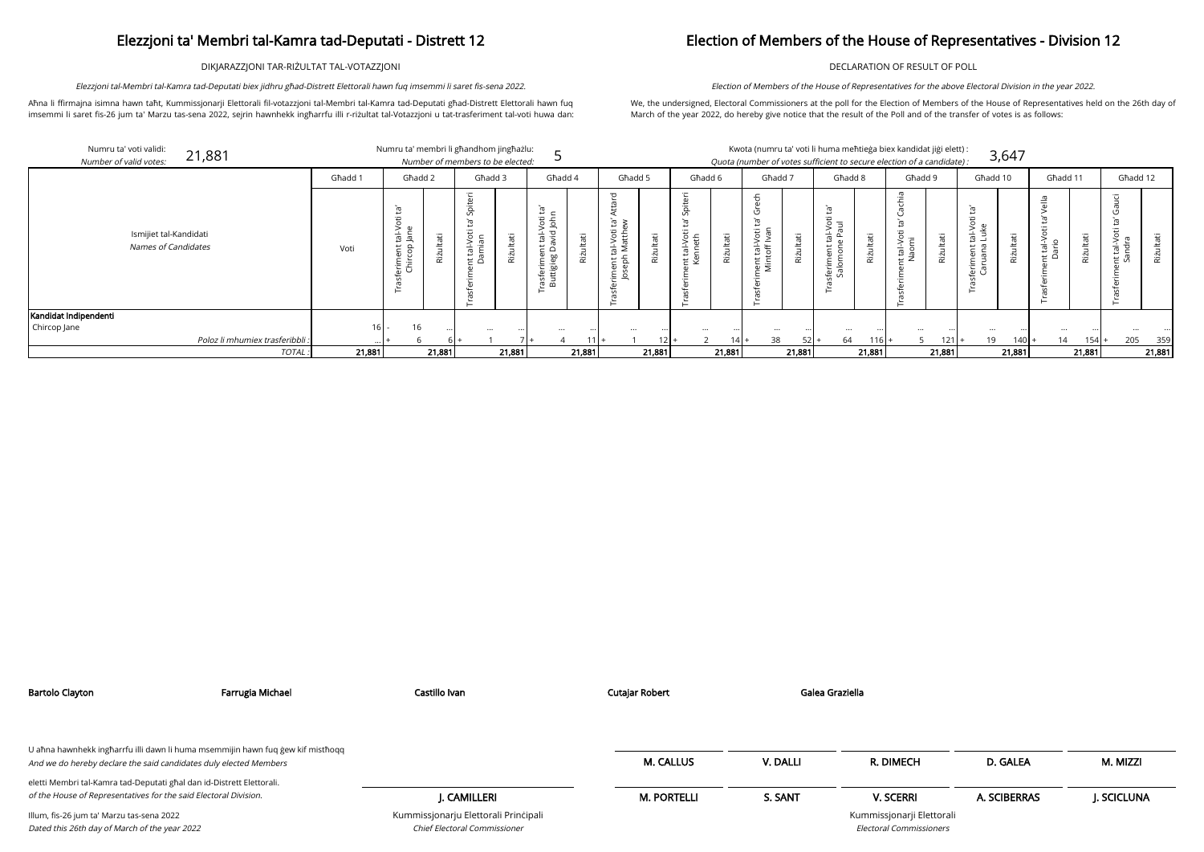# Elezzjoni ta' Membri tal-Kamra tad-Deputati - Distrett 12

DIKJARAZZJONI TAR-RIŻULTAT TAL-VOTAZZJONI

*Elezzjoni tal-Membri tal-Kamra tad-Deputati biex jidhru għad-Distrett Elettorali hawn fuq imsemmi li saret fis-sena 2022.*

Aħna li ffirmajna isimna hawn taħt, Kummissjonarji Elettorali fil-votazzjoni tal-Membri tal-Kamra tad-Deputati għad-Distrett Elettorali hawn fuq imsemmi li saret fis-26 jum ta' Marzu tas-sena 2022, sejrin hawnhekk ingħarrfu illi r-riżultat tal-Votazzjoni u tat-trasferiment tal-voti huwa dan:

# Election of Members of the House of Representatives - Division 12

DECLARATION OF RESULT OF POLL

*Election of Members of the House of Representatives for the above Electoral Division in the year 2022.*

We, the undersigned, Electoral Commissioners at the poll for the Election of Members of the House of Representatives held on the 26th day of March of the year 2022, do hereby give notice that the result of the Poll and of the transfer of votes is as follows:

Numru ta' voti validi: / *Number of valid votes:* 21,881

Numru ta' membri li għandhom jingħażlu: / *Number of members to be elected:* 5

Kwota (numru ta' voti li huma meħtieġa biex kandidat jiġi elett) : / *Quota (number of votes sufficient to secure election of a candidate) :* 3,647

| Ismijiet tal-Kandidati / *Names of Candidates* | Għadd 1 | Għadd 2 | | Għadd 3 | | Għadd 4 | | Għadd 5 | | Għadd 6 | | Għadd 7 | | Għadd 8 | | Għadd 9 | | Għadd 10 | | Għadd 11 | | Għadd 12 | |
|---|---|---|---|---|---|---|---|---|---|---|---|---|---|---|---|---|---|---|---|---|---|---|---|
| | Voti | Trasferiment tal-Voti ta' Chircop Jane | Riżultati | Trasferiment tal-Voti ta' Spiteri Damian | Riżultati | Trasferiment tal-Voti ta' Buttigieg David John | Riżultati | Trasferiment tal-Voti ta' Attard Joseph Matthew | Riżultati | Trasferiment tal-Voti ta' Spiteri Kenneth | Riżultati | Trasferiment tal-Voti ta' Grech Mintoff Ivan | Riżultati | Trasferiment tal-Voti ta' Salomone Paul | Riżultati | Trasferiment tal-Voti ta' Cachia Naomi | Riżultati | Trasferiment tal-Voti ta' Caruana Luke | Riżultati | Trasferiment tal-Voti ta' Vella Dario | Riżultati | Trasferiment tal-Voti ta' Gauci Sandra | Riżultati |
| **Kandidat Indipendenti** | | | | | | | | | | | | | | | | | | | | | | | |
| Chircop Jane | 16 | - 16 | ... | ... | ... | ... | ... | ... | ... | ... | ... | ... | ... | ... | ... | ... | ... | ... | ... | ... | ... | ... | ... |
| *Poloz li mhumiex trasferibbli :* | ... | + 6 | 6 | + 1 | 7 | + 4 | 11 | + 1 | 12 | + 2 | 14 | + 38 | 52 | + 64 | 116 | + 5 | 121 | + 19 | 140 | + 14 | 154 | + 205 | 359 |
| *TOTAL :* | 21,881 | | 21,881 | | 21,881 | | 21,881 | | 21,881 | | 21,881 | | 21,881 | | 21,881 | | 21,881 | | 21,881 | | 21,881 | | 21,881 |

**Bartolo Clayton** **Farrugia Michael** **Castillo Ivan** **Cutajar Robert** **Galea Graziella**

U aħna hawnhekk ingħarrfu illi dawn li huma msemmijin hawn fuq ġew kif mistħoqq eletti Membri tal-Kamra tad-Deputati għal dan id-Distrett Elettorali.
*And we do hereby declare the said candidates duly elected Members of the House of Representatives for the said Electoral Division.*

Illum, fis-26 jum ta' Marzu tas-sena 2022
*Dated this 26th day of March of the year 2022*

**J. CAMILLERI**
Kummissjonarju Elettorali Prinċipali
*Chief Electoral Commissioner*

**M. CALLUS** **V. DALLI** **R. DIMECH** **D. GALEA** **M. MIZZI**

**M. PORTELLI** **S. SANT** **V. SCERRI** **A. SCIBERRAS** **J. SCICLUNA**

Kummissjonarji Elettorali
*Electoral Commissioners*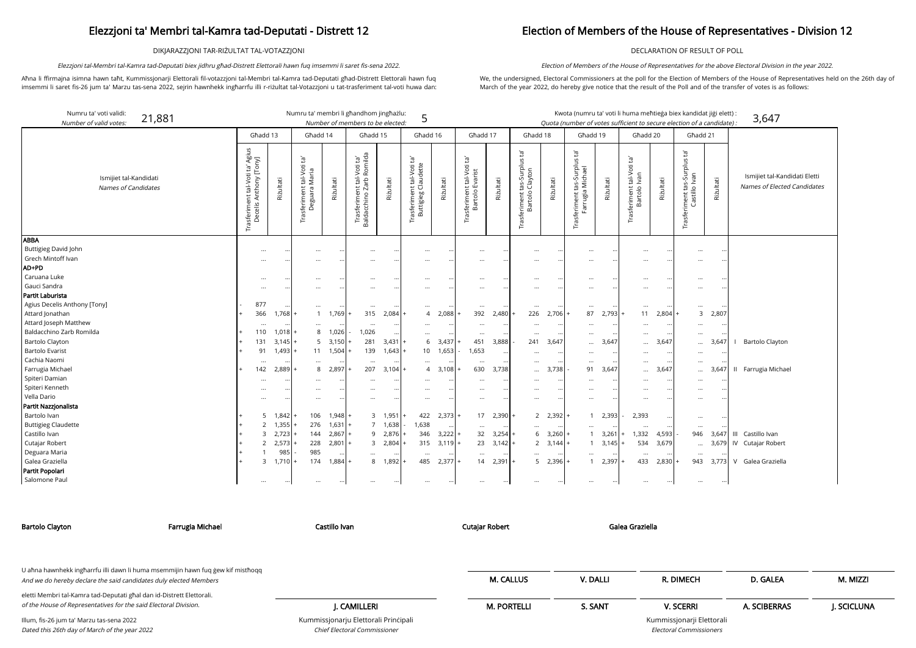# Elezzjoni ta' Membri tal-Kamra tad-Deputati - Distrett 12

# Election of Members of the House of Representatives - Division 12

DIKJARAZZJONI TAR-RIŻULTAT TAL-VOTAZZJONI

DECLARATION OF RESULT OF POLL

*Elezzjoni tal-Membri tal-Kamra tad-Deputati biex jidhru għad-Distrett Elettorali hawn fuq imsemmi li saret fis-sena 2022.*

*Election of Members of the House of Representatives for the above Electoral Division in the year 2022.*

Aħna li ffirmajna isimna hawn taħt, Kummissjonarji Elettorali fil-votazzjoni tal-Membri tal-Kamra tad-Deputati għad-Distrett Elettorali hawn fuq imsemmi li saret fis-26 jum ta' Marzu tas-sena 2022, sejrin hawnhekk ingħarrfu illi r-riżultat tal-Votazzjoni u tat-trasferiment tal-voti huwa dan:

We, the undersigned, Electoral Commissioners at the poll for the Election of Members of the House of Representatives held on the 26th day of March of the year 2022, do hereby give notice that the result of the Poll and of the transfer of votes is as follows:

Numru ta' voti validi: *Number of valid votes:* **21,881**

Numru ta' membri li għandhom jingħażlu: *Number of members to be elected:* **5**

Kwota (numru ta' voti li huma meħtieġa biex kandidat jiġi elett) : *Quota (number of votes sufficient to secure election of a candidate) :* **3,647**

| Ismijiet tal-Kandidati *Names of Candidates* | Għadd 13 | | Għadd 14 | | Għadd 15 | | Għadd 16 | | Għadd 17 | | Għadd 18 | | Għadd 19 | | Għadd 20 | | Għadd 21 | | Ismijiet tal-Kandidati Eletti *Names of Elected Candidates* |
|---|---|---|---|---|---|---|---|---|---|---|---|---|---|---|---|---|---|---|---|
| | Trasferiment tal-Voti ta' Agius Decelis Anthony [Tony] | Riżultati | Trasferiment tal-Voti ta' Deguara Maria | Riżultati | Trasferiment tal-Voti ta' Baldacchino Zarb Romilda | Riżultati | Trasferiment tal-Voti ta' Buttigieg Claudette | Riżultati | Trasferiment tal-Voti ta' Bartolo Evarist | Riżultati | Trasferiment tas-Surplus ta' Bartolo Clayton | Riżultati | Trasferiment tas-Surplus ta' Farrugia Michael | Riżultati | Trasferiment tal-Voti ta' Bartolo Ivan | Riżultati | Trasferiment tas-Surplus ta' Castillo Ivan | Riżultati | |
| **ABBA** | | | | | | | | | | | | | | | | | | | |
| Buttigieg David John | ... | ... | ... | ... | ... | ... | ... | ... | ... | ... | ... | ... | ... | ... | ... | ... | ... | ... | |
| Grech Mintoff Ivan | ... | ... | ... | ... | ... | ... | ... | ... | ... | ... | ... | ... | ... | ... | ... | ... | ... | ... | |
| **AD+PD** | | | | | | | | | | | | | | | | | | | |
| Caruana Luke | ... | ... | ... | ... | ... | ... | ... | ... | ... | ... | ... | ... | ... | ... | ... | ... | ... | ... | |
| Gauci Sandra | ... | ... | ... | ... | ... | ... | ... | ... | ... | ... | ... | ... | ... | ... | ... | ... | ... | ... | |
| **Partit Laburista** | | | | | | | | | | | | | | | | | | | |
| Agius Decelis Anthony [Tony] | - 877 | ... | ... | ... | ... | ... | ... | ... | ... | ... | ... | ... | ... | ... | ... | ... | ... | ... | |
| Attard Jonathan | + 366 | 1,768 | + 1 | 1,769 | + 315 | 2,084 | + 4 | 2,088 | + 392 | 2,480 | + 226 | 2,706 | + 87 | 2,793 | + 11 | 2,804 | + 3 | 2,807 | |
| Attard Joseph Matthew | ... | ... | ... | ... | ... | ... | ... | ... | ... | ... | ... | ... | ... | ... | ... | ... | ... | ... | |
| Baldacchino Zarb Romilda | + 110 | 1,018 | + 8 | 1,026 | - 1,026 | ... | ... | ... | ... | ... | ... | ... | ... | ... | ... | ... | ... | ... | |
| Bartolo Clayton | + 131 | 3,145 | + 5 | 3,150 | + 281 | 3,431 | + 6 | 3,437 | + 451 | 3,888 | - 241 | 3,647 | ... | 3,647 | ... | 3,647 | ... | 3,647 | I Bartolo Clayton |
| Bartolo Evarist | + 91 | 1,493 | + 11 | 1,504 | + 139 | 1,643 | + 10 | 1,653 | - 1,653 | ... | ... | ... | ... | ... | ... | ... | ... | ... | |
| Cachia Naomi | ... | ... | ... | ... | ... | ... | ... | ... | ... | ... | ... | ... | ... | ... | ... | ... | ... | ... | |
| Farrugia Michael | + 142 | 2,889 | + 8 | 2,897 | + 207 | 3,104 | + 4 | 3,108 | + 630 | 3,738 | ... | 3,738 | - 91 | 3,647 | ... | 3,647 | ... | 3,647 | II Farrugia Michael |
| Spiteri Damian | ... | ... | ... | ... | ... | ... | ... | ... | ... | ... | ... | ... | ... | ... | ... | ... | ... | ... | |
| Spiteri Kenneth | ... | ... | ... | ... | ... | ... | ... | ... | ... | ... | ... | ... | ... | ... | ... | ... | ... | ... | |
| Vella Dario | ... | ... | ... | ... | ... | ... | ... | ... | ... | ... | ... | ... | ... | ... | ... | ... | ... | ... | |
| **Partit Nazzjonalista** | | | | | | | | | | | | | | | | | | | |
| Bartolo Ivan | + 5 | 1,842 | + 106 | 1,948 | + 3 | 1,951 | + 422 | 2,373 | + 17 | 2,390 | + 2 | 2,392 | + 1 | 2,393 | - 2,393 | ... | ... | ... | |
| Buttigieg Claudette | + 2 | 1,355 | + 276 | 1,631 | + 7 | 1,638 | - 1,638 | ... | ... | ... | ... | ... | ... | ... | ... | ... | ... | ... | |
| Castillo Ivan | + 3 | 2,723 | + 144 | 2,867 | + 9 | 2,876 | + 346 | 3,222 | + 32 | 3,254 | + 6 | 3,260 | + 1 | 3,261 | + 1,332 | 4,593 | - 946 | 3,647 | III Castillo Ivan |
| Cutajar Robert | + 2 | 2,573 | + 228 | 2,801 | + 3 | 2,804 | + 315 | 3,119 | + 23 | 3,142 | + 2 | 3,144 | + 1 | 3,145 | + 534 | 3,679 | ... | 3,679 | IV Cutajar Robert |
| Deguara Maria | + 1 | 985 | - 985 | ... | ... | ... | ... | ... | ... | ... | ... | ... | ... | ... | ... | ... | ... | ... | |
| Galea Graziella | + 3 | 1,710 | + 174 | 1,884 | + 8 | 1,892 | + 485 | 2,377 | + 14 | 2,391 | + 5 | 2,396 | + 1 | 2,397 | + 433 | 2,830 | + 943 | 3,773 | V Galea Graziella |
| **Partit Popolari** | | | | | | | | | | | | | | | | | | | |
| Salomone Paul | ... | ... | ... | ... | ... | ... | ... | ... | ... | ... | ... | ... | ... | ... | ... | ... | ... | ... | |

**Bartolo Clayton** **Farrugia Michael** **Castillo Ivan** **Cutajar Robert** **Galea Graziella**

U aħna hawnhekk ingħarrfu illi dawn li huma msemmijin hawn fuq ġew kif mistħoqq eletti Membri tal-Kamra tad-Deputati għal dan id-Distrett Elettorali.

*And we do hereby declare the said candidates duly elected Members of the House of Representatives for the said Electoral Division.*

Illum, fis-26 jum ta' Marzu tas-sena 2022

*Dated this 26th day of March of the year 2022*

**J. CAMILLERI**

Kummissjonarju Elettorali Prinċipali

*Chief Electoral Commissioner*

**M. CALLUS** **V. DALLI** **R. DIMECH** **D. GALEA** **M. MIZZI**

**M. PORTELLI** **S. SANT** **V. SCERRI** **A. SCIBERRAS** **J. SCICLUNA**

Kummissjonarji Elettorali

*Electoral Commissioners*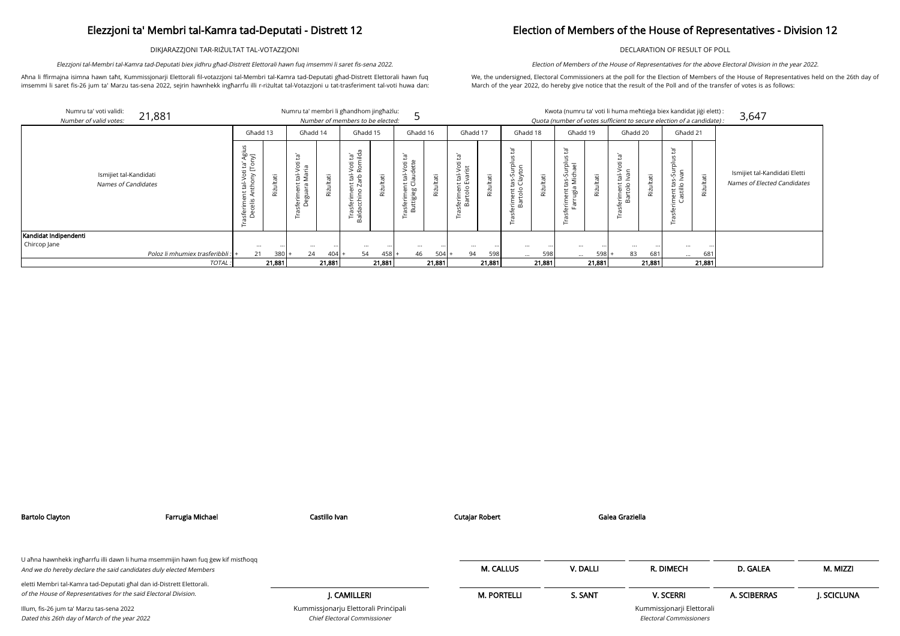# Elezzjoni ta' Membri tal-Kamra tad-Deputati - Distrett 12

DIKJARAZZJONI TAR-RIŻULTAT TAL-VOTAZZJONI

*Elezzjoni tal-Membri tal-Kamra tad-Deputati biex jidhru għad-Distrett Elettorali hawn fuq imsemmi li saret fis-sena 2022.*

Aħna li ffirmajna isimna hawn taħt, Kummissjonarji Elettorali fil-votazzjoni tal-Membri tal-Kamra tad-Deputati għad-Distrett Elettorali hawn fuq imsemmi li saret fis-26 jum ta' Marzu tas-sena 2022, sejrin hawnhekk ingħarrfu illi r-riżultat tal-Votazzjoni u tat-trasferiment tal-voti huwa dan:

# Election of Members of the House of Representatives - Division 12

DECLARATION OF RESULT OF POLL

*Election of Members of the House of Representatives for the above Electoral Division in the year 2022.*

We, the undersigned, Electoral Commissioners at the poll for the Election of Members of the House of Representatives held on the 26th day of March of the year 2022, do hereby give notice that the result of the Poll and of the transfer of votes is as follows:

Numru ta' voti validi: / *Number of valid votes:* 21,881

Numru ta' membri li għandhom jingħażlu: / *Number of members to be elected:* 5

Kwota (numru ta' voti li huma meħtieġa biex kandidat jiġi elett) : / *Quota (number of votes sufficient to secure election of a candidate) :* 3,647

| Ismijiet tal-Kandidati / *Names of Candidates* | Għadd 13 | | Għadd 14 | | Għadd 15 | | Għadd 16 | | Għadd 17 | | Għadd 18 | | Għadd 19 | | Għadd 20 | | Għadd 21 | | Ismijiet tal-Kandidati Eletti / *Names of Elected Candidates* |
|---|---|---|---|---|---|---|---|---|---|---|---|---|---|---|---|---|---|---|---|
| | Trasferiment tal-Voti ta' Agius Decelis Anthony [Tony] | Riżultati | Trasferiment tal-Voti ta' Deguara Maria | Riżultati | Trasferiment tal-Voti ta' Baldacchino Zarb Romilda | Riżultati | Trasferiment tal-Voti ta' Buttigieg Claudette | Riżultati | Trasferiment tal-Voti ta' Bartolo Evarist | Riżultati | Trasferiment tas-Surplus ta' Bartolo Clayton | Riżultati | Trasferiment tas-Surplus ta' Farrugia Michael | Riżultati | Trasferiment tal-Voti ta' Bartolo Ivan | Riżultati | Trasferiment tas-Surplus ta' Castillo Ivan | Riżultati | |
| **Kandidat Indipendenti** | | | | | | | | | | | | | | | | | | | |
| Chircop Jane | ... | ... | ... | ... | ... | ... | ... | ... | ... | ... | ... | ... | ... | ... | ... | ... | ... | ... | |
| *Poloz li mhumiex trasferibbli :* | + 21 | 380 | + 24 | 404 | + 54 | 458 | + 46 | 504 | + 94 | 598 | ... | 598 | ... | 598 | + 83 | 681 | ... | 681 | |
| *TOTAL :* | | **21,881** | | **21,881** | | **21,881** | | **21,881** | | **21,881** | | **21,881** | | **21,881** | | **21,881** | | **21,881** | |

**Bartolo Clayton** &nbsp;&nbsp; **Farrugia Michael** &nbsp;&nbsp; **Castillo Ivan** &nbsp;&nbsp; **Cutajar Robert** &nbsp;&nbsp; **Galea Graziella**

U aħna hawnhekk ingħarrfu illi dawn li huma msemmijin hawn fuq ġew kif mistħoqq
*And we do hereby declare the said candidates duly elected Members*

eletti Membri tal-Kamra tad-Deputati għal dan id-Distrett Elettorali.
*of the House of Representatives for the said Electoral Division.*

Illum, fis-26 jum ta' Marzu tas-sena 2022
*Dated this 26th day of March of the year 2022*

**J. CAMILLERI**
Kummissjonarju Elettorali Prinċipali
*Chief Electoral Commissioner*

**M. CALLUS** &nbsp;&nbsp; **V. DALLI** &nbsp;&nbsp; **R. DIMECH** &nbsp;&nbsp; **D. GALEA** &nbsp;&nbsp; **M. MIZZI**

**M. PORTELLI** &nbsp;&nbsp; **S. SANT** &nbsp;&nbsp; **V. SCERRI** &nbsp;&nbsp; **A. SCIBERRAS** &nbsp;&nbsp; **J. SCICLUNA**

Kummissjonarji Elettorali
*Electoral Commissioners*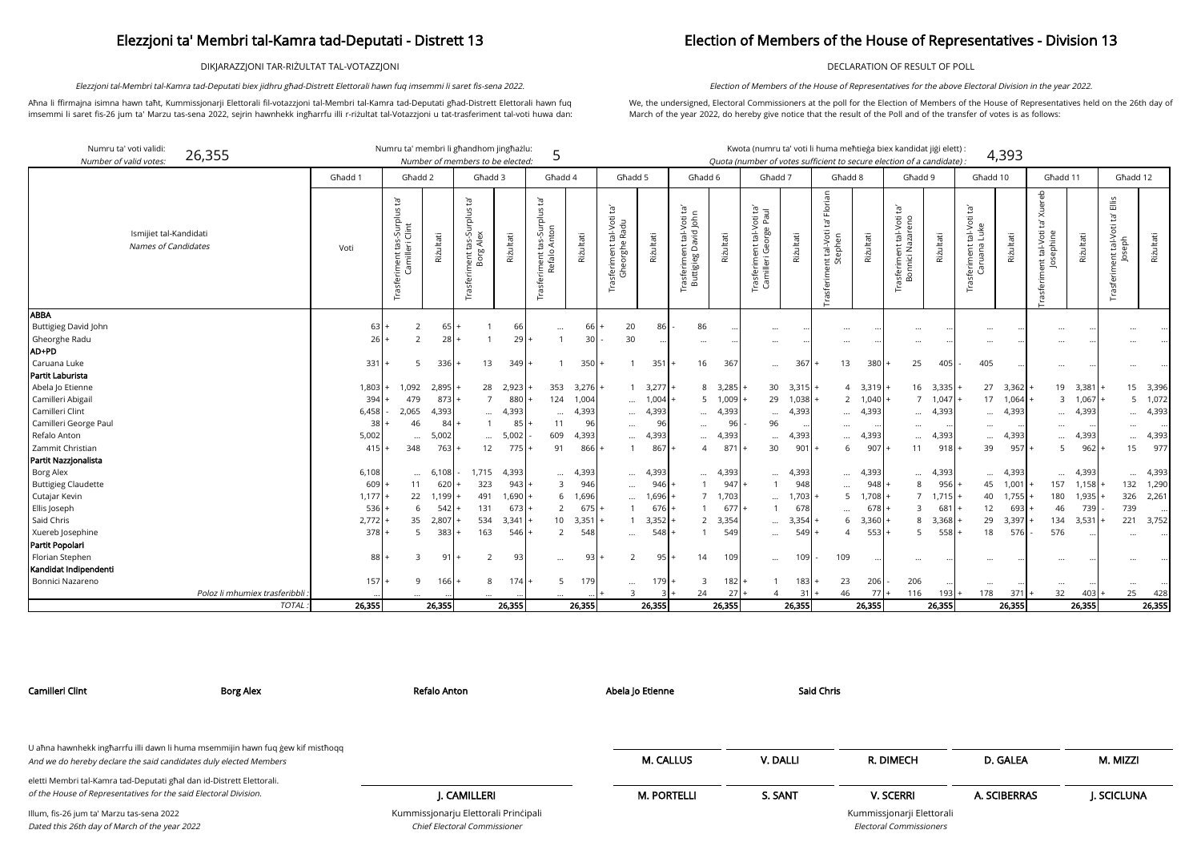# Elezzjoni ta' Membri tal-Kamra tad-Deputati - Distrett 13

# Election of Members of the House of Representatives - Division 13

DIKJARAZZJONI TAR-RIŻULTAT TAL-VOTAZZJONI

DECLARATION OF RESULT OF POLL

*Elezzjoni tal-Membri tal-Kamra tad-Deputati biex jidhru għad-Distrett Elettorali hawn fuq imsemmi li saret fis-sena 2022.*

*Election of Members of the House of Representatives for the above Electoral Division in the year 2022.*

Aħna li ffirmajna isimna hawn taħt, Kummissjonarji Elettorali fil-votazzjoni tal-Membri tal-Kamra tad-Deputati għad-Distrett Elettorali hawn fuq imsemmi li saret fis-26 jum ta' Marzu tas-sena 2022, sejrin hawnhekk ingħarrfu illi r-riżultat tal-Votazzjoni u tat-trasferiment tal-voti huwa dan:

We, the undersigned, Electoral Commissioners at the poll for the Election of Members of the House of Representatives held on the 26th day of March of the year 2022, do hereby give notice that the result of the Poll and of the transfer of votes is as follows:

Numru ta' voti validi: / *Number of valid votes:* 26,355

Numru ta' membri li għandhom jingħażlu: / *Number of members to be elected:* 5

Kwota (numru ta' voti li huma meħtieġa biex kandidat jiġi elett) : / *Quota (number of votes sufficient to secure election of a candidate) :* 4,393

| Ismijiet tal-Kandidati / *Names of Candidates* | Għadd 1 | Għadd 2 | | Għadd 3 | | Għadd 4 | | Għadd 5 | | Għadd 6 | | Għadd 7 | | Għadd 8 | | Għadd 9 | | Għadd 10 | | Għadd 11 | | Għadd 12 | |
|---|---|---|---|---|---|---|---|---|---|---|---|---|---|---|---|---|---|---|---|---|---|---|---|
| | Voti | Trasferiment tas-Surplus ta' Camilleri Clint | Riżultati | Trasferiment tas-Surplus ta' Borg Alex | Riżultati | Trasferiment tas-Surplus ta' Refalo Anton | Riżultati | Trasferiment tal-Voti ta' Gheorghe Radu | Riżultati | Trasferiment tal-Voti ta' Buttigieg David John | Riżultati | Trasferiment tal-Voti ta' Camilleri George Paul | Riżultati | Trasferiment tal-Voti ta' Florian Stephen | Riżultati | Trasferiment tal-Voti ta' Bonnici Nazareno | Riżultati | Trasferiment tal-Voti ta' Caruana Luke | Riżultati | Trasferiment tal-Voti ta' Xuereb Josephine | Riżultati | Trasferiment tal-Voti ta' Ellis Joseph | Riżultati |
| **ABBA** | | | | | | | | | | | | | | | | | | | | | | | |
| Buttigieg David John | 63 | + 2 | 65 | + 1 | 66 | ... | 66 | + 20 | 86 | - 86 | ... | ... | ... | ... | ... | ... | ... | ... | ... | ... | ... | ... | ... |
| Gheorghe Radu | 26 | + 2 | 28 | + 1 | 29 | + 1 | 30 | - 30 | ... | ... | ... | ... | ... | ... | ... | ... | ... | ... | ... | ... | ... | ... | ... |
| **AD+PD** | | | | | | | | | | | | | | | | | | | | | | | |
| Caruana Luke | 331 | + 5 | 336 | + 13 | 349 | + 1 | 350 | + 1 | 351 | + 16 | 367 | ... | 367 | + 13 | 380 | + 25 | 405 | - 405 | ... | ... | ... | ... | ... |
| **Partit Laburista** | | | | | | | | | | | | | | | | | | | | | | | |
| Abela Jo Etienne | 1,803 | + 1,092 | 2,895 | + 28 | 2,923 | + 353 | 3,276 | + 1 | 3,277 | + 8 | 3,285 | + 30 | 3,315 | + 4 | 3,319 | + 16 | 3,335 | + 27 | 3,362 | + 19 | 3,381 | + 15 | 3,396 |
| Camilleri Abigail | 394 | + 479 | 873 | + 7 | 880 | + 124 | 1,004 | ... | 1,004 | + 5 | 1,009 | + 29 | 1,038 | + 2 | 1,040 | + 7 | 1,047 | + 17 | 1,064 | + 3 | 1,067 | + 5 | 1,072 |
| Camilleri Clint | 6,458 | - 2,065 | 4,393 | ... | 4,393 | ... | 4,393 | ... | 4,393 | ... | 4,393 | ... | 4,393 | ... | 4,393 | ... | 4,393 | ... | 4,393 | ... | 4,393 | ... | 4,393 |
| Camilleri George Paul | 38 | + 46 | 84 | + 1 | 85 | + 11 | 96 | ... | 96 | ... | 96 | - 96 | ... | ... | ... | ... | ... | ... | ... | ... | ... | ... | ... |
| Refalo Anton | 5,002 | ... | 5,002 | ... | 5,002 | - 609 | 4,393 | ... | 4,393 | ... | 4,393 | ... | 4,393 | ... | 4,393 | ... | 4,393 | ... | 4,393 | ... | 4,393 | ... | 4,393 |
| Zammit Christian | 415 | + 348 | 763 | + 12 | 775 | + 91 | 866 | + 1 | 867 | + 4 | 871 | + 30 | 901 | + 6 | 907 | + 11 | 918 | + 39 | 957 | + 5 | 962 | + 15 | 977 |
| **Partit Nazzjonalista** | | | | | | | | | | | | | | | | | | | | | | | |
| Borg Alex | 6,108 | ... | 6,108 | - 1,715 | 4,393 | ... | 4,393 | ... | 4,393 | ... | 4,393 | ... | 4,393 | ... | 4,393 | ... | 4,393 | ... | 4,393 | ... | 4,393 | ... | 4,393 |
| Buttigieg Claudette | 609 | + 11 | 620 | + 323 | 943 | + 3 | 946 | ... | 946 | + 1 | 947 | + 1 | 948 | ... | 948 | + 8 | 956 | + 45 | 1,001 | + 157 | 1,158 | + 132 | 1,290 |
| Cutajar Kevin | 1,177 | + 22 | 1,199 | + 491 | 1,690 | + 6 | 1,696 | ... | 1,696 | + 7 | 1,703 | ... | 1,703 | + 5 | 1,708 | + 7 | 1,715 | + 40 | 1,755 | + 180 | 1,935 | + 326 | 2,261 |
| Ellis Joseph | 536 | + 6 | 542 | + 131 | 673 | + 2 | 675 | + 1 | 676 | + 1 | 677 | + 1 | 678 | ... | 678 | + 3 | 681 | + 12 | 693 | + 46 | 739 | - 739 | ... |
| Said Chris | 2,772 | + 35 | 2,807 | + 534 | 3,341 | + 10 | 3,351 | + 1 | 3,352 | + 2 | 3,354 | ... | 3,354 | + 6 | 3,360 | + 8 | 3,368 | + 29 | 3,397 | + 134 | 3,531 | + 221 | 3,752 |
| Xuereb Josephine | 378 | + 5 | 383 | + 163 | 546 | + 2 | 548 | ... | 548 | + 1 | 549 | ... | 549 | + 4 | 553 | + 5 | 558 | + 18 | 576 | - 576 | ... | ... | ... |
| **Partit Popolari** | | | | | | | | | | | | | | | | | | | | | | | |
| Florian Stephen | 88 | + 3 | 91 | + 2 | 93 | ... | 93 | + 2 | 95 | + 14 | 109 | ... | 109 | - 109 | ... | ... | ... | ... | ... | ... | ... | ... | ... |
| **Kandidat Indipendenti** | | | | | | | | | | | | | | | | | | | | | | | |
| Bonnici Nazareno | 157 | + 9 | 166 | + 8 | 174 | + 5 | 179 | ... | 179 | + 3 | 182 | + 1 | 183 | + 23 | 206 | - 206 | ... | ... | ... | ... | ... | ... | ... |
| *Poloz li mhumiex trasferibbli :* | ... | ... | ... | ... | ... | ... | ... | + 3 | 3 | + 24 | 27 | + 4 | 31 | + 46 | 77 | + 116 | 193 | + 178 | 371 | + 32 | 403 | + 25 | 428 |
| *TOTAL :* | **26,355** | | **26,355** | | **26,355** | | **26,355** | | **26,355** | | **26,355** | | **26,355** | | **26,355** | | **26,355** | | **26,355** | | **26,355** | | **26,355** |

**Camilleri Clint** | **Borg Alex** | **Refalo Anton** | **Abela Jo Etienne** | **Said Chris**

U aħna hawnhekk ingħarrfu illi dawn li huma msemmijin hawn fuq ġew kif mistħoqq
*And we do hereby declare the said candidates duly elected Members*

eletti Membri tal-Kamra tad-Deputati għal dan id-Distrett Elettorali.
*of the House of Representatives for the said Electoral Division.*

Illum, fis-26 jum ta' Marzu tas-sena 2022
*Dated this 26th day of March of the year 2022*

**J. CAMILLERI**
Kummissjonarju Elettorali Prinċipali
*Chief Electoral Commissioner*

**M. CALLUS** | **V. DALLI** | **R. DIMECH** | **D. GALEA** | **M. MIZZI**

**M. PORTELLI** | **S. SANT** | **V. SCERRI** | **A. SCIBERRAS** | **J. SCICLUNA**

Kummissjonarji Elettorali
*Electoral Commissioners*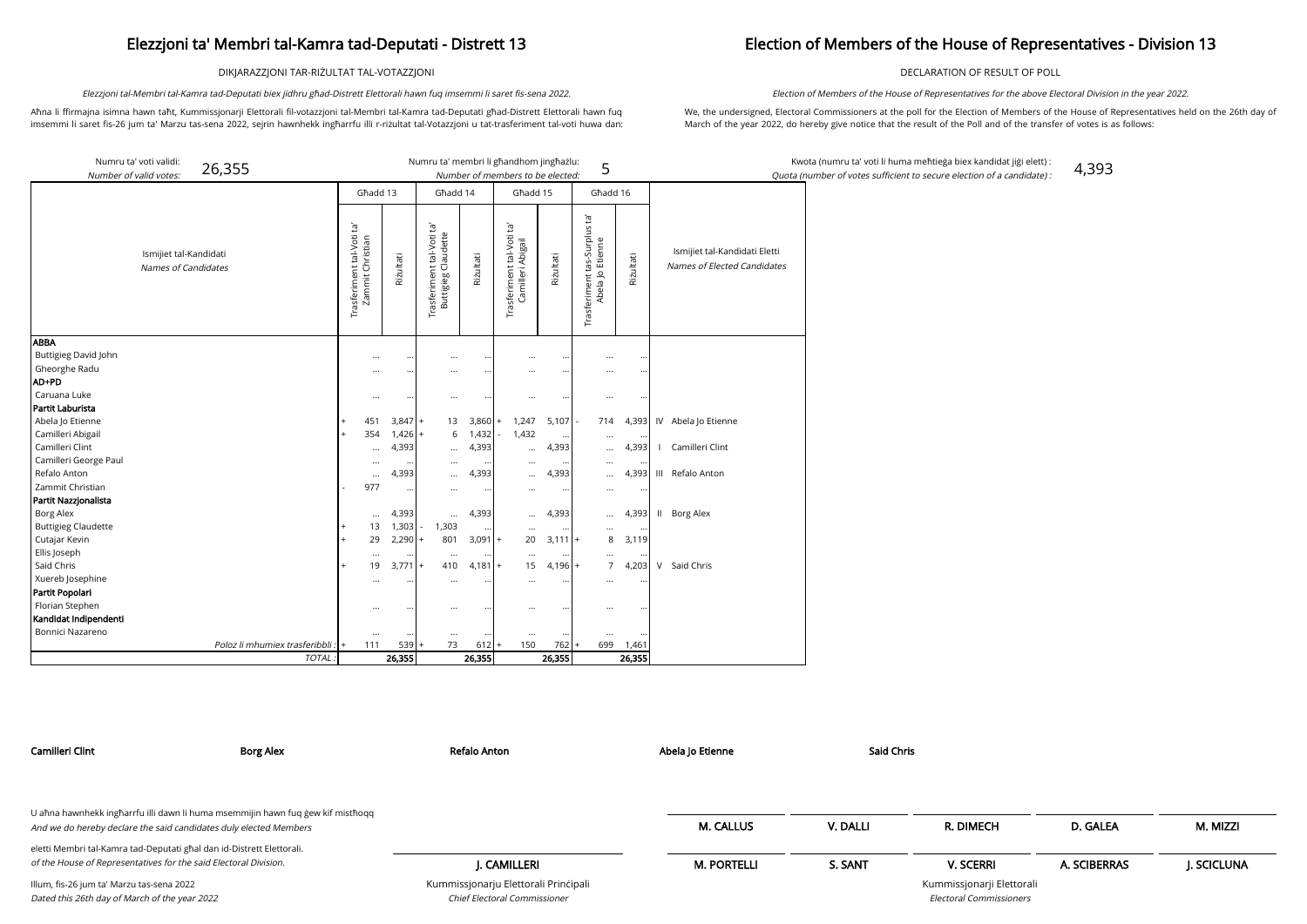# Elezzjoni ta' Membri tal-Kamra tad-Deputati - Distrett 13

# Election of Members of the House of Representatives - Division 13

DIKJARAZZJONI TAR-RIŻULTAT TAL-VOTAZZJONI

DECLARATION OF RESULT OF POLL

*Elezzjoni tal-Membri tal-Kamra tad-Deputati biex jidhru għad-Distrett Elettorali hawn fuq imsemmi li saret fis-sena 2022.*

*Election of Members of the House of Representatives for the above Electoral Division in the year 2022.*

Aħna li ffirmajna isimna hawn taħt, Kummissjonarji Elettorali fil-votazzjoni tal-Membri tal-Kamra tad-Deputati għad-Distrett Elettorali hawn fuq imsemmi li saret fis-26 jum ta' Marzu tas-sena 2022, sejrin hawnhekk ingħarrfu illi r-riżultat tal-Votazzjoni u tat-trasferiment tal-voti huwa dan:

We, the undersigned, Electoral Commissioners at the poll for the Election of Members of the House of Representatives held on the 26th day of March of the year 2022, do hereby give notice that the result of the Poll and of the transfer of votes is as follows:

Numru ta' voti validi: *Number of valid votes:* 26,355

Numru ta' membri li għandhom jingħażlu: *Number of members to be elected:* 5

Kwota (numru ta' voti li huma meħtieġa biex kandidat jiġi elett) : *Quota (number of votes sufficient to secure election of a candidate) :* 4,393

| Ismijiet tal-Kandidati *Names of Candidates* | Għadd 13 | | Għadd 14 | | Għadd 15 | | Għadd 16 | | Ismijiet tal-Kandidati Eletti *Names of Elected Candidates* |
|---|---|---|---|---|---|---|---|---|---|
| | Trasferiment tal-Voti ta' Zammit Christian | Riżultati | Trasferiment tal-Voti ta' Buttigieg Claudette | Riżultati | Trasferiment tal-Voti ta' Camilleri Abigail | Riżultati | Trasferiment tas-Surplus ta' Abela Jo Etienne | Riżultati | |
| **ABBA** | | | | | | | | | |
| Buttigieg David John | ... | ... | ... | ... | ... | ... | ... | ... | |
| Gheorghe Radu | ... | ... | ... | ... | ... | ... | ... | ... | |
| **AD+PD** | | | | | | | | | |
| Caruana Luke | ... | ... | ... | ... | ... | ... | ... | ... | |
| **Partit Laburista** | | | | | | | | | |
| Abela Jo Etienne | + 451 | 3,847 | + 13 | 3,860 | + 1,247 | 5,107 | - 714 | 4,393 | IV Abela Jo Etienne |
| Camilleri Abigail | + 354 | 1,426 | + 6 | 1,432 | - 1,432 | ... | ... | ... | |
| Camilleri Clint | ... | 4,393 | ... | 4,393 | ... | 4,393 | ... | 4,393 | I Camilleri Clint |
| Camilleri George Paul | ... | ... | ... | ... | ... | ... | ... | ... | |
| Refalo Anton | ... | 4,393 | ... | 4,393 | ... | 4,393 | ... | 4,393 | III Refalo Anton |
| Zammit Christian | - 977 | ... | ... | ... | ... | ... | ... | ... | |
| **Partit Nazzjonalista** | | | | | | | | | |
| Borg Alex | ... | 4,393 | ... | 4,393 | ... | 4,393 | ... | 4,393 | II Borg Alex |
| Buttigieg Claudette | + 13 | 1,303 | - 1,303 | ... | ... | ... | ... | ... | |
| Cutajar Kevin | + 29 | 2,290 | + 801 | 3,091 | + 20 | 3,111 | + 8 | 3,119 | |
| Ellis Joseph | ... | ... | ... | ... | ... | ... | ... | ... | |
| Said Chris | + 19 | 3,771 | + 410 | 4,181 | + 15 | 4,196 | + 7 | 4,203 | V Said Chris |
| Xuereb Josephine | ... | ... | ... | ... | ... | ... | ... | ... | |
| **Partit Popolari** | | | | | | | | | |
| Florian Stephen | ... | ... | ... | ... | ... | ... | ... | ... | |
| **Kandidat Indipendenti** | | | | | | | | | |
| Bonnici Nazareno | ... | ... | ... | ... | ... | ... | ... | ... | |
| *Poloz li mhumiex trasferibbli :* | + 111 | 539 | + 73 | 612 | + 150 | 762 | + 699 | 1,461 | |
| *TOTAL :* | | **26,355** | | **26,355** | | **26,355** | | **26,355** | |

**Camilleri Clint** **Borg Alex** **Refalo Anton** **Abela Jo Etienne** **Said Chris**

U aħna hawnhekk ingħarrfu illi dawn li huma msemmijin hawn fuq ġew kif mistħoqq
*And we do hereby declare the said candidates duly elected Members*

eletti Membri tal-Kamra tad-Deputati għal dan id-Distrett Elettorali.
*of the House of Representatives for the said Electoral Division.*

Illum, fis-26 jum ta' Marzu tas-sena 2022
*Dated this 26th day of March of the year 2022*

**J. CAMILLERI**
Kummissjonarju Elettorali Prinċipali
*Chief Electoral Commissioner*

**M. CALLUS** **V. DALLI** **R. DIMECH** **D. GALEA** **M. MIZZI**

**M. PORTELLI** **S. SANT** **V. SCERRI** **A. SCIBERRAS** **J. SCICLUNA**

Kummissjonarji Elettorali
*Electoral Commissioners*